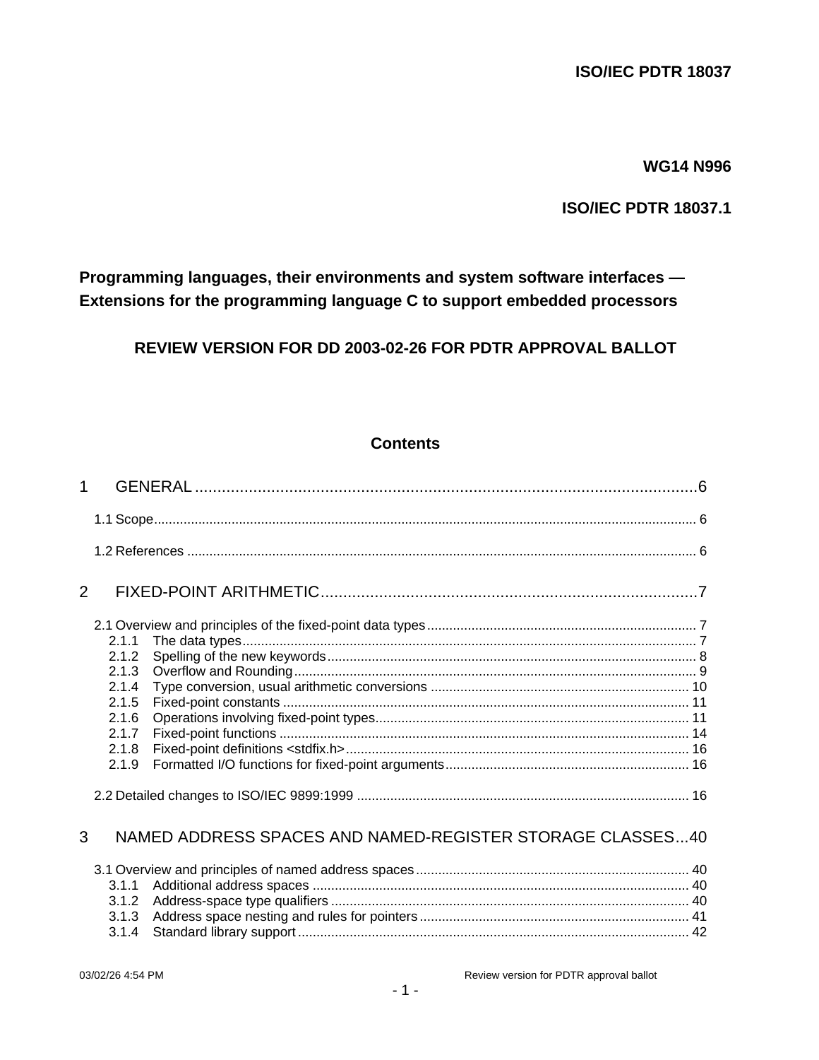**ISO/IEC PDTR 18037**

**WG14 N996**

**ISO/IEC PDTR 18037.1**

# Programming languages, their environments and system software interfaces — Extensions for the programming language C to support embedded processors

## REVIEW VERSION FOR DD 2003-02-26 FOR PDTR APPROVAL BALLOT

## Contents

1 GENERAL ........................................................................................................6

1.1 Scope ........................................................................................................ 6

1.2 References ................................................................................................ 6

2 FIXED-POINT ARITHMETIC ..........................................................................7

2.1 Overview and principles of the fixed-point data types ................................ 7
- 2.1.1 The data types ........................................................................................ 7
- 2.1.2 Spelling of the new keywords ................................................................. 8
- 2.1.3 Overflow and Rounding .......................................................................... 9
- 2.1.4 Type conversion, usual arithmetic conversions .................................... 10
- 2.1.5 Fixed-point constants ........................................................................... 11
- 2.1.6 Operations involving fixed-point types .................................................. 11
- 2.1.7 Fixed-point functions ............................................................................ 14
- 2.1.8 Fixed-point definitions <stdfix.h> .......................................................... 16
- 2.1.9 Formatted I/O functions for fixed-point arguments ................................ 16

2.2 Detailed changes to ISO/IEC 9899:1999 ................................................... 16

3 NAMED ADDRESS SPACES AND NAMED-REGISTER STORAGE CLASSES...40

3.1 Overview and principles of named address spaces ................................... 40
- 3.1.1 Additional address spaces .................................................................... 40
- 3.1.2 Address-space type qualifiers ............................................................... 40
- 3.1.3 Address space nesting and rules for pointers ........................................ 41
- 3.1.4 Standard library support ........................................................................ 42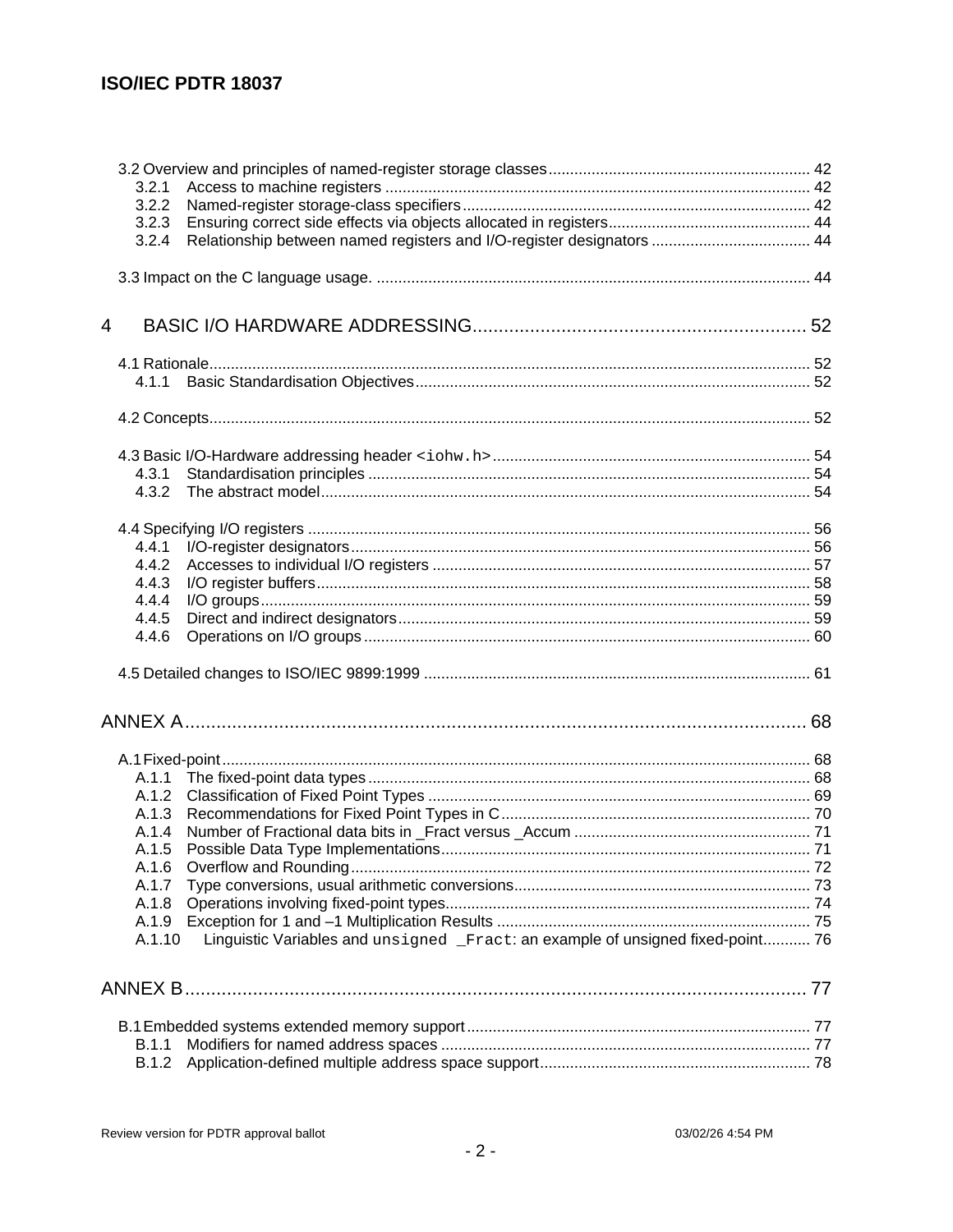3.2 Overview and principles of named-register storage classes ........................................................... 42
  3.2.1 Access to machine registers ................................................................................................ 42
  3.2.2 Named-register storage-class specifiers ............................................................................... 42
  3.2.3 Ensuring correct side effects via objects allocated in registers .............................................. 44
  3.2.4 Relationship between named registers and I/O-register designators ................................... 44

3.3 Impact on the C language usage. .................................................................................................. 44

4 BASIC I/O HARDWARE ADDRESSING ................................................................ 52

4.1 Rationale ........................................................................................................................................ 52
  4.1.1 Basic Standardisation Objectives .......................................................................................... 52

4.2 Concepts ......................................................................................................................................... 52

4.3 Basic I/O-Hardware addressing header `<iohw.h>` ........................................................................ 54
  4.3.1 Standardisation principles ..................................................................................................... 54
  4.3.2 The abstract model ................................................................................................................ 54

4.4 Specifying I/O registers .................................................................................................................. 56
  4.4.1 I/O-register designators ......................................................................................................... 56
  4.4.2 Accesses to individual I/O registers ...................................................................................... 57
  4.4.3 I/O register buffers ................................................................................................................. 58
  4.4.4 I/O groups .............................................................................................................................. 59
  4.4.5 Direct and indirect designators .............................................................................................. 59
  4.4.6 Operations on I/O groups ...................................................................................................... 60

4.5 Detailed changes to ISO/IEC 9899:1999 ........................................................................................ 61

ANNEX A ........................................................................................................................ 68

A.1 Fixed-point ...................................................................................................................................... 68
  A.1.1 The fixed-point data types ..................................................................................................... 68
  A.1.2 Classification of Fixed Point Types ........................................................................................ 69
  A.1.3 Recommendations for Fixed Point Types in C ...................................................................... 70
  A.1.4 Number of Fractional data bits in _Fract versus _Accum ...................................................... 71
  A.1.5 Possible Data Type Implementations .................................................................................... 71
  A.1.6 Overflow and Rounding ......................................................................................................... 72
  A.1.7 Type conversions, usual arithmetic conversions ................................................................... 73
  A.1.8 Operations involving fixed-point types ................................................................................... 74
  A.1.9 Exception for 1 and –1 Multiplication Results ....................................................................... 75
  A.1.10 Linguistic Variables and `unsigned _Fract`: an example of unsigned fixed-point ........... 76

ANNEX B ........................................................................................................................ 77

B.1 Embedded systems extended memory support ............................................................................. 77
  B.1.1 Modifiers for named address spaces .................................................................................... 77
  B.1.2 Application-defined multiple address space support ............................................................. 78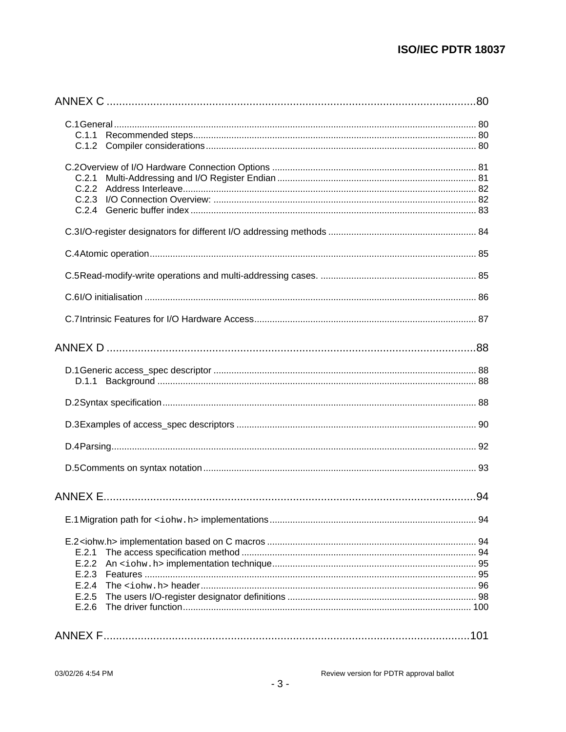ANNEX C ........................................................................................................................80

C.1 General ........................................................................................................................ 80
C.1.1 Recommended steps................................................................................................ 80
C.1.2 Compiler considerations............................................................................................ 80

C.2 Overview of I/O Hardware Connection Options ............................................................. 81
C.2.1 Multi-Addressing and I/O Register Endian ................................................................. 81
C.2.2 Address Interleave.................................................................................................... 82
C.2.3 I/O Connection Overview: ......................................................................................... 82
C.2.4 Generic buffer index ................................................................................................. 83

C.3 I/O-register designators for different I/O addressing methods ....................................... 84

C.4 Atomic operation............................................................................................................ 85

C.5 Read-modify-write operations and multi-addressing cases. .......................................... 85

C.6 I/O initialisation ............................................................................................................. 86

C.7 Intrinsic Features for I/O Hardware Access................................................................... 87

ANNEX D ........................................................................................................................88

D.1 Generic access_spec descriptor ................................................................................... 88
D.1.1 Background .............................................................................................................. 88

D.2 Syntax specification ....................................................................................................... 88

D.3 Examples of access_spec descriptors .......................................................................... 90

D.4 Parsing.......................................................................................................................... 92

D.5 Comments on syntax notation ....................................................................................... 93

ANNEX E........................................................................................................................94

E.1 Migration path for `<iohw.h>` implementations ................................................................ 94

E.2 <iohw.h> implementation based on C macros ................................................................ 94
E.2.1 The access specification method ............................................................................. 94
E.2.2 An `<iohw.h>` implementation technique.................................................................... 95
E.2.3 Features ................................................................................................................... 95
E.2.4 The `<iohw.h>` header................................................................................................ 96
E.2.5 The users I/O-register designator definitions ............................................................ 98
E.2.6 The driver function................................................................................................... 100

ANNEX F.......................................................................................................................101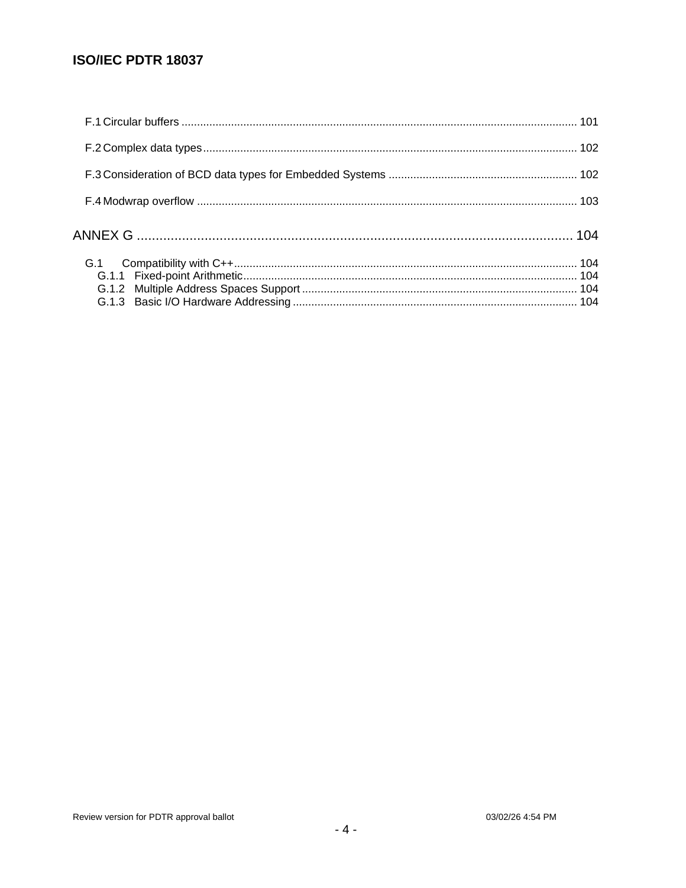F.1 Circular buffers ............................................................................................................................. 101

F.2 Complex data types........................................................................................................................ 102

F.3 Consideration of BCD data types for Embedded Systems ............................................................ 102

F.4 Modwrap overflow ......................................................................................................................... 103

ANNEX G ....................................................................................................................... 104

G.1 Compatibility with C++.............................................................................................................. 104
G.1.1 Fixed-point Arithmetic.......................................................................................................... 104
G.1.2 Multiple Address Spaces Support ....................................................................................... 104
G.1.3 Basic I/O Hardware Addressing .......................................................................................... 104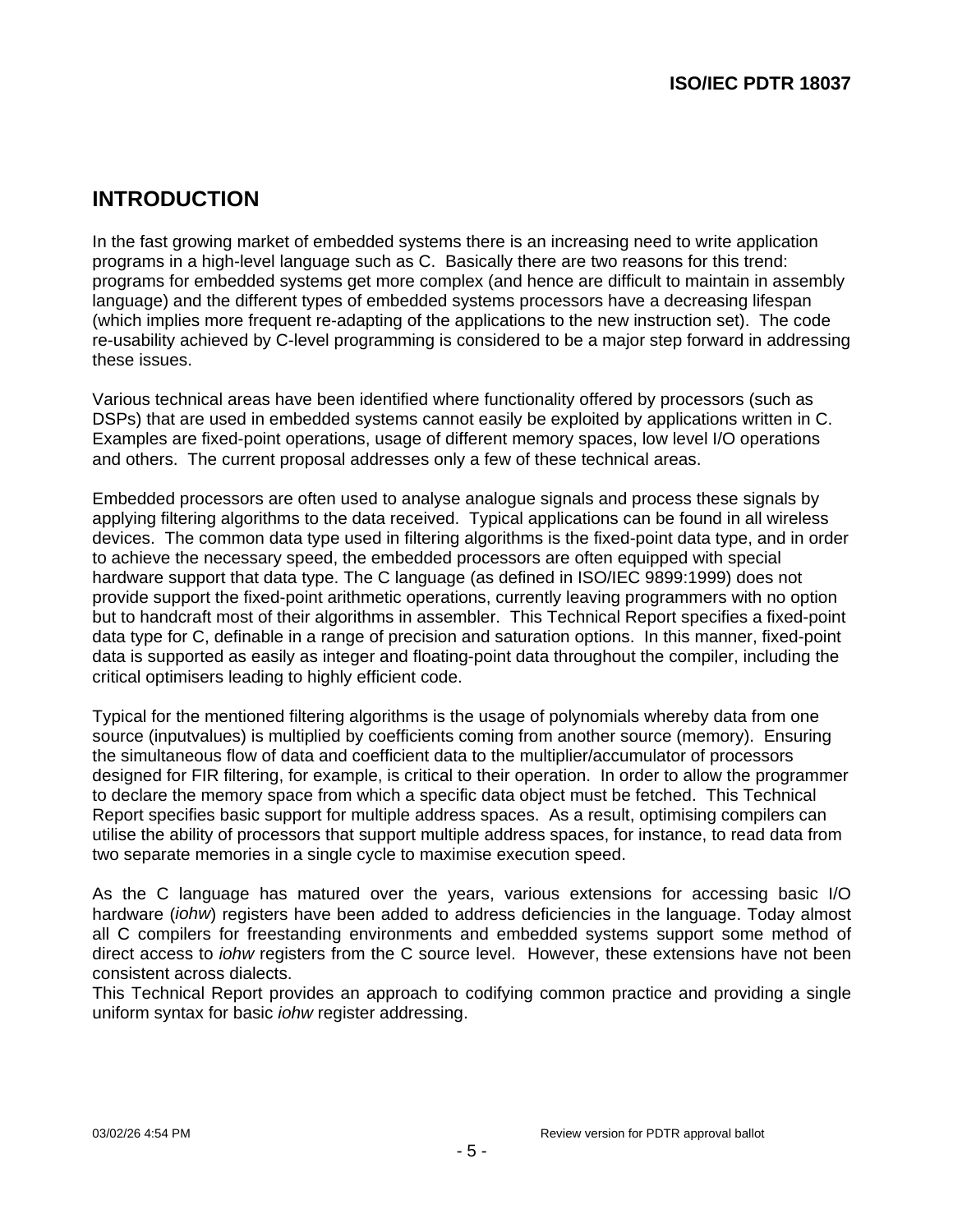# INTRODUCTION

In the fast growing market of embedded systems there is an increasing need to write application programs in a high-level language such as C. Basically there are two reasons for this trend: programs for embedded systems get more complex (and hence are difficult to maintain in assembly language) and the different types of embedded systems processors have a decreasing lifespan (which implies more frequent re-adapting of the applications to the new instruction set). The code re-usability achieved by C-level programming is considered to be a major step forward in addressing these issues.

Various technical areas have been identified where functionality offered by processors (such as DSPs) that are used in embedded systems cannot easily be exploited by applications written in C. Examples are fixed-point operations, usage of different memory spaces, low level I/O operations and others. The current proposal addresses only a few of these technical areas.

Embedded processors are often used to analyse analogue signals and process these signals by applying filtering algorithms to the data received. Typical applications can be found in all wireless devices. The common data type used in filtering algorithms is the fixed-point data type, and in order to achieve the necessary speed, the embedded processors are often equipped with special hardware support that data type. The C language (as defined in ISO/IEC 9899:1999) does not provide support the fixed-point arithmetic operations, currently leaving programmers with no option but to handcraft most of their algorithms in assembler. This Technical Report specifies a fixed-point data type for C, definable in a range of precision and saturation options. In this manner, fixed-point data is supported as easily as integer and floating-point data throughout the compiler, including the critical optimisers leading to highly efficient code.

Typical for the mentioned filtering algorithms is the usage of polynomials whereby data from one source (inputvalues) is multiplied by coefficients coming from another source (memory). Ensuring the simultaneous flow of data and coefficient data to the multiplier/accumulator of processors designed for FIR filtering, for example, is critical to their operation. In order to allow the programmer to declare the memory space from which a specific data object must be fetched. This Technical Report specifies basic support for multiple address spaces. As a result, optimising compilers can utilise the ability of processors that support multiple address spaces, for instance, to read data from two separate memories in a single cycle to maximise execution speed.

As the C language has matured over the years, various extensions for accessing basic I/O hardware (*iohw*) registers have been added to address deficiencies in the language. Today almost all C compilers for freestanding environments and embedded systems support some method of direct access to *iohw* registers from the C source level. However, these extensions have not been consistent across dialects.
This Technical Report provides an approach to codifying common practice and providing a single uniform syntax for basic *iohw* register addressing.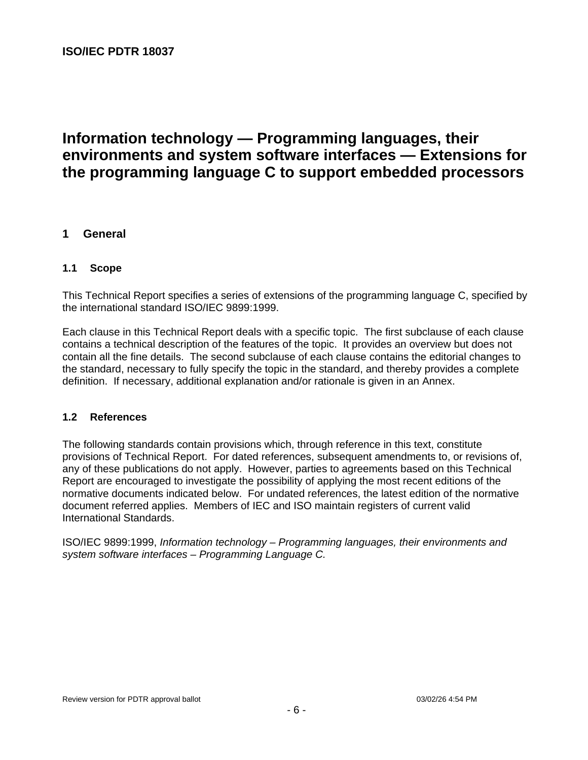ISO/IEC PDTR 18037

# Information technology — Programming languages, their environments and system software interfaces — Extensions for the programming language C to support embedded processors

## 1 General

### 1.1 Scope

This Technical Report specifies a series of extensions of the programming language C, specified by the international standard ISO/IEC 9899:1999.

Each clause in this Technical Report deals with a specific topic. The first subclause of each clause contains a technical description of the features of the topic. It provides an overview but does not contain all the fine details. The second subclause of each clause contains the editorial changes to the standard, necessary to fully specify the topic in the standard, and thereby provides a complete definition. If necessary, additional explanation and/or rationale is given in an Annex.

### 1.2 References

The following standards contain provisions which, through reference in this text, constitute provisions of Technical Report. For dated references, subsequent amendments to, or revisions of, any of these publications do not apply. However, parties to agreements based on this Technical Report are encouraged to investigate the possibility of applying the most recent editions of the normative documents indicated below. For undated references, the latest edition of the normative document referred applies. Members of IEC and ISO maintain registers of current valid International Standards.

ISO/IEC 9899:1999, *Information technology – Programming languages, their environments and system software interfaces – Programming Language C.*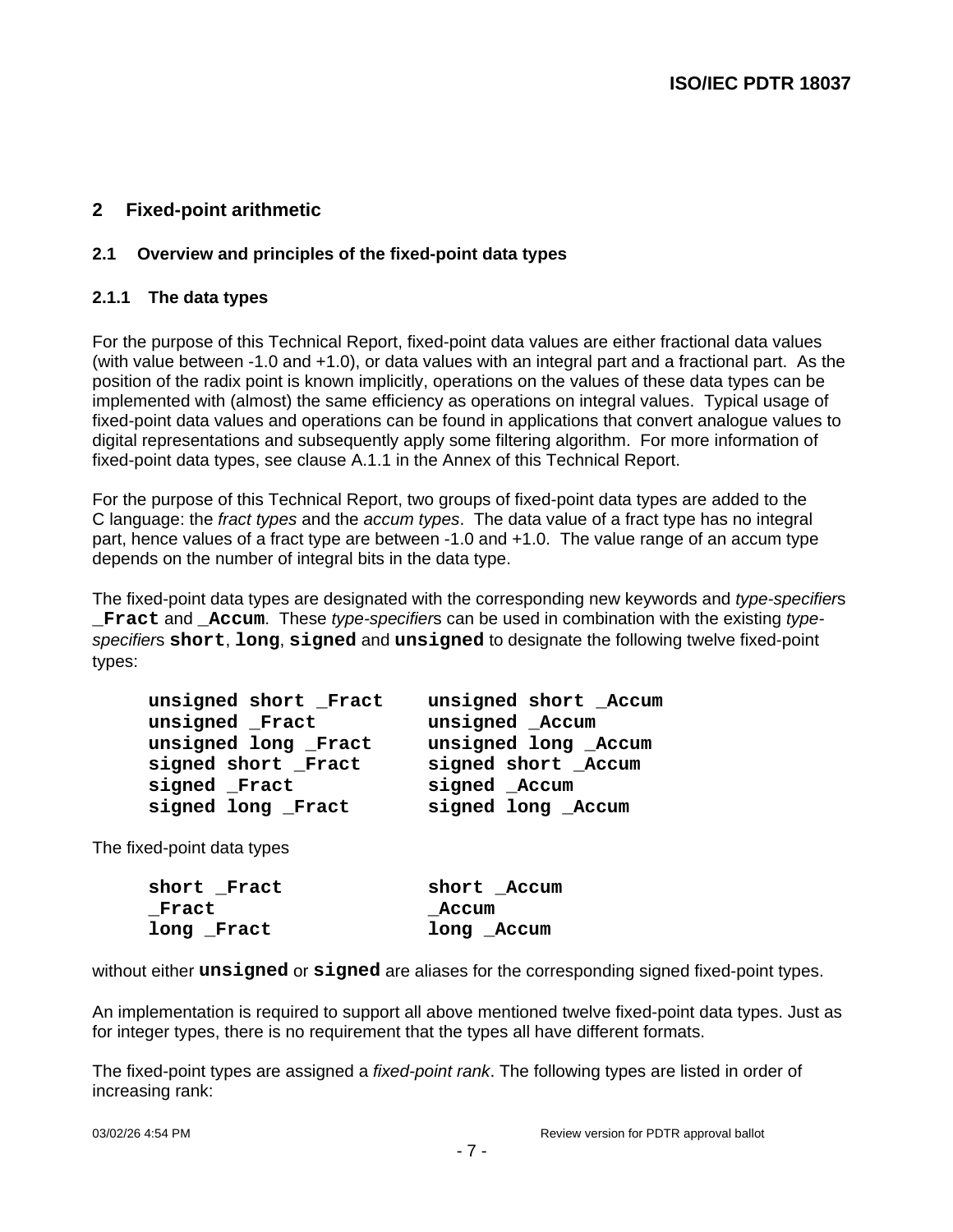## 2 Fixed-point arithmetic

### 2.1 Overview and principles of the fixed-point data types

#### 2.1.1 The data types

For the purpose of this Technical Report, fixed-point data values are either fractional data values (with value between -1.0 and +1.0), or data values with an integral part and a fractional part. As the position of the radix point is known implicitly, operations on the values of these data types can be implemented with (almost) the same efficiency as operations on integral values. Typical usage of fixed-point data values and operations can be found in applications that convert analogue values to digital representations and subsequently apply some filtering algorithm. For more information of fixed-point data types, see clause A.1.1 in the Annex of this Technical Report.

For the purpose of this Technical Report, two groups of fixed-point data types are added to the C language: the *fract types* and the *accum types*. The data value of a fract type has no integral part, hence values of a fract type are between -1.0 and +1.0. The value range of an accum type depends on the number of integral bits in the data type.

The fixed-point data types are designated with the corresponding new keywords and *type-specifier*s **`_Fract`** and **`_Accum`**. These *type-specifier*s can be used in combination with the existing *type-specifier*s **`short`**, **`long`**, **`signed`** and **`unsigned`** to designate the following twelve fixed-point types:

```
unsigned short _Fract    unsigned short _Accum
unsigned _Fract          unsigned _Accum
unsigned long _Fract     unsigned long _Accum
signed short _Fract      signed short _Accum
signed _Fract            signed _Accum
signed long _Fract       signed long _Accum
```

The fixed-point data types

```
short _Fract             short _Accum
_Fract                   _Accum
long _Fract              long _Accum
```

without either **`unsigned`** or **`signed`** are aliases for the corresponding signed fixed-point types.

An implementation is required to support all above mentioned twelve fixed-point data types. Just as for integer types, there is no requirement that the types all have different formats.

The fixed-point types are assigned a *fixed-point rank*. The following types are listed in order of increasing rank: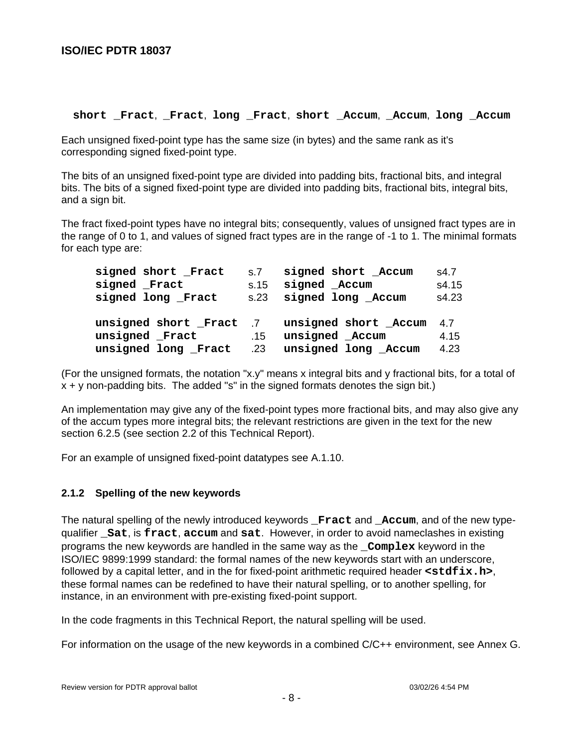**short _Fract**, **_Fract**, **long _Fract**, **short _Accum**, **_Accum**, **long _Accum**

Each unsigned fixed-point type has the same size (in bytes) and the same rank as it's corresponding signed fixed-point type.

The bits of an unsigned fixed-point type are divided into padding bits, fractional bits, and integral bits. The bits of a signed fixed-point type are divided into padding bits, fractional bits, integral bits, and a sign bit.

The fract fixed-point types have no integral bits; consequently, values of unsigned fract types are in the range of 0 to 1, and values of signed fract types are in the range of -1 to 1. The minimal formats for each type are:

| | | | |
|---|---|---|---|
| **signed short _Fract** | s.7 | **signed short _Accum** | s4.7 |
| **signed _Fract** | s.15 | **signed _Accum** | s4.15 |
| **signed long _Fract** | s.23 | **signed long _Accum** | s4.23 |
| **unsigned short _Fract** | .7 | **unsigned short _Accum** | 4.7 |
| **unsigned _Fract** | .15 | **unsigned _Accum** | 4.15 |
| **unsigned long _Fract** | .23 | **unsigned long _Accum** | 4.23 |

(For the unsigned formats, the notation "x.y" means x integral bits and y fractional bits, for a total of x + y non-padding bits. The added "s" in the signed formats denotes the sign bit.)

An implementation may give any of the fixed-point types more fractional bits, and may also give any of the accum types more integral bits; the relevant restrictions are given in the text for the new section 6.2.5 (see section 2.2 of this Technical Report).

For an example of unsigned fixed-point datatypes see A.1.10.

### 2.1.2 Spelling of the new keywords

The natural spelling of the newly introduced keywords **_Fract** and **_Accum**, and of the new type-qualifier **_Sat**, is **fract**, **accum** and **sat**. However, in order to avoid nameclashes in existing programs the new keywords are handled in the same way as the **_Complex** keyword in the ISO/IEC 9899:1999 standard: the formal names of the new keywords start with an underscore, followed by a capital letter, and in the for fixed-point arithmetic required header **<stdfix.h>**, these formal names can be redefined to have their natural spelling, or to another spelling, for instance, in an environment with pre-existing fixed-point support.

In the code fragments in this Technical Report, the natural spelling will be used.

For information on the usage of the new keywords in a combined C/C++ environment, see Annex G.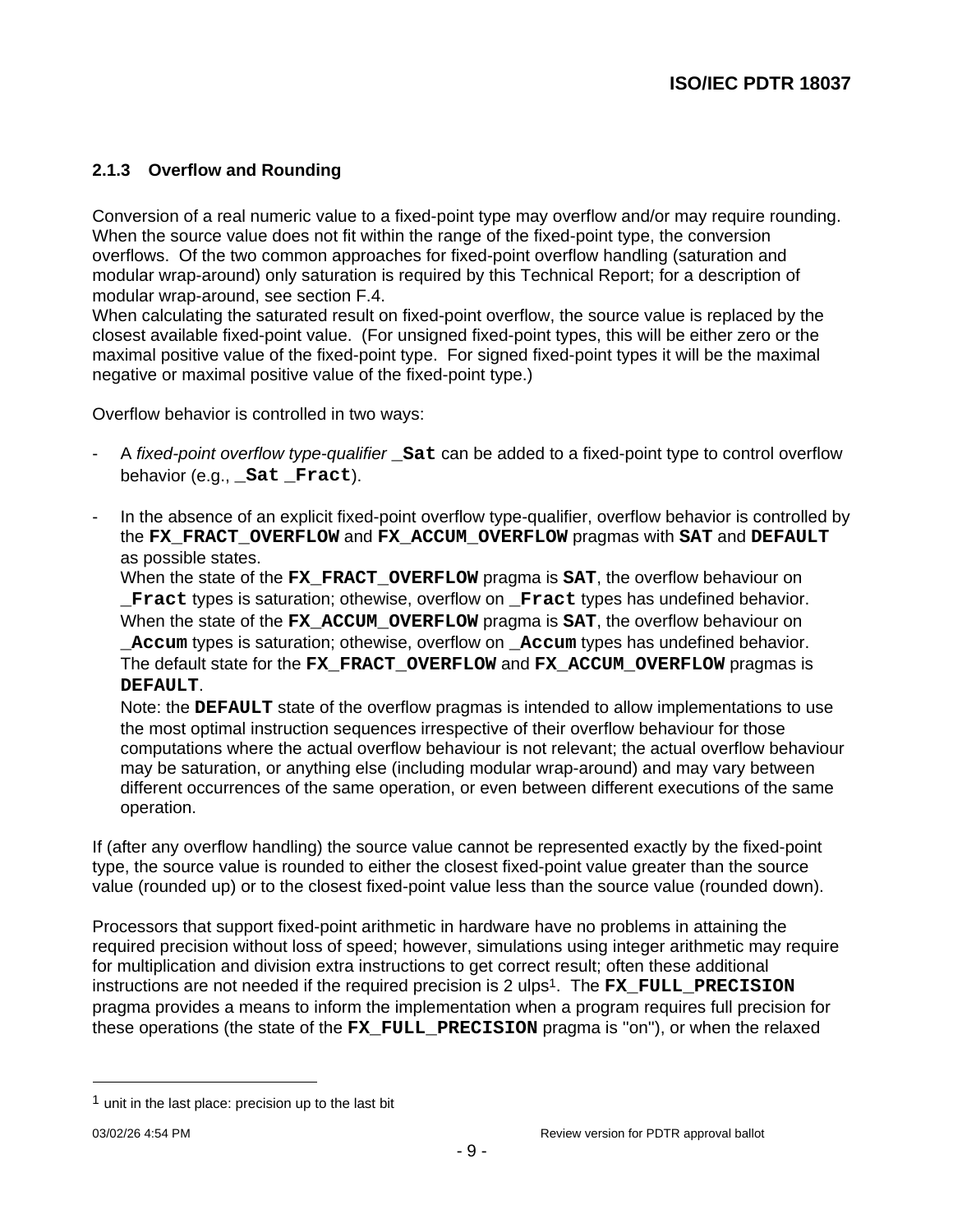### 2.1.3 Overflow and Rounding

Conversion of a real numeric value to a fixed-point type may overflow and/or may require rounding. When the source value does not fit within the range of the fixed-point type, the conversion overflows. Of the two common approaches for fixed-point overflow handling (saturation and modular wrap-around) only saturation is required by this Technical Report; for a description of modular wrap-around, see section F.4.
When calculating the saturated result on fixed-point overflow, the source value is replaced by the closest available fixed-point value. (For unsigned fixed-point types, this will be either zero or the maximal positive value of the fixed-point type. For signed fixed-point types it will be the maximal negative or maximal positive value of the fixed-point type.)

Overflow behavior is controlled in two ways:

- A *fixed-point overflow type-qualifier* **`_Sat`** can be added to a fixed-point type to control overflow behavior (e.g., **`_Sat _Fract`**).

- In the absence of an explicit fixed-point overflow type-qualifier, overflow behavior is controlled by the **`FX_FRACT_OVERFLOW`** and **`FX_ACCUM_OVERFLOW`** pragmas with **`SAT`** and **`DEFAULT`** as possible states.
  When the state of the **`FX_FRACT_OVERFLOW`** pragma is **`SAT`**, the overflow behaviour on **`_Fract`** types is saturation; othewise, overflow on **`_Fract`** types has undefined behavior.
  When the state of the **`FX_ACCUM_OVERFLOW`** pragma is **`SAT`**, the overflow behaviour on **`_Accum`** types is saturation; othewise, overflow on **`_Accum`** types has undefined behavior.
  The default state for the **`FX_FRACT_OVERFLOW`** and **`FX_ACCUM_OVERFLOW`** pragmas is **`DEFAULT`**.
  Note: the **`DEFAULT`** state of the overflow pragmas is intended to allow implementations to use the most optimal instruction sequences irrespective of their overflow behaviour for those computations where the actual overflow behaviour is not relevant; the actual overflow behaviour may be saturation, or anything else (including modular wrap-around) and may vary between different occurrences of the same operation, or even between different executions of the same operation.

If (after any overflow handling) the source value cannot be represented exactly by the fixed-point type, the source value is rounded to either the closest fixed-point value greater than the source value (rounded up) or to the closest fixed-point value less than the source value (rounded down).

Processors that support fixed-point arithmetic in hardware have no problems in attaining the required precision without loss of speed; however, simulations using integer arithmetic may require for multiplication and division extra instructions to get correct result; often these additional instructions are not needed if the required precision is 2 ulps[1]. The **`FX_FULL_PRECISION`** pragma provides a means to inform the implementation when a program requires full precision for these operations (the state of the **`FX_FULL_PRECISION`** pragma is "on"), or when the relaxed

[1] unit in the last place: precision up to the last bit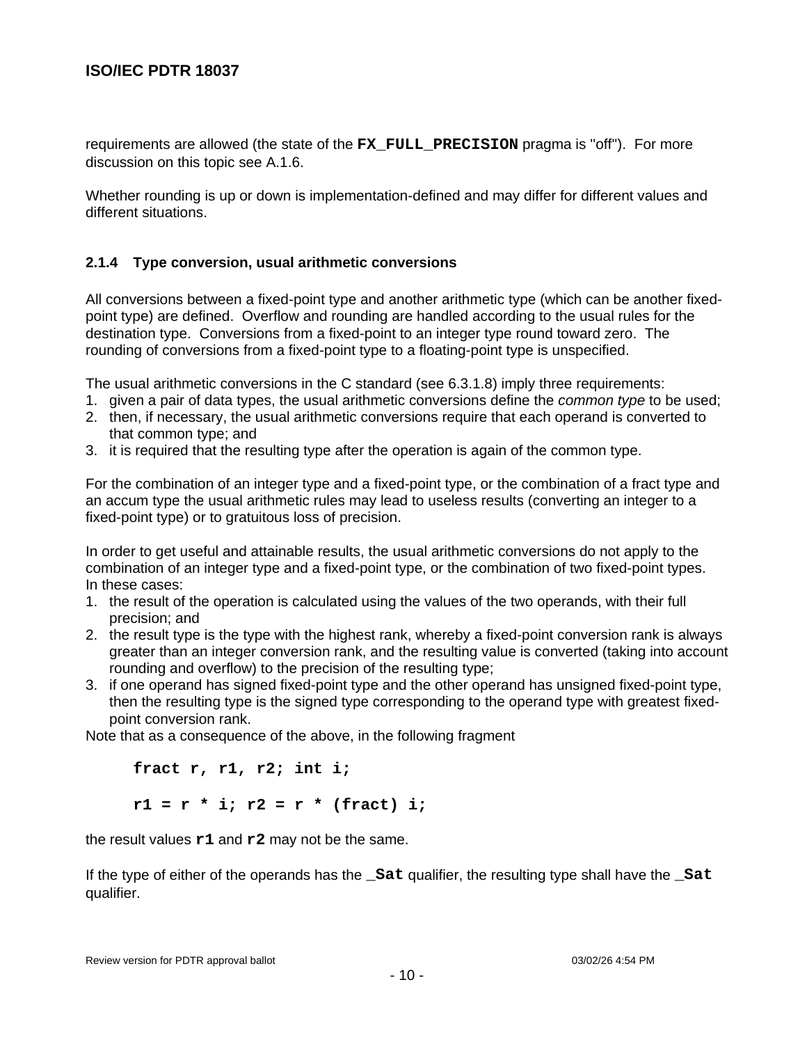requirements are allowed (the state of the **FX_FULL_PRECISION** pragma is "off"). For more discussion on this topic see A.1.6.

Whether rounding is up or down is implementation-defined and may differ for different values and different situations.

### 2.1.4 Type conversion, usual arithmetic conversions

All conversions between a fixed-point type and another arithmetic type (which can be another fixed-point type) are defined. Overflow and rounding are handled according to the usual rules for the destination type. Conversions from a fixed-point to an integer type round toward zero. The rounding of conversions from a fixed-point type to a floating-point type is unspecified.

The usual arithmetic conversions in the C standard (see 6.3.1.8) imply three requirements:

1. given a pair of data types, the usual arithmetic conversions define the *common type* to be used;
2. then, if necessary, the usual arithmetic conversions require that each operand is converted to that common type; and
3. it is required that the resulting type after the operation is again of the common type.

For the combination of an integer type and a fixed-point type, or the combination of a fract type and an accum type the usual arithmetic rules may lead to useless results (converting an integer to a fixed-point type) or to gratuitous loss of precision.

In order to get useful and attainable results, the usual arithmetic conversions do not apply to the combination of an integer type and a fixed-point type, or the combination of two fixed-point types. In these cases:

1. the result of the operation is calculated using the values of the two operands, with their full precision; and
2. the result type is the type with the highest rank, whereby a fixed-point conversion rank is always greater than an integer conversion rank, and the resulting value is converted (taking into account rounding and overflow) to the precision of the resulting type;
3. if one operand has signed fixed-point type and the other operand has unsigned fixed-point type, then the resulting type is the signed type corresponding to the operand type with greatest fixed-point conversion rank.

Note that as a consequence of the above, in the following fragment

```
fract r, r1, r2; int i;

r1 = r * i; r2 = r * (fract) i;
```

the result values **r1** and **r2** may not be the same.

If the type of either of the operands has the **_Sat** qualifier, the resulting type shall have the **_Sat** qualifier.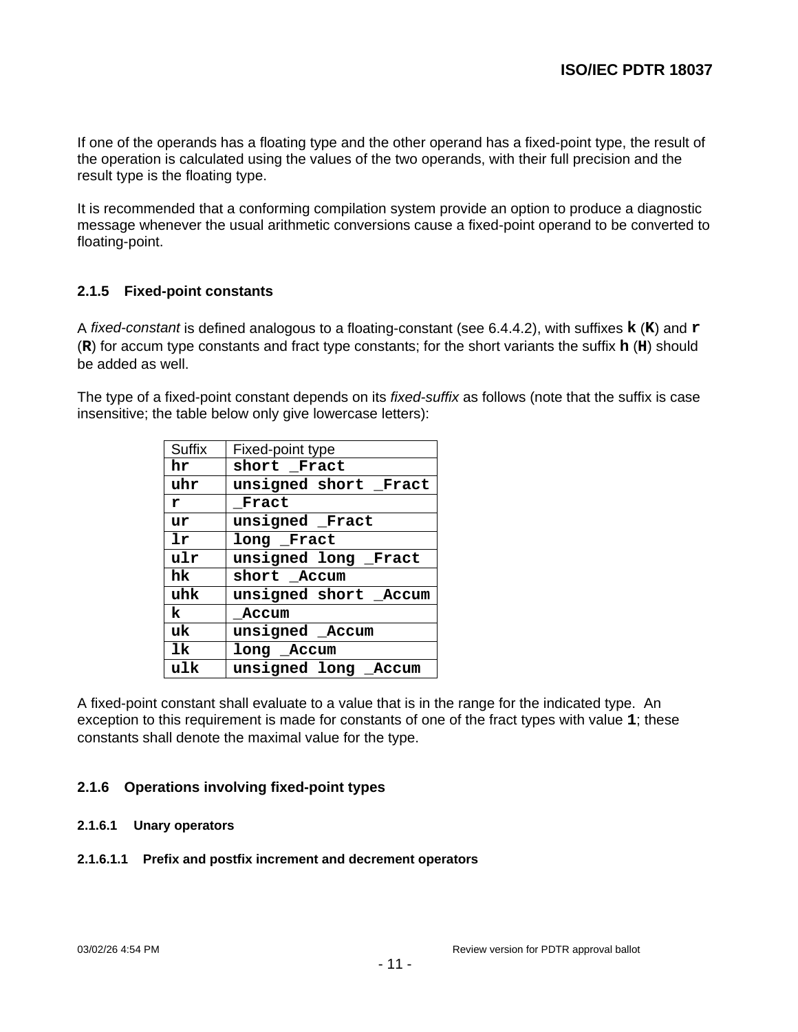If one of the operands has a floating type and the other operand has a fixed-point type, the result of the operation is calculated using the values of the two operands, with their full precision and the result type is the floating type.

It is recommended that a conforming compilation system provide an option to produce a diagnostic message whenever the usual arithmetic conversions cause a fixed-point operand to be converted to floating-point.

### 2.1.5 Fixed-point constants

A *fixed-constant* is defined analogous to a floating-constant (see 6.4.4.2), with suffixes **`k`** (**`K`**) and **`r`** (**`R`**) for accum type constants and fract type constants; for the short variants the suffix **`h`** (**`H`**) should be added as well.

The type of a fixed-point constant depends on its *fixed-suffix* as follows (note that the suffix is case insensitive; the table below only give lowercase letters):

| Suffix | Fixed-point type |
|---|---|
| **`hr`** | **`short _Fract`** |
| **`uhr`** | **`unsigned short _Fract`** |
| **`r`** | **`_Fract`** |
| **`ur`** | **`unsigned _Fract`** |
| **`lr`** | **`long _Fract`** |
| **`ulr`** | **`unsigned long _Fract`** |
| **`hk`** | **`short _Accum`** |
| **`uhk`** | **`unsigned short _Accum`** |
| **`k`** | **`_Accum`** |
| **`uk`** | **`unsigned _Accum`** |
| **`lk`** | **`long _Accum`** |
| **`ulk`** | **`unsigned long _Accum`** |

A fixed-point constant shall evaluate to a value that is in the range for the indicated type. An exception to this requirement is made for constants of one of the fract types with value **`1`**; these constants shall denote the maximal value for the type.

### 2.1.6 Operations involving fixed-point types

#### 2.1.6.1 Unary operators

##### 2.1.6.1.1 Prefix and postfix increment and decrement operators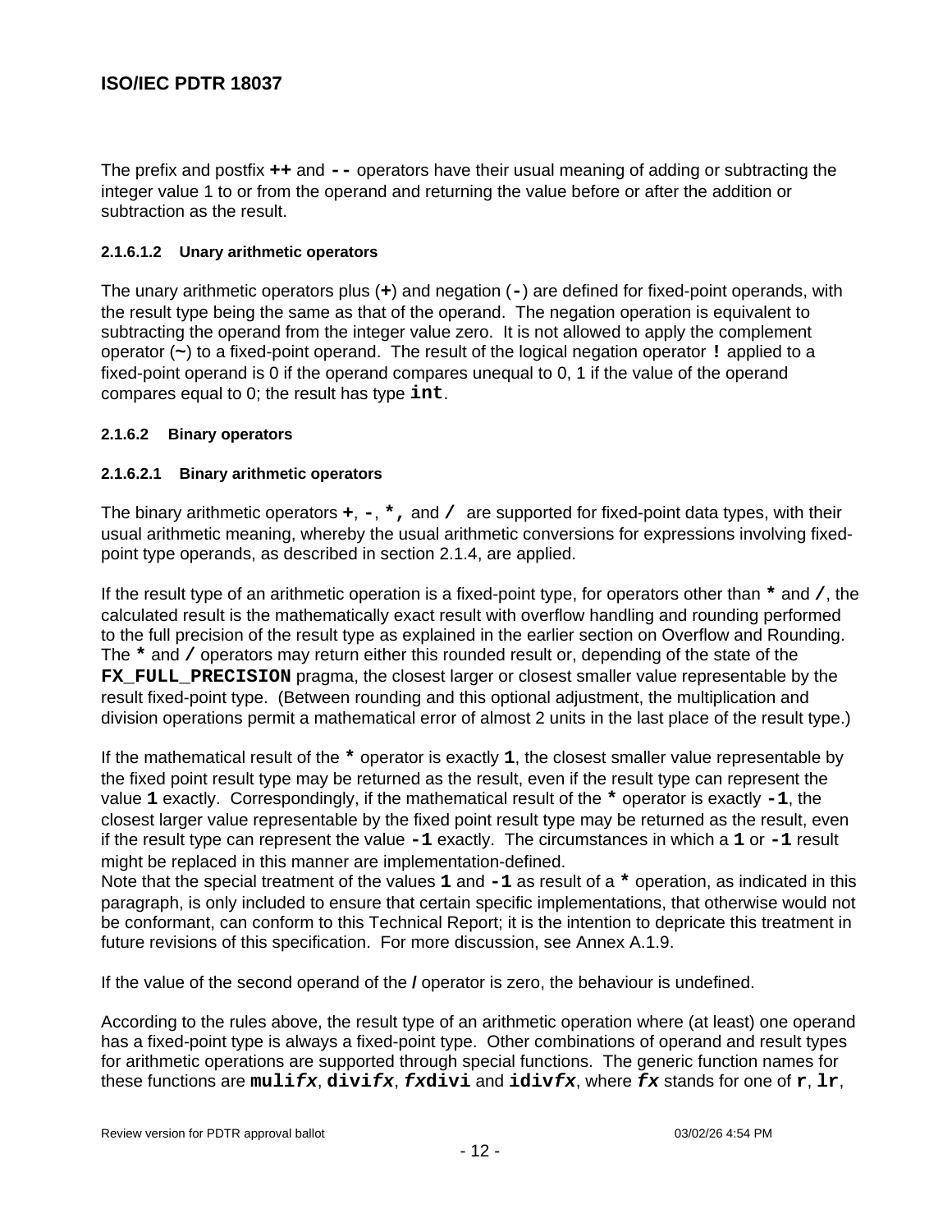The prefix and postfix **++** and **--** operators have their usual meaning of adding or subtracting the integer value 1 to or from the operand and returning the value before or after the addition or subtraction as the result.

#### 2.1.6.1.2 Unary arithmetic operators

The unary arithmetic operators plus (**+**) and negation (**-**) are defined for fixed-point operands, with the result type being the same as that of the operand. The negation operation is equivalent to subtracting the operand from the integer value zero. It is not allowed to apply the complement operator (**~**) to a fixed-point operand. The result of the logical negation operator **!** applied to a fixed-point operand is 0 if the operand compares unequal to 0, 1 if the value of the operand compares equal to 0; the result has type **int**.

### 2.1.6.2 Binary operators

#### 2.1.6.2.1 Binary arithmetic operators

The binary arithmetic operators **+**, **-**, **\***, and **/** are supported for fixed-point data types, with their usual arithmetic meaning, whereby the usual arithmetic conversions for expressions involving fixed-point type operands, as described in section 2.1.4, are applied.

If the result type of an arithmetic operation is a fixed-point type, for operators other than **\*** and **/**, the calculated result is the mathematically exact result with overflow handling and rounding performed to the full precision of the result type as explained in the earlier section on Overflow and Rounding. The **\*** and **/** operators may return either this rounded result or, depending of the state of the **FX_FULL_PRECISION** pragma, the closest larger or closest smaller value representable by the result fixed-point type. (Between rounding and this optional adjustment, the multiplication and division operations permit a mathematical error of almost 2 units in the last place of the result type.)

If the mathematical result of the **\*** operator is exactly **1**, the closest smaller value representable by the fixed point result type may be returned as the result, even if the result type can represent the value **1** exactly. Correspondingly, if the mathematical result of the **\*** operator is exactly **-1**, the closest larger value representable by the fixed point result type may be returned as the result, even if the result type can represent the value **-1** exactly. The circumstances in which a **1** or **-1** result might be replaced in this manner are implementation-defined.
Note that the special treatment of the values **1** and **-1** as result of a **\*** operation, as indicated in this paragraph, is only included to ensure that certain specific implementations, that otherwise would not be conformant, can conform to this Technical Report; it is the intention to depricate this treatment in future revisions of this specification. For more discussion, see Annex A.1.9.

If the value of the second operand of the **/** operator is zero, the behaviour is undefined.

According to the rules above, the result type of an arithmetic operation where (at least) one operand has a fixed-point type is always a fixed-point type. Other combinations of operand and result types for arithmetic operations are supported through special functions. The generic function names for these functions are **muli*fx***, **divi*fx***, ***fx*divi** and **idiv*fx***, where ***fx*** stands for one of **r**, **lr**,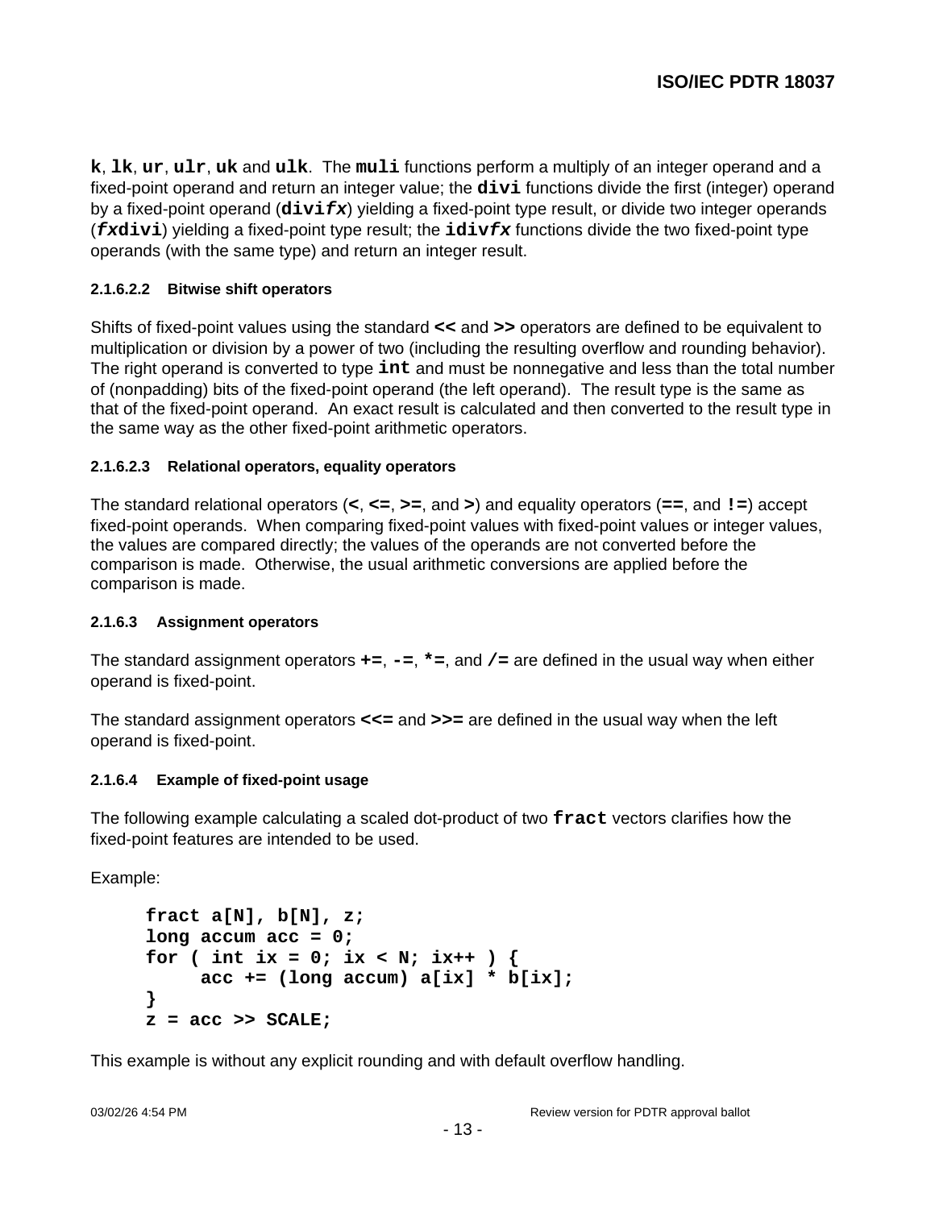**k**, **lk**, **ur**, **ulr**, **uk** and **ulk**. The **muli** functions perform a multiply of an integer operand and a fixed-point operand and return an integer value; the **divi** functions divide the first (integer) operand by a fixed-point operand (**divi*fx***) yielding a fixed-point type result, or divide two integer operands (***fx*divi**) yielding a fixed-point type result; the **idiv*fx*** functions divide the two fixed-point type operands (with the same type) and return an integer result.

#### 2.1.6.2.2 Bitwise shift operators

Shifts of fixed-point values using the standard **<<** and **>>** operators are defined to be equivalent to multiplication or division by a power of two (including the resulting overflow and rounding behavior). The right operand is converted to type **int** and must be nonnegative and less than the total number of (nonpadding) bits of the fixed-point operand (the left operand). The result type is the same as that of the fixed-point operand. An exact result is calculated and then converted to the result type in the same way as the other fixed-point arithmetic operators.

#### 2.1.6.2.3 Relational operators, equality operators

The standard relational operators (**<**, **<=**, **>=**, and **>**) and equality operators (**==**, and **!=**) accept fixed-point operands. When comparing fixed-point values with fixed-point values or integer values, the values are compared directly; the values of the operands are not converted before the comparison is made. Otherwise, the usual arithmetic conversions are applied before the comparison is made.

### 2.1.6.3 Assignment operators

The standard assignment operators **+=**, **-=**, **\*=**, and **/=** are defined in the usual way when either operand is fixed-point.

The standard assignment operators **<<=** and **>>=** are defined in the usual way when the left operand is fixed-point.

### 2.1.6.4 Example of fixed-point usage

The following example calculating a scaled dot-product of two **fract** vectors clarifies how the fixed-point features are intended to be used.

Example:

```
fract a[N], b[N], z;
long accum acc = 0;
for ( int ix = 0; ix < N; ix++ ) {
     acc += (long accum) a[ix] * b[ix];
}
z = acc >> SCALE;
```

This example is without any explicit rounding and with default overflow handling.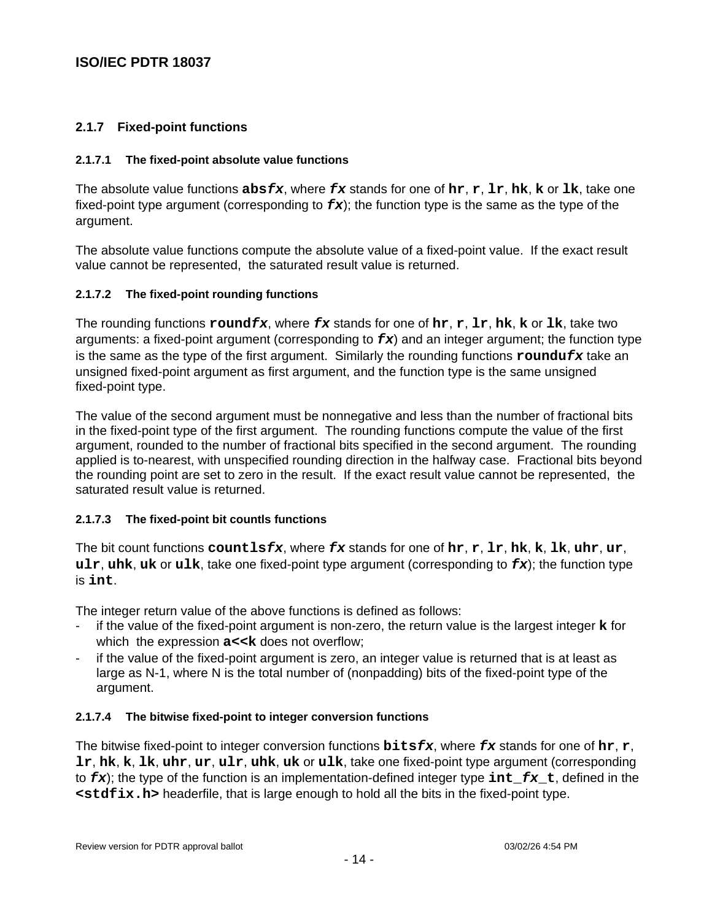### 2.1.7 Fixed-point functions

#### 2.1.7.1 The fixed-point absolute value functions

The absolute value functions **abs*fx***, where ***fx*** stands for one of **hr**, **r**, **lr**, **hk**, **k** or **lk**, take one fixed-point type argument (corresponding to ***fx***); the function type is the same as the type of the argument.

The absolute value functions compute the absolute value of a fixed-point value. If the exact result value cannot be represented, the saturated result value is returned.

#### 2.1.7.2 The fixed-point rounding functions

The rounding functions **round*fx***, where ***fx*** stands for one of **hr**, **r**, **lr**, **hk**, **k** or **lk**, take two arguments: a fixed-point argument (corresponding to ***fx***) and an integer argument; the function type is the same as the type of the first argument. Similarly the rounding functions **roundu*fx*** take an unsigned fixed-point argument as first argument, and the function type is the same unsigned fixed-point type.

The value of the second argument must be nonnegative and less than the number of fractional bits in the fixed-point type of the first argument. The rounding functions compute the value of the first argument, rounded to the number of fractional bits specified in the second argument. The rounding applied is to-nearest, with unspecified rounding direction in the halfway case. Fractional bits beyond the rounding point are set to zero in the result. If the exact result value cannot be represented, the saturated result value is returned.

#### 2.1.7.3 The fixed-point bit countls functions

The bit count functions **countls*fx***, where ***fx*** stands for one of **hr**, **r**, **lr**, **hk**, **k**, **lk**, **uhr**, **ur**, **ulr**, **uhk**, **uk** or **ulk**, take one fixed-point type argument (corresponding to ***fx***); the function type is **int**.

The integer return value of the above functions is defined as follows:

- if the value of the fixed-point argument is non-zero, the return value is the largest integer **k** for which the expression **a<<k** does not overflow;
- if the value of the fixed-point argument is zero, an integer value is returned that is at least as large as N-1, where N is the total number of (nonpadding) bits of the fixed-point type of the argument.

#### 2.1.7.4 The bitwise fixed-point to integer conversion functions

The bitwise fixed-point to integer conversion functions **bits*fx***, where ***fx*** stands for one of **hr**, **r**, **lr**, **hk**, **k**, **lk**, **uhr**, **ur**, **ulr**, **uhk**, **uk** or **ulk**, take one fixed-point type argument (corresponding to ***fx***); the type of the function is an implementation-defined integer type **int_*fx*_t**, defined in the **<stdfix.h>** headerfile, that is large enough to hold all the bits in the fixed-point type.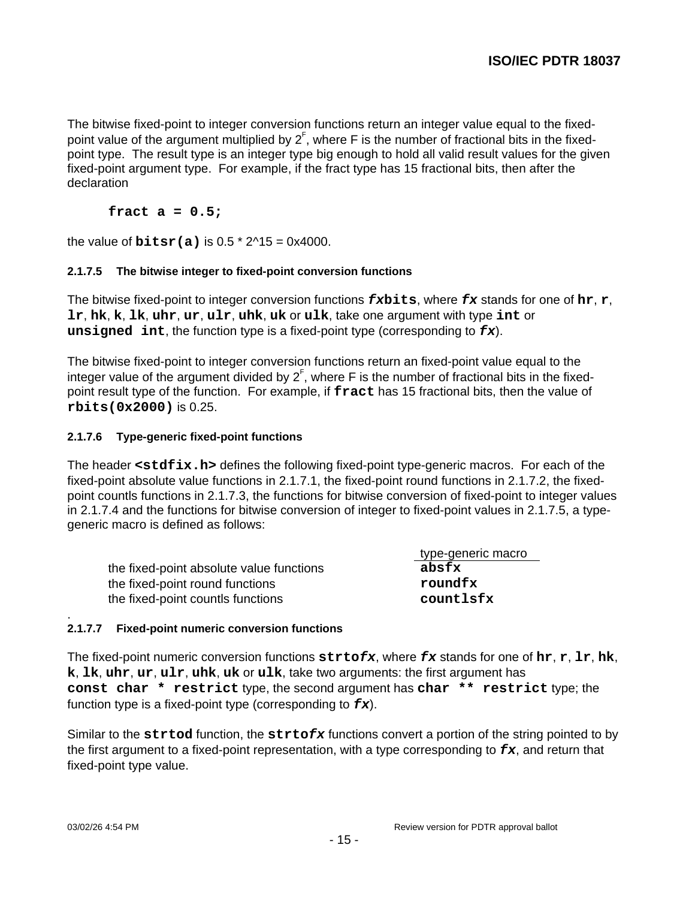The bitwise fixed-point to integer conversion functions return an integer value equal to the fixed-point value of the argument multiplied by $2^F$, where F is the number of fractional bits in the fixed-point type. The result type is an integer type big enough to hold all valid result values for the given fixed-point argument type. For example, if the fract type has 15 fractional bits, then after the declaration

```
fract a = 0.5;
```

the value of **`bitsr(a)`** is 0.5 * 2^15 = 0x4000.

#### 2.1.7.5 The bitwise integer to fixed-point conversion functions

The bitwise fixed-point to integer conversion functions ***`fx`*****`bits`**, where ***`fx`*** stands for one of **`hr`**, **`r`**, **`lr`**, **`hk`**, **`k`**, **`lk`**, **`uhr`**, **`ur`**, **`ulr`**, **`uhk`**, **`uk`** or **`ulk`**, take one argument with type **`int`** or **`unsigned int`**, the function type is a fixed-point type (corresponding to ***`fx`***).

The bitwise fixed-point to integer conversion functions return an fixed-point value equal to the integer value of the argument divided by $2^F$, where F is the number of fractional bits in the fixed-point result type of the function. For example, if **`fract`** has 15 fractional bits, then the value of **`rbits(0x2000)`** is 0.25.

#### 2.1.7.6 Type-generic fixed-point functions

The header **`<stdfix.h>`** defines the following fixed-point type-generic macros. For each of the fixed-point absolute value functions in 2.1.7.1, the fixed-point round functions in 2.1.7.2, the fixed-point countls functions in 2.1.7.3, the functions for bitwise conversion of fixed-point to integer values in 2.1.7.4 and the functions for bitwise conversion of integer to fixed-point values in 2.1.7.5, a type-generic macro is defined as follows:

| | type-generic macro |
|---|---|
| the fixed-point absolute value functions | **`absfx`** |
| the fixed-point round functions | **`roundfx`** |
| the fixed-point countls functions | **`countlsfx`** |

.

#### 2.1.7.7 Fixed-point numeric conversion functions

The fixed-point numeric conversion functions **`strto`*****`fx`***, where ***`fx`*** stands for one of **`hr`**, **`r`**, **`lr`**, **`hk`**, **`k`**, **`lk`**, **`uhr`**, **`ur`**, **`ulr`**, **`uhk`**, **`uk`** or **`ulk`**, take two arguments: the first argument has **`const char * restrict`** type, the second argument has **`char ** restrict`** type; the function type is a fixed-point type (corresponding to ***`fx`***).

Similar to the **`strtod`** function, the **`strto`*****`fx`*** functions convert a portion of the string pointed to by the first argument to a fixed-point representation, with a type corresponding to ***`fx`***, and return that fixed-point type value.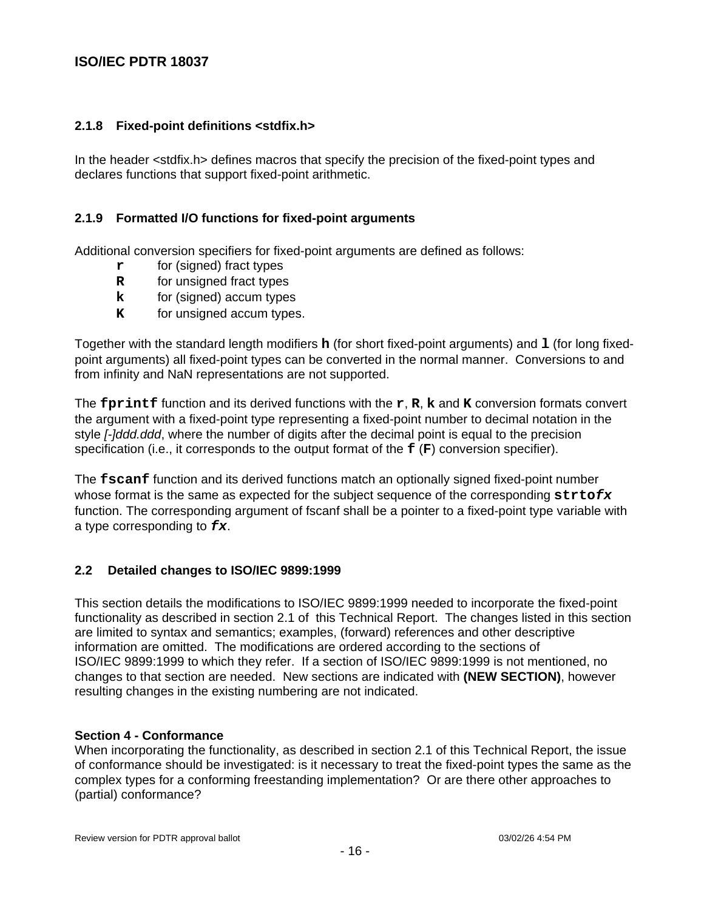### 2.1.8 Fixed-point definitions <stdfix.h>

In the header <stdfix.h> defines macros that specify the precision of the fixed-point types and declares functions that support fixed-point arithmetic.

### 2.1.9 Formatted I/O functions for fixed-point arguments

Additional conversion specifiers for fixed-point arguments are defined as follows:

- **`r`** for (signed) fract types
- **`R`** for unsigned fract types
- **`k`** for (signed) accum types
- **`K`** for unsigned accum types.

Together with the standard length modifiers **`h`** (for short fixed-point arguments) and **`l`** (for long fixed-point arguments) all fixed-point types can be converted in the normal manner. Conversions to and from infinity and NaN representations are not supported.

The **`fprintf`** function and its derived functions with the **`r`**, **`R`**, **`k`** and **`K`** conversion formats convert the argument with a fixed-point type representing a fixed-point number to decimal notation in the style *[-]ddd.ddd*, where the number of digits after the decimal point is equal to the precision specification (i.e., it corresponds to the output format of the **`f`** (**`F`**) conversion specifier).

The **`fscanf`** function and its derived functions match an optionally signed fixed-point number whose format is the same as expected for the subject sequence of the corresponding **`strto`*`fx`*** function. The corresponding argument of fscanf shall be a pointer to a fixed-point type variable with a type corresponding to ***`fx`***.

## 2.2 Detailed changes to ISO/IEC 9899:1999

This section details the modifications to ISO/IEC 9899:1999 needed to incorporate the fixed-point functionality as described in section 2.1 of this Technical Report. The changes listed in this section are limited to syntax and semantics; examples, (forward) references and other descriptive information are omitted. The modifications are ordered according to the sections of ISO/IEC 9899:1999 to which they refer. If a section of ISO/IEC 9899:1999 is not mentioned, no changes to that section are needed. New sections are indicated with **(NEW SECTION)**, however resulting changes in the existing numbering are not indicated.

**Section 4 - Conformance**

When incorporating the functionality, as described in section 2.1 of this Technical Report, the issue of conformance should be investigated: is it necessary to treat the fixed-point types the same as the complex types for a conforming freestanding implementation? Or are there other approaches to (partial) conformance?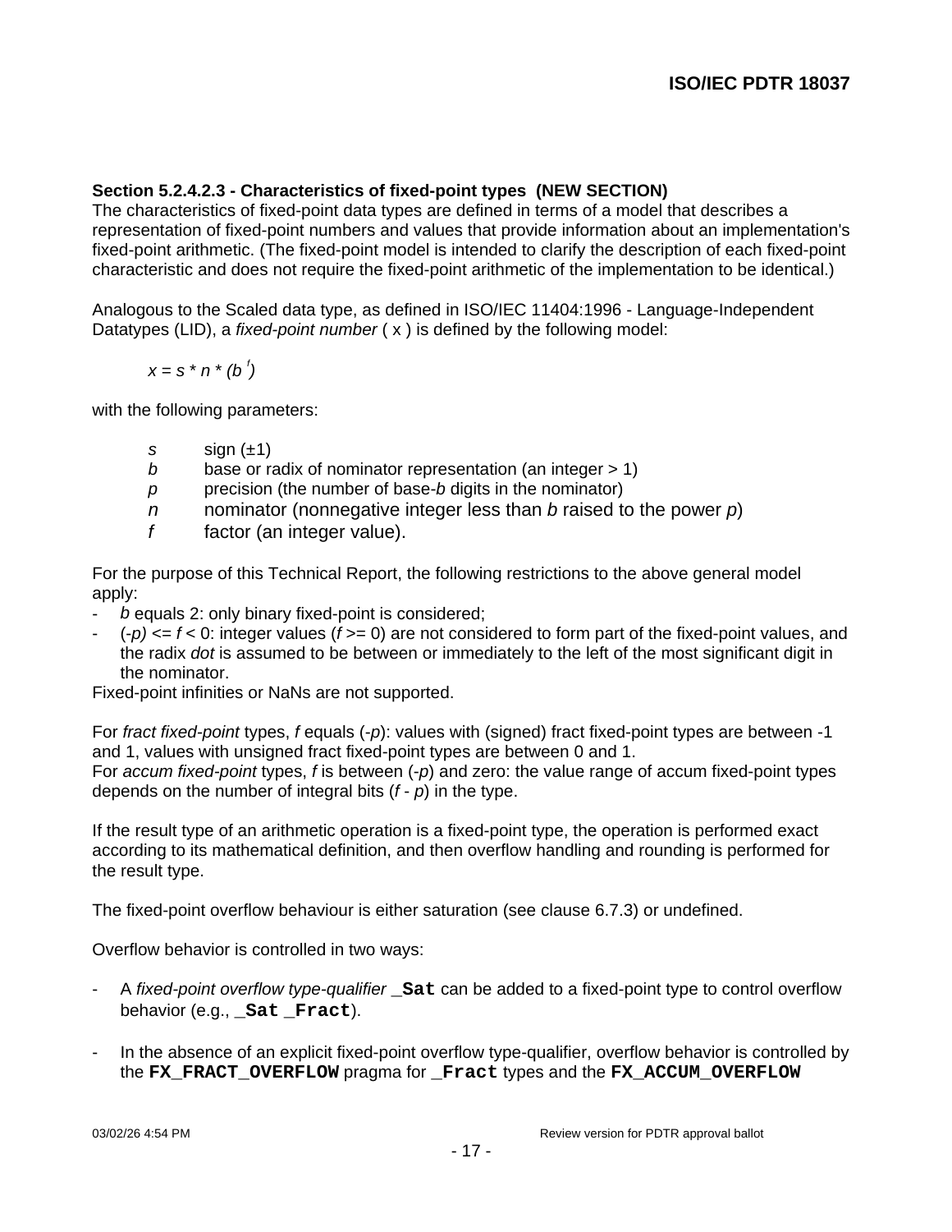**Section 5.2.4.2.3 - Characteristics of fixed-point types (NEW SECTION)**
The characteristics of fixed-point data types are defined in terms of a model that describes a representation of fixed-point numbers and values that provide information about an implementation's fixed-point arithmetic. (The fixed-point model is intended to clarify the description of each fixed-point characteristic and does not require the fixed-point arithmetic of the implementation to be identical.)

Analogous to the Scaled data type, as defined in ISO/IEC 11404:1996 - Language-Independent Datatypes (LID), a *fixed-point number* ( x ) is defined by the following model:

$$x = s * n * (b^{f})$$

with the following parameters:

- $s$ sign (±1)
- $b$ base or radix of nominator representation (an integer > 1)
- $p$ precision (the number of base-$b$ digits in the nominator)
- $n$ nominator (nonnegative integer less than $b$ raised to the power $p$)
- $f$ factor (an integer value).

For the purpose of this Technical Report, the following restrictions to the above general model apply:

- $b$ equals 2: only binary fixed-point is considered;
- $(-p) <= f < 0$: integer values ($f >= 0$) are not considered to form part of the fixed-point values, and the radix *dot* is assumed to be between or immediately to the left of the most significant digit in the nominator.

Fixed-point infinities or NaNs are not supported.

For *fract fixed-point* types, $f$ equals ($-p$): values with (signed) fract fixed-point types are between -1 and 1, values with unsigned fract fixed-point types are between 0 and 1.
For *accum fixed-point* types, $f$ is between ($-p$) and zero: the value range of accum fixed-point types depends on the number of integral bits ($f$ - $p$) in the type.

If the result type of an arithmetic operation is a fixed-point type, the operation is performed exact according to its mathematical definition, and then overflow handling and rounding is performed for the result type.

The fixed-point overflow behaviour is either saturation (see clause 6.7.3) or undefined.

Overflow behavior is controlled in two ways:

- A *fixed-point overflow type-qualifier* **`_Sat`** can be added to a fixed-point type to control overflow behavior (e.g., **`_Sat _Fract`**).

- In the absence of an explicit fixed-point overflow type-qualifier, overflow behavior is controlled by the **`FX_FRACT_OVERFLOW`** pragma for **`_Fract`** types and the **`FX_ACCUM_OVERFLOW`**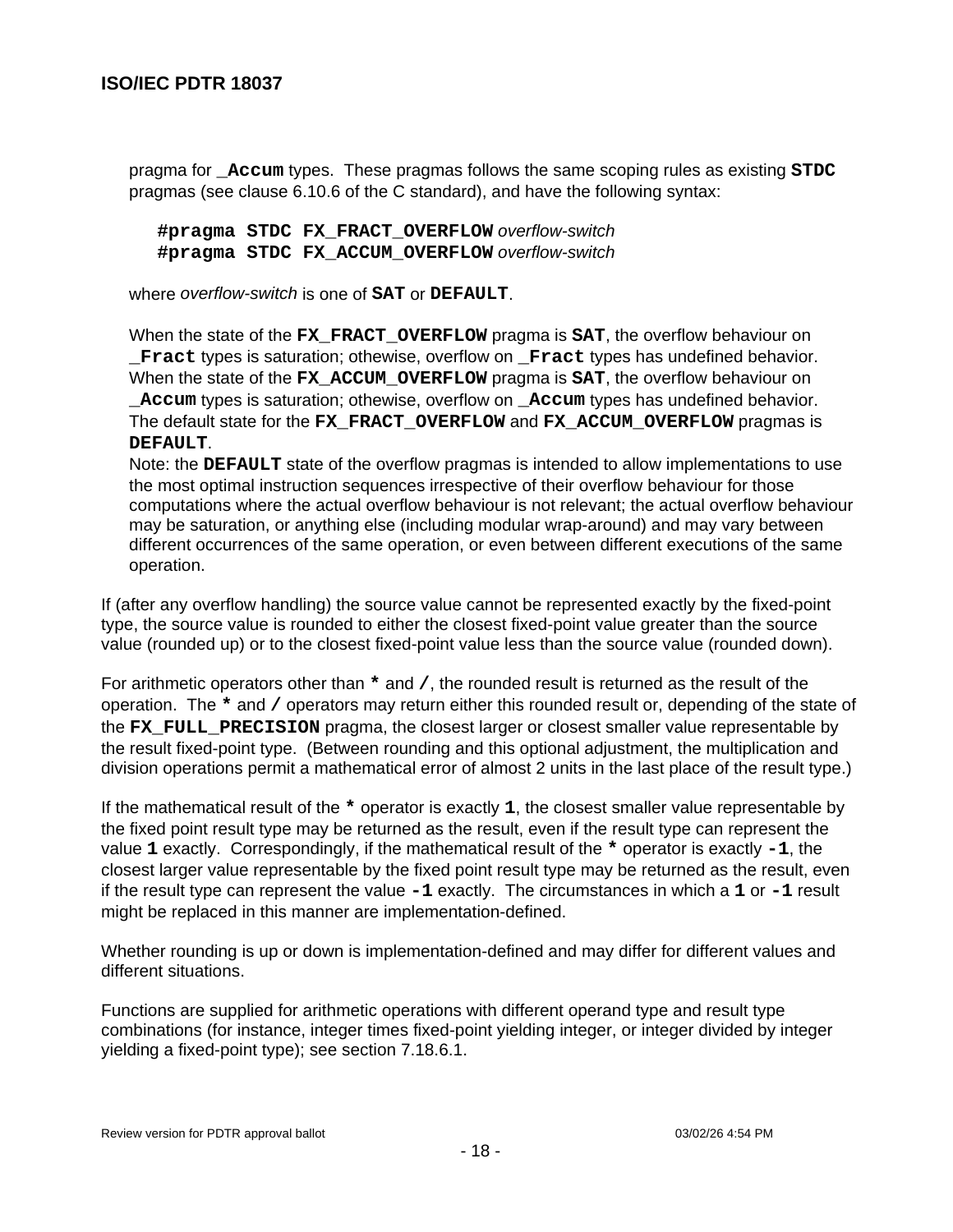pragma for **_Accum** types. These pragmas follows the same scoping rules as existing **STDC** pragmas (see clause 6.10.6 of the C standard), and have the following syntax:

```
#pragma STDC FX_FRACT_OVERFLOW overflow-switch
#pragma STDC FX_ACCUM_OVERFLOW overflow-switch
```

where *overflow-switch* is one of **SAT** or **DEFAULT**.

When the state of the **FX_FRACT_OVERFLOW** pragma is **SAT**, the overflow behaviour on **_Fract** types is saturation; othewise, overflow on **_Fract** types has undefined behavior. When the state of the **FX_ACCUM_OVERFLOW** pragma is **SAT**, the overflow behaviour on **_Accum** types is saturation; othewise, overflow on **_Accum** types has undefined behavior. The default state for the **FX_FRACT_OVERFLOW** and **FX_ACCUM_OVERFLOW** pragmas is **DEFAULT**.

Note: the **DEFAULT** state of the overflow pragmas is intended to allow implementations to use the most optimal instruction sequences irrespective of their overflow behaviour for those computations where the actual overflow behaviour is not relevant; the actual overflow behaviour may be saturation, or anything else (including modular wrap-around) and may vary between different occurrences of the same operation, or even between different executions of the same operation.

If (after any overflow handling) the source value cannot be represented exactly by the fixed-point type, the source value is rounded to either the closest fixed-point value greater than the source value (rounded up) or to the closest fixed-point value less than the source value (rounded down).

For arithmetic operators other than **\*** and **/**, the rounded result is returned as the result of the operation. The **\*** and **/** operators may return either this rounded result or, depending of the state of the **FX_FULL_PRECISION** pragma, the closest larger or closest smaller value representable by the result fixed-point type. (Between rounding and this optional adjustment, the multiplication and division operations permit a mathematical error of almost 2 units in the last place of the result type.)

If the mathematical result of the **\*** operator is exactly **1**, the closest smaller value representable by the fixed point result type may be returned as the result, even if the result type can represent the value **1** exactly. Correspondingly, if the mathematical result of the **\*** operator is exactly **-1**, the closest larger value representable by the fixed point result type may be returned as the result, even if the result type can represent the value **-1** exactly. The circumstances in which a **1** or **-1** result might be replaced in this manner are implementation-defined.

Whether rounding is up or down is implementation-defined and may differ for different values and different situations.

Functions are supplied for arithmetic operations with different operand type and result type combinations (for instance, integer times fixed-point yielding integer, or integer divided by integer yielding a fixed-point type); see section 7.18.6.1.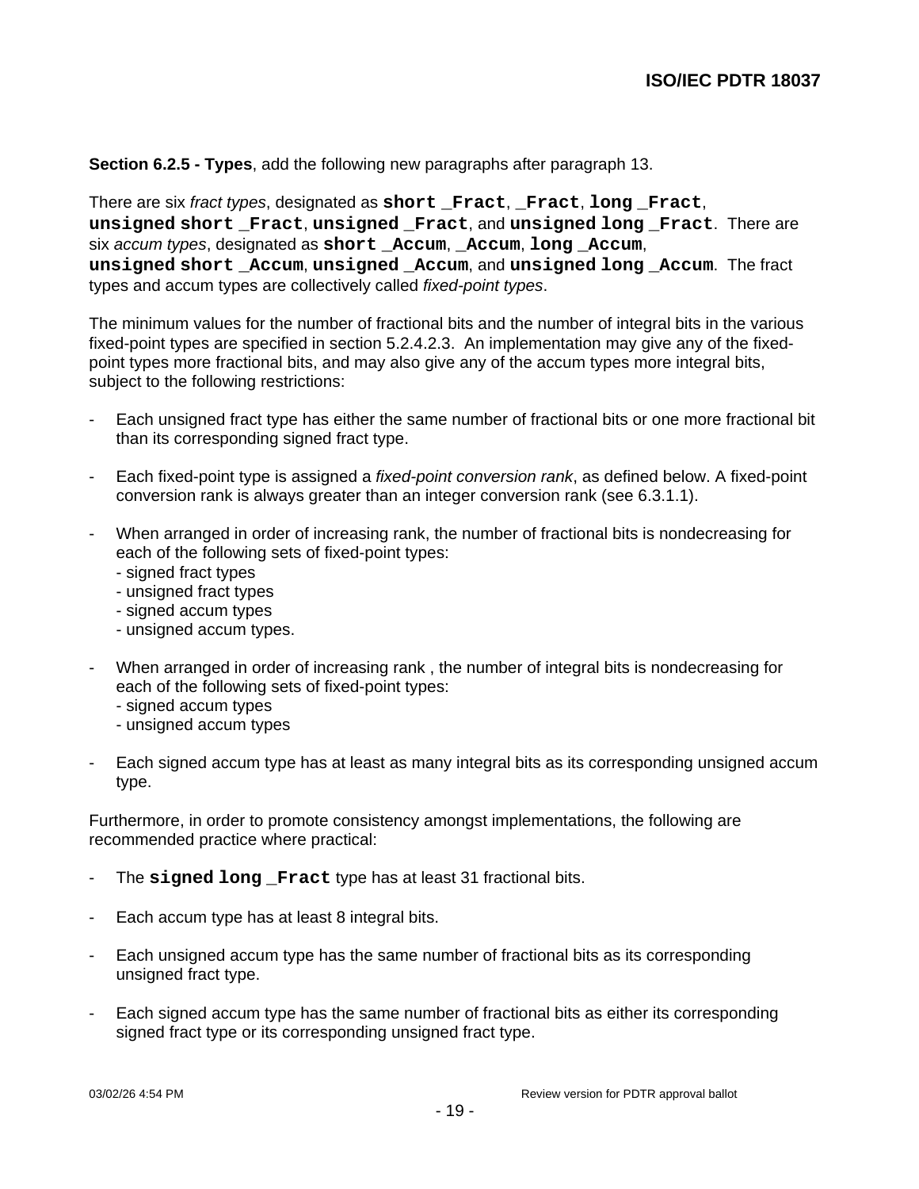**Section 6.2.5 - Types**, add the following new paragraphs after paragraph 13.

There are six *fract types*, designated as **`short _Fract`**, **`_Fract`**, **`long _Fract`**, **`unsigned short _Fract`**, **`unsigned _Fract`**, and **`unsigned long _Fract`**. There are six *accum types*, designated as **`short _Accum`**, **`_Accum`**, **`long _Accum`**, **`unsigned short _Accum`**, **`unsigned _Accum`**, and **`unsigned long _Accum`**. The fract types and accum types are collectively called *fixed-point types*.

The minimum values for the number of fractional bits and the number of integral bits in the various fixed-point types are specified in section 5.2.4.2.3. An implementation may give any of the fixed-point types more fractional bits, and may also give any of the accum types more integral bits, subject to the following restrictions:

- Each unsigned fract type has either the same number of fractional bits or one more fractional bit than its corresponding signed fract type.
- Each fixed-point type is assigned a *fixed-point conversion rank*, as defined below. A fixed-point conversion rank is always greater than an integer conversion rank (see 6.3.1.1).
- When arranged in order of increasing rank, the number of fractional bits is nondecreasing for each of the following sets of fixed-point types:
  - signed fract types
  - unsigned fract types
  - signed accum types
  - unsigned accum types.
- When arranged in order of increasing rank , the number of integral bits is nondecreasing for each of the following sets of fixed-point types:
  - signed accum types
  - unsigned accum types
- Each signed accum type has at least as many integral bits as its corresponding unsigned accum type.

Furthermore, in order to promote consistency amongst implementations, the following are recommended practice where practical:

- The **`signed long _Fract`** type has at least 31 fractional bits.
- Each accum type has at least 8 integral bits.
- Each unsigned accum type has the same number of fractional bits as its corresponding unsigned fract type.
- Each signed accum type has the same number of fractional bits as either its corresponding signed fract type or its corresponding unsigned fract type.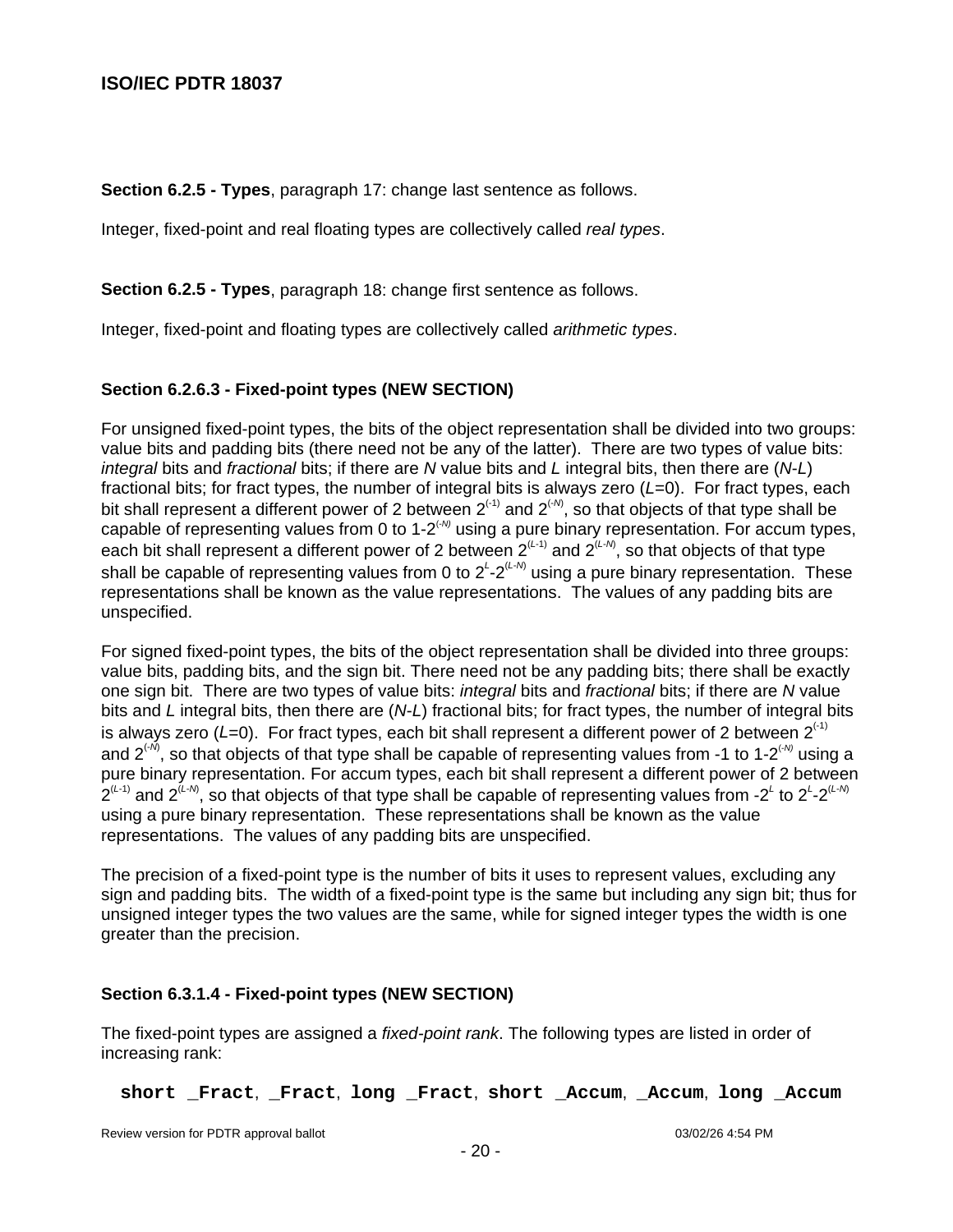**Section 6.2.5 - Types**, paragraph 17: change last sentence as follows.

Integer, fixed-point and real floating types are collectively called *real types*.

**Section 6.2.5 - Types**, paragraph 18: change first sentence as follows.

Integer, fixed-point and floating types are collectively called *arithmetic types*.

### Section 6.2.6.3 - Fixed-point types (NEW SECTION)

For unsigned fixed-point types, the bits of the object representation shall be divided into two groups: value bits and padding bits (there need not be any of the latter). There are two types of value bits: *integral* bits and *fractional* bits; if there are $N$ value bits and $L$ integral bits, then there are ($N$-$L$) fractional bits; for fract types, the number of integral bits is always zero ($L$=0). For fract types, each bit shall represent a different power of 2 between $2^{(-1)}$ and $2^{(-N)}$, so that objects of that type shall be capable of representing values from 0 to $1\text{-}2^{(-N)}$ using a pure binary representation. For accum types, each bit shall represent a different power of 2 between $2^{(L-1)}$ and $2^{(L-N)}$, so that objects of that type shall be capable of representing values from 0 to $2^{L}\text{-}2^{(L-N)}$ using a pure binary representation. These representations shall be known as the value representations. The values of any padding bits are unspecified.

For signed fixed-point types, the bits of the object representation shall be divided into three groups: value bits, padding bits, and the sign bit. There need not be any padding bits; there shall be exactly one sign bit. There are two types of value bits: *integral* bits and *fractional* bits; if there are $N$ value bits and $L$ integral bits, then there are ($N$-$L$) fractional bits; for fract types, the number of integral bits is always zero ($L$=0). For fract types, each bit shall represent a different power of 2 between $2^{(-1)}$ and $2^{(-N)}$, so that objects of that type shall be capable of representing values from -1 to $1\text{-}2^{(-N)}$ using a pure binary representation. For accum types, each bit shall represent a different power of 2 between $2^{(L-1)}$ and $2^{(L-N)}$, so that objects of that type shall be capable of representing values from $-2^{L}$ to $2^{L}\text{-}2^{(L-N)}$ using a pure binary representation. These representations shall be known as the value representations. The values of any padding bits are unspecified.

The precision of a fixed-point type is the number of bits it uses to represent values, excluding any sign and padding bits. The width of a fixed-point type is the same but including any sign bit; thus for unsigned integer types the two values are the same, while for signed integer types the width is one greater than the precision.

### Section 6.3.1.4 - Fixed-point types (NEW SECTION)

The fixed-point types are assigned a *fixed-point rank*. The following types are listed in order of increasing rank:

**`short _Fract`**, **`_Fract`**, **`long _Fract`**, **`short _Accum`**, **`_Accum`**, **`long _Accum`**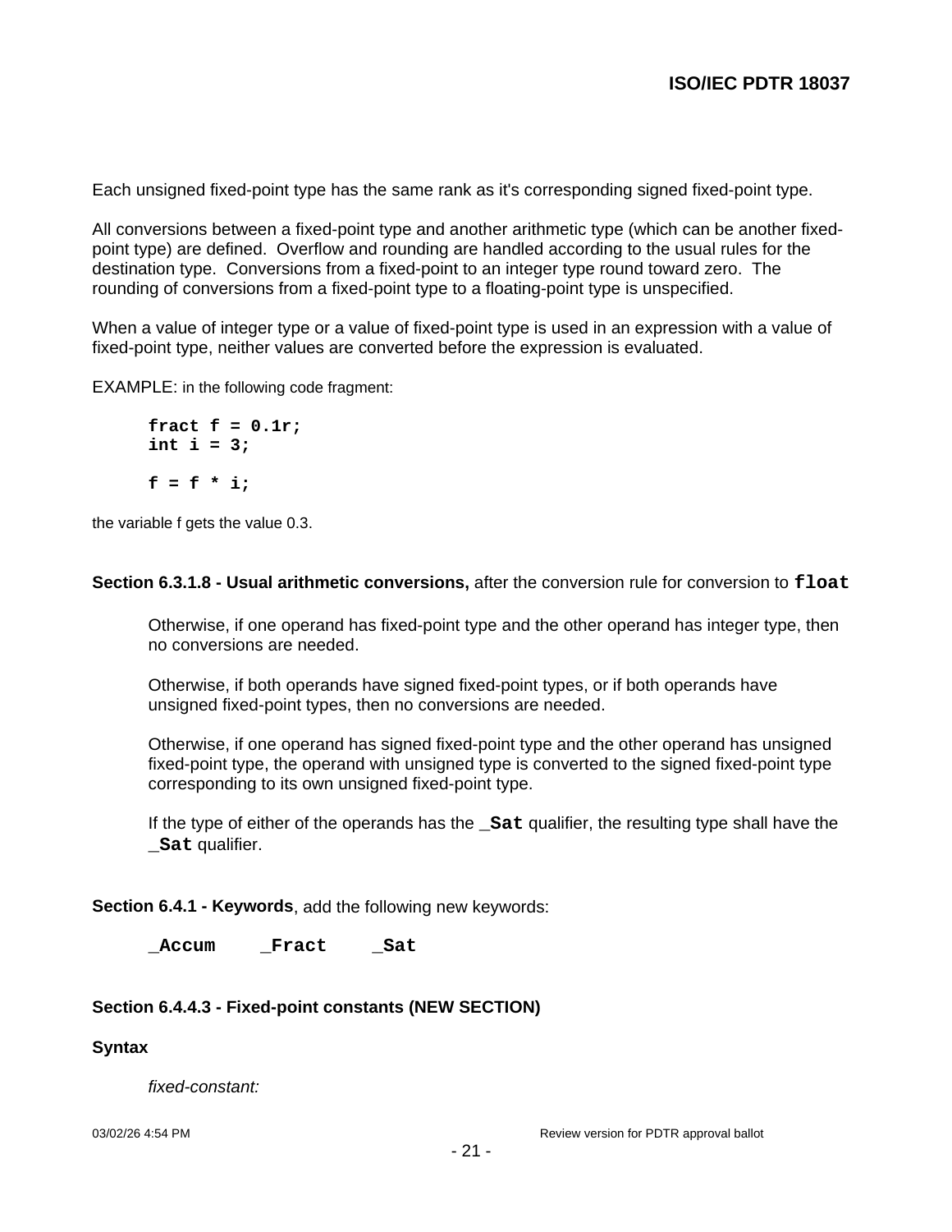Each unsigned fixed-point type has the same rank as it's corresponding signed fixed-point type.

All conversions between a fixed-point type and another arithmetic type (which can be another fixed-point type) are defined. Overflow and rounding are handled according to the usual rules for the destination type. Conversions from a fixed-point to an integer type round toward zero. The rounding of conversions from a fixed-point type to a floating-point type is unspecified.

When a value of integer type or a value of fixed-point type is used in an expression with a value of fixed-point type, neither values are converted before the expression is evaluated.

EXAMPLE: in the following code fragment:

```
fract f = 0.1r;
int i = 3;

f = f * i;
```

the variable f gets the value 0.3.

**Section 6.3.1.8 - Usual arithmetic conversions,** after the conversion rule for conversion to **`float`**

> Otherwise, if one operand has fixed-point type and the other operand has integer type, then no conversions are needed.
>
> Otherwise, if both operands have signed fixed-point types, or if both operands have unsigned fixed-point types, then no conversions are needed.
>
> Otherwise, if one operand has signed fixed-point type and the other operand has unsigned fixed-point type, the operand with unsigned type is converted to the signed fixed-point type corresponding to its own unsigned fixed-point type.
>
> If the type of either of the operands has the **`_Sat`** qualifier, the resulting type shall have the **`_Sat`** qualifier.

**Section 6.4.1 - Keywords**, add the following new keywords:

```
_Accum    _Fract    _Sat
```

**Section 6.4.4.3 - Fixed-point constants (NEW SECTION)**

**Syntax**

> *fixed-constant:*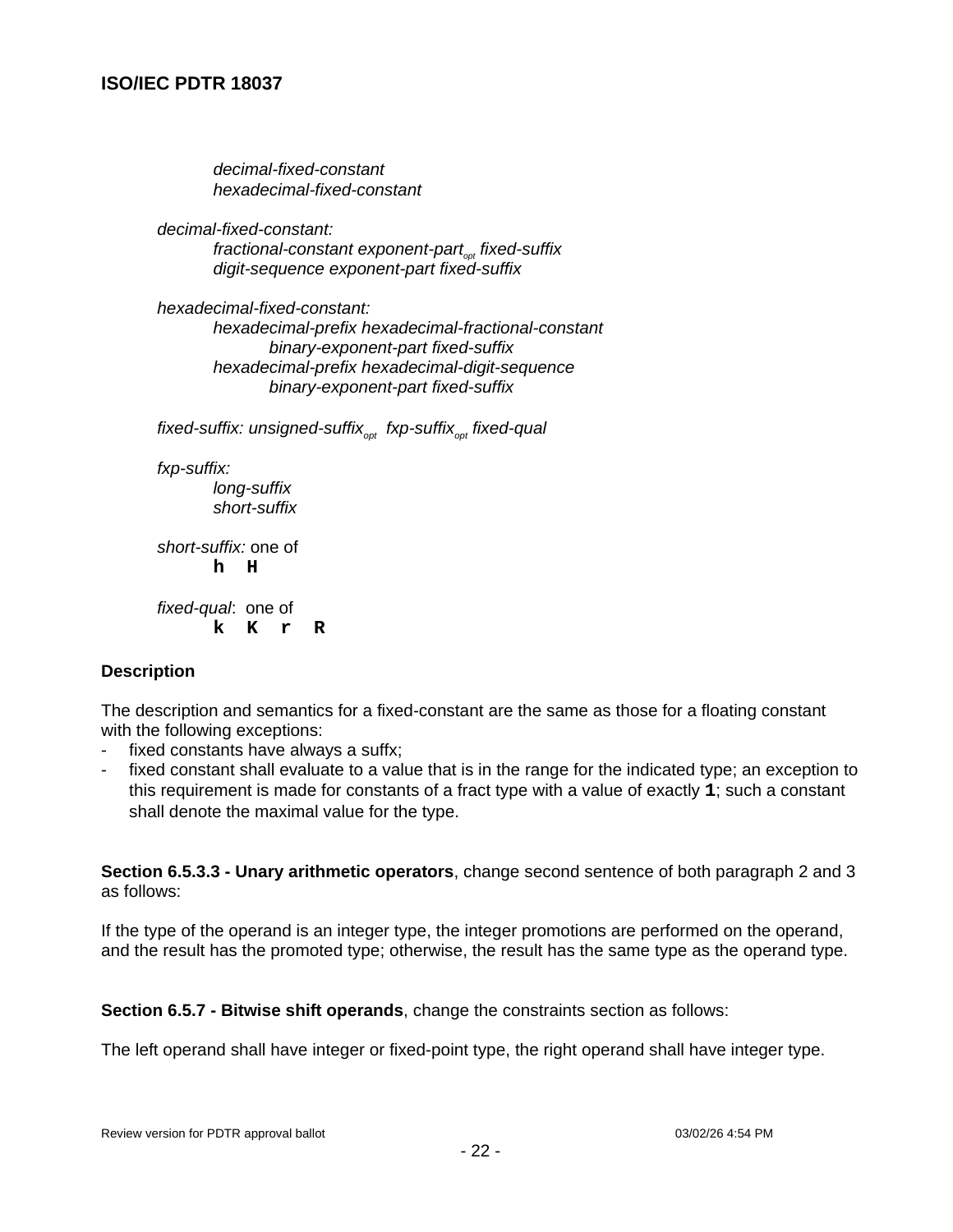*decimal-fixed-constant*
*hexadecimal-fixed-constant*

*decimal-fixed-constant:*
*fractional-constant exponent-part$_{opt}$ fixed-suffix*
*digit-sequence exponent-part fixed-suffix*

*hexadecimal-fixed-constant:*
*hexadecimal-prefix hexadecimal-fractional-constant*
*binary-exponent-part fixed-suffix*
*hexadecimal-prefix hexadecimal-digit-sequence*
*binary-exponent-part fixed-suffix*

*fixed-suffix: unsigned-suffix$_{opt}$ fxp-suffix$_{opt}$ fixed-qual*

*fxp-suffix:*
*long-suffix*
*short-suffix*

*short-suffix:* one of
**`h H`**

*fixed-qual*: one of
**`k K r R`**

**Description**

The description and semantics for a fixed-constant are the same as those for a floating constant with the following exceptions:

- fixed constants have always a suffx;
- fixed constant shall evaluate to a value that is in the range for the indicated type; an exception to this requirement is made for constants of a fract type with a value of exactly **`1`**; such a constant shall denote the maximal value for the type.

**Section 6.5.3.3 - Unary arithmetic operators**, change second sentence of both paragraph 2 and 3 as follows:

If the type of the operand is an integer type, the integer promotions are performed on the operand, and the result has the promoted type; otherwise, the result has the same type as the operand type.

**Section 6.5.7 - Bitwise shift operands**, change the constraints section as follows:

The left operand shall have integer or fixed-point type, the right operand shall have integer type.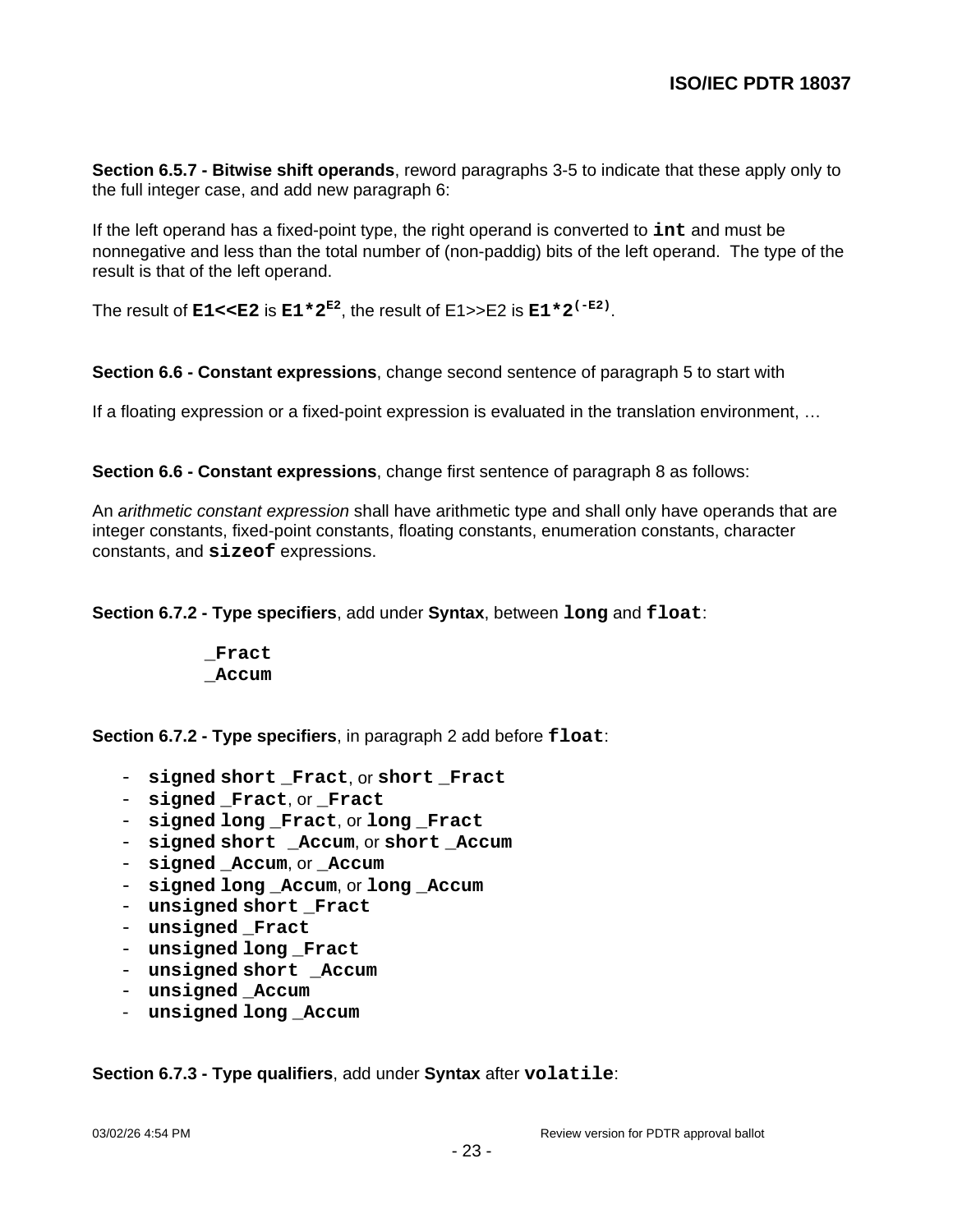**Section 6.5.7 - Bitwise shift operands**, reword paragraphs 3-5 to indicate that these apply only to the full integer case, and add new paragraph 6:

If the left operand has a fixed-point type, the right operand is converted to **`int`** and must be nonnegative and less than the total number of (non-paddig) bits of the left operand. The type of the result is that of the left operand.

The result of **`E1<<E2`** is **`E1*2`**$^{\mathbf{E2}}$, the result of E1>>E2 is **`E1*2`**$^{\mathbf{(-E2)}}$.

**Section 6.6 - Constant expressions**, change second sentence of paragraph 5 to start with

If a floating expression or a fixed-point expression is evaluated in the translation environment, …

**Section 6.6 - Constant expressions**, change first sentence of paragraph 8 as follows:

An *arithmetic constant expression* shall have arithmetic type and shall only have operands that are integer constants, fixed-point constants, floating constants, enumeration constants, character constants, and **`sizeof`** expressions.

**Section 6.7.2 - Type specifiers**, add under **Syntax**, between **`long`** and **`float`**:

```
_Fract
_Accum
```

**Section 6.7.2 - Type specifiers**, in paragraph 2 add before **`float`**:

- **`signed short _Fract`**, or **`short _Fract`**
- **`signed _Fract`**, or **`_Fract`**
- **`signed long _Fract`**, or **`long _Fract`**
- **`signed short _Accum`**, or **`short _Accum`**
- **`signed _Accum`**, or **`_Accum`**
- **`signed long _Accum`**, or **`long _Accum`**
- **`unsigned short _Fract`**
- **`unsigned _Fract`**
- **`unsigned long _Fract`**
- **`unsigned short _Accum`**
- **`unsigned _Accum`**
- **`unsigned long _Accum`**

**Section 6.7.3 - Type qualifiers**, add under **Syntax** after **`volatile`**: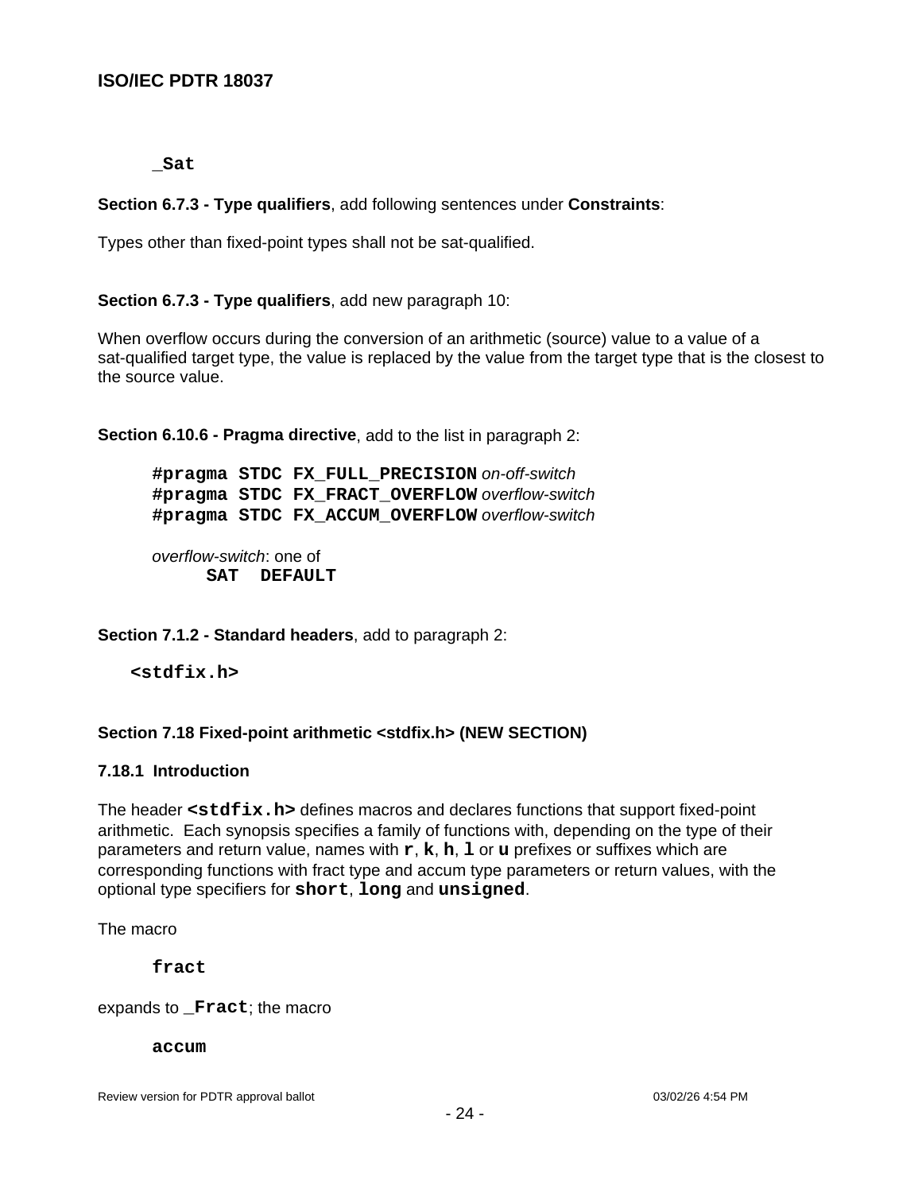```
_Sat
```

**Section 6.7.3 - Type qualifiers**, add following sentences under **Constraints**:

Types other than fixed-point types shall not be sat-qualified.

**Section 6.7.3 - Type qualifiers**, add new paragraph 10:

When overflow occurs during the conversion of an arithmetic (source) value to a value of a sat-qualified target type, the value is replaced by the value from the target type that is the closest to the source value.

**Section 6.10.6 - Pragma directive**, add to the list in paragraph 2:

> **#pragma STDC FX_FULL_PRECISION** *on-off-switch*
> **#pragma STDC FX_FRACT_OVERFLOW** *overflow-switch*
> **#pragma STDC FX_ACCUM_OVERFLOW** *overflow-switch*
>
> *overflow-switch*: one of
> **SAT DEFAULT**

**Section 7.1.2 - Standard headers**, add to paragraph 2:

**<stdfix.h>**

**Section 7.18 Fixed-point arithmetic <stdfix.h> (NEW SECTION)**

**7.18.1 Introduction**

The header **<stdfix.h>** defines macros and declares functions that support fixed-point arithmetic. Each synopsis specifies a family of functions with, depending on the type of their parameters and return value, names with **r**, **k**, **h**, **l** or **u** prefixes or suffixes which are corresponding functions with fract type and accum type parameters or return values, with the optional type specifiers for **short**, **long** and **unsigned**.

The macro

**fract**

expands to **_Fract**; the macro

**accum**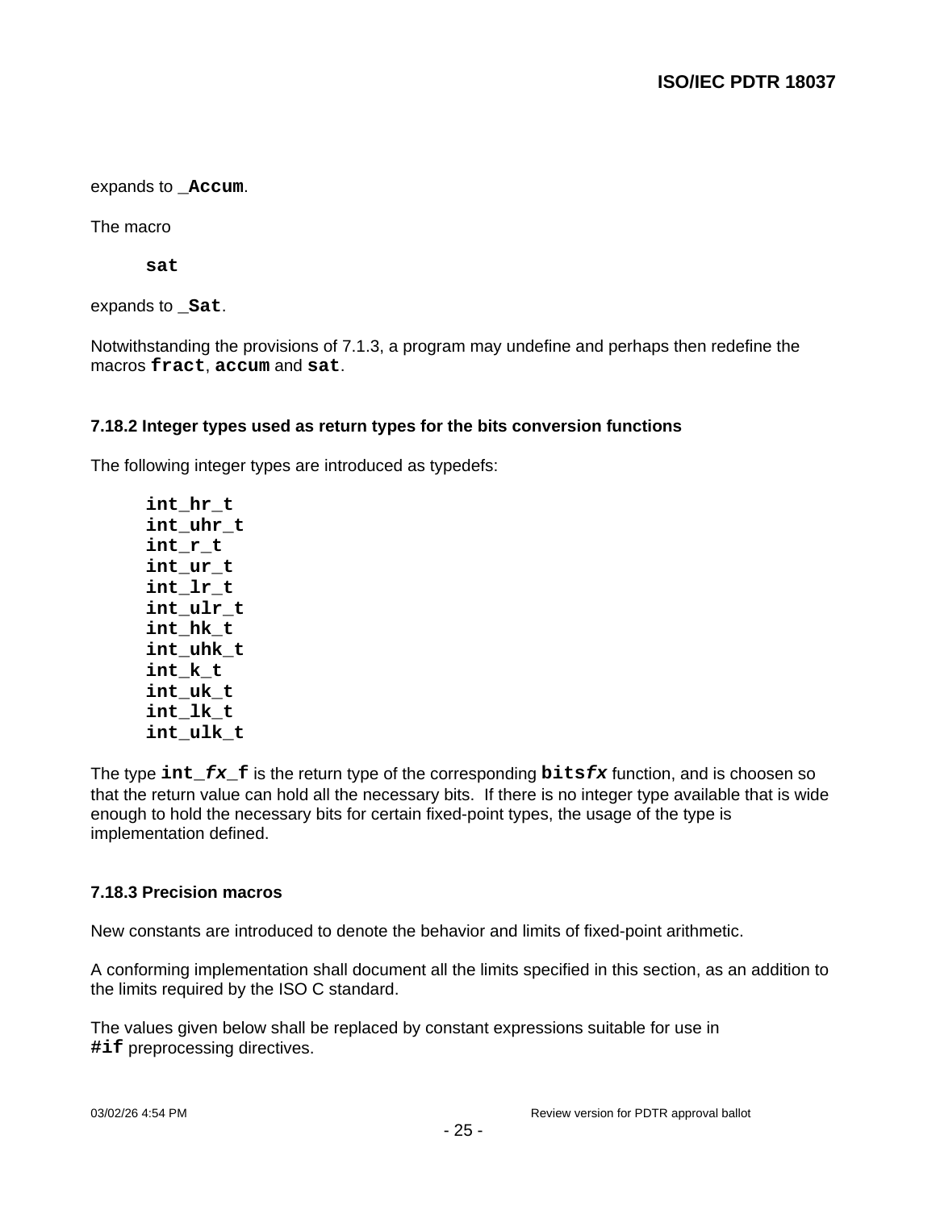expands to `_Accum`.

The macro

```
sat
```

expands to `_Sat`.

Notwithstanding the provisions of 7.1.3, a program may undefine and perhaps then redefine the macros **`fract`**, **`accum`** and **`sat`**.

### 7.18.2 Integer types used as return types for the bits conversion functions

The following integer types are introduced as typedefs:

```
int_hr_t
int_uhr_t
int_r_t
int_ur_t
int_lr_t
int_ulr_t
int_hk_t
int_uhk_t
int_k_t
int_uk_t
int_lk_t
int_ulk_t
```

The type **`int_`*`fx`*`_f`** is the return type of the corresponding **`bits`*`fx`*** function, and is choosen so that the return value can hold all the necessary bits. If there is no integer type available that is wide enough to hold the necessary bits for certain fixed-point types, the usage of the type is implementation defined.

### 7.18.3 Precision macros

New constants are introduced to denote the behavior and limits of fixed-point arithmetic.

A conforming implementation shall document all the limits specified in this section, as an addition to the limits required by the ISO C standard.

The values given below shall be replaced by constant expressions suitable for use in **`#if`** preprocessing directives.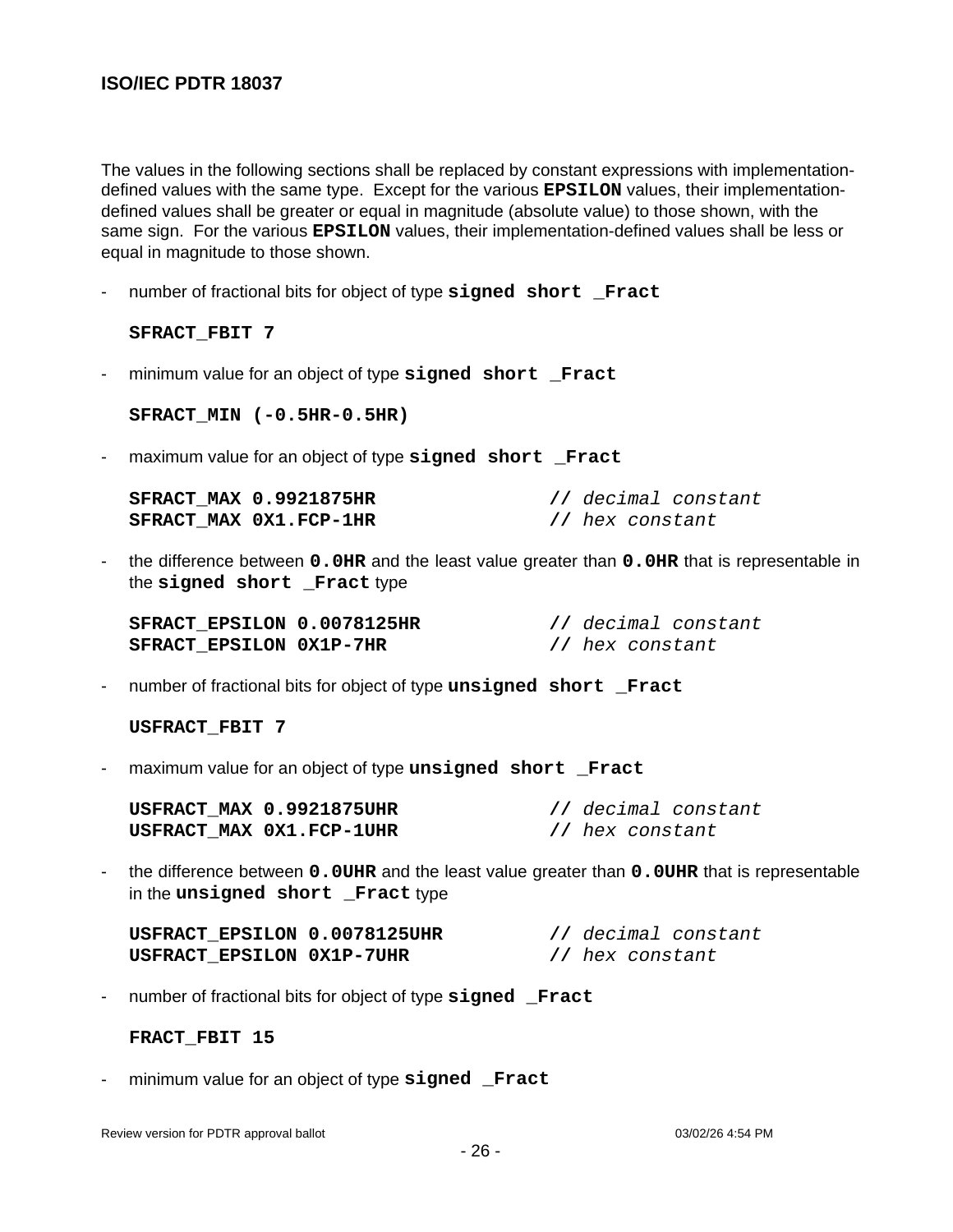The values in the following sections shall be replaced by constant expressions with implementation-defined values with the same type. Except for the various **EPSILON** values, their implementation-defined values shall be greater or equal in magnitude (absolute value) to those shown, with the same sign. For the various **EPSILON** values, their implementation-defined values shall be less or equal in magnitude to those shown.

- number of fractional bits for object of type **signed short _Fract**

```
SFRACT_FBIT 7
```

- minimum value for an object of type **signed short _Fract**

```
SFRACT_MIN (-0.5HR-0.5HR)
```

- maximum value for an object of type **signed short _Fract**

```
SFRACT_MAX 0.9921875HR              // decimal constant
SFRACT_MAX 0X1.FCP-1HR              // hex constant
```

- the difference between **0.0HR** and the least value greater than **0.0HR** that is representable in the **signed short _Fract** type

```
SFRACT_EPSILON 0.0078125HR          // decimal constant
SFRACT_EPSILON 0X1P-7HR             // hex constant
```

- number of fractional bits for object of type **unsigned short _Fract**

```
USFRACT_FBIT 7
```

- maximum value for an object of type **unsigned short _Fract**

```
USFRACT_MAX 0.9921875UHR            // decimal constant
USFRACT_MAX 0X1.FCP-1UHR            // hex constant
```

- the difference between **0.0UHR** and the least value greater than **0.0UHR** that is representable in the **unsigned short _Fract** type

```
USFRACT_EPSILON 0.0078125UHR        // decimal constant
USFRACT_EPSILON 0X1P-7UHR           // hex constant
```

- number of fractional bits for object of type **signed _Fract**

```
FRACT_FBIT 15
```

- minimum value for an object of type **signed _Fract**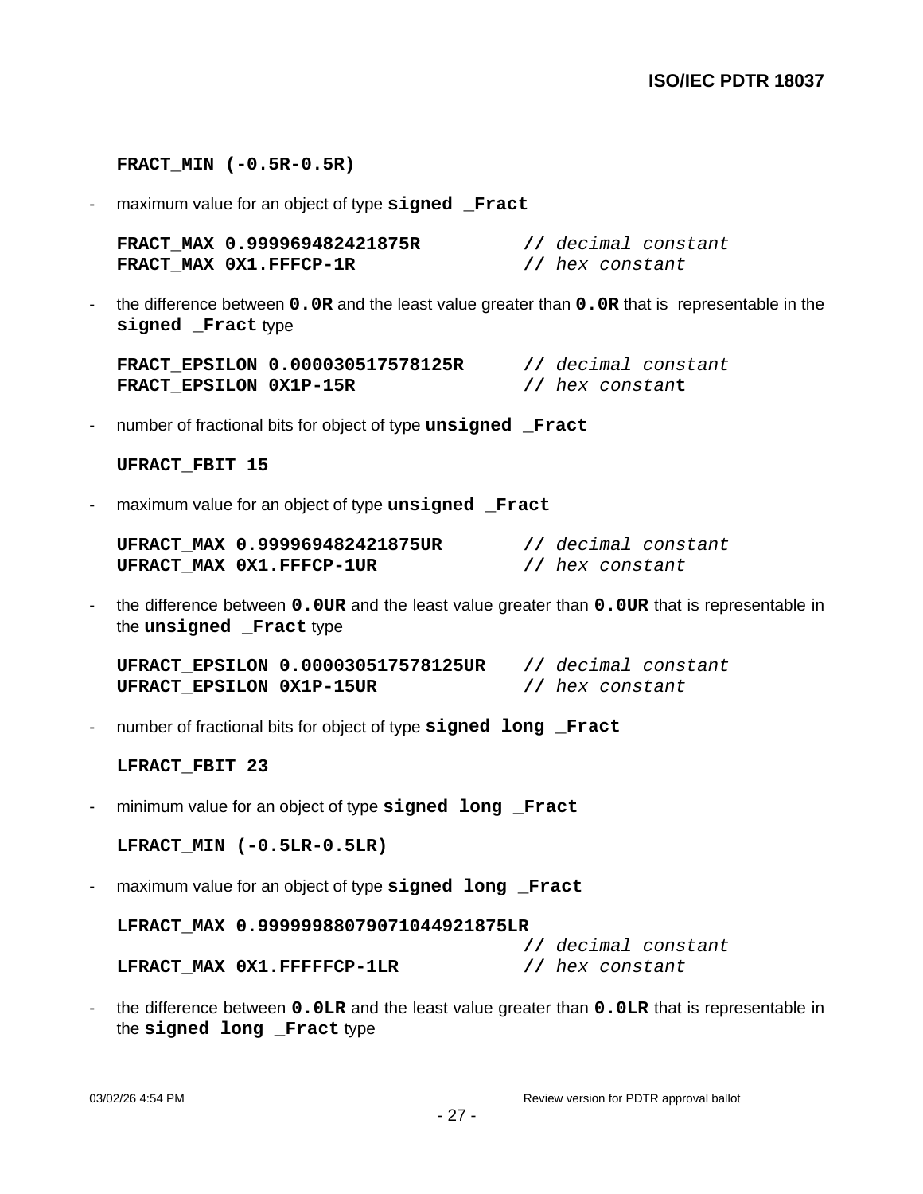```
FRACT_MIN (-0.5R-0.5R)
```

- maximum value for an object of type **signed _Fract**

```
FRACT_MAX 0.999969482421875R          // decimal constant
FRACT_MAX 0X1.FFFCP-1R                // hex constant
```

- the difference between **0.0R** and the least value greater than **0.0R** that is representable in the **signed _Fract** type

```
FRACT_EPSILON 0.000030517578125R      // decimal constant
FRACT_EPSILON 0X1P-15R                // hex constant
```

- number of fractional bits for object of type **unsigned _Fract**

```
UFRACT_FBIT 15
```

- maximum value for an object of type **unsigned _Fract**

```
UFRACT_MAX 0.999969482421875UR        // decimal constant
UFRACT_MAX 0X1.FFFCP-1UR              // hex constant
```

- the difference between **0.0UR** and the least value greater than **0.0UR** that is representable in the **unsigned _Fract** type

```
UFRACT_EPSILON 0.000030517578125UR    // decimal constant
UFRACT_EPSILON 0X1P-15UR              // hex constant
```

- number of fractional bits for object of type **signed long _Fract**

```
LFRACT_FBIT 23
```

- minimum value for an object of type **signed long _Fract**

```
LFRACT_MIN (-0.5LR-0.5LR)
```

- maximum value for an object of type **signed long _Fract**

```
LFRACT_MAX 0.99999988079071044921875LR
                                      // decimal constant
LFRACT_MAX 0X1.FFFFFCP-1LR            // hex constant
```

- the difference between **0.0LR** and the least value greater than **0.0LR** that is representable in the **signed long _Fract** type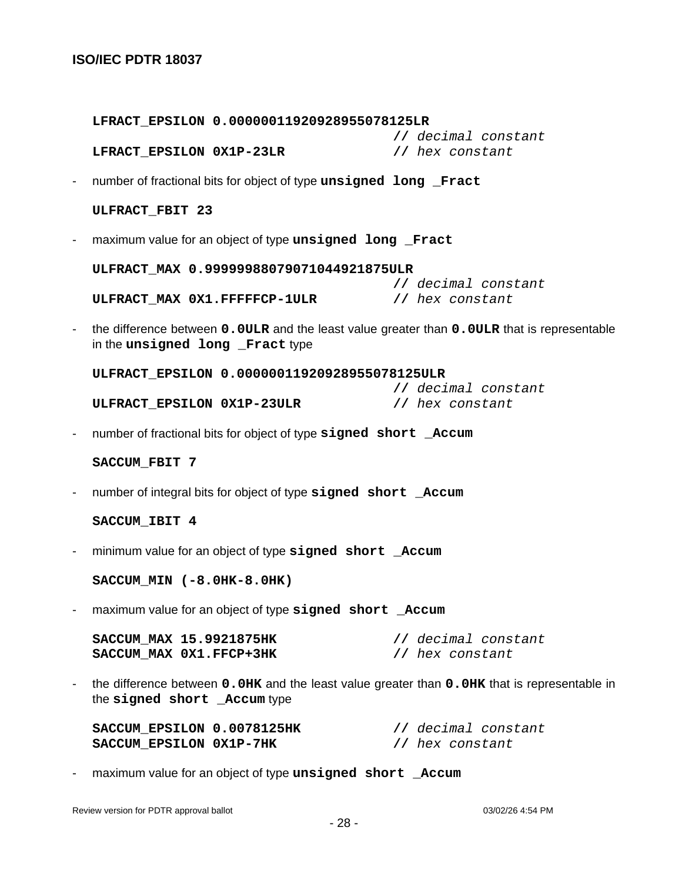```
LFRACT_EPSILON 0.00000011920928955078125LR
                                  // decimal constant
LFRACT_EPSILON 0X1P-23LR          // hex constant
```

- number of fractional bits for object of type **unsigned long _Fract**

```
ULFRACT_FBIT 23
```

- maximum value for an object of type **unsigned long _Fract**

```
ULFRACT_MAX 0.99999988079071044921875ULR
                                  // decimal constant
ULFRACT_MAX 0X1.FFFFFCP-1ULR      // hex constant
```

- the difference between **0.0ULR** and the least value greater than **0.0ULR** that is representable in the **unsigned long _Fract** type

```
ULFRACT_EPSILON 0.00000011920928955078125ULR
                                  // decimal constant
ULFRACT_EPSILON 0X1P-23ULR        // hex constant
```

- number of fractional bits for object of type **signed short _Accum**

```
SACCUM_FBIT 7
```

- number of integral bits for object of type **signed short _Accum**

```
SACCUM_IBIT 4
```

- minimum value for an object of type **signed short _Accum**

```
SACCUM_MIN (-8.0HK-8.0HK)
```

- maximum value for an object of type **signed short _Accum**

```
SACCUM_MAX 15.9921875HK           // decimal constant
SACCUM_MAX 0X1.FFCP+3HK           // hex constant
```

- the difference between **0.0HK** and the least value greater than **0.0HK** that is representable in the **signed short _Accum** type

```
SACCUM_EPSILON 0.0078125HK        // decimal constant
SACCUM_EPSILON 0X1P-7HK           // hex constant
```

- maximum value for an object of type **unsigned short _Accum**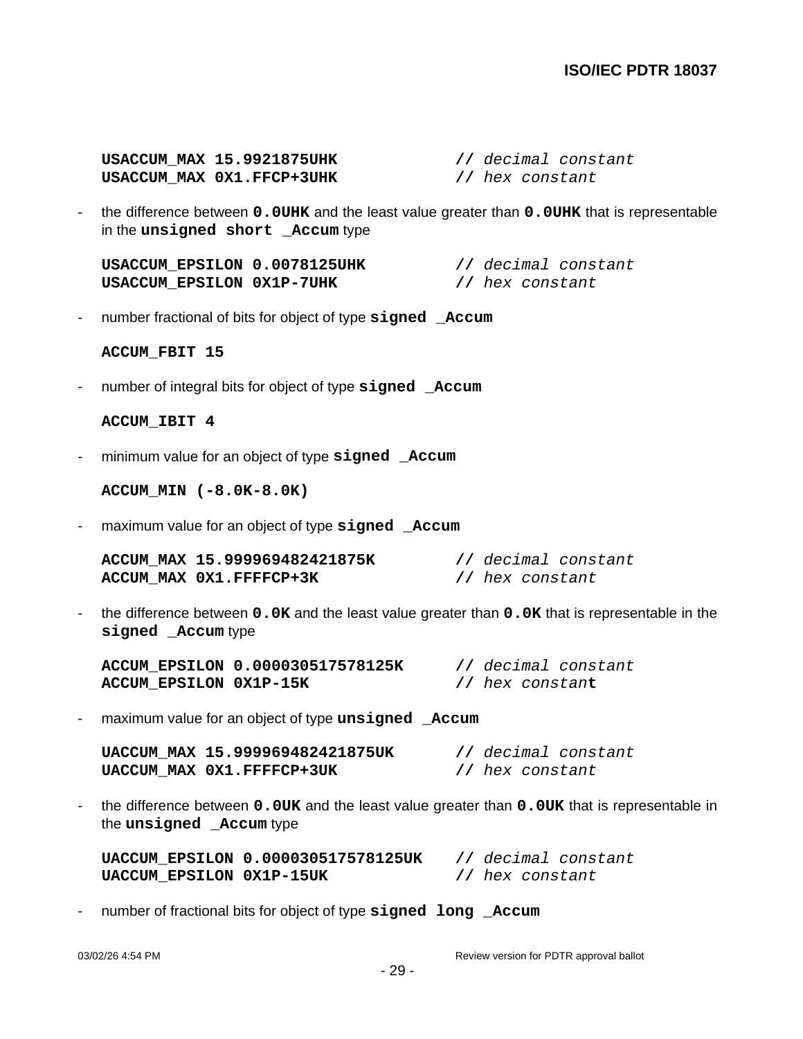```
USACCUM_MAX 15.9921875UHK            // decimal constant
USACCUM_MAX 0X1.FFCP+3UHK            // hex constant
```

- the difference between **0.0UHK** and the least value greater than **0.0UHK** that is representable in the **unsigned short _Accum** type

```
USACCUM_EPSILON 0.0078125UHK         // decimal constant
USACCUM_EPSILON 0X1P-7UHK            // hex constant
```

- number fractional of bits for object of type **signed _Accum**

```
ACCUM_FBIT 15
```

- number of integral bits for object of type **signed _Accum**

```
ACCUM_IBIT 4
```

- minimum value for an object of type **signed _Accum**

```
ACCUM_MIN (-8.0K-8.0K)
```

- maximum value for an object of type **signed _Accum**

```
ACCUM_MAX 15.999969482421875K        // decimal constant
ACCUM_MAX 0X1.FFFFCP+3K              // hex constant
```

- the difference between **0.0K** and the least value greater than **0.0K** that is representable in the **signed _Accum** type

```
ACCUM_EPSILON 0.000030517578125K     // decimal constant
ACCUM_EPSILON 0X1P-15K               // hex constant
```

- maximum value for an object of type **unsigned _Accum**

```
UACCUM_MAX 15.999969482421875UK      // decimal constant
UACCUM_MAX 0X1.FFFFCP+3UK            // hex constant
```

- the difference between **0.0UK** and the least value greater than **0.0UK** that is representable in the **unsigned _Accum** type

```
UACCUM_EPSILON 0.000030517578125UK   // decimal constant
UACCUM_EPSILON 0X1P-15UK             // hex constant
```

- number of fractional bits for object of type **signed long _Accum**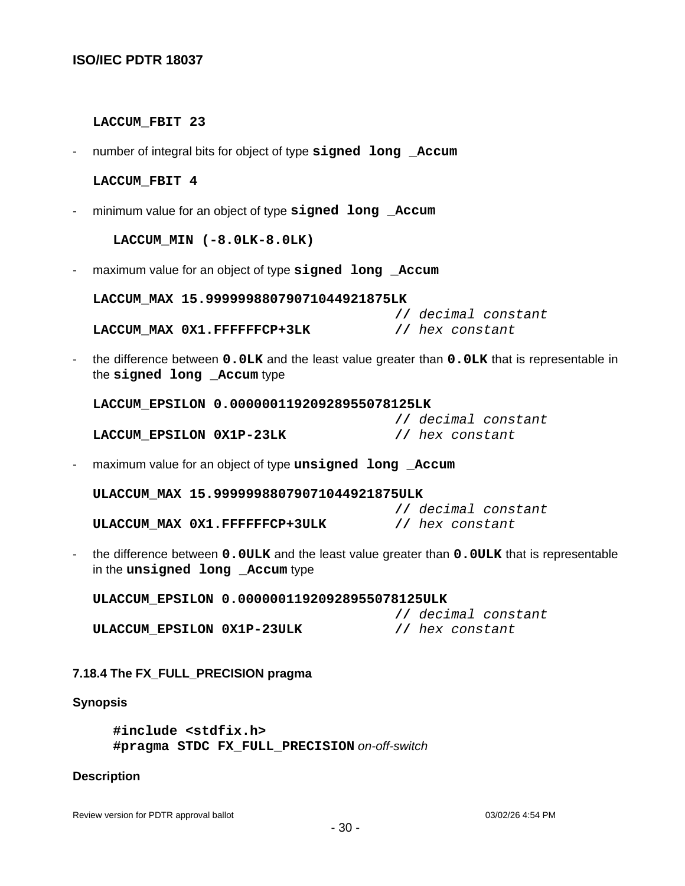**LACCUM_FBIT 23**

- number of integral bits for object of type **signed long _Accum**

  **LACCUM_FBIT 4**

- minimum value for an object of type **signed long _Accum**

  **LACCUM_MIN (-8.0LK-8.0LK)**

- maximum value for an object of type **signed long _Accum**

```
LACCUM_MAX 15.99999988079071044921875LK
                                    // decimal constant
LACCUM_MAX 0X1.FFFFFFCP+3LK         // hex constant
```

- the difference between **0.0LK** and the least value greater than **0.0LK** that is representable in the **signed long _Accum** type

```
LACCUM_EPSILON 0.00000011920928955078125LK
                                    // decimal constant
LACCUM_EPSILON 0X1P-23LK            // hex constant
```

- maximum value for an object of type **unsigned long _Accum**

```
ULACCUM_MAX 15.99999988079071044921875ULK
                                    // decimal constant
ULACCUM_MAX 0X1.FFFFFFCP+3ULK       // hex constant
```

- the difference between **0.0ULK** and the least value greater than **0.0ULK** that is representable in the **unsigned long _Accum** type

```
ULACCUM_EPSILON 0.00000011920928955078125ULK
                                    // decimal constant
ULACCUM_EPSILON 0X1P-23ULK          // hex constant
```

### 7.18.4 The FX_FULL_PRECISION pragma

**Synopsis**

```
#include <stdfix.h>
#pragma STDC FX_FULL_PRECISION on-off-switch
```

**Description**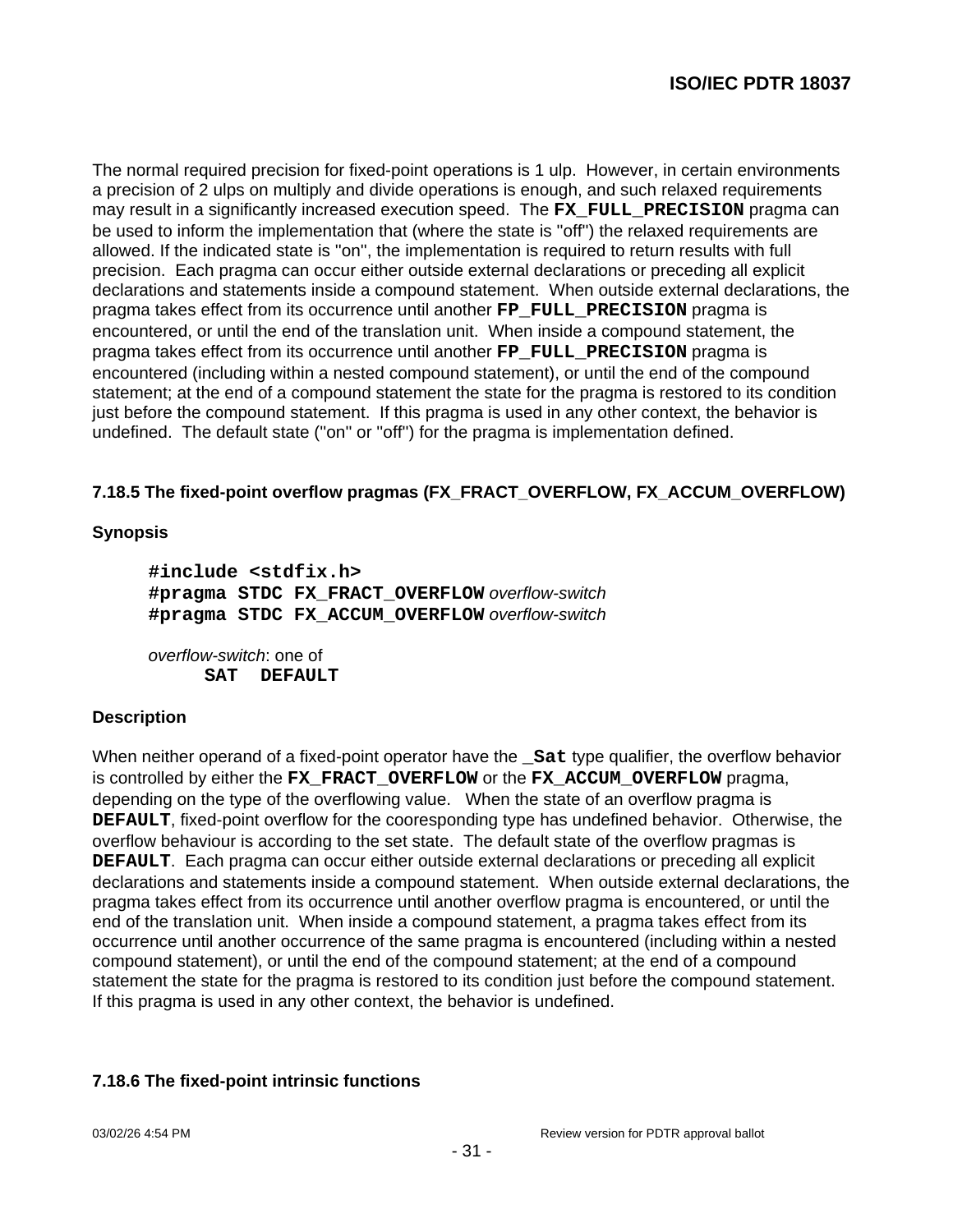The normal required precision for fixed-point operations is 1 ulp. However, in certain environments a precision of 2 ulps on multiply and divide operations is enough, and such relaxed requirements may result in a significantly increased execution speed. The **`FX_FULL_PRECISION`** pragma can be used to inform the implementation that (where the state is "off") the relaxed requirements are allowed. If the indicated state is "on", the implementation is required to return results with full precision. Each pragma can occur either outside external declarations or preceding all explicit declarations and statements inside a compound statement. When outside external declarations, the pragma takes effect from its occurrence until another **`FP_FULL_PRECISION`** pragma is encountered, or until the end of the translation unit. When inside a compound statement, the pragma takes effect from its occurrence until another **`FP_FULL_PRECISION`** pragma is encountered (including within a nested compound statement), or until the end of the compound statement; at the end of a compound statement the state for the pragma is restored to its condition just before the compound statement. If this pragma is used in any other context, the behavior is undefined. The default state ("on" or "off") for the pragma is implementation defined.

### 7.18.5 The fixed-point overflow pragmas (FX_FRACT_OVERFLOW, FX_ACCUM_OVERFLOW)

**Synopsis**

```
#include <stdfix.h>
#pragma STDC FX_FRACT_OVERFLOW overflow-switch
#pragma STDC FX_ACCUM_OVERFLOW overflow-switch

overflow-switch: one of
      SAT  DEFAULT
```

**Description**

When neither operand of a fixed-point operator have the **`_Sat`** type qualifier, the overflow behavior is controlled by either the **`FX_FRACT_OVERFLOW`** or the **`FX_ACCUM_OVERFLOW`** pragma, depending on the type of the overflowing value. When the state of an overflow pragma is **`DEFAULT`**, fixed-point overflow for the cooresponding type has undefined behavior. Otherwise, the overflow behaviour is according to the set state. The default state of the overflow pragmas is **`DEFAULT`**. Each pragma can occur either outside external declarations or preceding all explicit declarations and statements inside a compound statement. When outside external declarations, the pragma takes effect from its occurrence until another overflow pragma is encountered, or until the end of the translation unit. When inside a compound statement, a pragma takes effect from its occurrence until another occurrence of the same pragma is encountered (including within a nested compound statement), or until the end of the compound statement; at the end of a compound statement the state for the pragma is restored to its condition just before the compound statement. If this pragma is used in any other context, the behavior is undefined.

### 7.18.6 The fixed-point intrinsic functions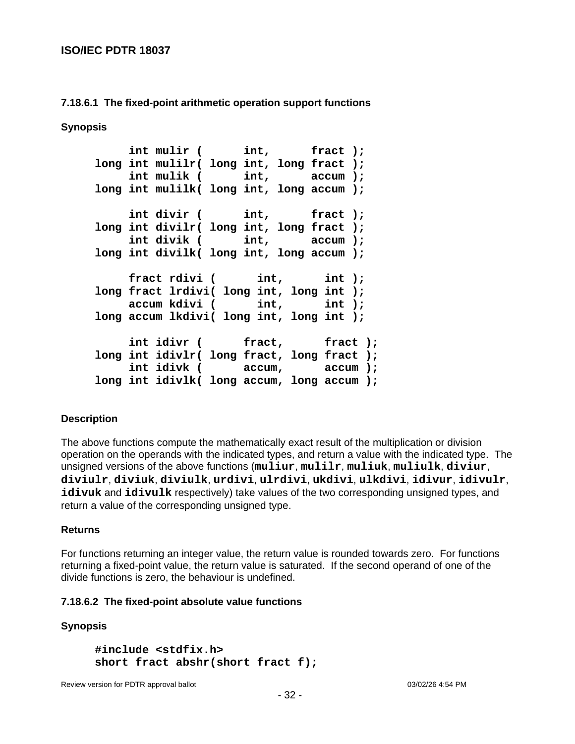#### 7.18.6.1 The fixed-point arithmetic operation support functions

**Synopsis**

```
     int mulir (      int,      fract );
long int mulilr( long int, long fract );
     int mulik (      int,      accum );
long int mulilk( long int, long accum );

     int divir (      int,      fract );
long int divilr( long int, long fract );
     int divik (      int,      accum );
long int divilk( long int, long accum );

     fract rdivi (      int,      int );
long fract lrdivi( long int, long int );
     accum kdivi (      int,      int );
long accum lkdivi( long int, long int );

     int idivr (      fract,      fract );
long int idivlr( long fract, long fract );
     int idivk (      accum,      accum );
long int idivlk( long accum, long accum );
```

**Description**

The above functions compute the mathematically exact result of the multiplication or division operation on the operands with the indicated types, and return a value with the indicated type. The unsigned versions of the above functions (**muliur**, **mulilr**, **muliuk**, **muliulk**, **diviur**, **diviulr**, **diviuk**, **diviulk**, **urdivi**, **ulrdivi**, **ukdivi**, **ulkdivi**, **idivur**, **idivulr**, **idivuk** and **idivulk** respectively) take values of the two corresponding unsigned types, and return a value of the corresponding unsigned type.

**Returns**

For functions returning an integer value, the return value is rounded towards zero. For functions returning a fixed-point value, the return value is saturated. If the second operand of one of the divide functions is zero, the behaviour is undefined.

#### 7.18.6.2 The fixed-point absolute value functions

**Synopsis**

```
#include <stdfix.h>
short fract abshr(short fract f);
```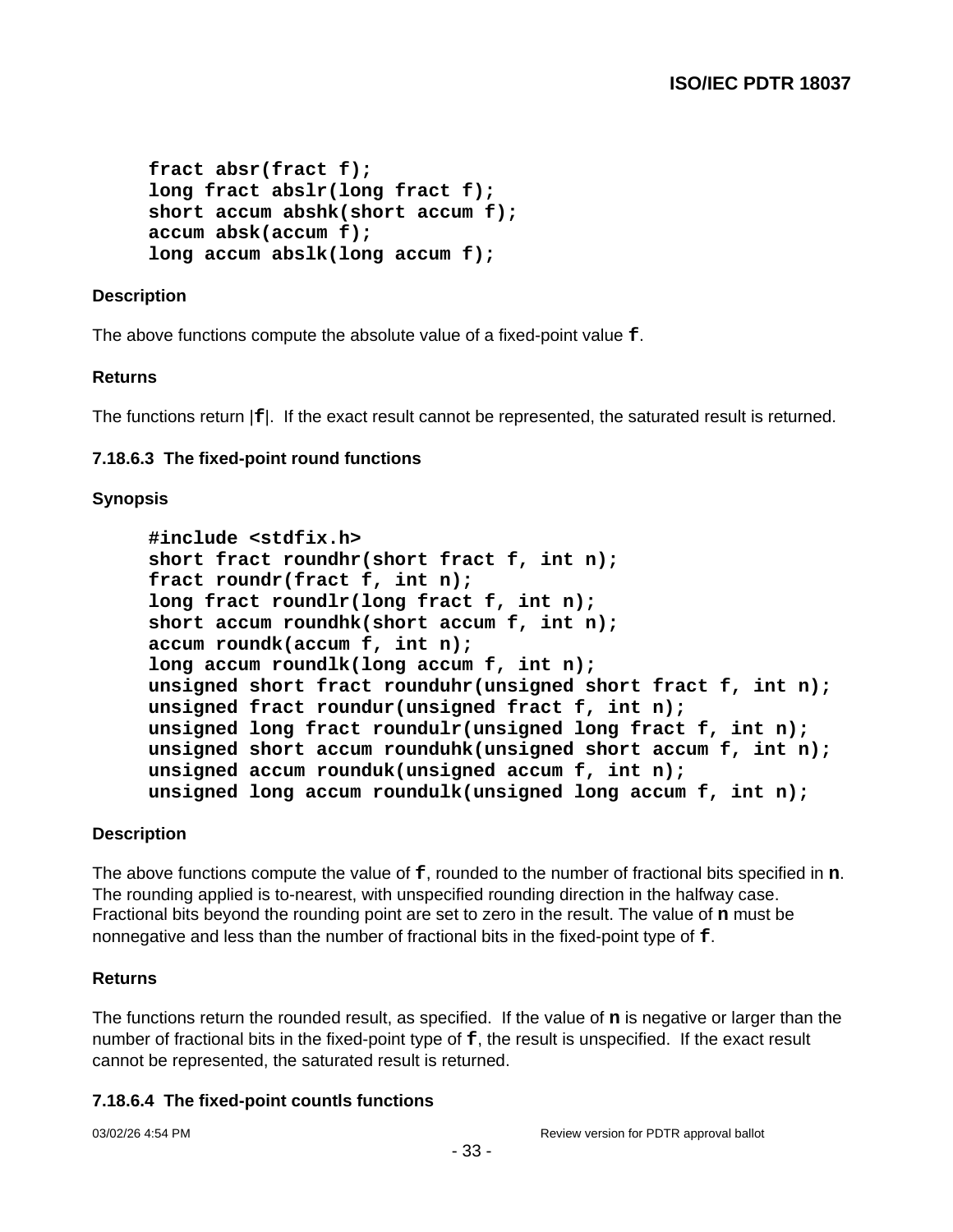```
fract absr(fract f);
long fract abslr(long fract f);
short accum abshk(short accum f);
accum absk(accum f);
long accum abslk(long accum f);
```

**Description**

The above functions compute the absolute value of a fixed-point value **f**.

**Returns**

The functions return |**f**|. If the exact result cannot be represented, the saturated result is returned.

#### 7.18.6.3 The fixed-point round functions

**Synopsis**

```
#include <stdfix.h>
short fract roundhr(short fract f, int n);
fract roundr(fract f, int n);
long fract roundlr(long fract f, int n);
short accum roundhk(short accum f, int n);
accum roundk(accum f, int n);
long accum roundlk(long accum f, int n);
unsigned short fract rounduhr(unsigned short fract f, int n);
unsigned fract roundur(unsigned fract f, int n);
unsigned long fract roundulr(unsigned long fract f, int n);
unsigned short accum rounduhk(unsigned short accum f, int n);
unsigned accum rounduk(unsigned accum f, int n);
unsigned long accum roundulk(unsigned long accum f, int n);
```

**Description**

The above functions compute the value of **f**, rounded to the number of fractional bits specified in **n**. The rounding applied is to-nearest, with unspecified rounding direction in the halfway case. Fractional bits beyond the rounding point are set to zero in the result. The value of **n** must be nonnegative and less than the number of fractional bits in the fixed-point type of **f**.

**Returns**

The functions return the rounded result, as specified. If the value of **n** is negative or larger than the number of fractional bits in the fixed-point type of **f**, the result is unspecified. If the exact result cannot be represented, the saturated result is returned.

#### 7.18.6.4 The fixed-point countls functions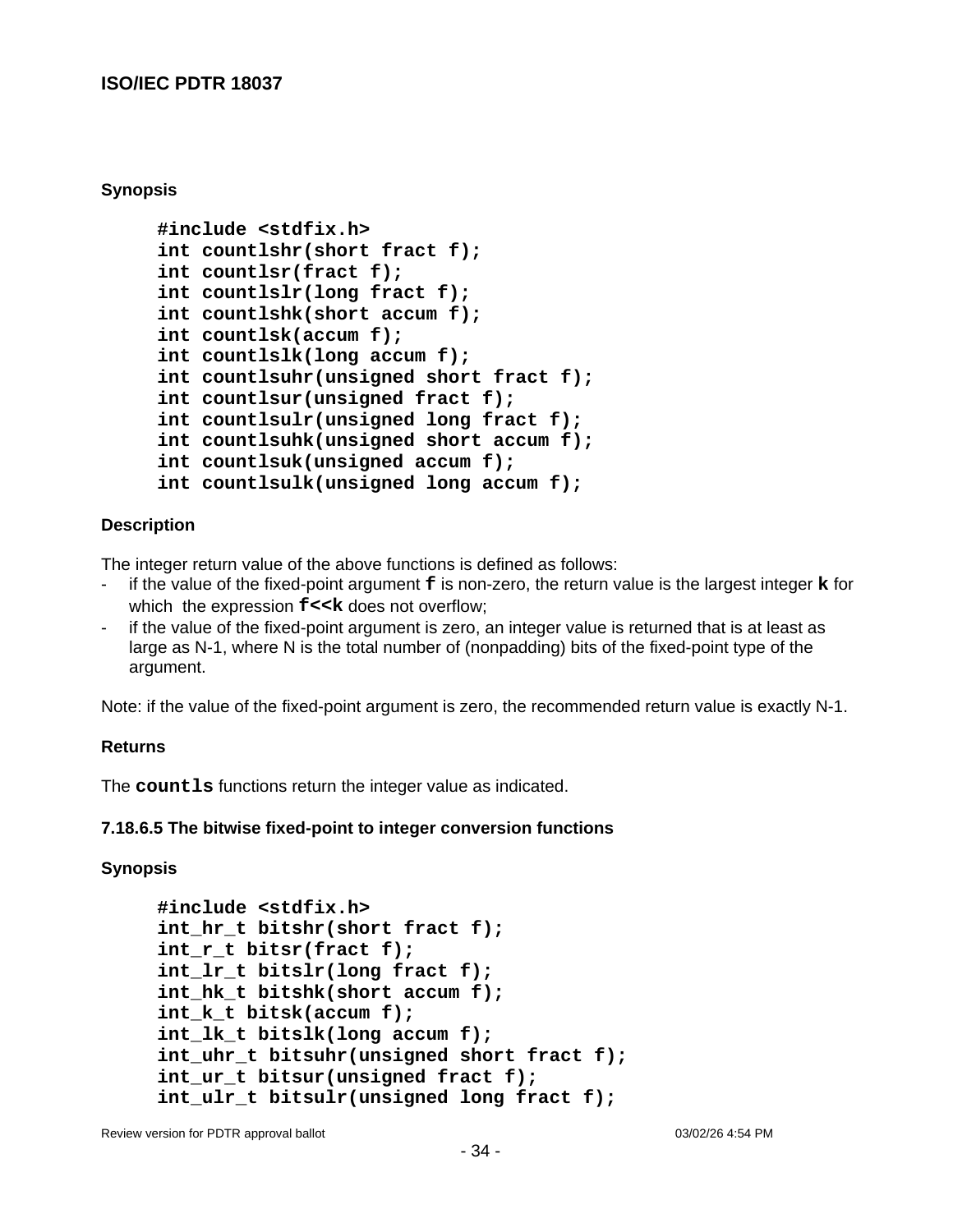**Synopsis**

```
#include <stdfix.h>
int countlshr(short fract f);
int countlsr(fract f);
int countlslr(long fract f);
int countlshk(short accum f);
int countlsk(accum f);
int countlslk(long accum f);
int countlsuhr(unsigned short fract f);
int countlsur(unsigned fract f);
int countlsulr(unsigned long fract f);
int countlsuhk(unsigned short accum f);
int countlsuk(unsigned accum f);
int countlsulk(unsigned long accum f);
```

**Description**

The integer return value of the above functions is defined as follows:

- if the value of the fixed-point argument **f** is non-zero, the return value is the largest integer **k** for which the expression **f<<k** does not overflow;
- if the value of the fixed-point argument is zero, an integer value is returned that is at least as large as N-1, where N is the total number of (nonpadding) bits of the fixed-point type of the argument.

Note: if the value of the fixed-point argument is zero, the recommended return value is exactly N-1.

**Returns**

The **countls** functions return the integer value as indicated.

**7.18.6.5 The bitwise fixed-point to integer conversion functions**

**Synopsis**

```
#include <stdfix.h>
int_hr_t bitshr(short fract f);
int_r_t bitsr(fract f);
int_lr_t bitslr(long fract f);
int_hk_t bitshk(short accum f);
int_k_t bitsk(accum f);
int_lk_t bitslk(long accum f);
int_uhr_t bitsuhr(unsigned short fract f);
int_ur_t bitsur(unsigned fract f);
int_ulr_t bitsulr(unsigned long fract f);
```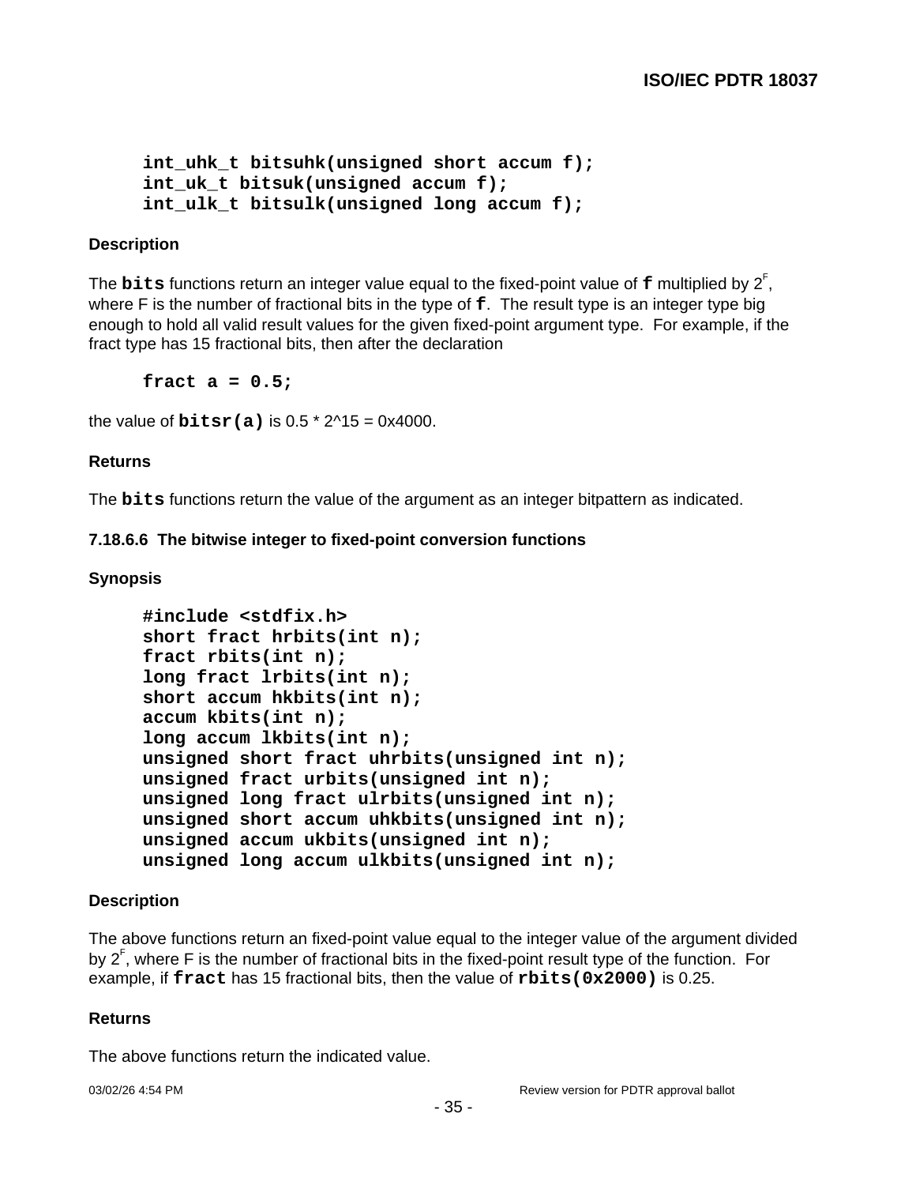```
int_uhk_t bitsuhk(unsigned short accum f);
int_uk_t bitsuk(unsigned accum f);
int_ulk_t bitsulk(unsigned long accum f);
```

**Description**

The **`bits`** functions return an integer value equal to the fixed-point value of **`f`** multiplied by $2^F$, where F is the number of fractional bits in the type of **`f`**. The result type is an integer type big enough to hold all valid result values for the given fixed-point argument type. For example, if the fract type has 15 fractional bits, then after the declaration

```
fract a = 0.5;
```

the value of **`bitsr(a)`** is 0.5 * 2^15 = 0x4000.

**Returns**

The **`bits`** functions return the value of the argument as an integer bitpattern as indicated.

#### 7.18.6.6 The bitwise integer to fixed-point conversion functions

**Synopsis**

```
#include <stdfix.h>
short fract hrbits(int n);
fract rbits(int n);
long fract lrbits(int n);
short accum hkbits(int n);
accum kbits(int n);
long accum lkbits(int n);
unsigned short fract uhrbits(unsigned int n);
unsigned fract urbits(unsigned int n);
unsigned long fract ulrbits(unsigned int n);
unsigned short accum uhkbits(unsigned int n);
unsigned accum ukbits(unsigned int n);
unsigned long accum ulkbits(unsigned int n);
```

**Description**

The above functions return an fixed-point value equal to the integer value of the argument divided by $2^F$, where F is the number of fractional bits in the fixed-point result type of the function. For example, if **`fract`** has 15 fractional bits, then the value of **`rbits(0x2000)`** is 0.25.

**Returns**

The above functions return the indicated value.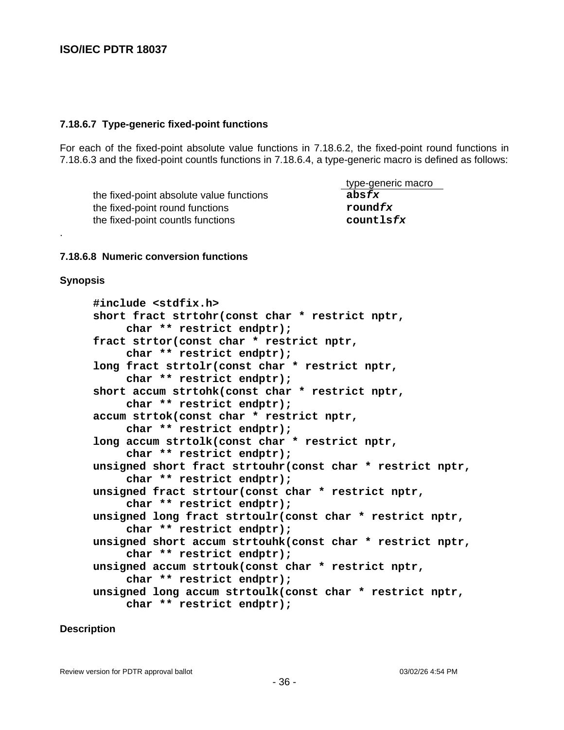#### 7.18.6.7 Type-generic fixed-point functions

For each of the fixed-point absolute value functions in 7.18.6.2, the fixed-point round functions in 7.18.6.3 and the fixed-point countls functions in 7.18.6.4, a type-generic macro is defined as follows:

| | type-generic macro |
|---|---|
| the fixed-point absolute value functions | **abs*fx*** |
| the fixed-point round functions | **round*fx*** |
| the fixed-point countls functions | **countls*fx*** |

.

#### 7.18.6.8 Numeric conversion functions

**Synopsis**

```
#include <stdfix.h>
short fract strtohr(const char * restrict nptr,
     char ** restrict endptr);
fract strtor(const char * restrict nptr,
     char ** restrict endptr);
long fract strtolr(const char * restrict nptr,
     char ** restrict endptr);
short accum strtohk(const char * restrict nptr,
     char ** restrict endptr);
accum strtok(const char * restrict nptr,
     char ** restrict endptr);
long accum strtolk(const char * restrict nptr,
     char ** restrict endptr);
unsigned short fract strtouhr(const char * restrict nptr,
     char ** restrict endptr);
unsigned fract strtour(const char * restrict nptr,
     char ** restrict endptr);
unsigned long fract strtoulr(const char * restrict nptr,
     char ** restrict endptr);
unsigned short accum strtouhk(const char * restrict nptr,
     char ** restrict endptr);
unsigned accum strtouk(const char * restrict nptr,
     char ** restrict endptr);
unsigned long accum strtoulk(const char * restrict nptr,
     char ** restrict endptr);
```

**Description**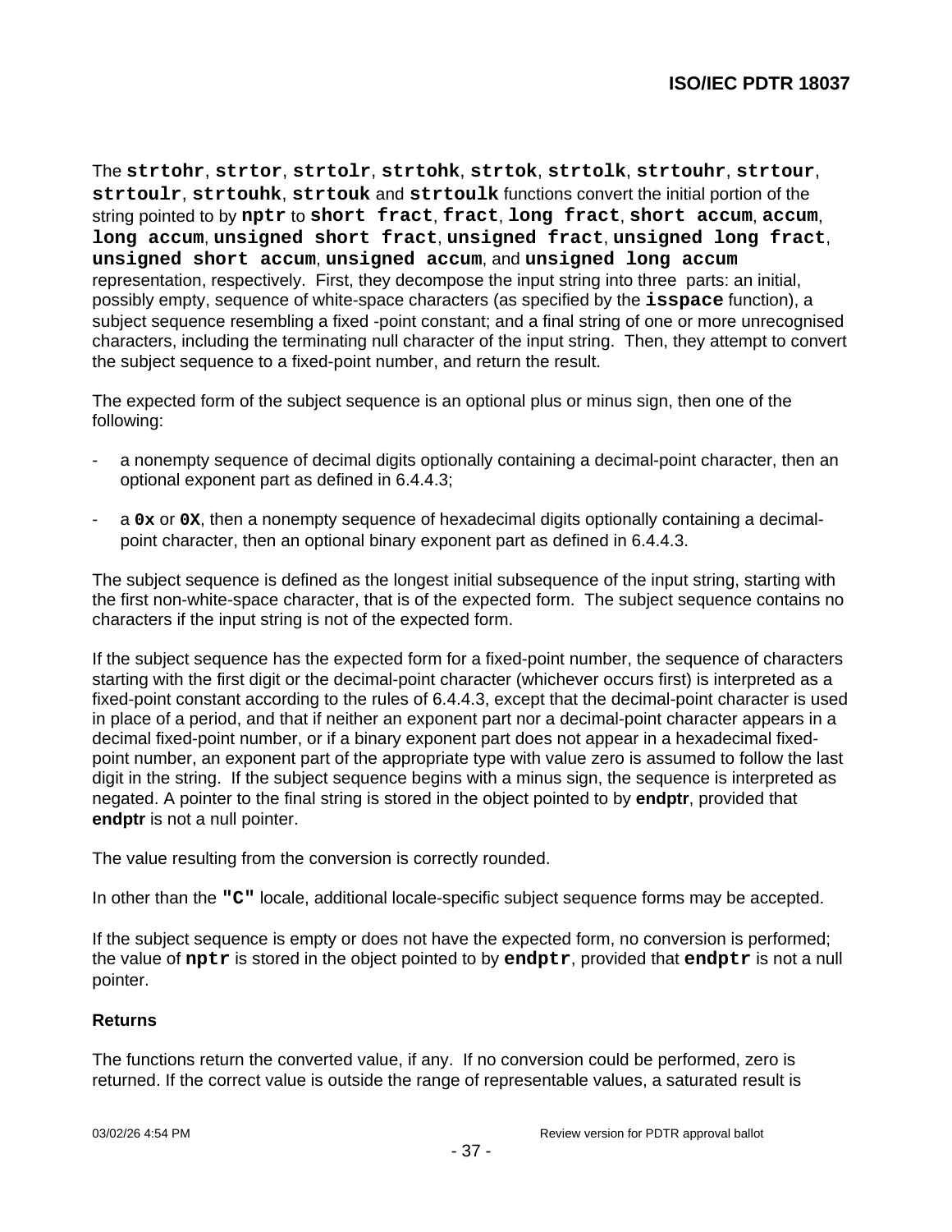The **strtohr**, **strtor**, **strtolr**, **strtohk**, **strtok**, **strtolk**, **strtouhr**, **strtour**, **strtoulr**, **strtouhk**, **strtouk** and **strtoulk** functions convert the initial portion of the string pointed to by **nptr** to **short fract**, **fract**, **long fract**, **short accum**, **accum**, **long accum**, **unsigned short fract**, **unsigned fract**, **unsigned long fract**, **unsigned short accum**, **unsigned accum**, and **unsigned long accum** representation, respectively. First, they decompose the input string into three parts: an initial, possibly empty, sequence of white-space characters (as specified by the **isspace** function), a subject sequence resembling a fixed -point constant; and a final string of one or more unrecognised characters, including the terminating null character of the input string. Then, they attempt to convert the subject sequence to a fixed-point number, and return the result.

The expected form of the subject sequence is an optional plus or minus sign, then one of the following:

- a nonempty sequence of decimal digits optionally containing a decimal-point character, then an optional exponent part as defined in 6.4.4.3;
- a **0x** or **0X**, then a nonempty sequence of hexadecimal digits optionally containing a decimal-point character, then an optional binary exponent part as defined in 6.4.4.3.

The subject sequence is defined as the longest initial subsequence of the input string, starting with the first non-white-space character, that is of the expected form. The subject sequence contains no characters if the input string is not of the expected form.

If the subject sequence has the expected form for a fixed-point number, the sequence of characters starting with the first digit or the decimal-point character (whichever occurs first) is interpreted as a fixed-point constant according to the rules of 6.4.4.3, except that the decimal-point character is used in place of a period, and that if neither an exponent part nor a decimal-point character appears in a decimal fixed-point number, or if a binary exponent part does not appear in a hexadecimal fixed-point number, an exponent part of the appropriate type with value zero is assumed to follow the last digit in the string. If the subject sequence begins with a minus sign, the sequence is interpreted as negated. A pointer to the final string is stored in the object pointed to by **endptr**, provided that **endptr** is not a null pointer.

The value resulting from the conversion is correctly rounded.

In other than the **"C"** locale, additional locale-specific subject sequence forms may be accepted.

If the subject sequence is empty or does not have the expected form, no conversion is performed; the value of **nptr** is stored in the object pointed to by **endptr**, provided that **endptr** is not a null pointer.

**Returns**

The functions return the converted value, if any. If no conversion could be performed, zero is returned. If the correct value is outside the range of representable values, a saturated result is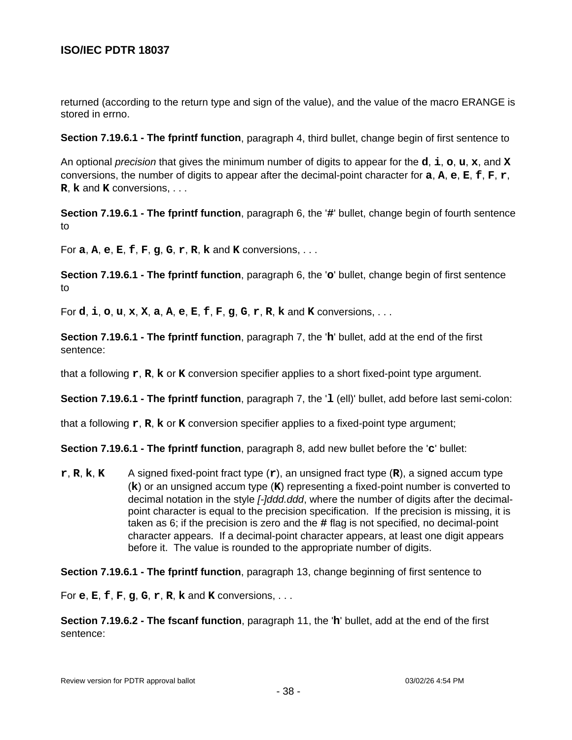returned (according to the return type and sign of the value), and the value of the macro ERANGE is stored in errno.

**Section 7.19.6.1 - The fprintf function**, paragraph 4, third bullet, change begin of first sentence to

An optional *precision* that gives the minimum number of digits to appear for the **d**, **i**, **o**, **u**, **x**, and **X** conversions, the number of digits to appear after the decimal-point character for **a**, **A**, **e**, **E**, **f**, **F**, **r**, **R**, **k** and **K** conversions, . . .

**Section 7.19.6.1 - The fprintf function**, paragraph 6, the '**#**' bullet, change begin of fourth sentence to

For **a**, **A**, **e**, **E**, **f**, **F**, **g**, **G**, **r**, **R**, **k** and **K** conversions, . . .

**Section 7.19.6.1 - The fprintf function**, paragraph 6, the '**0**' bullet, change begin of first sentence to

For **d**, **i**, **o**, **u**, **x**, **X**, **a**, **A**, **e**, **E**, **f**, **F**, **g**, **G**, **r**, **R**, **k** and **K** conversions, . . .

**Section 7.19.6.1 - The fprintf function**, paragraph 7, the '**h**' bullet, add at the end of the first sentence:

that a following **r**, **R**, **k** or **K** conversion specifier applies to a short fixed-point type argument.

**Section 7.19.6.1 - The fprintf function**, paragraph 7, the '**l** (ell)' bullet, add before last semi-colon:

that a following **r**, **R**, **k** or **K** conversion specifier applies to a fixed-point type argument;

**Section 7.19.6.1 - The fprintf function**, paragraph 8, add new bullet before the '**c**' bullet:

**r**, **R**, **k**, **K** A signed fixed-point fract type (**r**), an unsigned fract type (**R**), a signed accum type (**k**) or an unsigned accum type (**K**) representing a fixed-point number is converted to decimal notation in the style *[-]ddd.ddd*, where the number of digits after the decimal-point character is equal to the precision specification. If the precision is missing, it is taken as 6; if the precision is zero and the **#** flag is not specified, no decimal-point character appears. If a decimal-point character appears, at least one digit appears before it. The value is rounded to the appropriate number of digits.

**Section 7.19.6.1 - The fprintf function**, paragraph 13, change beginning of first sentence to

For **e**, **E**, **f**, **F**, **g**, **G**, **r**, **R**, **k** and **K** conversions, . . .

**Section 7.19.6.2 - The fscanf function**, paragraph 11, the '**h**' bullet, add at the end of the first sentence: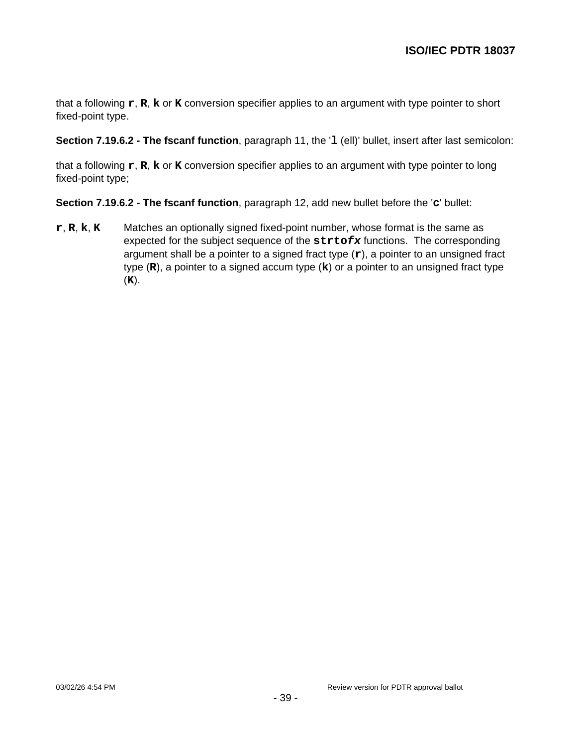that a following `r`, `R`, `k` or `K` conversion specifier applies to an argument with type pointer to short fixed-point type.

**Section 7.19.6.2 - The fscanf function**, paragraph 11, the '`l` (ell)' bullet, insert after last semicolon:

that a following `r`, `R`, `k` or `K` conversion specifier applies to an argument with type pointer to long fixed-point type;

**Section 7.19.6.2 - The fscanf function**, paragraph 12, add new bullet before the '`c`' bullet:

`r`, `R`, `k`, `K` Matches an optionally signed fixed-point number, whose format is the same as expected for the subject sequence of the **strto*fx*** functions. The corresponding argument shall be a pointer to a signed fract type (`r`), a pointer to an unsigned fract type (`R`), a pointer to a signed accum type (`k`) or a pointer to an unsigned fract type (`K`).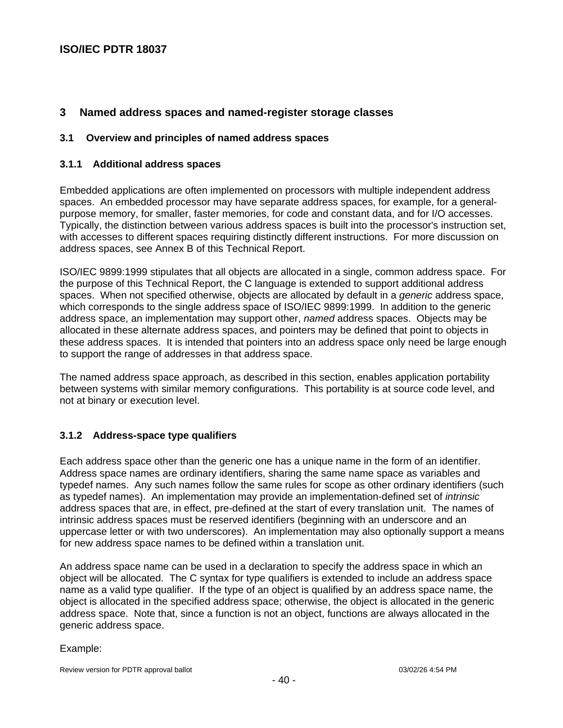# 3 Named address spaces and named-register storage classes

## 3.1 Overview and principles of named address spaces

### 3.1.1 Additional address spaces

Embedded applications are often implemented on processors with multiple independent address spaces. An embedded processor may have separate address spaces, for example, for a general-purpose memory, for smaller, faster memories, for code and constant data, and for I/O accesses. Typically, the distinction between various address spaces is built into the processor's instruction set, with accesses to different spaces requiring distinctly different instructions. For more discussion on address spaces, see Annex B of this Technical Report.

ISO/IEC 9899:1999 stipulates that all objects are allocated in a single, common address space. For the purpose of this Technical Report, the C language is extended to support additional address spaces. When not specified otherwise, objects are allocated by default in a *generic* address space, which corresponds to the single address space of ISO/IEC 9899:1999. In addition to the generic address space, an implementation may support other, *named* address spaces. Objects may be allocated in these alternate address spaces, and pointers may be defined that point to objects in these address spaces. It is intended that pointers into an address space only need be large enough to support the range of addresses in that address space.

The named address space approach, as described in this section, enables application portability between systems with similar memory configurations. This portability is at source code level, and not at binary or execution level.

### 3.1.2 Address-space type qualifiers

Each address space other than the generic one has a unique name in the form of an identifier. Address space names are ordinary identifiers, sharing the same name space as variables and typedef names. Any such names follow the same rules for scope as other ordinary identifiers (such as typedef names). An implementation may provide an implementation-defined set of *intrinsic* address spaces that are, in effect, pre-defined at the start of every translation unit. The names of intrinsic address spaces must be reserved identifiers (beginning with an underscore and an uppercase letter or with two underscores). An implementation may also optionally support a means for new address space names to be defined within a translation unit.

An address space name can be used in a declaration to specify the address space in which an object will be allocated. The C syntax for type qualifiers is extended to include an address space name as a valid type qualifier. If the type of an object is qualified by an address space name, the object is allocated in the specified address space; otherwise, the object is allocated in the generic address space. Note that, since a function is not an object, functions are always allocated in the generic address space.

Example: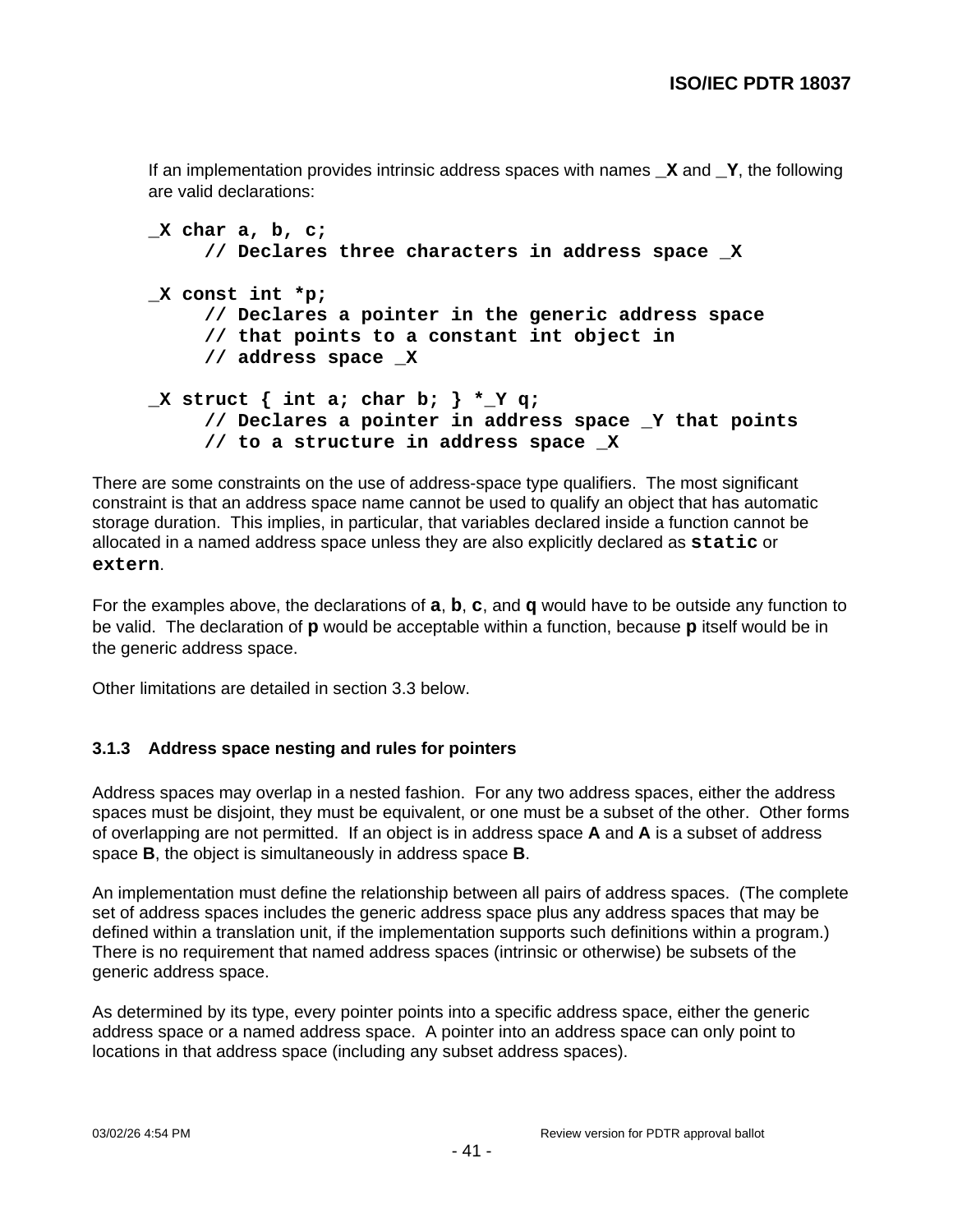If an implementation provides intrinsic address spaces with names **_X** and **_Y**, the following are valid declarations:

```
_X char a, b, c;
     // Declares three characters in address space _X

_X const int *p;
     // Declares a pointer in the generic address space
     // that points to a constant int object in
     // address space _X

_X struct { int a; char b; } *_Y q;
     // Declares a pointer in address space _Y that points
     // to a structure in address space _X
```

There are some constraints on the use of address-space type qualifiers. The most significant constraint is that an address space name cannot be used to qualify an object that has automatic storage duration. This implies, in particular, that variables declared inside a function cannot be allocated in a named address space unless they are also explicitly declared as **`static`** or **`extern`**.

For the examples above, the declarations of **a**, **b**, **c**, and **q** would have to be outside any function to be valid. The declaration of **p** would be acceptable within a function, because **p** itself would be in the generic address space.

Other limitations are detailed in section 3.3 below.

### 3.1.3 Address space nesting and rules for pointers

Address spaces may overlap in a nested fashion. For any two address spaces, either the address spaces must be disjoint, they must be equivalent, or one must be a subset of the other. Other forms of overlapping are not permitted. If an object is in address space **A** and **A** is a subset of address space **B**, the object is simultaneously in address space **B**.

An implementation must define the relationship between all pairs of address spaces. (The complete set of address spaces includes the generic address space plus any address spaces that may be defined within a translation unit, if the implementation supports such definitions within a program.) There is no requirement that named address spaces (intrinsic or otherwise) be subsets of the generic address space.

As determined by its type, every pointer points into a specific address space, either the generic address space or a named address space. A pointer into an address space can only point to locations in that address space (including any subset address spaces).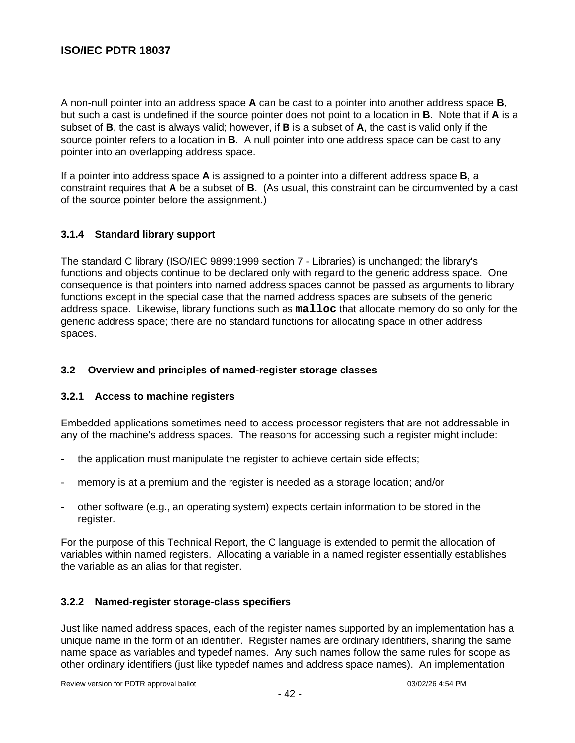A non-null pointer into an address space **A** can be cast to a pointer into another address space **B**, but such a cast is undefined if the source pointer does not point to a location in **B**. Note that if **A** is a subset of **B**, the cast is always valid; however, if **B** is a subset of **A**, the cast is valid only if the source pointer refers to a location in **B**. A null pointer into one address space can be cast to any pointer into an overlapping address space.

If a pointer into address space **A** is assigned to a pointer into a different address space **B**, a constraint requires that **A** be a subset of **B**. (As usual, this constraint can be circumvented by a cast of the source pointer before the assignment.)

### 3.1.4 Standard library support

The standard C library (ISO/IEC 9899:1999 section 7 - Libraries) is unchanged; the library's functions and objects continue to be declared only with regard to the generic address space. One consequence is that pointers into named address spaces cannot be passed as arguments to library functions except in the special case that the named address spaces are subsets of the generic address space. Likewise, library functions such as `malloc` that allocate memory do so only for the generic address space; there are no standard functions for allocating space in other address spaces.

## 3.2 Overview and principles of named-register storage classes

### 3.2.1 Access to machine registers

Embedded applications sometimes need to access processor registers that are not addressable in any of the machine's address spaces. The reasons for accessing such a register might include:

- the application must manipulate the register to achieve certain side effects;
- memory is at a premium and the register is needed as a storage location; and/or
- other software (e.g., an operating system) expects certain information to be stored in the register.

For the purpose of this Technical Report, the C language is extended to permit the allocation of variables within named registers. Allocating a variable in a named register essentially establishes the variable as an alias for that register.

### 3.2.2 Named-register storage-class specifiers

Just like named address spaces, each of the register names supported by an implementation has a unique name in the form of an identifier. Register names are ordinary identifiers, sharing the same name space as variables and typedef names. Any such names follow the same rules for scope as other ordinary identifiers (just like typedef names and address space names). An implementation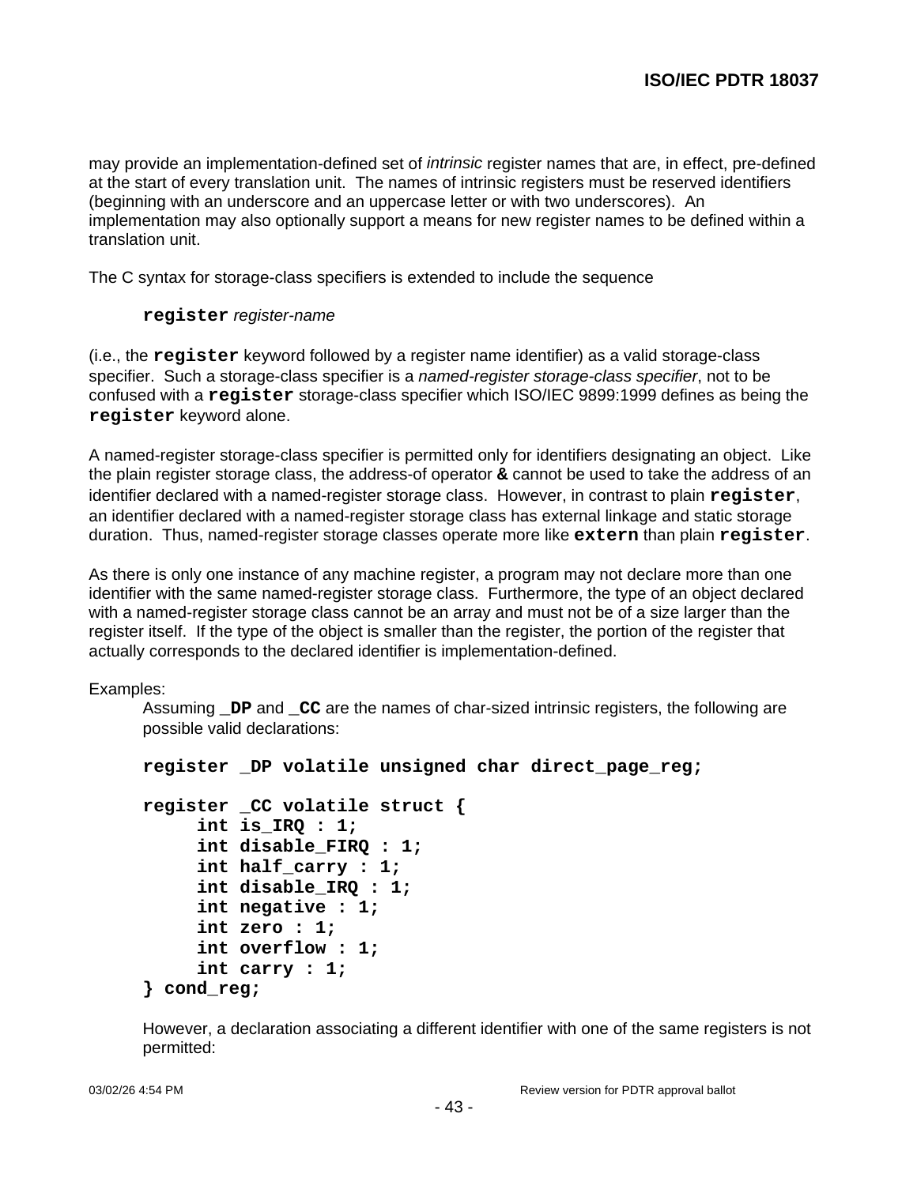may provide an implementation-defined set of *intrinsic* register names that are, in effect, pre-defined at the start of every translation unit. The names of intrinsic registers must be reserved identifiers (beginning with an underscore and an uppercase letter or with two underscores). An implementation may also optionally support a means for new register names to be defined within a translation unit.

The C syntax for storage-class specifiers is extended to include the sequence

> **`register`** *register-name*

(i.e., the **`register`** keyword followed by a register name identifier) as a valid storage-class specifier. Such a storage-class specifier is a *named-register storage-class specifier*, not to be confused with a **`register`** storage-class specifier which ISO/IEC 9899:1999 defines as being the **`register`** keyword alone.

A named-register storage-class specifier is permitted only for identifiers designating an object. Like the plain register storage class, the address-of operator **&** cannot be used to take the address of an identifier declared with a named-register storage class. However, in contrast to plain **`register`**, an identifier declared with a named-register storage class has external linkage and static storage duration. Thus, named-register storage classes operate more like **`extern`** than plain **`register`**.

As there is only one instance of any machine register, a program may not declare more than one identifier with the same named-register storage class. Furthermore, the type of an object declared with a named-register storage class cannot be an array and must not be of a size larger than the register itself. If the type of the object is smaller than the register, the portion of the register that actually corresponds to the declared identifier is implementation-defined.

Examples:

Assuming **`_DP`** and **`_CC`** are the names of char-sized intrinsic registers, the following are possible valid declarations:

```
register _DP volatile unsigned char direct_page_reg;

register _CC volatile struct {
     int is_IRQ : 1;
     int disable_FIRQ : 1;
     int half_carry : 1;
     int disable_IRQ : 1;
     int negative : 1;
     int zero : 1;
     int overflow : 1;
     int carry : 1;
} cond_reg;
```

However, a declaration associating a different identifier with one of the same registers is not permitted: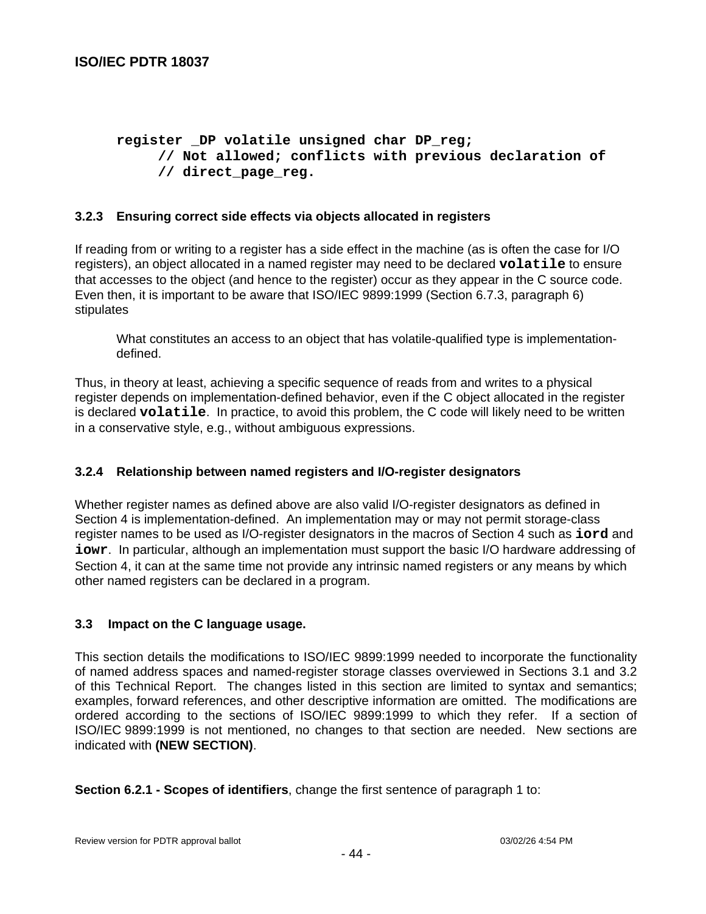```
register _DP volatile unsigned char DP_reg;
     // Not allowed; conflicts with previous declaration of
     // direct_page_reg.
```

### 3.2.3 Ensuring correct side effects via objects allocated in registers

If reading from or writing to a register has a side effect in the machine (as is often the case for I/O registers), an object allocated in a named register may need to be declared **`volatile`** to ensure that accesses to the object (and hence to the register) occur as they appear in the C source code. Even then, it is important to be aware that ISO/IEC 9899:1999 (Section 6.7.3, paragraph 6) stipulates

> What constitutes an access to an object that has volatile-qualified type is implementation-defined.

Thus, in theory at least, achieving a specific sequence of reads from and writes to a physical register depends on implementation-defined behavior, even if the C object allocated in the register is declared **`volatile`**. In practice, to avoid this problem, the C code will likely need to be written in a conservative style, e.g., without ambiguous expressions.

### 3.2.4 Relationship between named registers and I/O-register designators

Whether register names as defined above are also valid I/O-register designators as defined in Section 4 is implementation-defined. An implementation may or may not permit storage-class register names to be used as I/O-register designators in the macros of Section 4 such as **`iord`** and **`iowr`**. In particular, although an implementation must support the basic I/O hardware addressing of Section 4, it can at the same time not provide any intrinsic named registers or any means by which other named registers can be declared in a program.

## 3.3 Impact on the C language usage.

This section details the modifications to ISO/IEC 9899:1999 needed to incorporate the functionality of named address spaces and named-register storage classes overviewed in Sections 3.1 and 3.2 of this Technical Report. The changes listed in this section are limited to syntax and semantics; examples, forward references, and other descriptive information are omitted. The modifications are ordered according to the sections of ISO/IEC 9899:1999 to which they refer. If a section of ISO/IEC 9899:1999 is not mentioned, no changes to that section are needed. New sections are indicated with **(NEW SECTION)**.

**Section 6.2.1 - Scopes of identifiers**, change the first sentence of paragraph 1 to: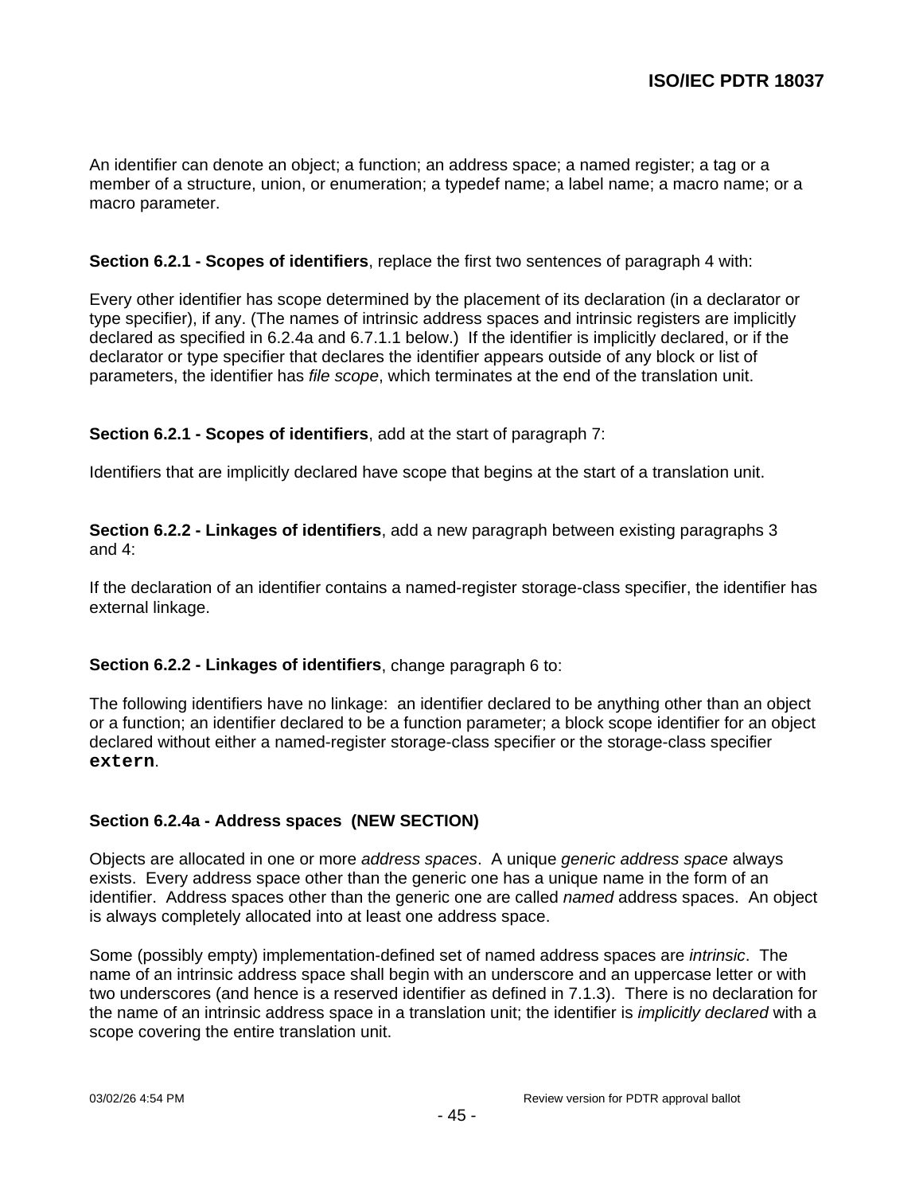An identifier can denote an object; a function; an address space; a named register; a tag or a member of a structure, union, or enumeration; a typedef name; a label name; a macro name; or a macro parameter.

**Section 6.2.1 - Scopes of identifiers**, replace the first two sentences of paragraph 4 with:

Every other identifier has scope determined by the placement of its declaration (in a declarator or type specifier), if any. (The names of intrinsic address spaces and intrinsic registers are implicitly declared as specified in 6.2.4a and 6.7.1.1 below.) If the identifier is implicitly declared, or if the declarator or type specifier that declares the identifier appears outside of any block or list of parameters, the identifier has *file scope*, which terminates at the end of the translation unit.

**Section 6.2.1 - Scopes of identifiers**, add at the start of paragraph 7:

Identifiers that are implicitly declared have scope that begins at the start of a translation unit.

**Section 6.2.2 - Linkages of identifiers**, add a new paragraph between existing paragraphs 3 and 4:

If the declaration of an identifier contains a named-register storage-class specifier, the identifier has external linkage.

**Section 6.2.2 - Linkages of identifiers**, change paragraph 6 to:

The following identifiers have no linkage: an identifier declared to be anything other than an object or a function; an identifier declared to be a function parameter; a block scope identifier for an object declared without either a named-register storage-class specifier or the storage-class specifier **`extern`**.

**Section 6.2.4a - Address spaces (NEW SECTION)**

Objects are allocated in one or more *address spaces*. A unique *generic address space* always exists. Every address space other than the generic one has a unique name in the form of an identifier. Address spaces other than the generic one are called *named* address spaces. An object is always completely allocated into at least one address space.

Some (possibly empty) implementation-defined set of named address spaces are *intrinsic*. The name of an intrinsic address space shall begin with an underscore and an uppercase letter or with two underscores (and hence is a reserved identifier as defined in 7.1.3). There is no declaration for the name of an intrinsic address space in a translation unit; the identifier is *implicitly declared* with a scope covering the entire translation unit.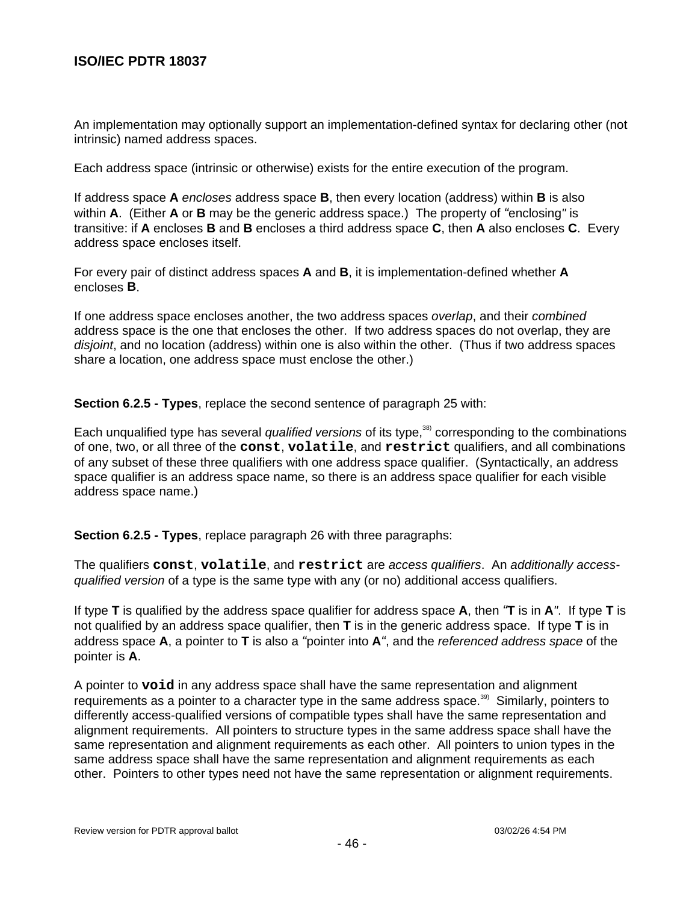An implementation may optionally support an implementation-defined syntax for declaring other (not intrinsic) named address spaces.

Each address space (intrinsic or otherwise) exists for the entire execution of the program.

If address space **A** *encloses* address space **B**, then every location (address) within **B** is also within **A**. (Either **A** or **B** may be the generic address space.) The property of "enclosing" is transitive: if **A** encloses **B** and **B** encloses a third address space **C**, then **A** also encloses **C**. Every address space encloses itself.

For every pair of distinct address spaces **A** and **B**, it is implementation-defined whether **A** encloses **B**.

If one address space encloses another, the two address spaces *overlap*, and their *combined* address space is the one that encloses the other. If two address spaces do not overlap, they are *disjoint*, and no location (address) within one is also within the other. (Thus if two address spaces share a location, one address space must enclose the other.)

**Section 6.2.5 - Types**, replace the second sentence of paragraph 25 with:

Each unqualified type has several *qualified versions* of its type,[38] corresponding to the combinations of one, two, or all three of the **`const`**, **`volatile`**, and **`restrict`** qualifiers, and all combinations of any subset of these three qualifiers with one address space qualifier. (Syntactically, an address space qualifier is an address space name, so there is an address space qualifier for each visible address space name.)

**Section 6.2.5 - Types**, replace paragraph 26 with three paragraphs:

The qualifiers **`const`**, **`volatile`**, and **`restrict`** are *access qualifiers*. An *additionally access-qualified version* of a type is the same type with any (or no) additional access qualifiers.

If type **T** is qualified by the address space qualifier for address space **A**, then "**T** is in **A**". If type **T** is not qualified by an address space qualifier, then **T** is in the generic address space. If type **T** is in address space **A**, a pointer to **T** is also a "pointer into **A**", and the *referenced address space* of the pointer is **A**.

A pointer to **`void`** in any address space shall have the same representation and alignment requirements as a pointer to a character type in the same address space.[39] Similarly, pointers to differently access-qualified versions of compatible types shall have the same representation and alignment requirements. All pointers to structure types in the same address space shall have the same representation and alignment requirements as each other. All pointers to union types in the same address space shall have the same representation and alignment requirements as each other. Pointers to other types need not have the same representation or alignment requirements.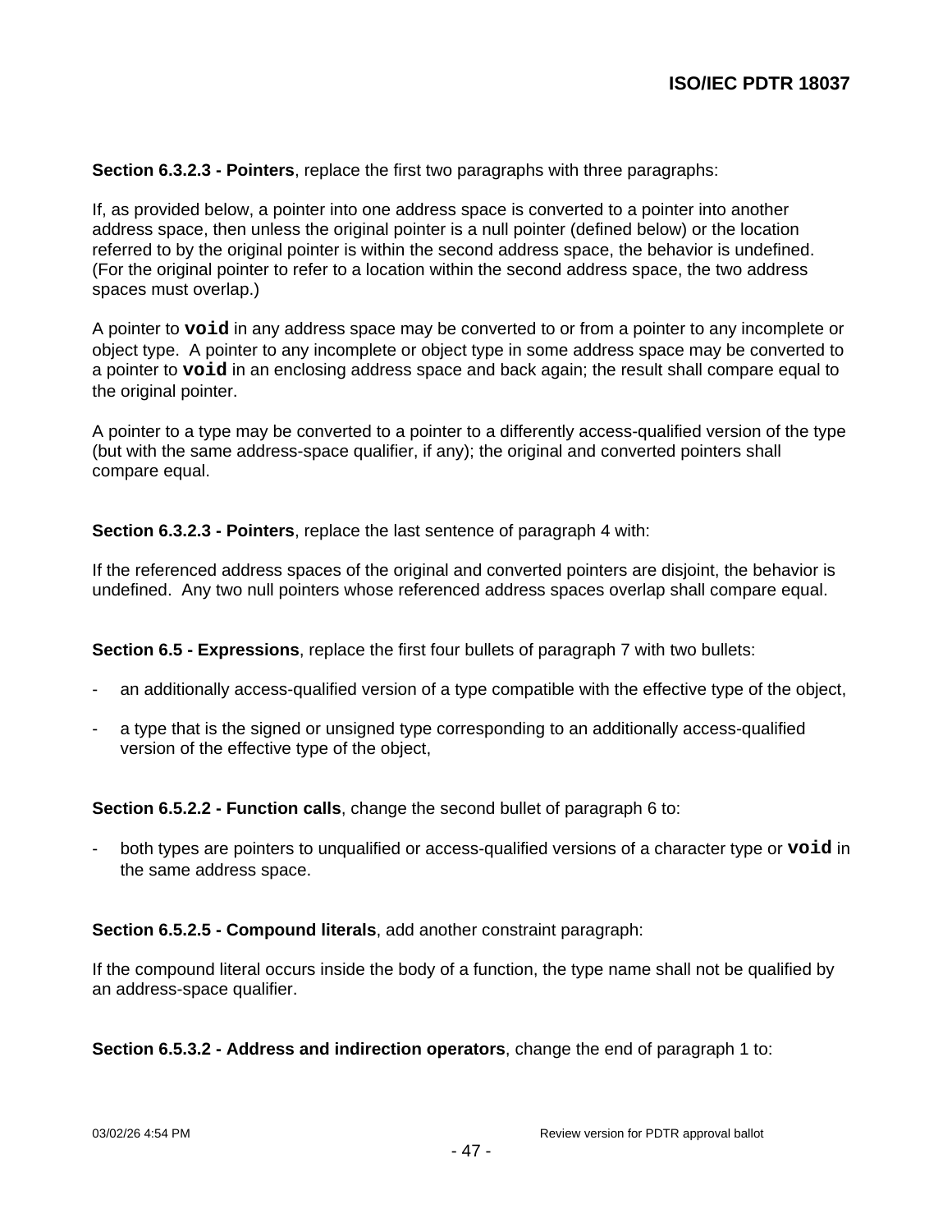**Section 6.3.2.3 - Pointers**, replace the first two paragraphs with three paragraphs:

If, as provided below, a pointer into one address space is converted to a pointer into another address space, then unless the original pointer is a null pointer (defined below) or the location referred to by the original pointer is within the second address space, the behavior is undefined. (For the original pointer to refer to a location within the second address space, the two address spaces must overlap.)

A pointer to `void` in any address space may be converted to or from a pointer to any incomplete or object type. A pointer to any incomplete or object type in some address space may be converted to a pointer to `void` in an enclosing address space and back again; the result shall compare equal to the original pointer.

A pointer to a type may be converted to a pointer to a differently access-qualified version of the type (but with the same address-space qualifier, if any); the original and converted pointers shall compare equal.

**Section 6.3.2.3 - Pointers**, replace the last sentence of paragraph 4 with:

If the referenced address spaces of the original and converted pointers are disjoint, the behavior is undefined. Any two null pointers whose referenced address spaces overlap shall compare equal.

**Section 6.5 - Expressions**, replace the first four bullets of paragraph 7 with two bullets:

- an additionally access-qualified version of a type compatible with the effective type of the object,
- a type that is the signed or unsigned type corresponding to an additionally access-qualified version of the effective type of the object,

**Section 6.5.2.2 - Function calls**, change the second bullet of paragraph 6 to:

- both types are pointers to unqualified or access-qualified versions of a character type or `void` in the same address space.

**Section 6.5.2.5 - Compound literals**, add another constraint paragraph:

If the compound literal occurs inside the body of a function, the type name shall not be qualified by an address-space qualifier.

**Section 6.5.3.2 - Address and indirection operators**, change the end of paragraph 1 to: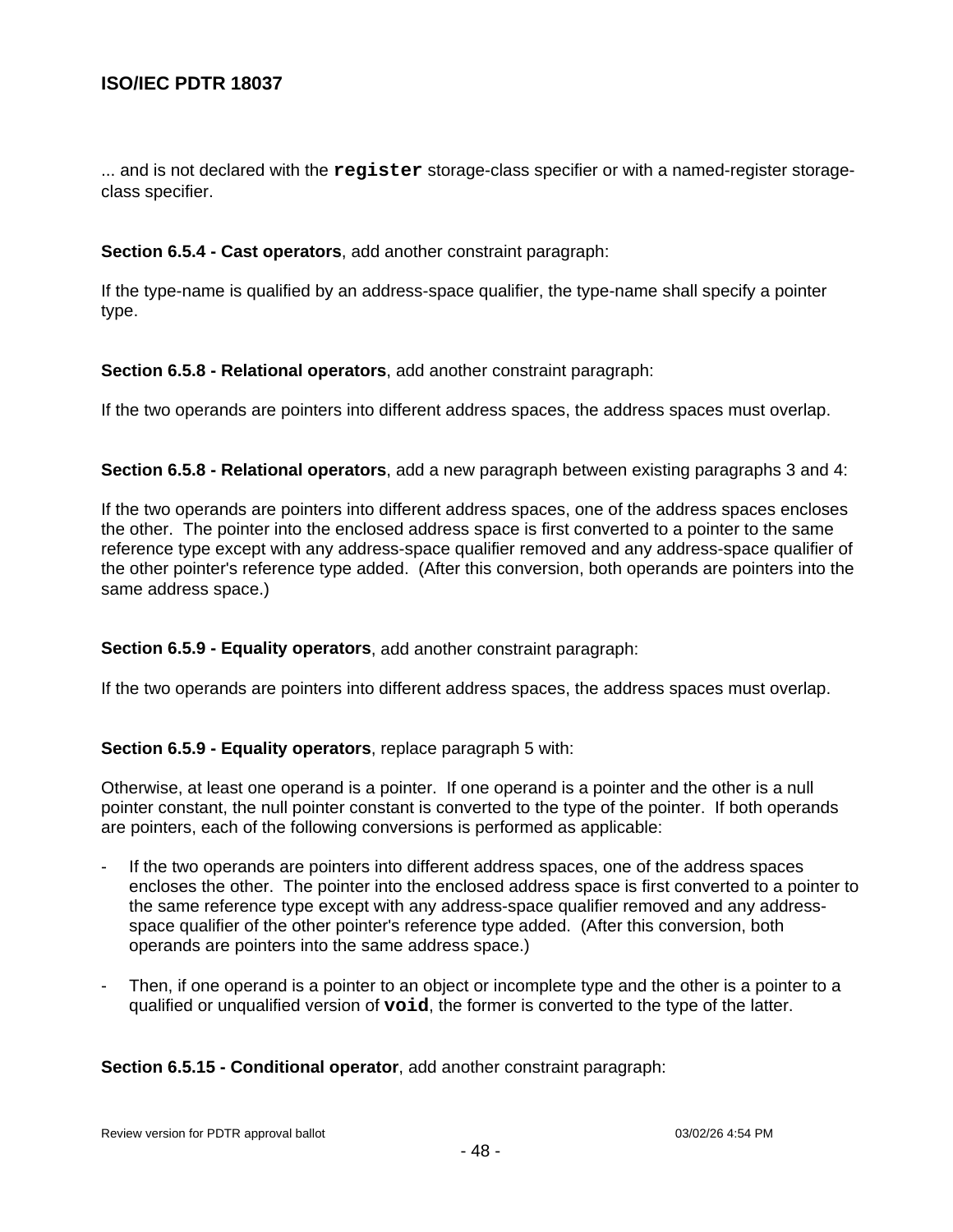... and is not declared with the **`register`** storage-class specifier or with a named-register storage-class specifier.

**Section 6.5.4 - Cast operators**, add another constraint paragraph:

If the type-name is qualified by an address-space qualifier, the type-name shall specify a pointer type.

**Section 6.5.8 - Relational operators**, add another constraint paragraph:

If the two operands are pointers into different address spaces, the address spaces must overlap.

**Section 6.5.8 - Relational operators**, add a new paragraph between existing paragraphs 3 and 4:

If the two operands are pointers into different address spaces, one of the address spaces encloses the other. The pointer into the enclosed address space is first converted to a pointer to the same reference type except with any address-space qualifier removed and any address-space qualifier of the other pointer's reference type added. (After this conversion, both operands are pointers into the same address space.)

**Section 6.5.9 - Equality operators**, add another constraint paragraph:

If the two operands are pointers into different address spaces, the address spaces must overlap.

**Section 6.5.9 - Equality operators**, replace paragraph 5 with:

Otherwise, at least one operand is a pointer. If one operand is a pointer and the other is a null pointer constant, the null pointer constant is converted to the type of the pointer. If both operands are pointers, each of the following conversions is performed as applicable:

- If the two operands are pointers into different address spaces, one of the address spaces encloses the other. The pointer into the enclosed address space is first converted to a pointer to the same reference type except with any address-space qualifier removed and any address-space qualifier of the other pointer's reference type added. (After this conversion, both operands are pointers into the same address space.)
- Then, if one operand is a pointer to an object or incomplete type and the other is a pointer to a qualified or unqualified version of **`void`**, the former is converted to the type of the latter.

**Section 6.5.15 - Conditional operator**, add another constraint paragraph: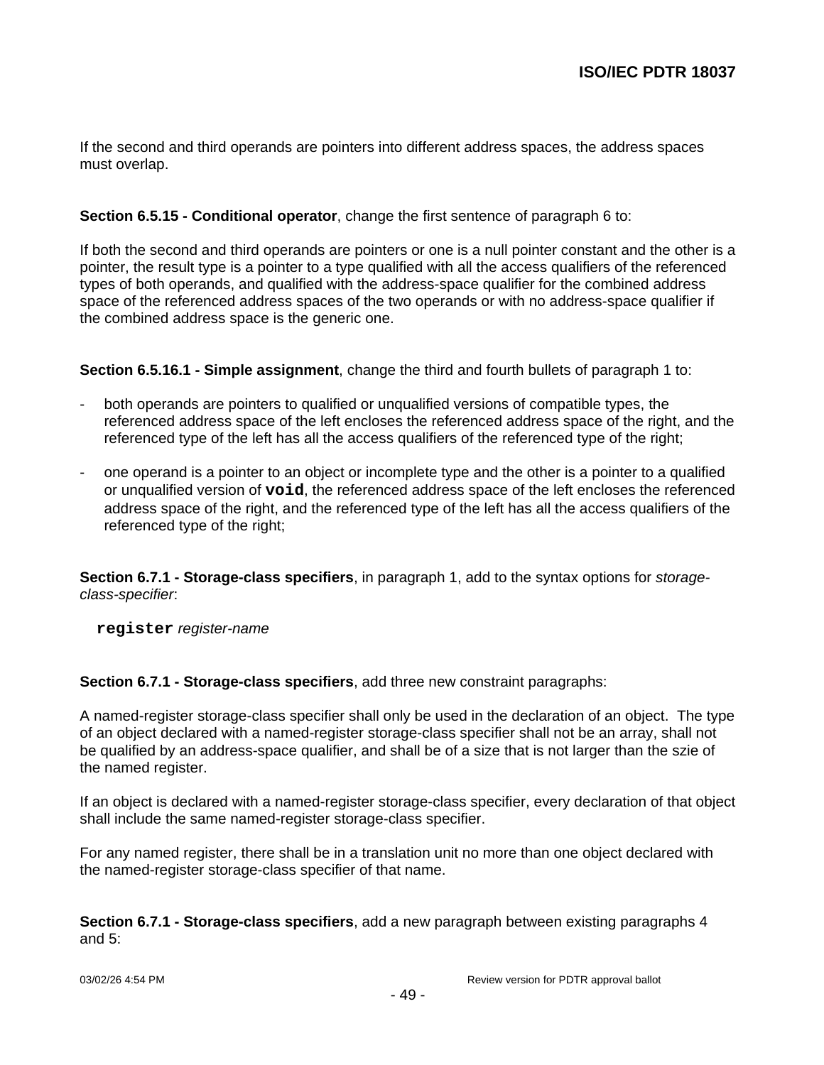If the second and third operands are pointers into different address spaces, the address spaces must overlap.

**Section 6.5.15 - Conditional operator**, change the first sentence of paragraph 6 to:

If both the second and third operands are pointers or one is a null pointer constant and the other is a pointer, the result type is a pointer to a type qualified with all the access qualifiers of the referenced types of both operands, and qualified with the address-space qualifier for the combined address space of the referenced address spaces of the two operands or with no address-space qualifier if the combined address space is the generic one.

**Section 6.5.16.1 - Simple assignment**, change the third and fourth bullets of paragraph 1 to:

- both operands are pointers to qualified or unqualified versions of compatible types, the referenced address space of the left encloses the referenced address space of the right, and the referenced type of the left has all the access qualifiers of the referenced type of the right;
- one operand is a pointer to an object or incomplete type and the other is a pointer to a qualified or unqualified version of **`void`**, the referenced address space of the left encloses the referenced address space of the right, and the referenced type of the left has all the access qualifiers of the referenced type of the right;

**Section 6.7.1 - Storage-class specifiers**, in paragraph 1, add to the syntax options for *storage-class-specifier*:

**`register`** *register-name*

**Section 6.7.1 - Storage-class specifiers**, add three new constraint paragraphs:

A named-register storage-class specifier shall only be used in the declaration of an object. The type of an object declared with a named-register storage-class specifier shall not be an array, shall not be qualified by an address-space qualifier, and shall be of a size that is not larger than the szie of the named register.

If an object is declared with a named-register storage-class specifier, every declaration of that object shall include the same named-register storage-class specifier.

For any named register, there shall be in a translation unit no more than one object declared with the named-register storage-class specifier of that name.

**Section 6.7.1 - Storage-class specifiers**, add a new paragraph between existing paragraphs 4 and 5: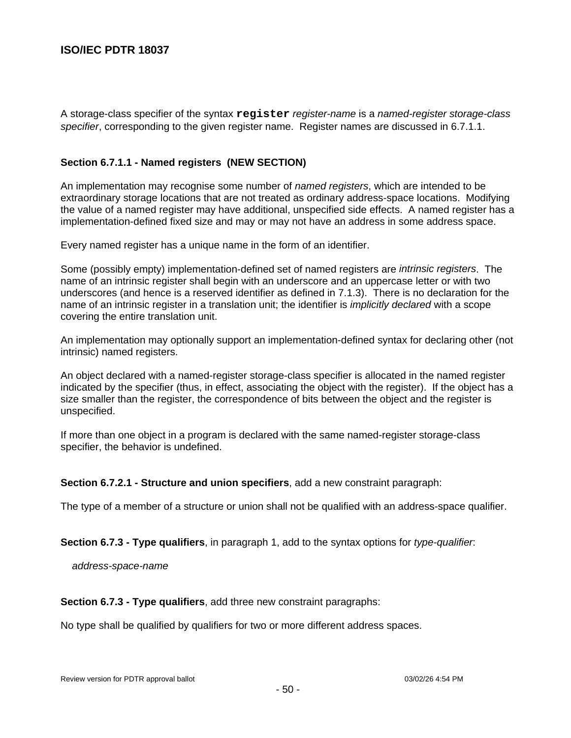A storage-class specifier of the syntax **`register`** *register-name* is a *named-register storage-class specifier*, corresponding to the given register name. Register names are discussed in 6.7.1.1.

**Section 6.7.1.1 - Named registers (NEW SECTION)**

An implementation may recognise some number of *named registers*, which are intended to be extraordinary storage locations that are not treated as ordinary address-space locations. Modifying the value of a named register may have additional, unspecified side effects. A named register has a implementation-defined fixed size and may or may not have an address in some address space.

Every named register has a unique name in the form of an identifier.

Some (possibly empty) implementation-defined set of named registers are *intrinsic registers*. The name of an intrinsic register shall begin with an underscore and an uppercase letter or with two underscores (and hence is a reserved identifier as defined in 7.1.3). There is no declaration for the name of an intrinsic register in a translation unit; the identifier is *implicitly declared* with a scope covering the entire translation unit.

An implementation may optionally support an implementation-defined syntax for declaring other (not intrinsic) named registers.

An object declared with a named-register storage-class specifier is allocated in the named register indicated by the specifier (thus, in effect, associating the object with the register). If the object has a size smaller than the register, the correspondence of bits between the object and the register is unspecified.

If more than one object in a program is declared with the same named-register storage-class specifier, the behavior is undefined.

**Section 6.7.2.1 - Structure and union specifiers**, add a new constraint paragraph:

The type of a member of a structure or union shall not be qualified with an address-space qualifier.

**Section 6.7.3 - Type qualifiers**, in paragraph 1, add to the syntax options for *type-qualifier*:

*address-space-name*

**Section 6.7.3 - Type qualifiers**, add three new constraint paragraphs:

No type shall be qualified by qualifiers for two or more different address spaces.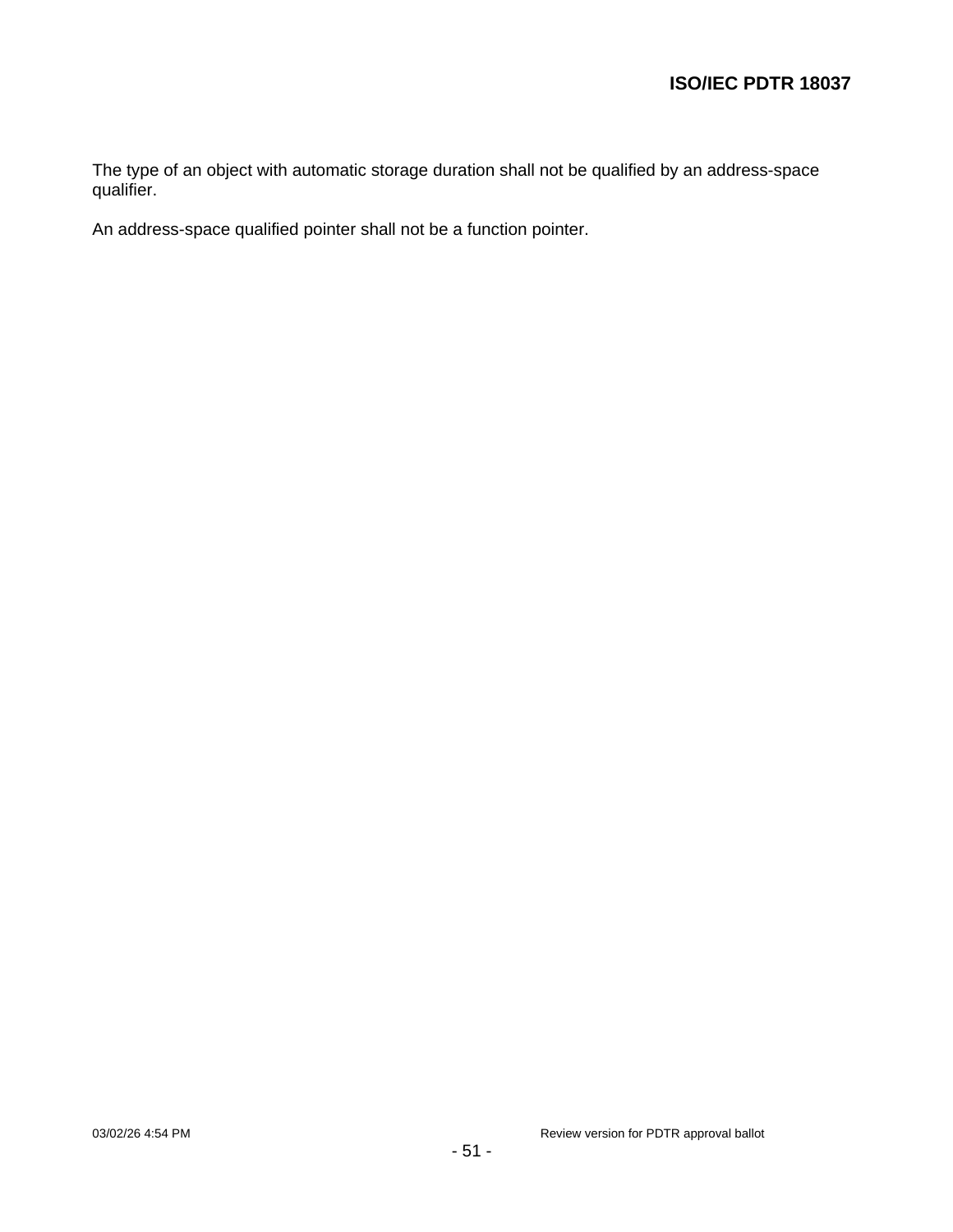The type of an object with automatic storage duration shall not be qualified by an address-space qualifier.

An address-space qualified pointer shall not be a function pointer.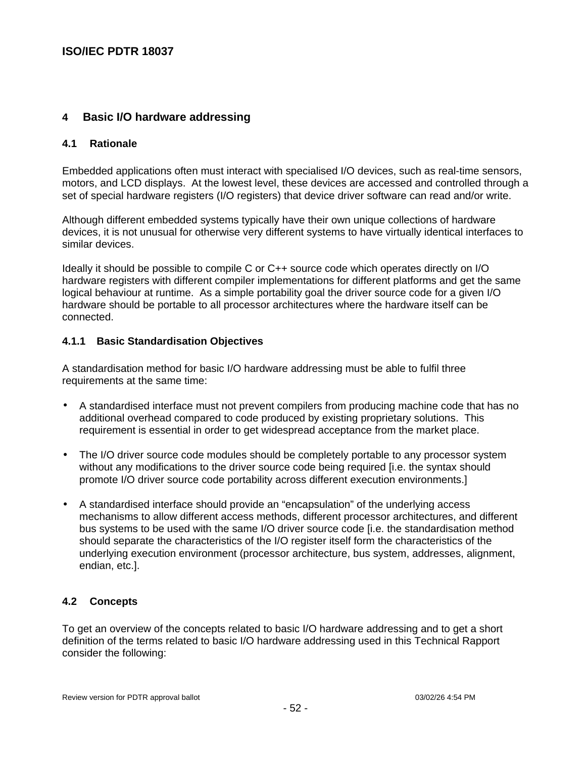## 4 Basic I/O hardware addressing

### 4.1 Rationale

Embedded applications often must interact with specialised I/O devices, such as real-time sensors, motors, and LCD displays. At the lowest level, these devices are accessed and controlled through a set of special hardware registers (I/O registers) that device driver software can read and/or write.

Although different embedded systems typically have their own unique collections of hardware devices, it is not unusual for otherwise very different systems to have virtually identical interfaces to similar devices.

Ideally it should be possible to compile C or C++ source code which operates directly on I/O hardware registers with different compiler implementations for different platforms and get the same logical behaviour at runtime. As a simple portability goal the driver source code for a given I/O hardware should be portable to all processor architectures where the hardware itself can be connected.

#### 4.1.1 Basic Standardisation Objectives

A standardisation method for basic I/O hardware addressing must be able to fulfil three requirements at the same time:

- A standardised interface must not prevent compilers from producing machine code that has no additional overhead compared to code produced by existing proprietary solutions. This requirement is essential in order to get widespread acceptance from the market place.

- The I/O driver source code modules should be completely portable to any processor system without any modifications to the driver source code being required [i.e. the syntax should promote I/O driver source code portability across different execution environments.]

- A standardised interface should provide an "encapsulation" of the underlying access mechanisms to allow different access methods, different processor architectures, and different bus systems to be used with the same I/O driver source code [i.e. the standardisation method should separate the characteristics of the I/O register itself form the characteristics of the underlying execution environment (processor architecture, bus system, addresses, alignment, endian, etc.].

### 4.2 Concepts

To get an overview of the concepts related to basic I/O hardware addressing and to get a short definition of the terms related to basic I/O hardware addressing used in this Technical Rapport consider the following: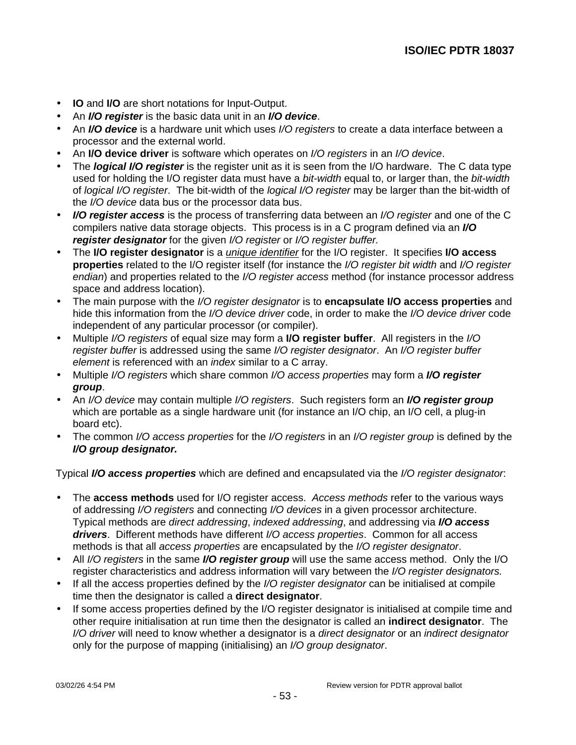- **IO** and **I/O** are short notations for Input-Output.
- An ***I/O register*** is the basic data unit in an ***I/O device***.
- An ***I/O device*** is a hardware unit which uses *I/O registers* to create a data interface between a processor and the external world.
- An **I/O device driver** is software which operates on *I/O registers* in an *I/O device*.
- The ***logical I/O register*** is the register unit as it is seen from the I/O hardware. The C data type used for holding the I/O register data must have a *bit-width* equal to, or larger than, the *bit-width* of *logical I/O register*. The bit-width of the *logical I/O register* may be larger than the bit-width of the *I/O device* data bus or the processor data bus.
- ***I/O register access*** is the process of transferring data between an *I/O register* and one of the C compilers native data storage objects. This process is in a C program defined via an ***I/O register designator*** for the given *I/O register* or *I/O register buffer.*
- The **I/O register designator** is a <u>*unique identifier*</u> for the I/O register. It specifies **I/O access properties** related to the I/O register itself (for instance the *I/O register bit width* and *I/O register endian*) and properties related to the *I/O register access* method (for instance processor address space and address location).
- The main purpose with the *I/O register designator* is to **encapsulate I/O access properties** and hide this information from the *I/O device driver* code, in order to make the *I/O device driver* code independent of any particular processor (or compiler).
- Multiple *I/O registers* of equal size may form a **I/O register buffer**. All registers in the *I/O register buffer* is addressed using the same *I/O register designator*. An *I/O register buffer element* is referenced with an *index* similar to a C array.
- Multiple *I/O registers* which share common *I/O access properties* may form a ***I/O register group***.
- An *I/O device* may contain multiple *I/O registers*. Such registers form an ***I/O register group*** which are portable as a single hardware unit (for instance an I/O chip, an I/O cell, a plug-in board etc).
- The common *I/O access properties* for the *I/O registers* in an *I/O register group* is defined by the ***I/O group designator.***

Typical ***I/O access properties*** which are defined and encapsulated via the *I/O register designator*:

- The **access methods** used for I/O register access. *Access methods* refer to the various ways of addressing *I/O registers* and connecting *I/O devices* in a given processor architecture. Typical methods are *direct addressing*, *indexed addressing*, and addressing via ***I/O access drivers***. Different methods have different *I/O access properties*. Common for all access methods is that all *access properties* are encapsulated by the *I/O register designator*.
- All *I/O registers* in the same ***I/O register group*** will use the same access method. Only the I/O register characteristics and address information will vary between the *I/O register designators.*
- If all the access properties defined by the *I/O register designator* can be initialised at compile time then the designator is called a **direct designator**.
- If some access properties defined by the I/O register designator is initialised at compile time and other require initialisation at run time then the designator is called an **indirect designator**. The *I/O driver* will need to know whether a designator is a *direct designator* or an *indirect designator* only for the purpose of mapping (initialising) an *I/O group designator*.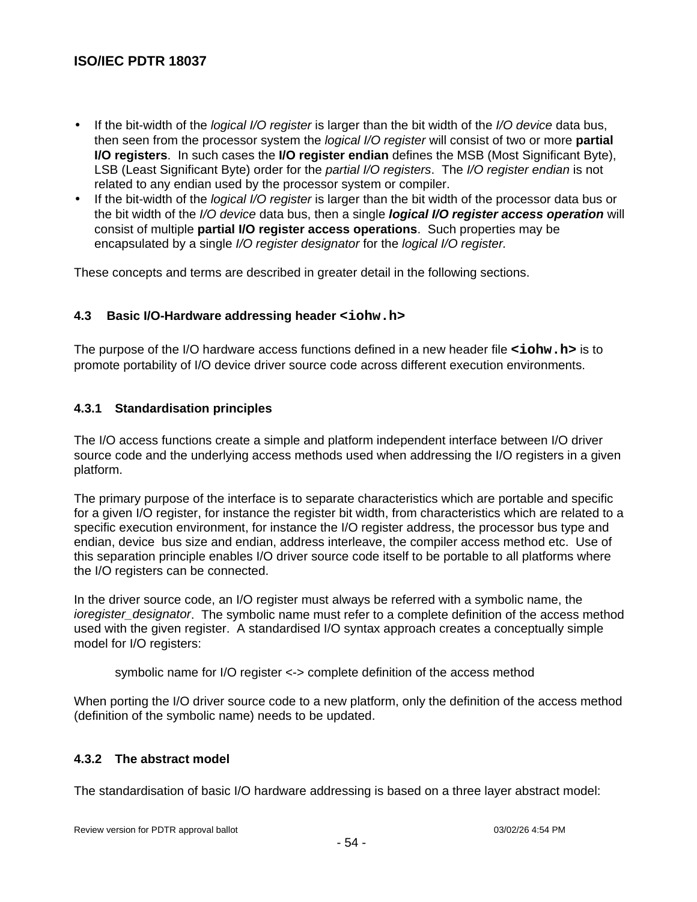- If the bit-width of the *logical I/O register* is larger than the bit width of the *I/O device* data bus, then seen from the processor system the *logical I/O register* will consist of two or more **partial I/O registers**. In such cases the **I/O register endian** defines the MSB (Most Significant Byte), LSB (Least Significant Byte) order for the *partial I/O registers*. The *I/O register endian* is not related to any endian used by the processor system or compiler.
- If the bit-width of the *logical I/O register* is larger than the bit width of the processor data bus or the bit width of the *I/O device* data bus, then a single ***logical I/O register access operation*** will consist of multiple **partial I/O register access operations**. Such properties may be encapsulated by a single *I/O register designator* for the *logical I/O register.*

These concepts and terms are described in greater detail in the following sections.

### 4.3 Basic I/O-Hardware addressing header `<iohw.h>`

The purpose of the I/O hardware access functions defined in a new header file **`<iohw.h>`** is to promote portability of I/O device driver source code across different execution environments.

#### 4.3.1 Standardisation principles

The I/O access functions create a simple and platform independent interface between I/O driver source code and the underlying access methods used when addressing the I/O registers in a given platform.

The primary purpose of the interface is to separate characteristics which are portable and specific for a given I/O register, for instance the register bit width, from characteristics which are related to a specific execution environment, for instance the I/O register address, the processor bus type and endian, device bus size and endian, address interleave, the compiler access method etc. Use of this separation principle enables I/O driver source code itself to be portable to all platforms where the I/O registers can be connected.

In the driver source code, an I/O register must always be referred with a symbolic name, the *ioregister_designator*. The symbolic name must refer to a complete definition of the access method used with the given register. A standardised I/O syntax approach creates a conceptually simple model for I/O registers:

symbolic name for I/O register <-> complete definition of the access method

When porting the I/O driver source code to a new platform, only the definition of the access method (definition of the symbolic name) needs to be updated.

#### 4.3.2 The abstract model

The standardisation of basic I/O hardware addressing is based on a three layer abstract model: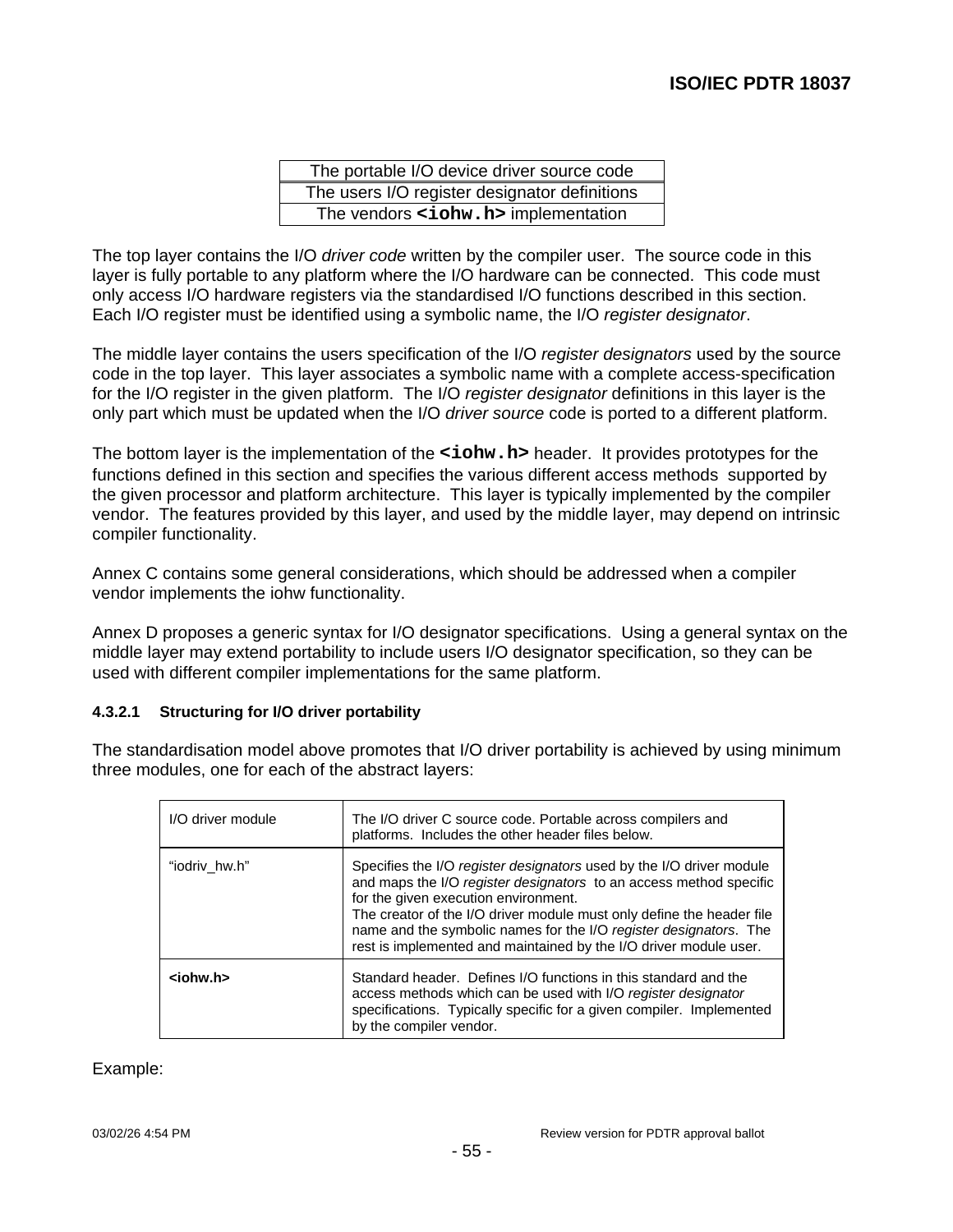| The portable I/O device driver source code |
|---|
| The users I/O register designator definitions |
| The vendors **`<iohw.h>`** implementation |

The top layer contains the I/O *driver code* written by the compiler user. The source code in this layer is fully portable to any platform where the I/O hardware can be connected. This code must only access I/O hardware registers via the standardised I/O functions described in this section. Each I/O register must be identified using a symbolic name, the I/O *register designator*.

The middle layer contains the users specification of the I/O *register designators* used by the source code in the top layer. This layer associates a symbolic name with a complete access-specification for the I/O register in the given platform. The I/O *register designator* definitions in this layer is the only part which must be updated when the I/O *driver source* code is ported to a different platform.

The bottom layer is the implementation of the **`<iohw.h>`** header. It provides prototypes for the functions defined in this section and specifies the various different access methods supported by the given processor and platform architecture. This layer is typically implemented by the compiler vendor. The features provided by this layer, and used by the middle layer, may depend on intrinsic compiler functionality.

Annex C contains some general considerations, which should be addressed when a compiler vendor implements the iohw functionality.

Annex D proposes a generic syntax for I/O designator specifications. Using a general syntax on the middle layer may extend portability to include users I/O designator specification, so they can be used with different compiler implementations for the same platform.

#### 4.3.2.1 Structuring for I/O driver portability

The standardisation model above promotes that I/O driver portability is achieved by using minimum three modules, one for each of the abstract layers:

| | |
|---|---|
| I/O driver module | The I/O driver C source code. Portable across compilers and platforms. Includes the other header files below. |
| "iodriv_hw.h" | Specifies the I/O *register designators* used by the I/O driver module and maps the I/O *register designators* to an access method specific for the given execution environment. The creator of the I/O driver module must only define the header file name and the symbolic names for the I/O *register designators*. The rest is implemented and maintained by the I/O driver module user. |
| **<iohw.h>** | Standard header. Defines I/O functions in this standard and the access methods which can be used with I/O *register designator* specifications. Typically specific for a given compiler. Implemented by the compiler vendor. |

Example: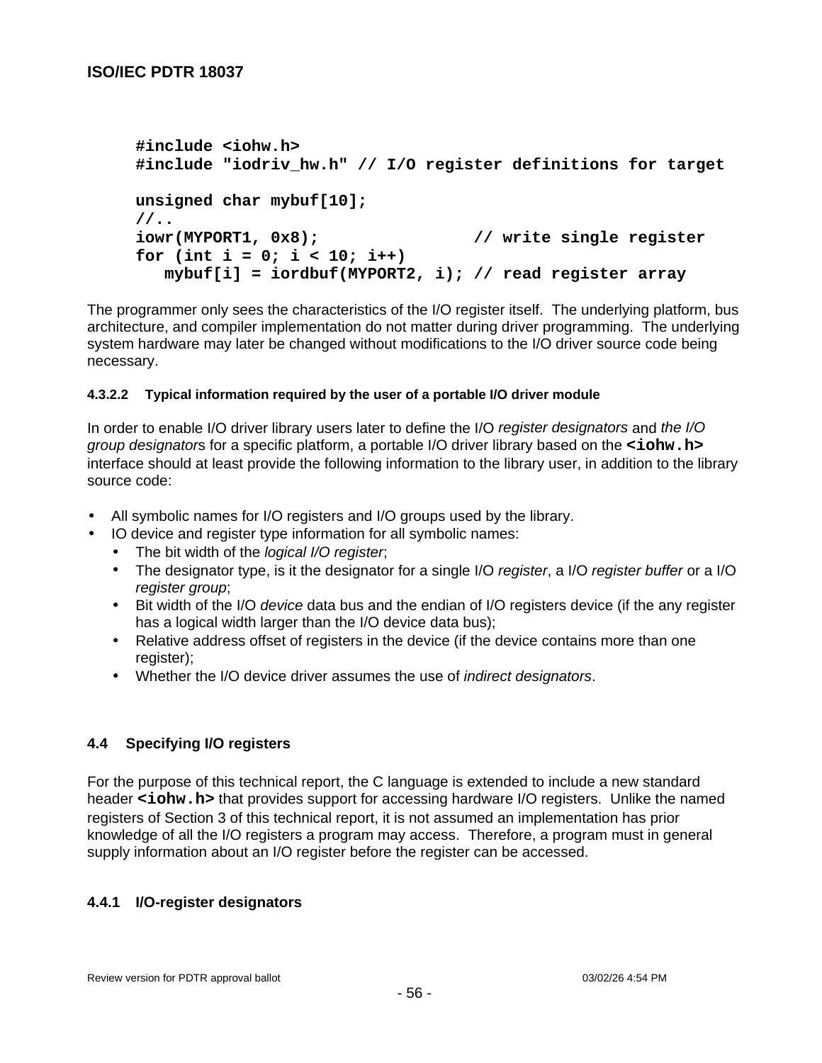```
#include <iohw.h>
#include "iodriv_hw.h" // I/O register definitions for target

unsigned char mybuf[10];
//..
iowr(MYPORT1, 0x8);                 // write single register
for (int i = 0; i < 10; i++)
   mybuf[i] = iordbuf(MYPORT2, i); // read register array
```

The programmer only sees the characteristics of the I/O register itself. The underlying platform, bus architecture, and compiler implementation do not matter during driver programming. The underlying system hardware may later be changed without modifications to the I/O driver source code being necessary.

#### 4.3.2.2 Typical information required by the user of a portable I/O driver module

In order to enable I/O driver library users later to define the I/O *register designators* and *the I/O group designator*s for a specific platform, a portable I/O driver library based on the **`<iohw.h>`** interface should at least provide the following information to the library user, in addition to the library source code:

- All symbolic names for I/O registers and I/O groups used by the library.
- IO device and register type information for all symbolic names:
  - The bit width of the *logical I/O register*;
  - The designator type, is it the designator for a single I/O *register*, a I/O *register buffer* or a I/O *register group*;
  - Bit width of the I/O *device* data bus and the endian of I/O registers device (if the any register has a logical width larger than the I/O device data bus);
  - Relative address offset of registers in the device (if the device contains more than one register);
  - Whether the I/O device driver assumes the use of *indirect designators*.

## 4.4 Specifying I/O registers

For the purpose of this technical report, the C language is extended to include a new standard header **`<iohw.h>`** that provides support for accessing hardware I/O registers. Unlike the named registers of Section 3 of this technical report, it is not assumed an implementation has prior knowledge of all the I/O registers a program may access. Therefore, a program must in general supply information about an I/O register before the register can be accessed.

### 4.4.1 I/O-register designators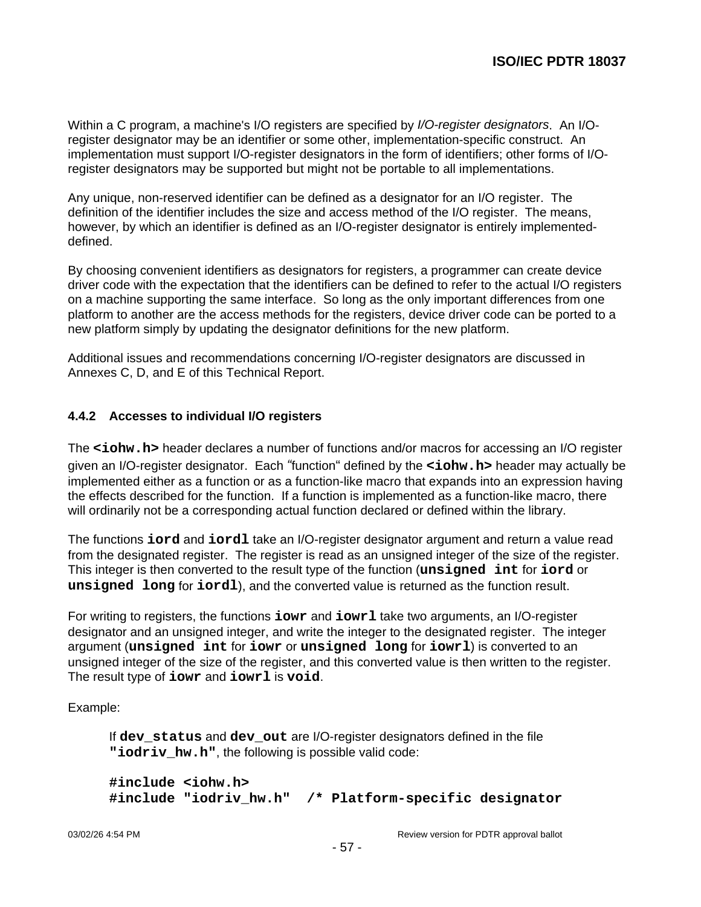Within a C program, a machine's I/O registers are specified by *I/O-register designators*. An I/O-register designator may be an identifier or some other, implementation-specific construct. An implementation must support I/O-register designators in the form of identifiers; other forms of I/O-register designators may be supported but might not be portable to all implementations.

Any unique, non-reserved identifier can be defined as a designator for an I/O register. The definition of the identifier includes the size and access method of the I/O register. The means, however, by which an identifier is defined as an I/O-register designator is entirely implemented-defined.

By choosing convenient identifiers as designators for registers, a programmer can create device driver code with the expectation that the identifiers can be defined to refer to the actual I/O registers on a machine supporting the same interface. So long as the only important differences from one platform to another are the access methods for the registers, device driver code can be ported to a new platform simply by updating the designator definitions for the new platform.

Additional issues and recommendations concerning I/O-register designators are discussed in Annexes C, D, and E of this Technical Report.

### 4.4.2 Accesses to individual I/O registers

The **`<iohw.h>`** header declares a number of functions and/or macros for accessing an I/O register given an I/O-register designator. Each "function" defined by the **`<iohw.h>`** header may actually be implemented either as a function or as a function-like macro that expands into an expression having the effects described for the function. If a function is implemented as a function-like macro, there will ordinarily not be a corresponding actual function declared or defined within the library.

The functions **`iord`** and **`iordl`** take an I/O-register designator argument and return a value read from the designated register. The register is read as an unsigned integer of the size of the register. This integer is then converted to the result type of the function (**`unsigned int`** for **`iord`** or **`unsigned long`** for **`iordl`**), and the converted value is returned as the function result.

For writing to registers, the functions **`iowr`** and **`iowrl`** take two arguments, an I/O-register designator and an unsigned integer, and write the integer to the designated register. The integer argument (**`unsigned int`** for **`iowr`** or **`unsigned long`** for **`iowrl`**) is converted to an unsigned integer of the size of the register, and this converted value is then written to the register. The result type of **`iowr`** and **`iowrl`** is **`void`**.

Example:

If **`dev_status`** and **`dev_out`** are I/O-register designators defined in the file **`"iodriv_hw.h"`**, the following is possible valid code:

```
#include <iohw.h>
#include "iodriv_hw.h"  /* Platform-specific designator
```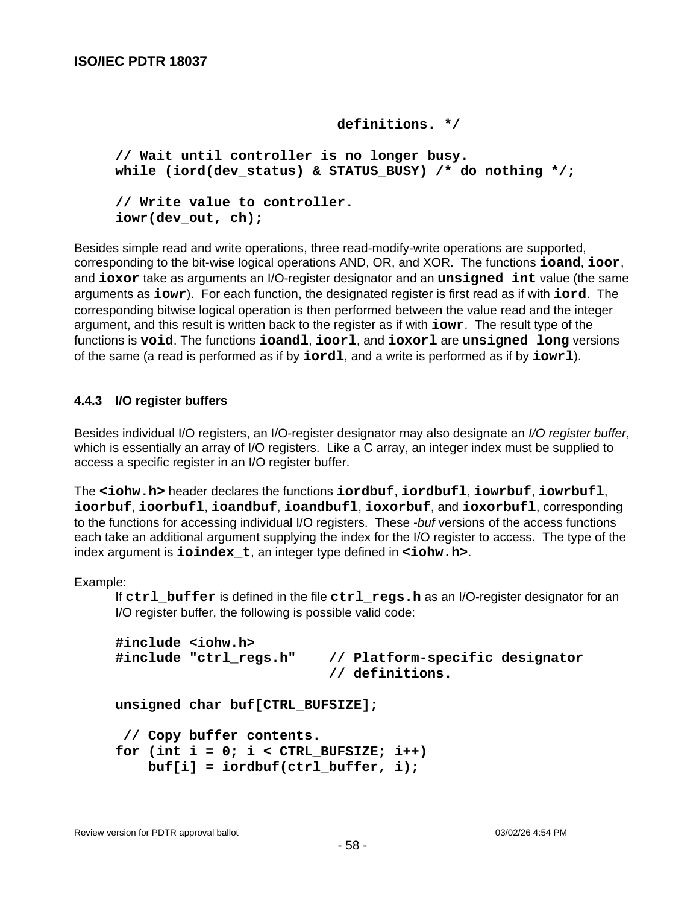```
                                definitions. */

// Wait until controller is no longer busy.
while (iord(dev_status) & STATUS_BUSY) /* do nothing */;

// Write value to controller.
iowr(dev_out, ch);
```

Besides simple read and write operations, three read-modify-write operations are supported, corresponding to the bit-wise logical operations AND, OR, and XOR. The functions **ioand**, **ioor**, and **ioxor** take as arguments an I/O-register designator and an **unsigned int** value (the same arguments as **iowr**). For each function, the designated register is first read as if with **iord**. The corresponding bitwise logical operation is then performed between the value read and the integer argument, and this result is written back to the register as if with **iowr**. The result type of the functions is **void**. The functions **ioandl**, **ioorl**, and **ioxorl** are **unsigned long** versions of the same (a read is performed as if by **iordl**, and a write is performed as if by **iowrl**).

### 4.4.3 I/O register buffers

Besides individual I/O registers, an I/O-register designator may also designate an *I/O register buffer*, which is essentially an array of I/O registers. Like a C array, an integer index must be supplied to access a specific register in an I/O register buffer.

The **<iohw.h>** header declares the functions **iordbuf**, **iordbufl**, **iowrbuf**, **iowrbufl**, **ioorbuf**, **ioorbufl**, **ioandbuf**, **ioandbufl**, **ioxorbuf**, and **ioxorbufl**, corresponding to the functions for accessing individual I/O registers. These *-buf* versions of the access functions each take an additional argument supplying the index for the I/O register to access. The type of the index argument is **ioindex_t**, an integer type defined in **<iohw.h>**.

Example:

If **ctrl_buffer** is defined in the file **ctrl_regs.h** as an I/O-register designator for an I/O register buffer, the following is possible valid code:

```
#include <iohw.h>
#include "ctrl_regs.h"    // Platform-specific designator
                          // definitions.

unsigned char buf[CTRL_BUFSIZE];

 // Copy buffer contents.
for (int i = 0; i < CTRL_BUFSIZE; i++)
    buf[i] = iordbuf(ctrl_buffer, i);
```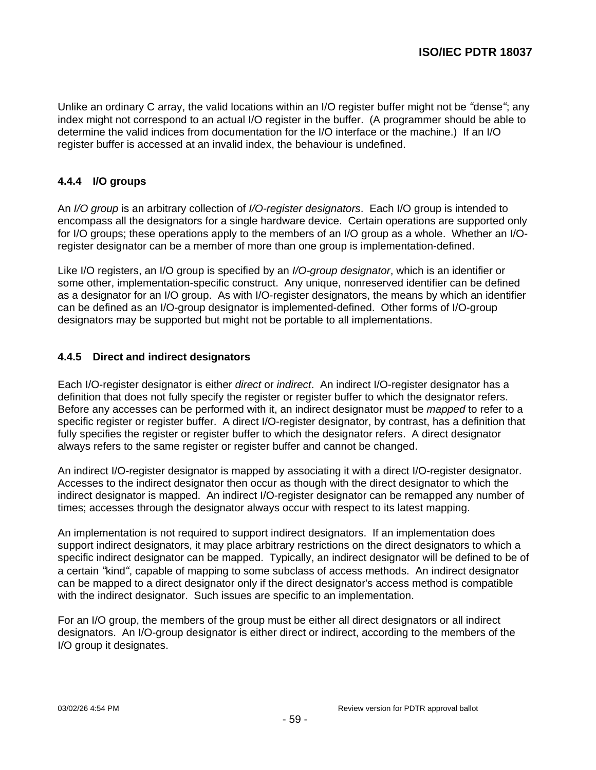Unlike an ordinary C array, the valid locations within an I/O register buffer might not be "dense"; any index might not correspond to an actual I/O register in the buffer. (A programmer should be able to determine the valid indices from documentation for the I/O interface or the machine.) If an I/O register buffer is accessed at an invalid index, the behaviour is undefined.

### 4.4.4 I/O groups

An *I/O group* is an arbitrary collection of *I/O-register designators*. Each I/O group is intended to encompass all the designators for a single hardware device. Certain operations are supported only for I/O groups; these operations apply to the members of an I/O group as a whole. Whether an I/O-register designator can be a member of more than one group is implementation-defined.

Like I/O registers, an I/O group is specified by an *I/O-group designator*, which is an identifier or some other, implementation-specific construct. Any unique, nonreserved identifier can be defined as a designator for an I/O group. As with I/O-register designators, the means by which an identifier can be defined as an I/O-group designator is implemented-defined. Other forms of I/O-group designators may be supported but might not be portable to all implementations.

### 4.4.5 Direct and indirect designators

Each I/O-register designator is either *direct* or *indirect*. An indirect I/O-register designator has a definition that does not fully specify the register or register buffer to which the designator refers. Before any accesses can be performed with it, an indirect designator must be *mapped* to refer to a specific register or register buffer. A direct I/O-register designator, by contrast, has a definition that fully specifies the register or register buffer to which the designator refers. A direct designator always refers to the same register or register buffer and cannot be changed.

An indirect I/O-register designator is mapped by associating it with a direct I/O-register designator. Accesses to the indirect designator then occur as though with the direct designator to which the indirect designator is mapped. An indirect I/O-register designator can be remapped any number of times; accesses through the designator always occur with respect to its latest mapping.

An implementation is not required to support indirect designators. If an implementation does support indirect designators, it may place arbitrary restrictions on the direct designators to which a specific indirect designator can be mapped. Typically, an indirect designator will be defined to be of a certain "kind", capable of mapping to some subclass of access methods. An indirect designator can be mapped to a direct designator only if the direct designator's access method is compatible with the indirect designator. Such issues are specific to an implementation.

For an I/O group, the members of the group must be either all direct designators or all indirect designators. An I/O-group designator is either direct or indirect, according to the members of the I/O group it designates.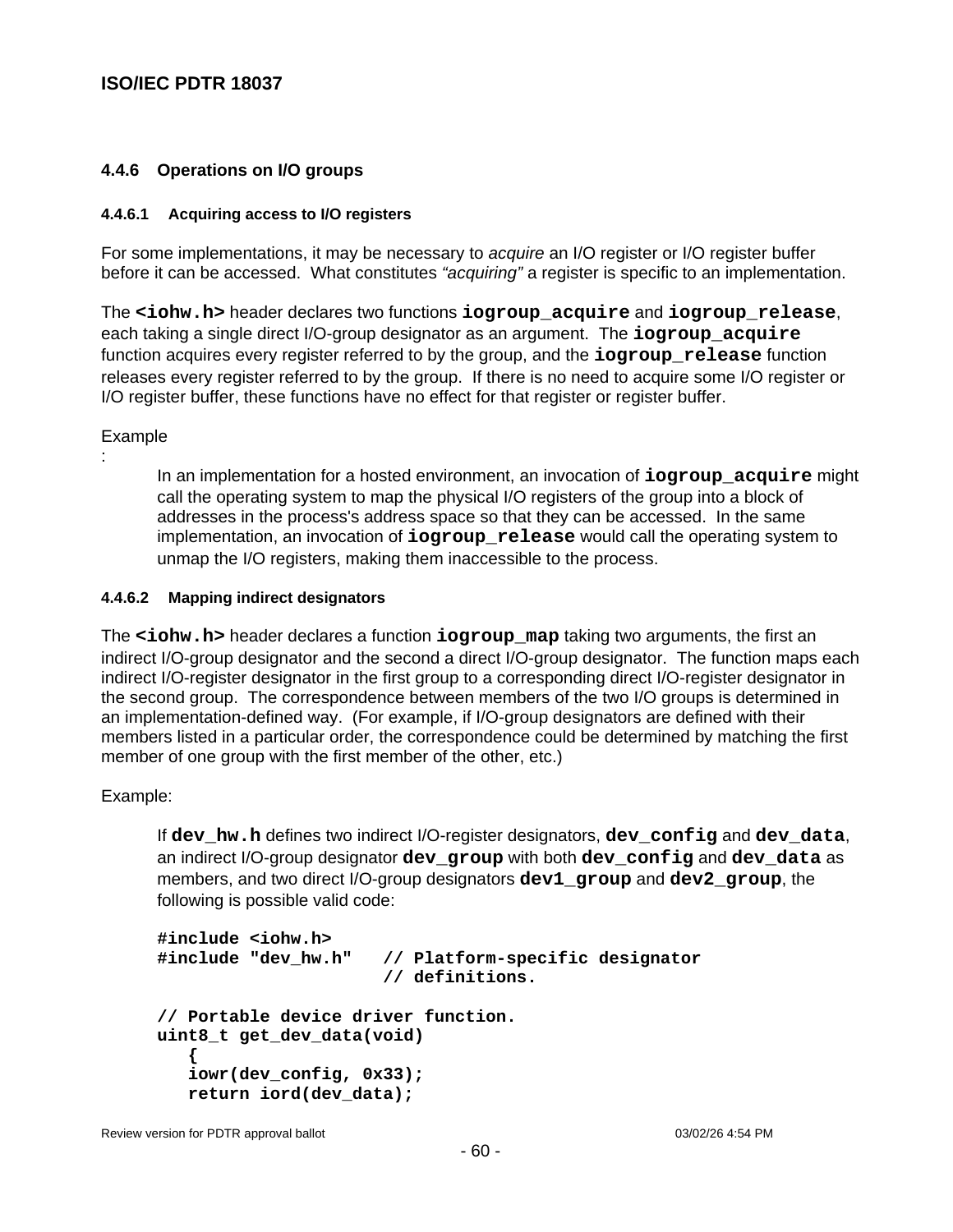### 4.4.6 Operations on I/O groups

#### 4.4.6.1 Acquiring access to I/O registers

For some implementations, it may be necessary to *acquire* an I/O register or I/O register buffer before it can be accessed. What constitutes *"acquiring"* a register is specific to an implementation.

The **`<iohw.h>`** header declares two functions **`iogroup_acquire`** and **`iogroup_release`**, each taking a single direct I/O-group designator as an argument. The **`iogroup_acquire`** function acquires every register referred to by the group, and the **`iogroup_release`** function releases every register referred to by the group. If there is no need to acquire some I/O register or I/O register buffer, these functions have no effect for that register or register buffer.

Example:

> In an implementation for a hosted environment, an invocation of **`iogroup_acquire`** might call the operating system to map the physical I/O registers of the group into a block of addresses in the process's address space so that they can be accessed. In the same implementation, an invocation of **`iogroup_release`** would call the operating system to unmap the I/O registers, making them inaccessible to the process.

#### 4.4.6.2 Mapping indirect designators

The **`<iohw.h>`** header declares a function **`iogroup_map`** taking two arguments, the first an indirect I/O-group designator and the second a direct I/O-group designator. The function maps each indirect I/O-register designator in the first group to a corresponding direct I/O-register designator in the second group. The correspondence between members of the two I/O groups is determined in an implementation-defined way. (For example, if I/O-group designators are defined with their members listed in a particular order, the correspondence could be determined by matching the first member of one group with the first member of the other, etc.)

Example:

> If **`dev_hw.h`** defines two indirect I/O-register designators, **`dev_config`** and **`dev_data`**, an indirect I/O-group designator **`dev_group`** with both **`dev_config`** and **`dev_data`** as members, and two direct I/O-group designators **`dev1_group`** and **`dev2_group`**, the following is possible valid code:

```
#include <iohw.h>
#include "dev_hw.h"   // Platform-specific designator
                      // definitions.

// Portable device driver function.
uint8_t get_dev_data(void)
   {
   iowr(dev_config, 0x33);
   return iord(dev_data);
```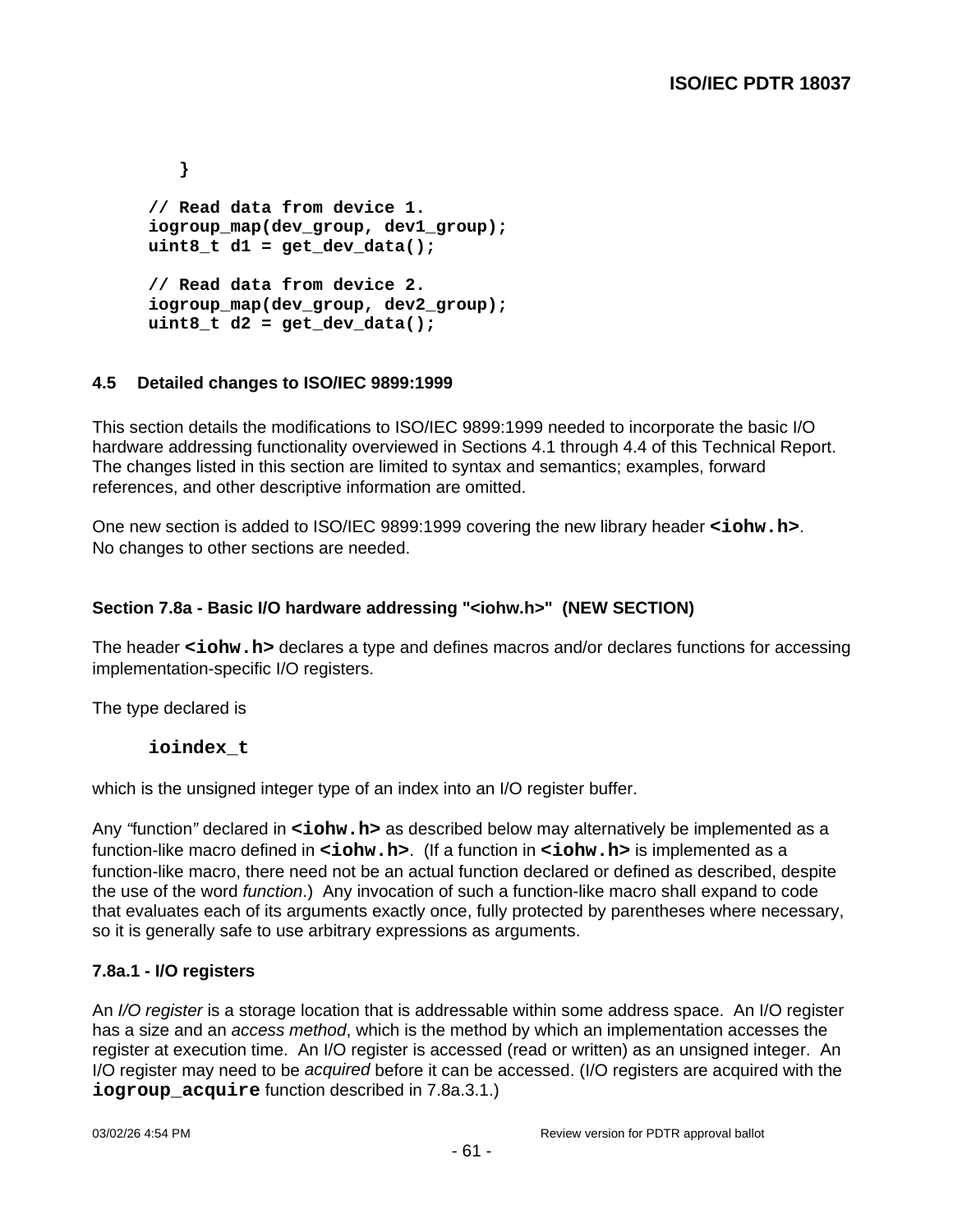```
    }

// Read data from device 1.
iogroup_map(dev_group, dev1_group);
uint8_t d1 = get_dev_data();

// Read data from device 2.
iogroup_map(dev_group, dev2_group);
uint8_t d2 = get_dev_data();
```

## 4.5 Detailed changes to ISO/IEC 9899:1999

This section details the modifications to ISO/IEC 9899:1999 needed to incorporate the basic I/O hardware addressing functionality overviewed in Sections 4.1 through 4.4 of this Technical Report. The changes listed in this section are limited to syntax and semantics; examples, forward references, and other descriptive information are omitted.

One new section is added to ISO/IEC 9899:1999 covering the new library header **`<iohw.h>`**. No changes to other sections are needed.

### Section 7.8a - Basic I/O hardware addressing "<iohw.h>" (NEW SECTION)

The header **`<iohw.h>`** declares a type and defines macros and/or declares functions for accessing implementation-specific I/O registers.

The type declared is

**`ioindex_t`**

which is the unsigned integer type of an index into an I/O register buffer.

Any *"*function*"* declared in **`<iohw.h>`** as described below may alternatively be implemented as a function-like macro defined in **`<iohw.h>`**. (If a function in **`<iohw.h>`** is implemented as a function-like macro, there need not be an actual function declared or defined as described, despite the use of the word *function*.) Any invocation of such a function-like macro shall expand to code that evaluates each of its arguments exactly once, fully protected by parentheses where necessary, so it is generally safe to use arbitrary expressions as arguments.

### 7.8a.1 - I/O registers

An *I/O register* is a storage location that is addressable within some address space. An I/O register has a size and an *access method*, which is the method by which an implementation accesses the register at execution time. An I/O register is accessed (read or written) as an unsigned integer. An I/O register may need to be *acquired* before it can be accessed. (I/O registers are acquired with the **`iogroup_acquire`** function described in 7.8a.3.1.)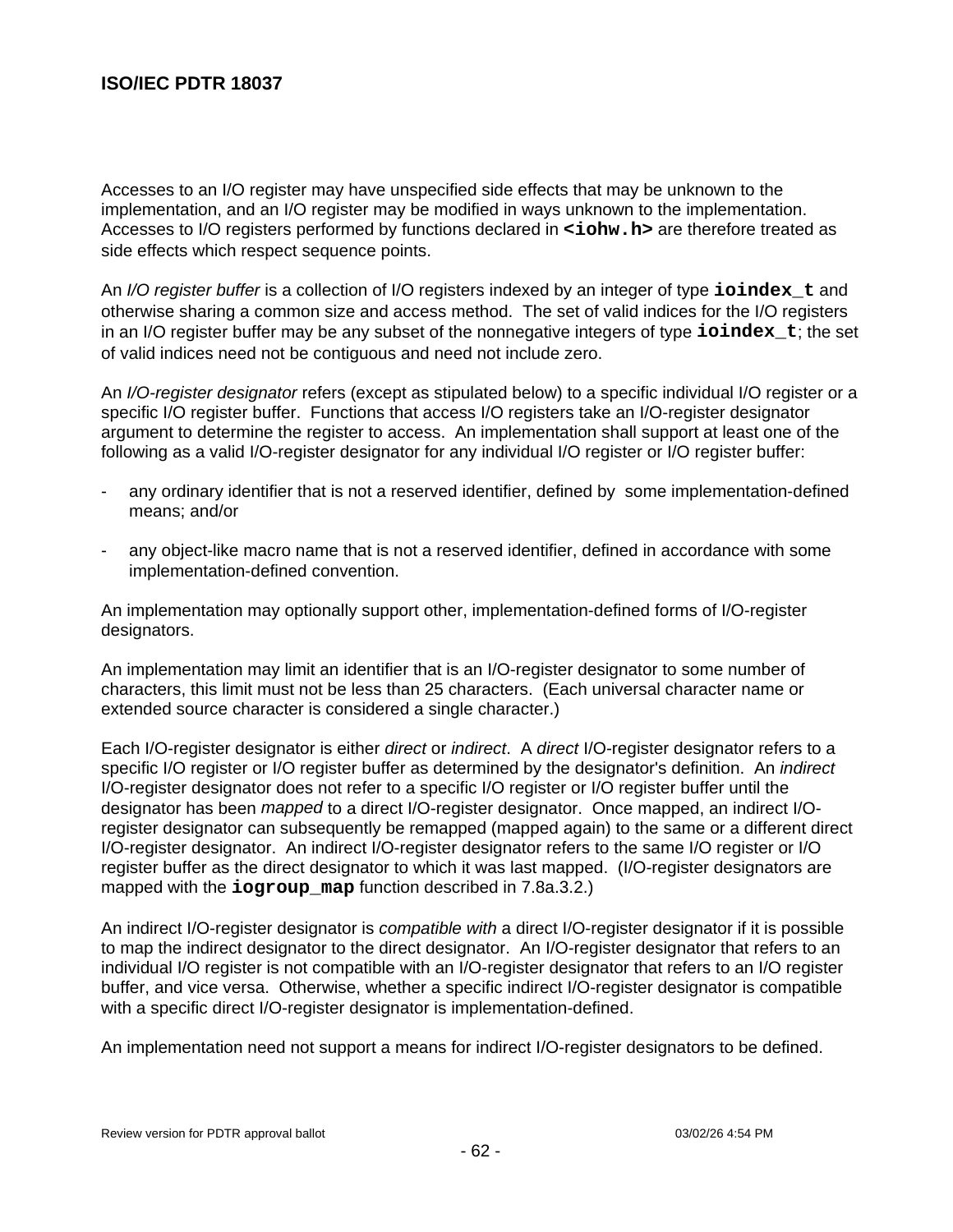Accesses to an I/O register may have unspecified side effects that may be unknown to the implementation, and an I/O register may be modified in ways unknown to the implementation. Accesses to I/O registers performed by functions declared in **`<iohw.h>`** are therefore treated as side effects which respect sequence points.

An *I/O register buffer* is a collection of I/O registers indexed by an integer of type **`ioindex_t`** and otherwise sharing a common size and access method. The set of valid indices for the I/O registers in an I/O register buffer may be any subset of the nonnegative integers of type **`ioindex_t`**; the set of valid indices need not be contiguous and need not include zero.

An *I/O-register designator* refers (except as stipulated below) to a specific individual I/O register or a specific I/O register buffer. Functions that access I/O registers take an I/O-register designator argument to determine the register to access. An implementation shall support at least one of the following as a valid I/O-register designator for any individual I/O register or I/O register buffer:

- any ordinary identifier that is not a reserved identifier, defined by some implementation-defined means; and/or
- any object-like macro name that is not a reserved identifier, defined in accordance with some implementation-defined convention.

An implementation may optionally support other, implementation-defined forms of I/O-register designators.

An implementation may limit an identifier that is an I/O-register designator to some number of characters, this limit must not be less than 25 characters. (Each universal character name or extended source character is considered a single character.)

Each I/O-register designator is either *direct* or *indirect*. A *direct* I/O-register designator refers to a specific I/O register or I/O register buffer as determined by the designator's definition. An *indirect* I/O-register designator does not refer to a specific I/O register or I/O register buffer until the designator has been *mapped* to a direct I/O-register designator. Once mapped, an indirect I/O-register designator can subsequently be remapped (mapped again) to the same or a different direct I/O-register designator. An indirect I/O-register designator refers to the same I/O register or I/O register buffer as the direct designator to which it was last mapped. (I/O-register designators are mapped with the **`iogroup_map`** function described in 7.8a.3.2.)

An indirect I/O-register designator is *compatible with* a direct I/O-register designator if it is possible to map the indirect designator to the direct designator. An I/O-register designator that refers to an individual I/O register is not compatible with an I/O-register designator that refers to an I/O register buffer, and vice versa. Otherwise, whether a specific indirect I/O-register designator is compatible with a specific direct I/O-register designator is implementation-defined.

An implementation need not support a means for indirect I/O-register designators to be defined.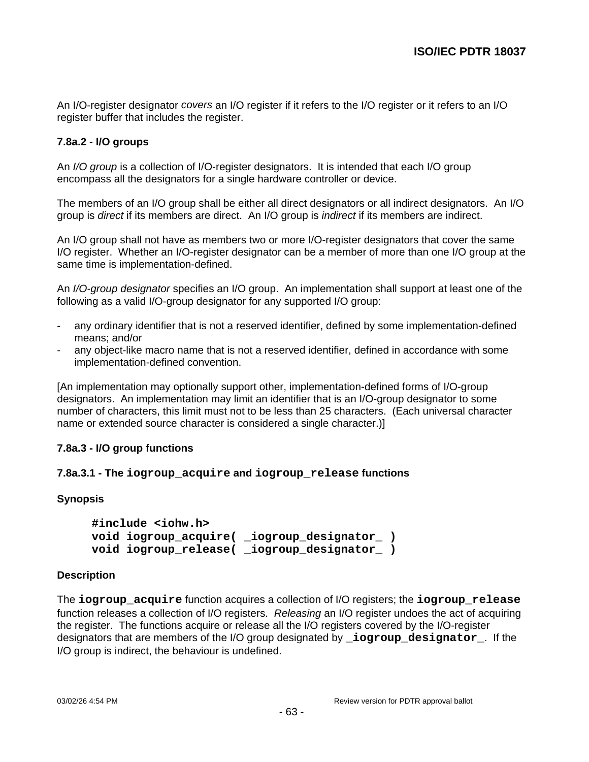An I/O-register designator *covers* an I/O register if it refers to the I/O register or it refers to an I/O register buffer that includes the register.

### 7.8a.2 - I/O groups

An *I/O group* is a collection of I/O-register designators. It is intended that each I/O group encompass all the designators for a single hardware controller or device.

The members of an I/O group shall be either all direct designators or all indirect designators. An I/O group is *direct* if its members are direct. An I/O group is *indirect* if its members are indirect.

An I/O group shall not have as members two or more I/O-register designators that cover the same I/O register. Whether an I/O-register designator can be a member of more than one I/O group at the same time is implementation-defined.

An *I/O-group designator* specifies an I/O group. An implementation shall support at least one of the following as a valid I/O-group designator for any supported I/O group:

- any ordinary identifier that is not a reserved identifier, defined by some implementation-defined means; and/or
- any object-like macro name that is not a reserved identifier, defined in accordance with some implementation-defined convention.

[An implementation may optionally support other, implementation-defined forms of I/O-group designators. An implementation may limit an identifier that is an I/O-group designator to some number of characters, this limit must not to be less than 25 characters. (Each universal character name or extended source character is considered a single character.)]

### 7.8a.3 - I/O group functions

#### 7.8a.3.1 - The `iogroup_acquire` and `iogroup_release` functions

**Synopsis**

```
#include <iohw.h>
void iogroup_acquire( _iogroup_designator_ )
void iogroup_release( _iogroup_designator_ )
```

**Description**

The **`iogroup_acquire`** function acquires a collection of I/O registers; the **`iogroup_release`** function releases a collection of I/O registers. *Releasing* an I/O register undoes the act of acquiring the register. The functions acquire or release all the I/O registers covered by the I/O-register designators that are members of the I/O group designated by **`_iogroup_designator_`**. If the I/O group is indirect, the behaviour is undefined.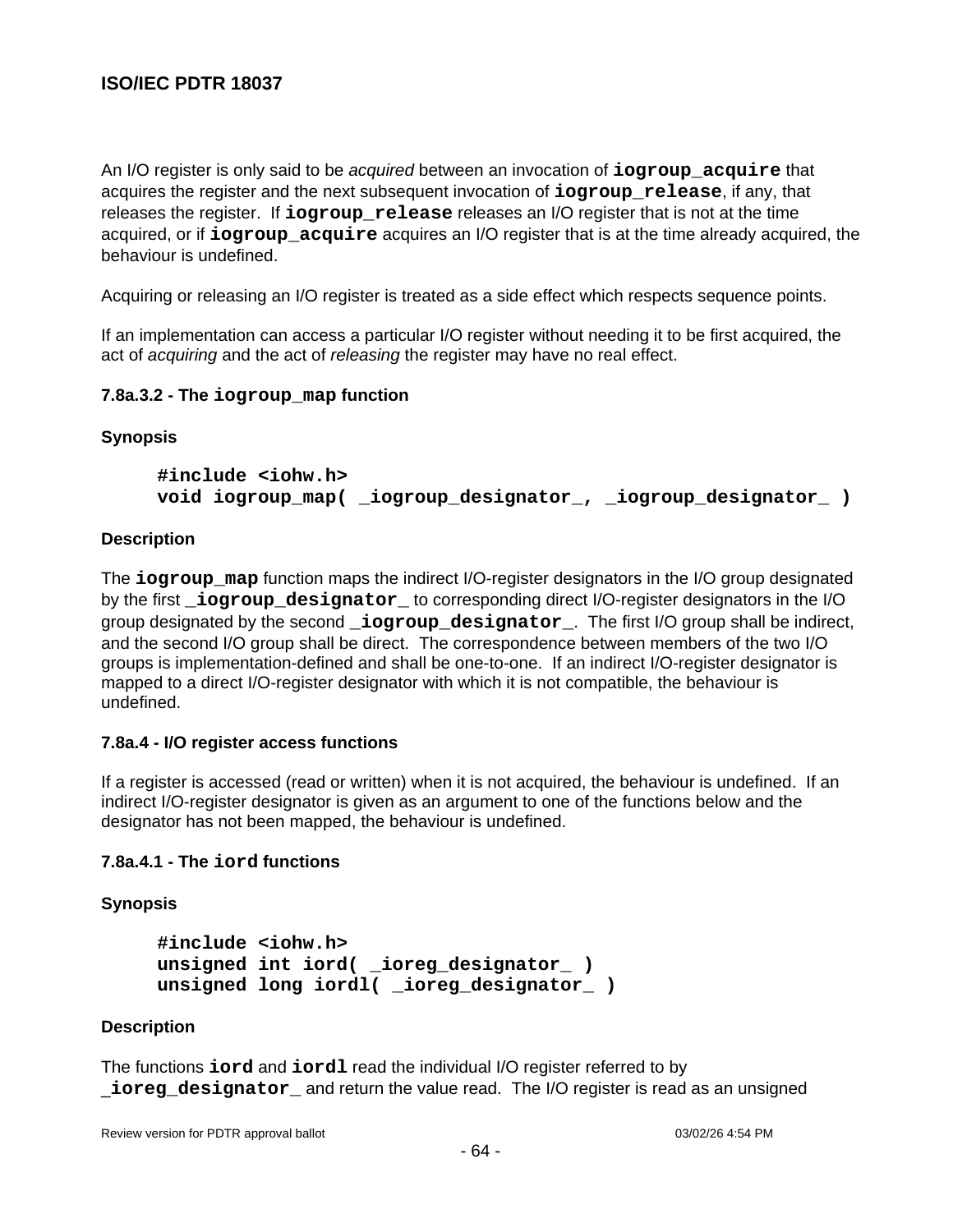An I/O register is only said to be *acquired* between an invocation of **`iogroup_acquire`** that acquires the register and the next subsequent invocation of **`iogroup_release`**, if any, that releases the register. If **`iogroup_release`** releases an I/O register that is not at the time acquired, or if **`iogroup_acquire`** acquires an I/O register that is at the time already acquired, the behaviour is undefined.

Acquiring or releasing an I/O register is treated as a side effect which respects sequence points.

If an implementation can access a particular I/O register without needing it to be first acquired, the act of *acquiring* and the act of *releasing* the register may have no real effect.

#### 7.8a.3.2 - The `iogroup_map` function

**Synopsis**

```
#include <iohw.h>
void iogroup_map( _iogroup_designator_, _iogroup_designator_ )
```

**Description**

The **`iogroup_map`** function maps the indirect I/O-register designators in the I/O group designated by the first **`_iogroup_designator_`** to corresponding direct I/O-register designators in the I/O group designated by the second **`_iogroup_designator_`**. The first I/O group shall be indirect, and the second I/O group shall be direct. The correspondence between members of the two I/O groups is implementation-defined and shall be one-to-one. If an indirect I/O-register designator is mapped to a direct I/O-register designator with which it is not compatible, the behaviour is undefined.

#### 7.8a.4 - I/O register access functions

If a register is accessed (read or written) when it is not acquired, the behaviour is undefined. If an indirect I/O-register designator is given as an argument to one of the functions below and the designator has not been mapped, the behaviour is undefined.

#### 7.8a.4.1 - The `iord` functions

**Synopsis**

```
#include <iohw.h>
unsigned int iord( _ioreg_designator_ )
unsigned long iordl( _ioreg_designator_ )
```

**Description**

The functions **`iord`** and **`iordl`** read the individual I/O register referred to by **`_ioreg_designator_`** and return the value read. The I/O register is read as an unsigned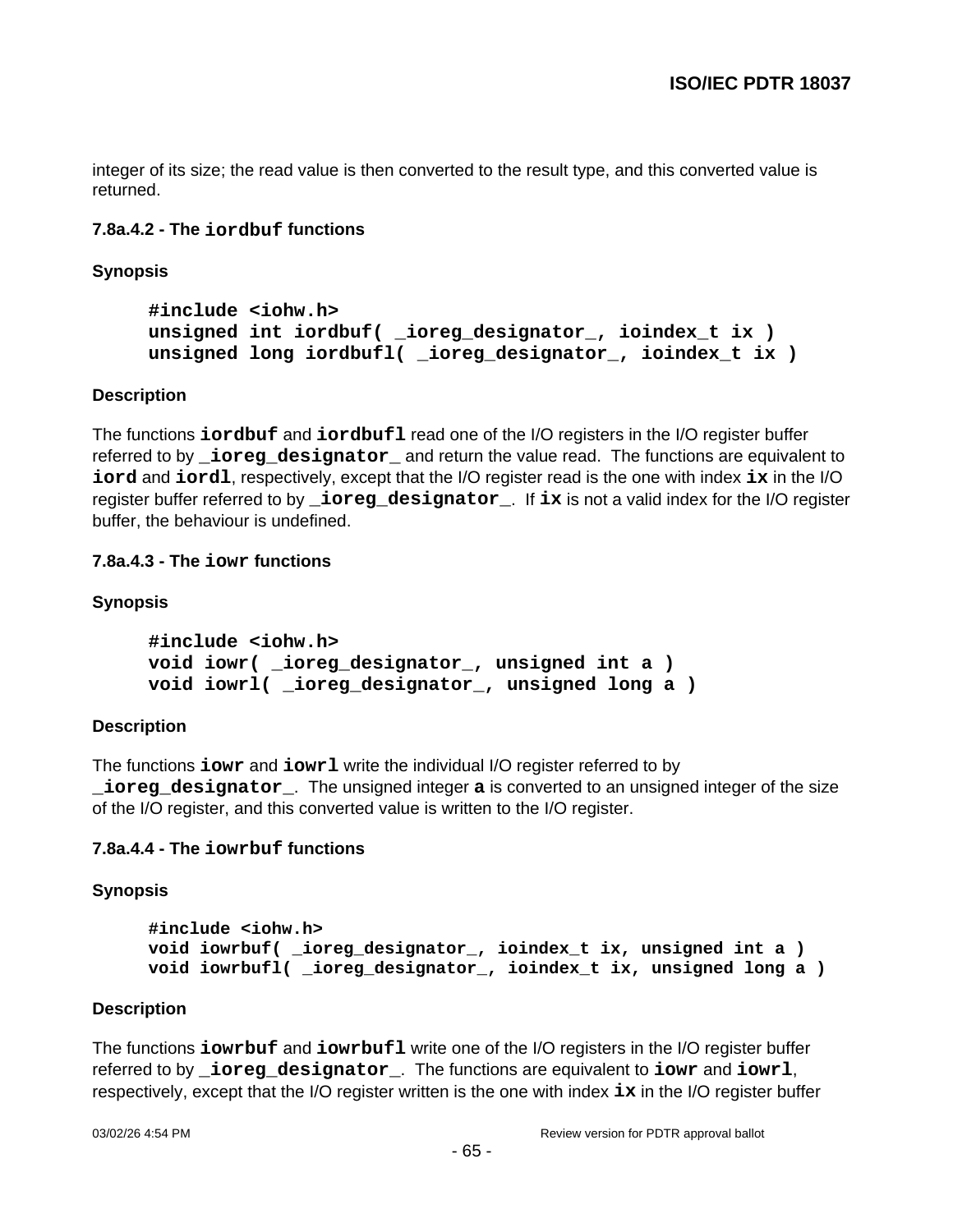integer of its size; the read value is then converted to the result type, and this converted value is returned.

#### 7.8a.4.2 - The `iordbuf` functions

**Synopsis**

```
#include <iohw.h>
unsigned int iordbuf( _ioreg_designator_, ioindex_t ix )
unsigned long iordbufl( _ioreg_designator_, ioindex_t ix )
```

**Description**

The functions **`iordbuf`** and **`iordbufl`** read one of the I/O registers in the I/O register buffer referred to by **`_ioreg_designator_`** and return the value read. The functions are equivalent to **`iord`** and **`iordl`**, respectively, except that the I/O register read is the one with index **`ix`** in the I/O register buffer referred to by **`_ioreg_designator_`**. If **`ix`** is not a valid index for the I/O register buffer, the behaviour is undefined.

#### 7.8a.4.3 - The `iowr` functions

**Synopsis**

```
#include <iohw.h>
void iowr( _ioreg_designator_, unsigned int a )
void iowrl( _ioreg_designator_, unsigned long a )
```

**Description**

The functions **`iowr`** and **`iowrl`** write the individual I/O register referred to by **`_ioreg_designator_`**. The unsigned integer **`a`** is converted to an unsigned integer of the size of the I/O register, and this converted value is written to the I/O register.

#### 7.8a.4.4 - The `iowrbuf` functions

**Synopsis**

```
#include <iohw.h>
void iowrbuf( _ioreg_designator_, ioindex_t ix, unsigned int a )
void iowrbufl( _ioreg_designator_, ioindex_t ix, unsigned long a )
```

**Description**

The functions **`iowrbuf`** and **`iowrbufl`** write one of the I/O registers in the I/O register buffer referred to by **`_ioreg_designator_`**. The functions are equivalent to **`iowr`** and **`iowrl`**, respectively, except that the I/O register written is the one with index **`ix`** in the I/O register buffer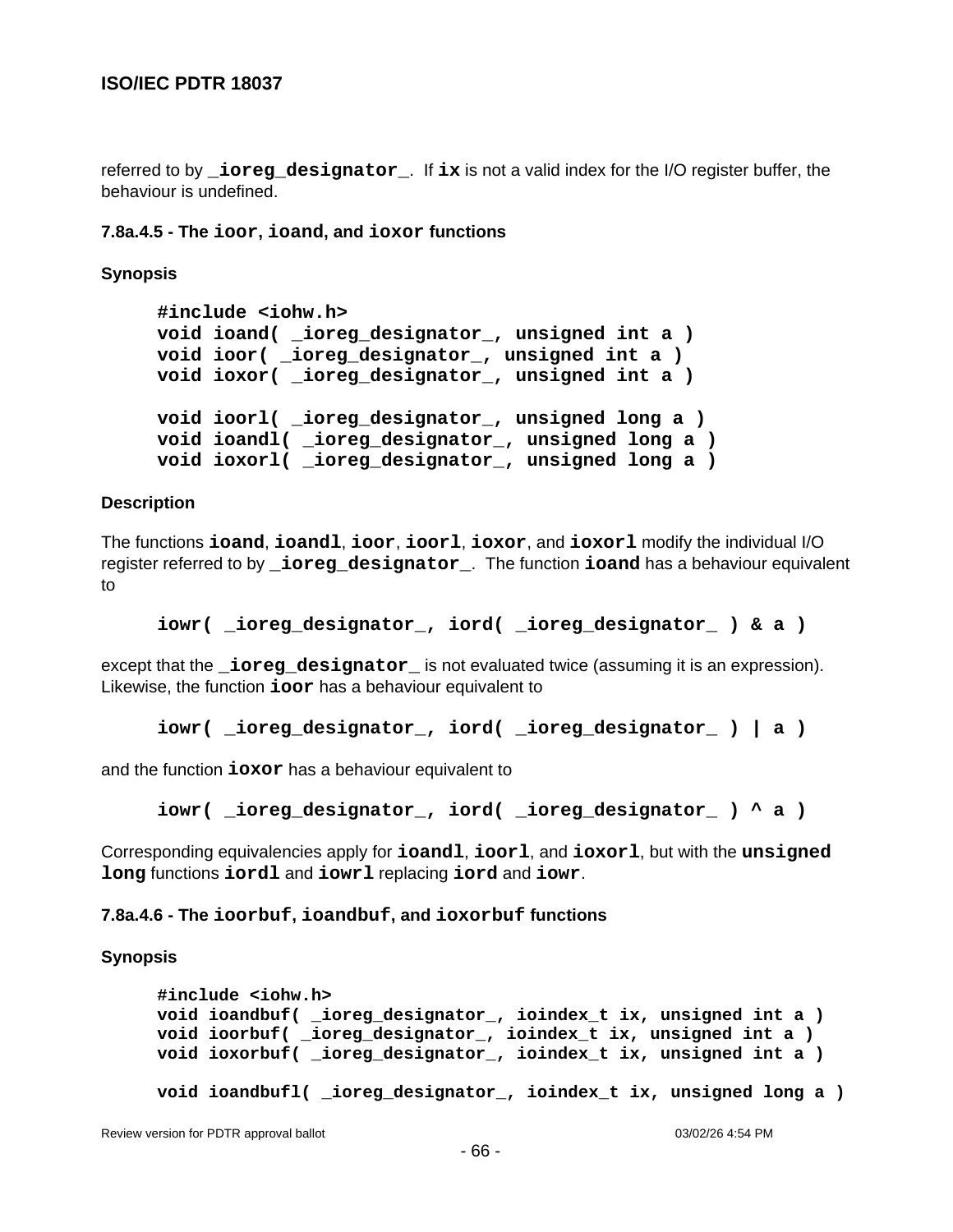referred to by **`_ioreg_designator_`**. If **`ix`** is not a valid index for the I/O register buffer, the behaviour is undefined.

#### 7.8a.4.5 - The `ioor`, `ioand`, and `ioxor` functions

**Synopsis**

```
#include <iohw.h>
void ioand( _ioreg_designator_, unsigned int a )
void ioor( _ioreg_designator_, unsigned int a )
void ioxor( _ioreg_designator_, unsigned int a )

void ioorl( _ioreg_designator_, unsigned long a )
void ioandl( _ioreg_designator_, unsigned long a )
void ioxorl( _ioreg_designator_, unsigned long a )
```

**Description**

The functions **`ioand`**, **`ioandl`**, **`ioor`**, **`ioorl`**, **`ioxor`**, and **`ioxorl`** modify the individual I/O register referred to by **`_ioreg_designator_`**. The function **`ioand`** has a behaviour equivalent to

```
iowr( _ioreg_designator_, iord( _ioreg_designator_ ) & a )
```

except that the **`_ioreg_designator_`** is not evaluated twice (assuming it is an expression). Likewise, the function **`ioor`** has a behaviour equivalent to

```
iowr( _ioreg_designator_, iord( _ioreg_designator_ ) | a )
```

and the function **`ioxor`** has a behaviour equivalent to

```
iowr( _ioreg_designator_, iord( _ioreg_designator_ ) ^ a )
```

Corresponding equivalencies apply for **`ioandl`**, **`ioorl`**, and **`ioxorl`**, but with the **`unsigned long`** functions **`iordl`** and **`iowrl`** replacing **`iord`** and **`iowr`**.

#### 7.8a.4.6 - The `ioorbuf`, `ioandbuf`, and `ioxorbuf` functions

**Synopsis**

```
#include <iohw.h>
void ioandbuf( _ioreg_designator_, ioindex_t ix, unsigned int a )
void ioorbuf( _ioreg_designator_, ioindex_t ix, unsigned int a )
void ioxorbuf( _ioreg_designator_, ioindex_t ix, unsigned int a )

void ioandbufl( _ioreg_designator_, ioindex_t ix, unsigned long a )
```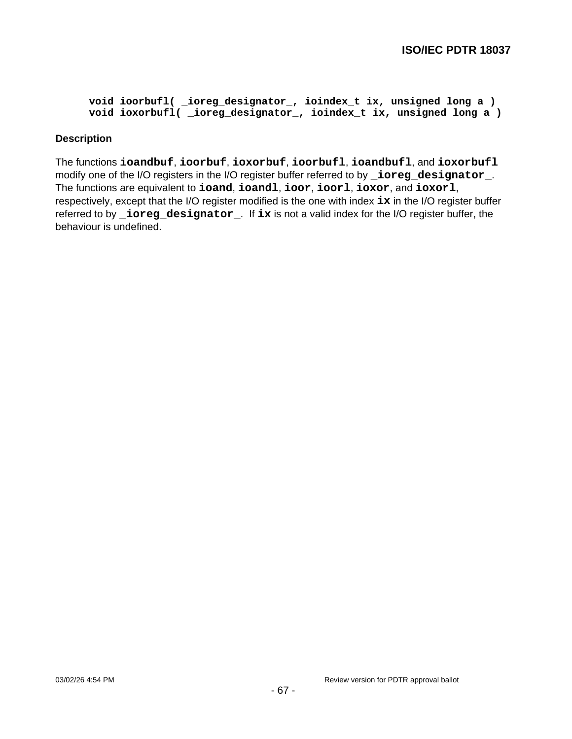```
void ioorbufl( _ioreg_designator_, ioindex_t ix, unsigned long a )
void ioxorbufl( _ioreg_designator_, ioindex_t ix, unsigned long a )
```

**Description**

The functions **`ioandbuf`**, **`ioorbuf`**, **`ioxorbuf`**, **`ioorbufl`**, **`ioandbufl`**, and **`ioxorbufl`** modify one of the I/O registers in the I/O register buffer referred to by **`_ioreg_designator_`**. The functions are equivalent to **`ioand`**, **`ioandl`**, **`ioor`**, **`ioorl`**, **`ioxor`**, and **`ioxorl`**, respectively, except that the I/O register modified is the one with index **`ix`** in the I/O register buffer referred to by **`_ioreg_designator_`**. If **`ix`** is not a valid index for the I/O register buffer, the behaviour is undefined.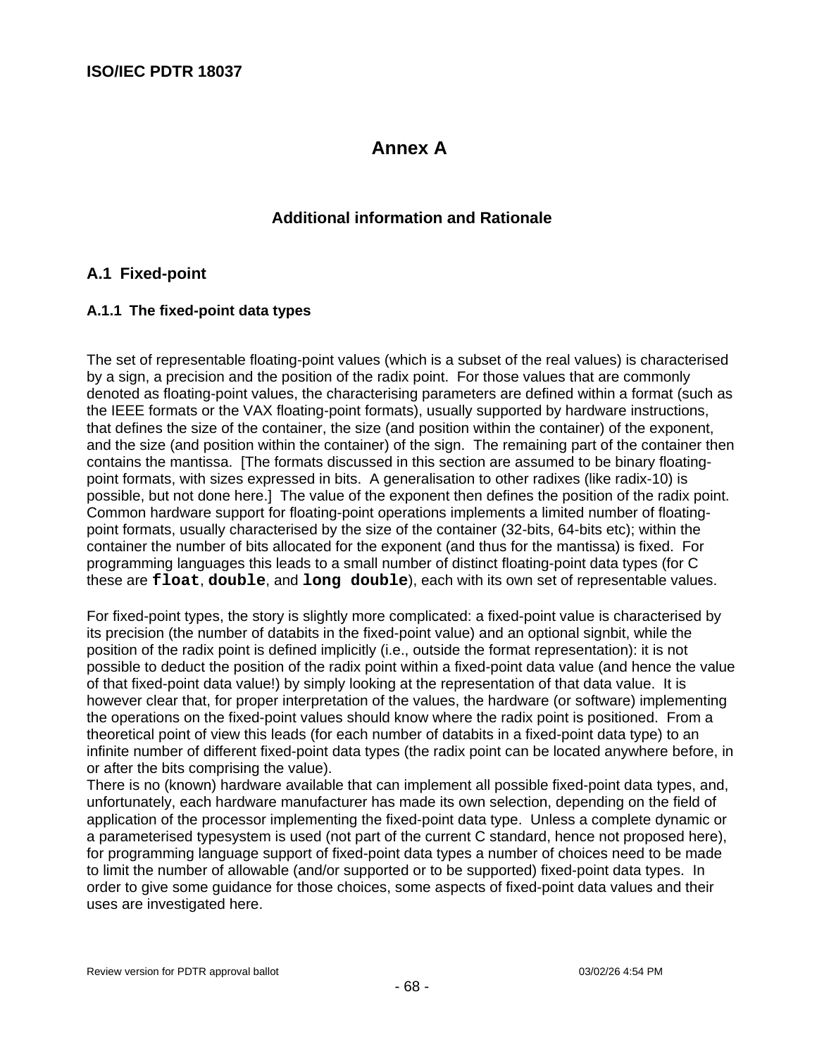# Annex A

## Additional information and Rationale

### A.1 Fixed-point

#### A.1.1 The fixed-point data types

The set of representable floating-point values (which is a subset of the real values) is characterised by a sign, a precision and the position of the radix point. For those values that are commonly denoted as floating-point values, the characterising parameters are defined within a format (such as the IEEE formats or the VAX floating-point formats), usually supported by hardware instructions, that defines the size of the container, the size (and position within the container) of the exponent, and the size (and position within the container) of the sign. The remaining part of the container then contains the mantissa. [The formats discussed in this section are assumed to be binary floating-point formats, with sizes expressed in bits. A generalisation to other radixes (like radix-10) is possible, but not done here.] The value of the exponent then defines the position of the radix point. Common hardware support for floating-point operations implements a limited number of floating-point formats, usually characterised by the size of the container (32-bits, 64-bits etc); within the container the number of bits allocated for the exponent (and thus for the mantissa) is fixed. For programming languages this leads to a small number of distinct floating-point data types (for C these are **`float`**, **`double`**, and **`long double`**), each with its own set of representable values.

For fixed-point types, the story is slightly more complicated: a fixed-point value is characterised by its precision (the number of databits in the fixed-point value) and an optional signbit, while the position of the radix point is defined implicitly (i.e., outside the format representation): it is not possible to deduct the position of the radix point within a fixed-point data value (and hence the value of that fixed-point data value!) by simply looking at the representation of that data value. It is however clear that, for proper interpretation of the values, the hardware (or software) implementing the operations on the fixed-point values should know where the radix point is positioned. From a theoretical point of view this leads (for each number of databits in a fixed-point data type) to an infinite number of different fixed-point data types (the radix point can be located anywhere before, in or after the bits comprising the value).
There is no (known) hardware available that can implement all possible fixed-point data types, and, unfortunately, each hardware manufacturer has made its own selection, depending on the field of application of the processor implementing the fixed-point data type. Unless a complete dynamic or a parameterised typesystem is used (not part of the current C standard, hence not proposed here), for programming language support of fixed-point data types a number of choices need to be made to limit the number of allowable (and/or supported or to be supported) fixed-point data types. In order to give some guidance for those choices, some aspects of fixed-point data values and their uses are investigated here.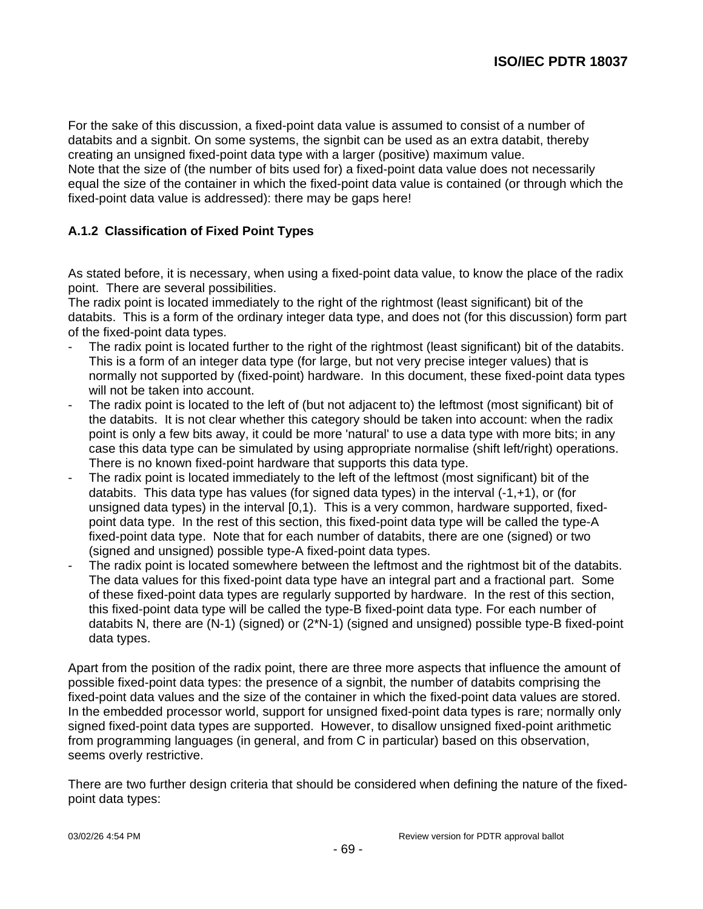For the sake of this discussion, a fixed-point data value is assumed to consist of a number of databits and a signbit. On some systems, the signbit can be used as an extra databit, thereby creating an unsigned fixed-point data type with a larger (positive) maximum value.
Note that the size of (the number of bits used for) a fixed-point data value does not necessarily equal the size of the container in which the fixed-point data value is contained (or through which the fixed-point data value is addressed): there may be gaps here!

### A.1.2 Classification of Fixed Point Types

As stated before, it is necessary, when using a fixed-point data value, to know the place of the radix point. There are several possibilities.
The radix point is located immediately to the right of the rightmost (least significant) bit of the databits. This is a form of the ordinary integer data type, and does not (for this discussion) form part of the fixed-point data types.

- The radix point is located further to the right of the rightmost (least significant) bit of the databits. This is a form of an integer data type (for large, but not very precise integer values) that is normally not supported by (fixed-point) hardware. In this document, these fixed-point data types will not be taken into account.
- The radix point is located to the left of (but not adjacent to) the leftmost (most significant) bit of the databits. It is not clear whether this category should be taken into account: when the radix point is only a few bits away, it could be more 'natural' to use a data type with more bits; in any case this data type can be simulated by using appropriate normalise (shift left/right) operations. There is no known fixed-point hardware that supports this data type.
- The radix point is located immediately to the left of the leftmost (most significant) bit of the databits. This data type has values (for signed data types) in the interval (-1,+1), or (for unsigned data types) in the interval [0,1). This is a very common, hardware supported, fixed-point data type. In the rest of this section, this fixed-point data type will be called the type-A fixed-point data type. Note that for each number of databits, there are one (signed) or two (signed and unsigned) possible type-A fixed-point data types.
- The radix point is located somewhere between the leftmost and the rightmost bit of the databits. The data values for this fixed-point data type have an integral part and a fractional part. Some of these fixed-point data types are regularly supported by hardware. In the rest of this section, this fixed-point data type will be called the type-B fixed-point data type. For each number of databits N, there are (N-1) (signed) or (2*N-1) (signed and unsigned) possible type-B fixed-point data types.

Apart from the position of the radix point, there are three more aspects that influence the amount of possible fixed-point data types: the presence of a signbit, the number of databits comprising the fixed-point data values and the size of the container in which the fixed-point data values are stored.
In the embedded processor world, support for unsigned fixed-point data types is rare; normally only signed fixed-point data types are supported. However, to disallow unsigned fixed-point arithmetic from programming languages (in general, and from C in particular) based on this observation, seems overly restrictive.

There are two further design criteria that should be considered when defining the nature of the fixed-point data types: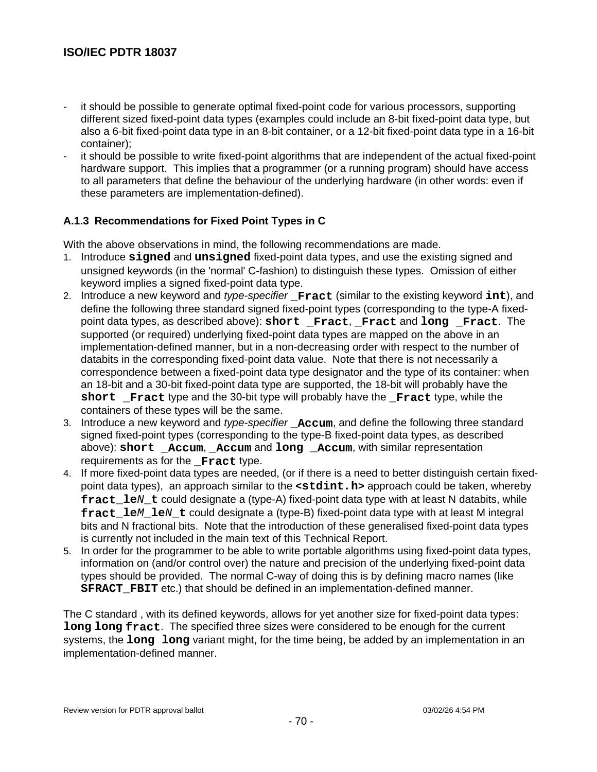- it should be possible to generate optimal fixed-point code for various processors, supporting different sized fixed-point data types (examples could include an 8-bit fixed-point data type, but also a 6-bit fixed-point data type in an 8-bit container, or a 12-bit fixed-point data type in a 16-bit container);
- it should be possible to write fixed-point algorithms that are independent of the actual fixed-point hardware support. This implies that a programmer (or a running program) should have access to all parameters that define the behaviour of the underlying hardware (in other words: even if these parameters are implementation-defined).

### A.1.3 Recommendations for Fixed Point Types in C

With the above observations in mind, the following recommendations are made.

1. Introduce **`signed`** and **`unsigned`** fixed-point data types, and use the existing signed and unsigned keywords (in the 'normal' C-fashion) to distinguish these types. Omission of either keyword implies a signed fixed-point data type.
2. Introduce a new keyword and *type-specifier* **`_Fract`** (similar to the existing keyword **`int`**), and define the following three standard signed fixed-point types (corresponding to the type-A fixed-point data types, as described above): **`short _Fract`**, **`_Fract`** and **`long _Fract`**. The supported (or required) underlying fixed-point data types are mapped on the above in an implementation-defined manner, but in a non-decreasing order with respect to the number of databits in the corresponding fixed-point data value. Note that there is not necessarily a correspondence between a fixed-point data type designator and the type of its container: when an 18-bit and a 30-bit fixed-point data type are supported, the 18-bit will probably have the **`short _Fract`** type and the 30-bit type will probably have the **`_Fract`** type, while the containers of these types will be the same.
3. Introduce a new keyword and *type-specifier* **`_Accum`**, and define the following three standard signed fixed-point types (corresponding to the type-B fixed-point data types, as described above): **`short _Accum`**, **`_Accum`** and **`long _Accum`**, with similar representation requirements as for the **`_Fract`** type.
4. If more fixed-point data types are needed, (or if there is a need to better distinguish certain fixed-point data types), an approach similar to the **`<stdint.h>`** approach could be taken, whereby **`fract_le`*`N`*`_t`** could designate a (type-A) fixed-point data type with at least N databits, while **`fract_le`*`M`*`_le`*`N`*`_t`** could designate a (type-B) fixed-point data type with at least M integral bits and N fractional bits. Note that the introduction of these generalised fixed-point data types is currently not included in the main text of this Technical Report.
5. In order for the programmer to be able to write portable algorithms using fixed-point data types, information on (and/or control over) the nature and precision of the underlying fixed-point data types should be provided. The normal C-way of doing this is by defining macro names (like **`SFRACT_FBIT`** etc.) that should be defined in an implementation-defined manner.

The C standard , with its defined keywords, allows for yet another size for fixed-point data types: **`long long fract`**. The specified three sizes were considered to be enough for the current systems, the **`long long`** variant might, for the time being, be added by an implementation in an implementation-defined manner.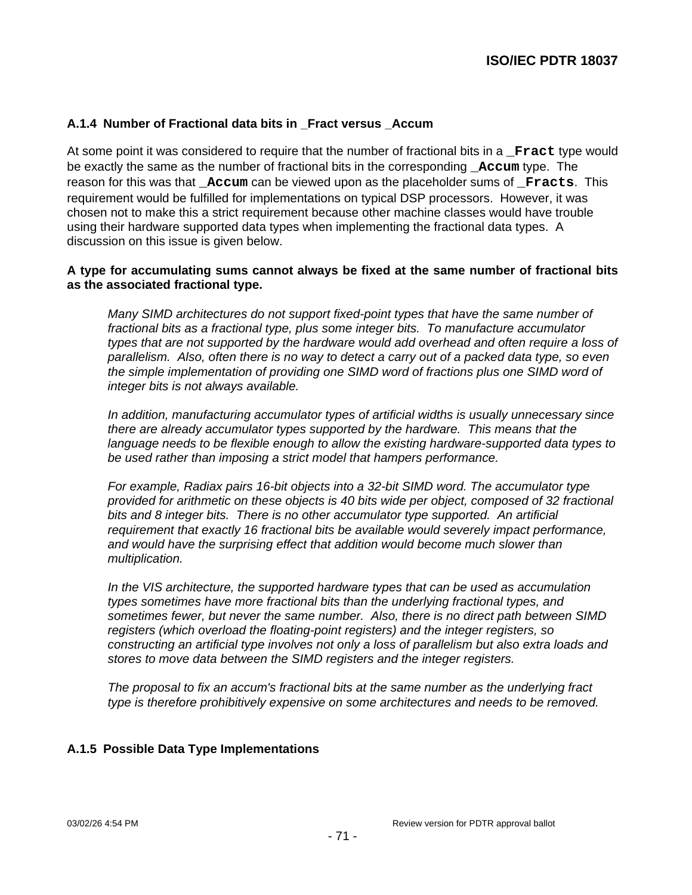### A.1.4 Number of Fractional data bits in _Fract versus _Accum

At some point it was considered to require that the number of fractional bits in a `_Fract` type would be exactly the same as the number of fractional bits in the corresponding `_Accum` type. The reason for this was that `_Accum` can be viewed upon as the placeholder sums of `_Fracts`. This requirement would be fulfilled for implementations on typical DSP processors. However, it was chosen not to make this a strict requirement because other machine classes would have trouble using their hardware supported data types when implementing the fractional data types. A discussion on this issue is given below.

**A type for accumulating sums cannot always be fixed at the same number of fractional bits as the associated fractional type.**

> *Many SIMD architectures do not support fixed-point types that have the same number of fractional bits as a fractional type, plus some integer bits. To manufacture accumulator types that are not supported by the hardware would add overhead and often require a loss of parallelism. Also, often there is no way to detect a carry out of a packed data type, so even the simple implementation of providing one SIMD word of fractions plus one SIMD word of integer bits is not always available.*
>
> *In addition, manufacturing accumulator types of artificial widths is usually unnecessary since there are already accumulator types supported by the hardware. This means that the language needs to be flexible enough to allow the existing hardware-supported data types to be used rather than imposing a strict model that hampers performance.*
>
> *For example, Radiax pairs 16-bit objects into a 32-bit SIMD word. The accumulator type provided for arithmetic on these objects is 40 bits wide per object, composed of 32 fractional bits and 8 integer bits. There is no other accumulator type supported. An artificial requirement that exactly 16 fractional bits be available would severely impact performance, and would have the surprising effect that addition would become much slower than multiplication.*
>
> *In the VIS architecture, the supported hardware types that can be used as accumulation types sometimes have more fractional bits than the underlying fractional types, and sometimes fewer, but never the same number. Also, there is no direct path between SIMD registers (which overload the floating-point registers) and the integer registers, so constructing an artificial type involves not only a loss of parallelism but also extra loads and stores to move data between the SIMD registers and the integer registers.*
>
> *The proposal to fix an accum's fractional bits at the same number as the underlying fract type is therefore prohibitively expensive on some architectures and needs to be removed.*

### A.1.5 Possible Data Type Implementations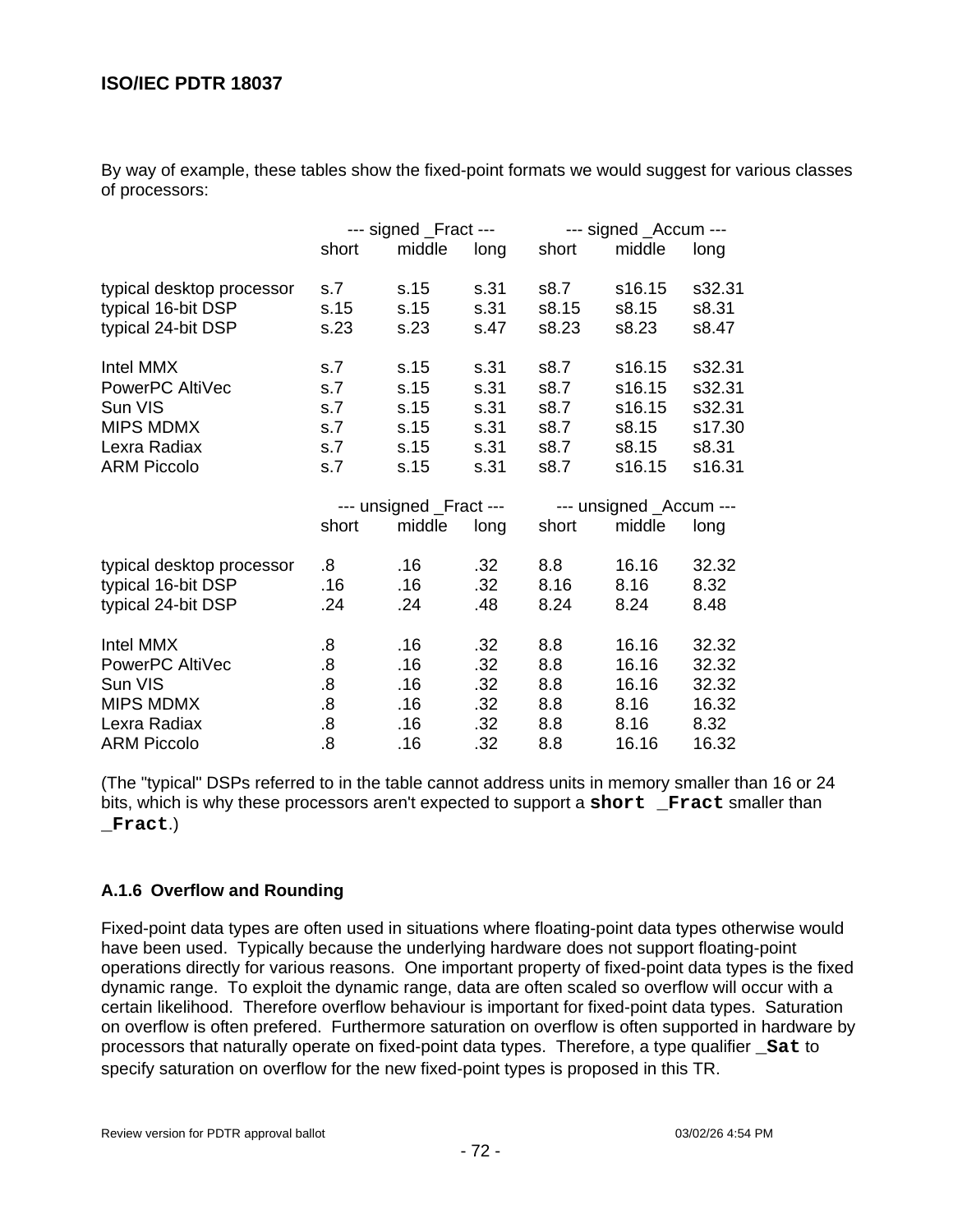By way of example, these tables show the fixed-point formats we would suggest for various classes of processors:

| | --- signed _Fract --- | | | --- signed _Accum --- | | |
|---|---|---|---|---|---|---|
| | short | middle | long | short | middle | long |
| typical desktop processor | s.7 | s.15 | s.31 | s8.7 | s16.15 | s32.31 |
| typical 16-bit DSP | s.15 | s.15 | s.31 | s8.15 | s8.15 | s8.31 |
| typical 24-bit DSP | s.23 | s.23 | s.47 | s8.23 | s8.23 | s8.47 |
| Intel MMX | s.7 | s.15 | s.31 | s8.7 | s16.15 | s32.31 |
| PowerPC AltiVec | s.7 | s.15 | s.31 | s8.7 | s16.15 | s32.31 |
| Sun VIS | s.7 | s.15 | s.31 | s8.7 | s16.15 | s32.31 |
| MIPS MDMX | s.7 | s.15 | s.31 | s8.7 | s8.15 | s17.30 |
| Lexra Radiax | s.7 | s.15 | s.31 | s8.7 | s8.15 | s8.31 |
| ARM Piccolo | s.7 | s.15 | s.31 | s8.7 | s16.15 | s16.31 |

| | --- unsigned _Fract --- | | | --- unsigned _Accum --- | | |
|---|---|---|---|---|---|---|
| | short | middle | long | short | middle | long |
| typical desktop processor | .8 | .16 | .32 | 8.8 | 16.16 | 32.32 |
| typical 16-bit DSP | .16 | .16 | .32 | 8.16 | 8.16 | 8.32 |
| typical 24-bit DSP | .24 | .24 | .48 | 8.24 | 8.24 | 8.48 |
| Intel MMX | .8 | .16 | .32 | 8.8 | 16.16 | 32.32 |
| PowerPC AltiVec | .8 | .16 | .32 | 8.8 | 16.16 | 32.32 |
| Sun VIS | .8 | .16 | .32 | 8.8 | 16.16 | 32.32 |
| MIPS MDMX | .8 | .16 | .32 | 8.8 | 8.16 | 16.32 |
| Lexra Radiax | .8 | .16 | .32 | 8.8 | 8.16 | 8.32 |
| ARM Piccolo | .8 | .16 | .32 | 8.8 | 16.16 | 16.32 |

(The "typical" DSPs referred to in the table cannot address units in memory smaller than 16 or 24 bits, which is why these processors aren't expected to support a **`short _Fract`** smaller than **`_Fract`**.)

### A.1.6 Overflow and Rounding

Fixed-point data types are often used in situations where floating-point data types otherwise would have been used. Typically because the underlying hardware does not support floating-point operations directly for various reasons. One important property of fixed-point data types is the fixed dynamic range. To exploit the dynamic range, data are often scaled so overflow will occur with a certain likelihood. Therefore overflow behaviour is important for fixed-point data types. Saturation on overflow is often prefered. Furthermore saturation on overflow is often supported in hardware by processors that naturally operate on fixed-point data types. Therefore, a type qualifier **`_Sat`** to specify saturation on overflow for the new fixed-point types is proposed in this TR.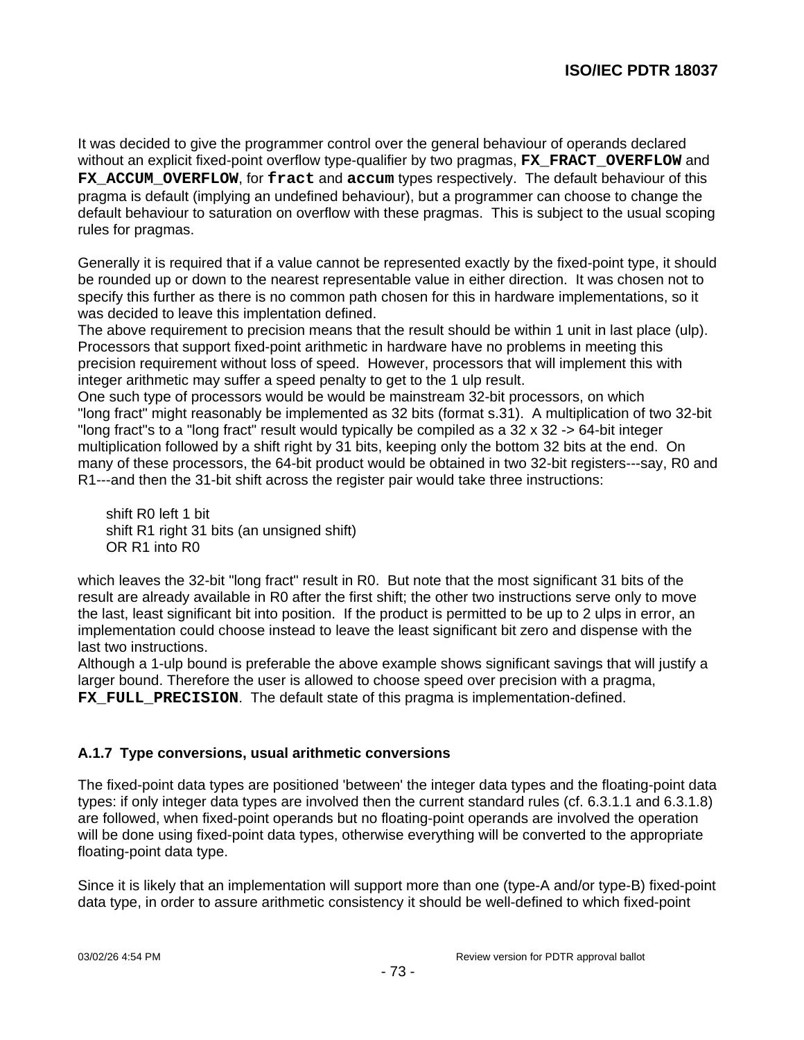It was decided to give the programmer control over the general behaviour of operands declared without an explicit fixed-point overflow type-qualifier by two pragmas, **`FX_FRACT_OVERFLOW`** and **`FX_ACCUM_OVERFLOW`**, for **`fract`** and **`accum`** types respectively. The default behaviour of this pragma is default (implying an undefined behaviour), but a programmer can choose to change the default behaviour to saturation on overflow with these pragmas. This is subject to the usual scoping rules for pragmas.

Generally it is required that if a value cannot be represented exactly by the fixed-point type, it should be rounded up or down to the nearest representable value in either direction. It was chosen not to specify this further as there is no common path chosen for this in hardware implementations, so it was decided to leave this implentation defined.
The above requirement to precision means that the result should be within 1 unit in last place (ulp). Processors that support fixed-point arithmetic in hardware have no problems in meeting this precision requirement without loss of speed. However, processors that will implement this with integer arithmetic may suffer a speed penalty to get to the 1 ulp result.
One such type of processors would be would be mainstream 32-bit processors, on which "long fract" might reasonably be implemented as 32 bits (format s.31). A multiplication of two 32-bit "long fract"s to a "long fract" result would typically be compiled as a 32 x 32 -> 64-bit integer multiplication followed by a shift right by 31 bits, keeping only the bottom 32 bits at the end. On many of these processors, the 64-bit product would be obtained in two 32-bit registers---say, R0 and R1---and then the 31-bit shift across the register pair would take three instructions:

```
shift R0 left 1 bit
shift R1 right 31 bits (an unsigned shift)
OR R1 into R0
```

which leaves the 32-bit "long fract" result in R0. But note that the most significant 31 bits of the result are already available in R0 after the first shift; the other two instructions serve only to move the last, least significant bit into position. If the product is permitted to be up to 2 ulps in error, an implementation could choose instead to leave the least significant bit zero and dispense with the last two instructions.
Although a 1-ulp bound is preferable the above example shows significant savings that will justify a larger bound. Therefore the user is allowed to choose speed over precision with a pragma, **`FX_FULL_PRECISION`**. The default state of this pragma is implementation-defined.

### A.1.7 Type conversions, usual arithmetic conversions

The fixed-point data types are positioned 'between' the integer data types and the floating-point data types: if only integer data types are involved then the current standard rules (cf. 6.3.1.1 and 6.3.1.8) are followed, when fixed-point operands but no floating-point operands are involved the operation will be done using fixed-point data types, otherwise everything will be converted to the appropriate floating-point data type.

Since it is likely that an implementation will support more than one (type-A and/or type-B) fixed-point data type, in order to assure arithmetic consistency it should be well-defined to which fixed-point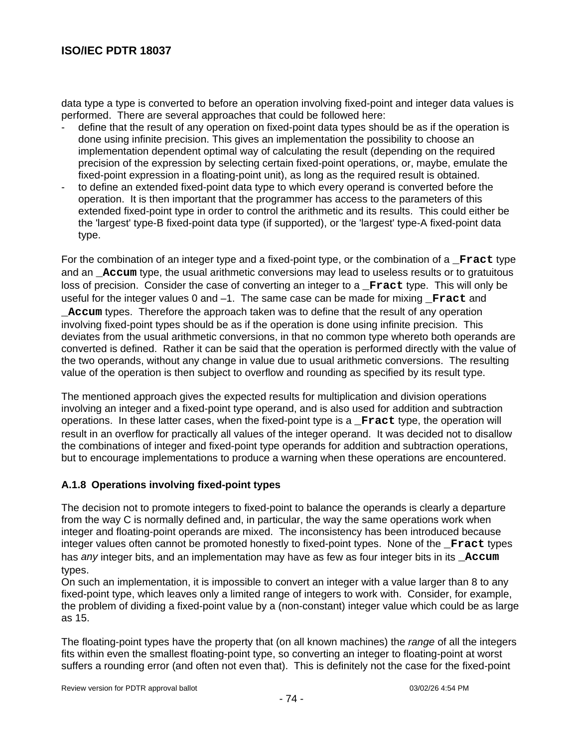data type a type is converted to before an operation involving fixed-point and integer data values is performed.  There are several approaches that could be followed here:

- define that the result of any operation on fixed-point data types should be as if the operation is done using infinite precision. This gives an implementation the possibility to choose an implementation dependent optimal way of calculating the result (depending on the required precision of the expression by selecting certain fixed-point operations, or, maybe, emulate the fixed-point expression in a floating-point unit), as long as the required result is obtained.
- to define an extended fixed-point data type to which every operand is converted before the operation.  It is then important that the programmer has access to the parameters of this extended fixed-point type in order to control the arithmetic and its results.  This could either be the 'largest' type-B fixed-point data type (if supported), or the 'largest' type-A fixed-point data type.

For the combination of an integer type and a fixed-point type, or the combination of a `_Fract` type and an `_Accum` type, the usual arithmetic conversions may lead to useless results or to gratuitous loss of precision.  Consider the case of converting an integer to a `_Fract` type.  This will only be useful for the integer values 0 and –1.  The same case can be made for mixing `_Fract` and `_Accum` types.  Therefore the approach taken was to define that the result of any operation involving fixed-point types should be as if the operation is done using infinite precision.  This deviates from the usual arithmetic conversions, in that no common type whereto both operands are converted is defined.  Rather it can be said that the operation is performed directly with the value of the two operands, without any change in value due to usual arithmetic conversions.  The resulting value of the operation is then subject to overflow and rounding as specified by its result type.

The mentioned approach gives the expected results for multiplication and division operations involving an integer and a fixed-point type operand, and is also used for addition and subtraction operations.  In these latter cases, when the fixed-point type is a `_Fract` type, the operation will result in an overflow for practically all values of the integer operand.  It was decided not to disallow the combinations of integer and fixed-point type operands for addition and subtraction operations, but to encourage implementations to produce a warning when these operations are encountered.

### A.1.8 Operations involving fixed-point types

The decision not to promote integers to fixed-point to balance the operands is clearly a departure from the way C is normally defined and, in particular, the way the same operations work when integer and floating-point operands are mixed.  The inconsistency has been introduced because integer values often cannot be promoted honestly to fixed-point types.  None of the `_Fract` types has *any* integer bits, and an implementation may have as few as four integer bits in its `_Accum` types.
On such an implementation, it is impossible to convert an integer with a value larger than 8 to any fixed-point type, which leaves only a limited range of integers to work with.  Consider, for example, the problem of dividing a fixed-point value by a (non-constant) integer value which could be as large as 15.

The floating-point types have the property that (on all known machines) the *range* of all the integers fits within even the smallest floating-point type, so converting an integer to floating-point at worst suffers a rounding error (and often not even that).  This is definitely not the case for the fixed-point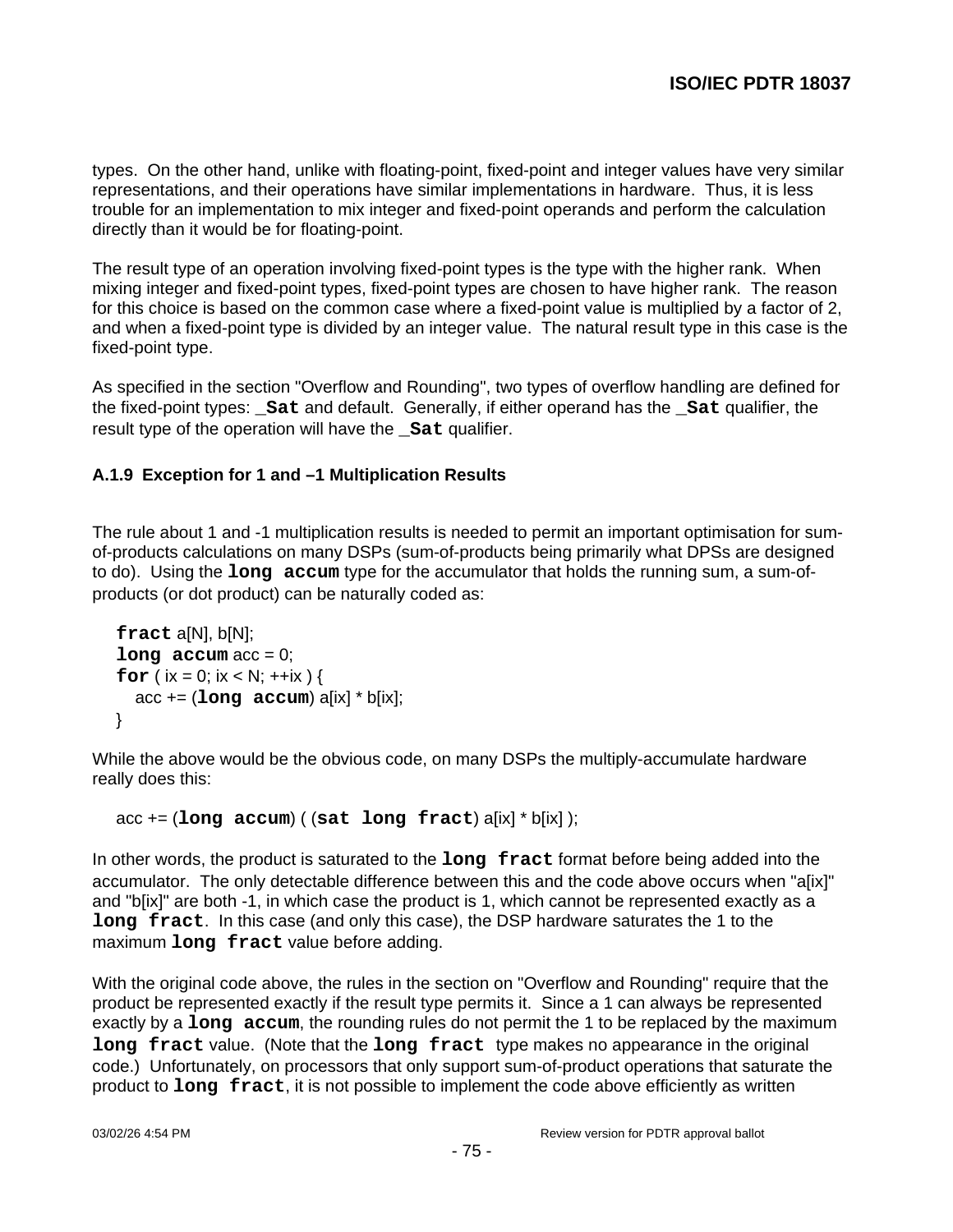types. On the other hand, unlike with floating-point, fixed-point and integer values have very similar representations, and their operations have similar implementations in hardware. Thus, it is less trouble for an implementation to mix integer and fixed-point operands and perform the calculation directly than it would be for floating-point.

The result type of an operation involving fixed-point types is the type with the higher rank. When mixing integer and fixed-point types, fixed-point types are chosen to have higher rank. The reason for this choice is based on the common case where a fixed-point value is multiplied by a factor of 2, and when a fixed-point type is divided by an integer value. The natural result type in this case is the fixed-point type.

As specified in the section "Overflow and Rounding", two types of overflow handling are defined for the fixed-point types: **`_Sat`** and default. Generally, if either operand has the **`_Sat`** qualifier, the result type of the operation will have the **`_Sat`** qualifier.

### A.1.9 Exception for 1 and –1 Multiplication Results

The rule about 1 and -1 multiplication results is needed to permit an important optimisation for sum-of-products calculations on many DSPs (sum-of-products being primarily what DPSs are designed to do). Using the **`long accum`** type for the accumulator that holds the running sum, a sum-of-products (or dot product) can be naturally coded as:

```
fract a[N], b[N];
long accum acc = 0;
for ( ix = 0; ix < N; ++ix ) {
   acc += (long accum) a[ix] * b[ix];
}
```

While the above would be the obvious code, on many DSPs the multiply-accumulate hardware really does this:

```
acc += (long accum) ( (sat long fract) a[ix] * b[ix] );
```

In other words, the product is saturated to the **`long fract`** format before being added into the accumulator. The only detectable difference between this and the code above occurs when "a[ix]" and "b[ix]" are both -1, in which case the product is 1, which cannot be represented exactly as a **`long fract`**. In this case (and only this case), the DSP hardware saturates the 1 to the maximum **`long fract`** value before adding.

With the original code above, the rules in the section on "Overflow and Rounding" require that the product be represented exactly if the result type permits it. Since a 1 can always be represented exactly by a **`long accum`**, the rounding rules do not permit the 1 to be replaced by the maximum **`long fract`** value. (Note that the **`long fract`** type makes no appearance in the original code.) Unfortunately, on processors that only support sum-of-product operations that saturate the product to **`long fract`**, it is not possible to implement the code above efficiently as written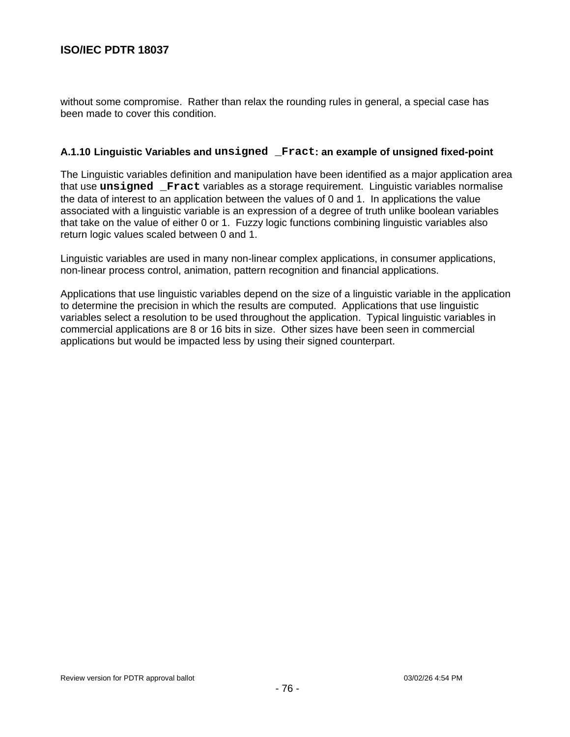without some compromise. Rather than relax the rounding rules in general, a special case has been made to cover this condition.

#### A.1.10 Linguistic Variables and `unsigned _Fract`: an example of unsigned fixed-point

The Linguistic variables definition and manipulation have been identified as a major application area that use **`unsigned _Fract`** variables as a storage requirement. Linguistic variables normalise the data of interest to an application between the values of 0 and 1. In applications the value associated with a linguistic variable is an expression of a degree of truth unlike boolean variables that take on the value of either 0 or 1. Fuzzy logic functions combining linguistic variables also return logic values scaled between 0 and 1.

Linguistic variables are used in many non-linear complex applications, in consumer applications, non-linear process control, animation, pattern recognition and financial applications.

Applications that use linguistic variables depend on the size of a linguistic variable in the application to determine the precision in which the results are computed. Applications that use linguistic variables select a resolution to be used throughout the application. Typical linguistic variables in commercial applications are 8 or 16 bits in size. Other sizes have been seen in commercial applications but would be impacted less by using their signed counterpart.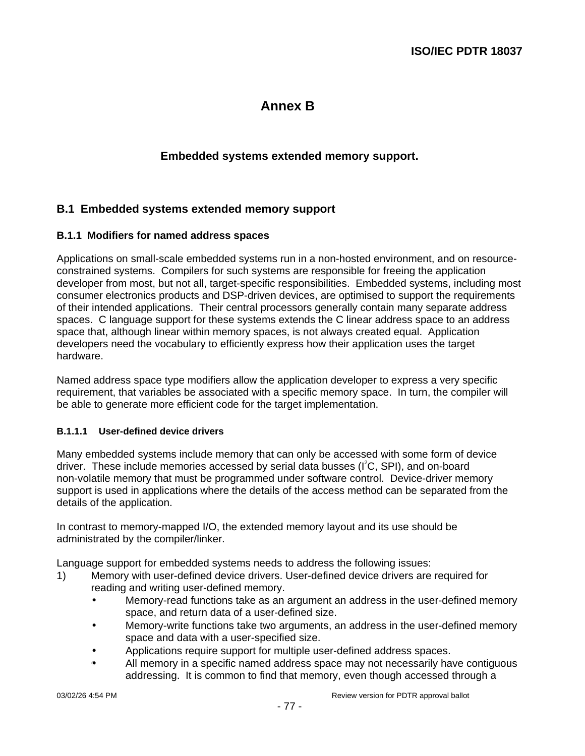# Annex B

## Embedded systems extended memory support.

## B.1 Embedded systems extended memory support

### B.1.1 Modifiers for named address spaces

Applications on small-scale embedded systems run in a non-hosted environment, and on resource-constrained systems. Compilers for such systems are responsible for freeing the application developer from most, but not all, target-specific responsibilities. Embedded systems, including most consumer electronics products and DSP-driven devices, are optimised to support the requirements of their intended applications. Their central processors generally contain many separate address spaces. C language support for these systems extends the C linear address space to an address space that, although linear within memory spaces, is not always created equal. Application developers need the vocabulary to efficiently express how their application uses the target hardware.

Named address space type modifiers allow the application developer to express a very specific requirement, that variables be associated with a specific memory space. In turn, the compiler will be able to generate more efficient code for the target implementation.

#### B.1.1.1 User-defined device drivers

Many embedded systems include memory that can only be accessed with some form of device driver. These include memories accessed by serial data busses ($I^2C$, SPI), and on-board non-volatile memory that must be programmed under software control. Device-driver memory support is used in applications where the details of the access method can be separated from the details of the application.

In contrast to memory-mapped I/O, the extended memory layout and its use should be administrated by the compiler/linker.

Language support for embedded systems needs to address the following issues:

1) Memory with user-defined device drivers. User-defined device drivers are required for reading and writing user-defined memory.
   - Memory-read functions take as an argument an address in the user-defined memory space, and return data of a user-defined size.
   - Memory-write functions take two arguments, an address in the user-defined memory space and data with a user-specified size.
   - Applications require support for multiple user-defined address spaces.
   - All memory in a specific named address space may not necessarily have contiguous addressing. It is common to find that memory, even though accessed through a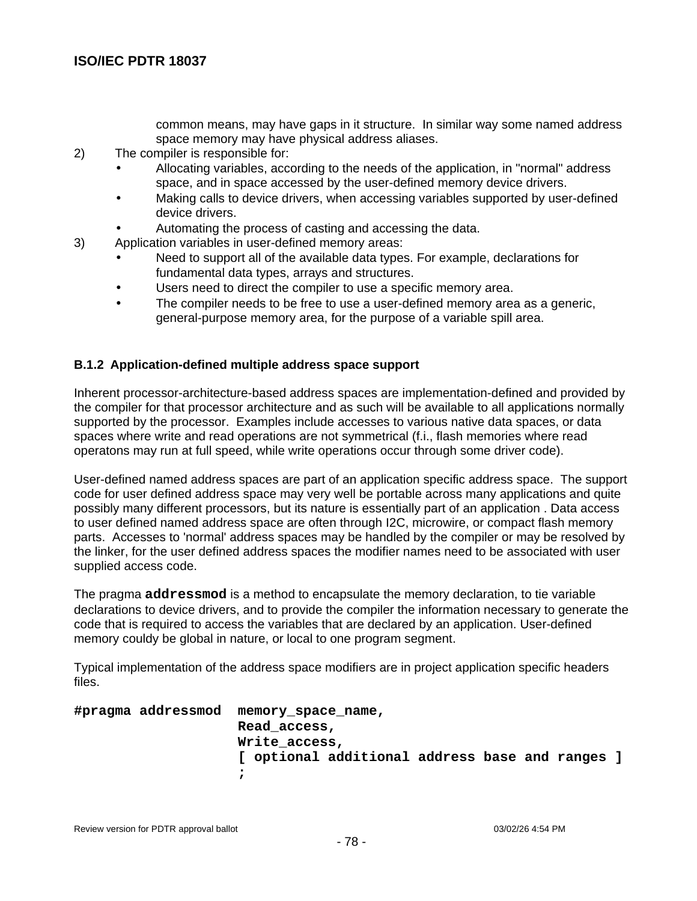common means, may have gaps in it structure.  In similar way some named address space memory may have physical address aliases.

2) The compiler is responsible for:
   - Allocating variables, according to the needs of the application, in "normal" address space, and in space accessed by the user-defined memory device drivers.
   - Making calls to device drivers, when accessing variables supported by user-defined device drivers.
   - Automating the process of casting and accessing the data.
3) Application variables in user-defined memory areas:
   - Need to support all of the available data types. For example, declarations for fundamental data types, arrays and structures.
   - Users need to direct the compiler to use a specific memory area.
   - The compiler needs to be free to use a user-defined memory area as a generic, general-purpose memory area, for the purpose of a variable spill area.

### B.1.2 Application-defined multiple address space support

Inherent processor-architecture-based address spaces are implementation-defined and provided by the compiler for that processor architecture and as such will be available to all applications normally supported by the processor.  Examples include accesses to various native data spaces, or data spaces where write and read operations are not symmetrical (f.i., flash memories where read operatons may run at full speed, while write operations occur through some driver code).

User-defined named address spaces are part of an application specific address space.  The support code for user defined address space may very well be portable across many applications and quite possibly many different processors, but its nature is essentially part of an application . Data access to user defined named address space are often through I2C, microwire, or compact flash memory parts.  Accesses to 'normal' address spaces may be handled by the compiler or may be resolved by the linker, for the user defined address spaces the modifier names need to be associated with user supplied access code.

The pragma **`addressmod`** is a method to encapsulate the memory declaration, to tie variable declarations to device drivers, and to provide the compiler the information necessary to generate the code that is required to access the variables that are declared by an application. User-defined memory couldy be global in nature, or local to one program segment.

Typical implementation of the address space modifiers are in project application specific headers files.

```
#pragma addressmod  memory_space_name,
                    Read_access,
                    Write_access,
                    [ optional additional address base and ranges ]
                    ;
```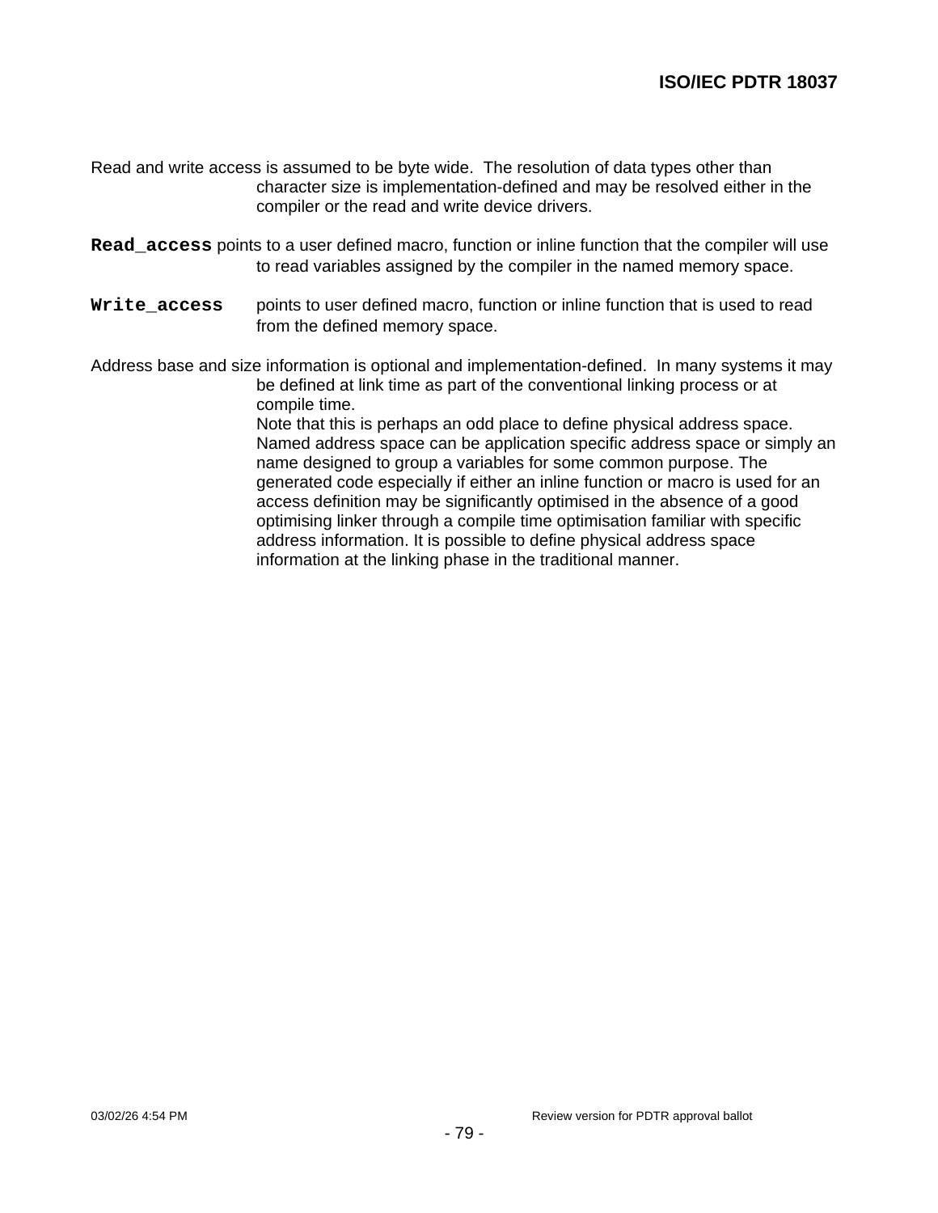Read and write access is assumed to be byte wide. The resolution of data types other than character size is implementation-defined and may be resolved either in the compiler or the read and write device drivers.

**`Read_access`** points to a user defined macro, function or inline function that the compiler will use to read variables assigned by the compiler in the named memory space.

**`Write_access`** points to user defined macro, function or inline function that is used to read from the defined memory space.

Address base and size information is optional and implementation-defined. In many systems it may be defined at link time as part of the conventional linking process or at compile time.
Note that this is perhaps an odd place to define physical address space. Named address space can be application specific address space or simply an name designed to group a variables for some common purpose. The generated code especially if either an inline function or macro is used for an access definition may be significantly optimised in the absence of a good optimising linker through a compile time optimisation familiar with specific address information. It is possible to define physical address space information at the linking phase in the traditional manner.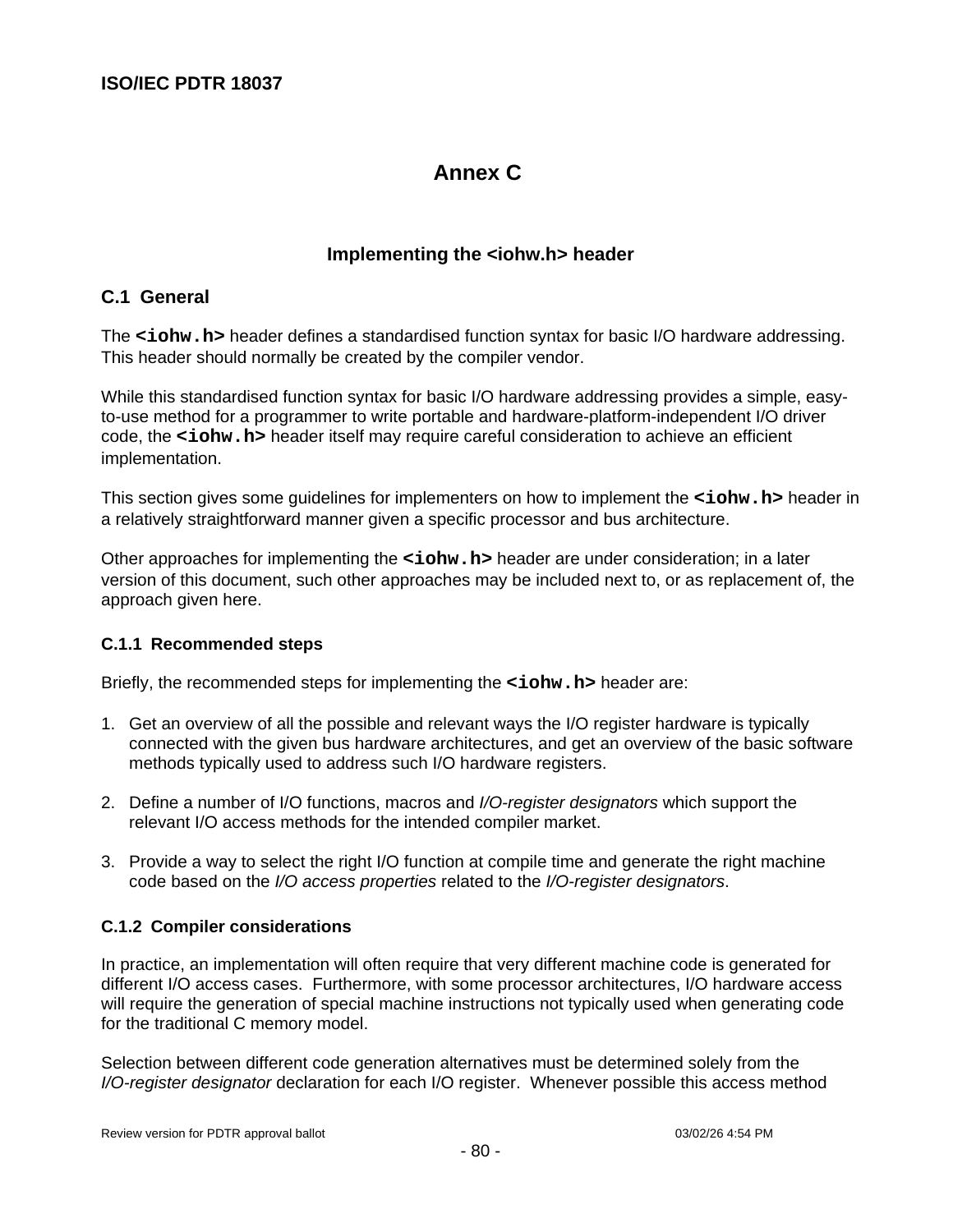# Annex C

## Implementing the <iohw.h> header

### C.1 General

The **`<iohw.h>`** header defines a standardised function syntax for basic I/O hardware addressing. This header should normally be created by the compiler vendor.

While this standardised function syntax for basic I/O hardware addressing provides a simple, easy-to-use method for a programmer to write portable and hardware-platform-independent I/O driver code, the **`<iohw.h>`** header itself may require careful consideration to achieve an efficient implementation.

This section gives some guidelines for implementers on how to implement the **`<iohw.h>`** header in a relatively straightforward manner given a specific processor and bus architecture.

Other approaches for implementing the **`<iohw.h>`** header are under consideration; in a later version of this document, such other approaches may be included next to, or as replacement of, the approach given here.

#### C.1.1 Recommended steps

Briefly, the recommended steps for implementing the **`<iohw.h>`** header are:

1. Get an overview of all the possible and relevant ways the I/O register hardware is typically connected with the given bus hardware architectures, and get an overview of the basic software methods typically used to address such I/O hardware registers.

2. Define a number of I/O functions, macros and *I/O-register designators* which support the relevant I/O access methods for the intended compiler market.

3. Provide a way to select the right I/O function at compile time and generate the right machine code based on the *I/O access properties* related to the *I/O-register designators*.

#### C.1.2 Compiler considerations

In practice, an implementation will often require that very different machine code is generated for different I/O access cases. Furthermore, with some processor architectures, I/O hardware access will require the generation of special machine instructions not typically used when generating code for the traditional C memory model.

Selection between different code generation alternatives must be determined solely from the *I/O-register designator* declaration for each I/O register. Whenever possible this access method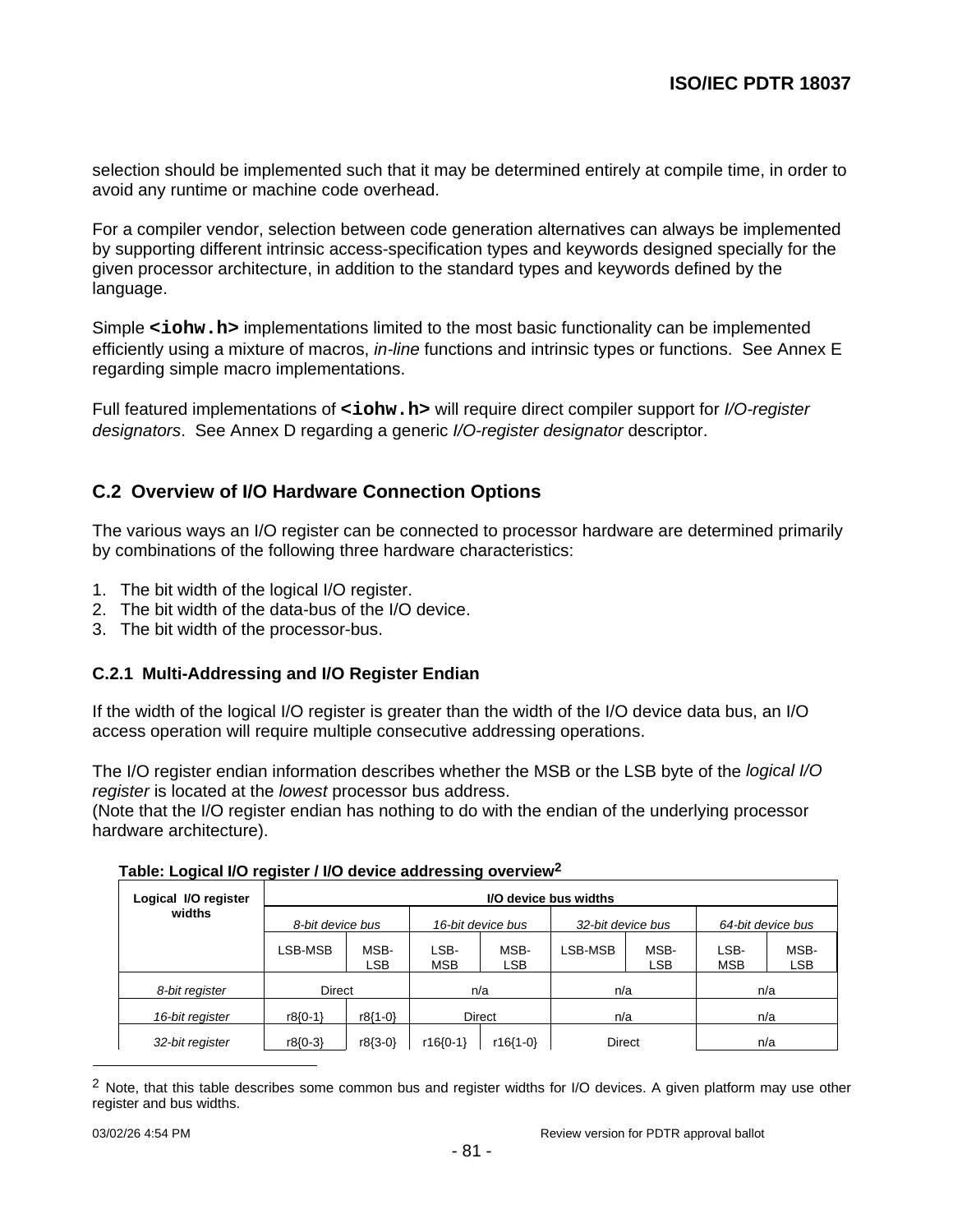selection should be implemented such that it may be determined entirely at compile time, in order to avoid any runtime or machine code overhead.

For a compiler vendor, selection between code generation alternatives can always be implemented by supporting different intrinsic access-specification types and keywords designed specially for the given processor architecture, in addition to the standard types and keywords defined by the language.

Simple **`<iohw.h>`** implementations limited to the most basic functionality can be implemented efficiently using a mixture of macros, *in-line* functions and intrinsic types or functions. See Annex E regarding simple macro implementations.

Full featured implementations of **`<iohw.h>`** will require direct compiler support for *I/O-register designators*. See Annex D regarding a generic *I/O-register designator* descriptor.

## C.2 Overview of I/O Hardware Connection Options

The various ways an I/O register can be connected to processor hardware are determined primarily by combinations of the following three hardware characteristics:

1. The bit width of the logical I/O register.
2. The bit width of the data-bus of the I/O device.
3. The bit width of the processor-bus.

### C.2.1 Multi-Addressing and I/O Register Endian

If the width of the logical I/O register is greater than the width of the I/O device data bus, an I/O access operation will require multiple consecutive addressing operations.

The I/O register endian information describes whether the MSB or the LSB byte of the *logical I/O register* is located at the *lowest* processor bus address.
(Note that the I/O register endian has nothing to do with the endian of the underlying processor hardware architecture).

**Table: Logical I/O register / I/O device addressing overview**[2]

| Logical I/O register widths | I/O device bus widths | | | | | | | |
|---|---|---|---|---|---|---|---|---|
| | *8-bit device bus* | | *16-bit device bus* | | *32-bit device bus* | | *64-bit device bus* | |
| | LSB-MSB | MSB-LSB | LSB-MSB | MSB-LSB | LSB-MSB | MSB-LSB | LSB-MSB | MSB-LSB |
| *8-bit register* | Direct | | n/a | | n/a | | n/a | |
| *16-bit register* | r8{0-1} | r8{1-0} | Direct | | n/a | | n/a | |
| *32-bit register* | r8{0-3} | r8{3-0} | r16{0-1} | r16{1-0} | Direct | | n/a | |

[2] Note, that this table describes some common bus and register widths for I/O devices. A given platform may use other register and bus widths.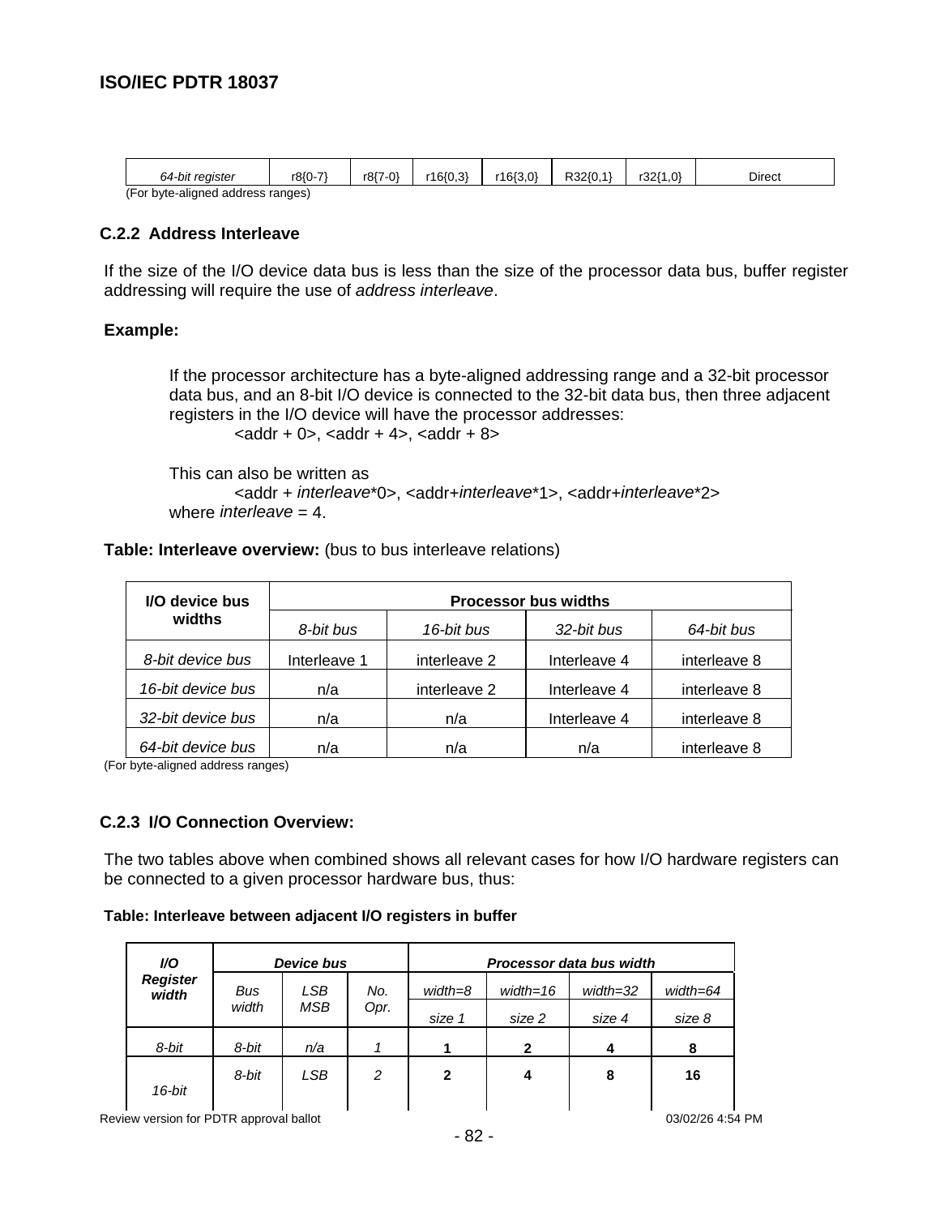| 64-bit register | r8{0-7} | r8{7-0} | r16{0,3} | r16{3,0} | R32{0,1} | r32{1,0} | Direct |
|---|---|---|---|---|---|---|---|

(For byte-aligned address ranges)

### C.2.2 Address Interleave

If the size of the I/O device data bus is less than the size of the processor data bus, buffer register addressing will require the use of *address interleave*.

**Example:**

> If the processor architecture has a byte-aligned addressing range and a 32-bit processor data bus, and an 8-bit I/O device is connected to the 32-bit data bus, then three adjacent registers in the I/O device will have the processor addresses:
>
> <addr + 0>, <addr + 4>, <addr + 8>
>
> This can also be written as
>
> <addr + *interleave*\*0>, <addr+*interleave*\*1>, <addr+*interleave*\*2>
>
> where *interleave* = 4.

**Table: Interleave overview:** (bus to bus interleave relations)

| I/O device bus widths | Processor bus widths | | | |
|---|---|---|---|---|
| | *8-bit bus* | *16-bit bus* | *32-bit bus* | *64-bit bus* |
| *8-bit device bus* | Interleave 1 | interleave 2 | Interleave 4 | interleave 8 |
| *16-bit device bus* | n/a | interleave 2 | Interleave 4 | interleave 8 |
| *32-bit device bus* | n/a | n/a | Interleave 4 | interleave 8 |
| *64-bit device bus* | n/a | n/a | n/a | interleave 8 |

(For byte-aligned address ranges)

### C.2.3 I/O Connection Overview:

The two tables above when combined shows all relevant cases for how I/O hardware registers can be connected to a given processor hardware bus, thus:

**Table: Interleave between adjacent I/O registers in buffer**

| ***I/O Register width*** | ***Device bus*** | | | ***Processor data bus width*** | | | |
|---|---|---|---|---|---|---|---|
| | *Bus width* | *LSB MSB* | *No. Opr.* | *width=8* | *width=16* | *width=32* | *width=64* |
| | | | | *size 1* | *size 2* | *size 4* | *size 8* |
| *8-bit* | *8-bit* | *n/a* | *1* | **1** | **2** | **4** | **8** |
| *16-bit* | *8-bit* | *LSB* | *2* | **2** | **4** | **8** | **16** |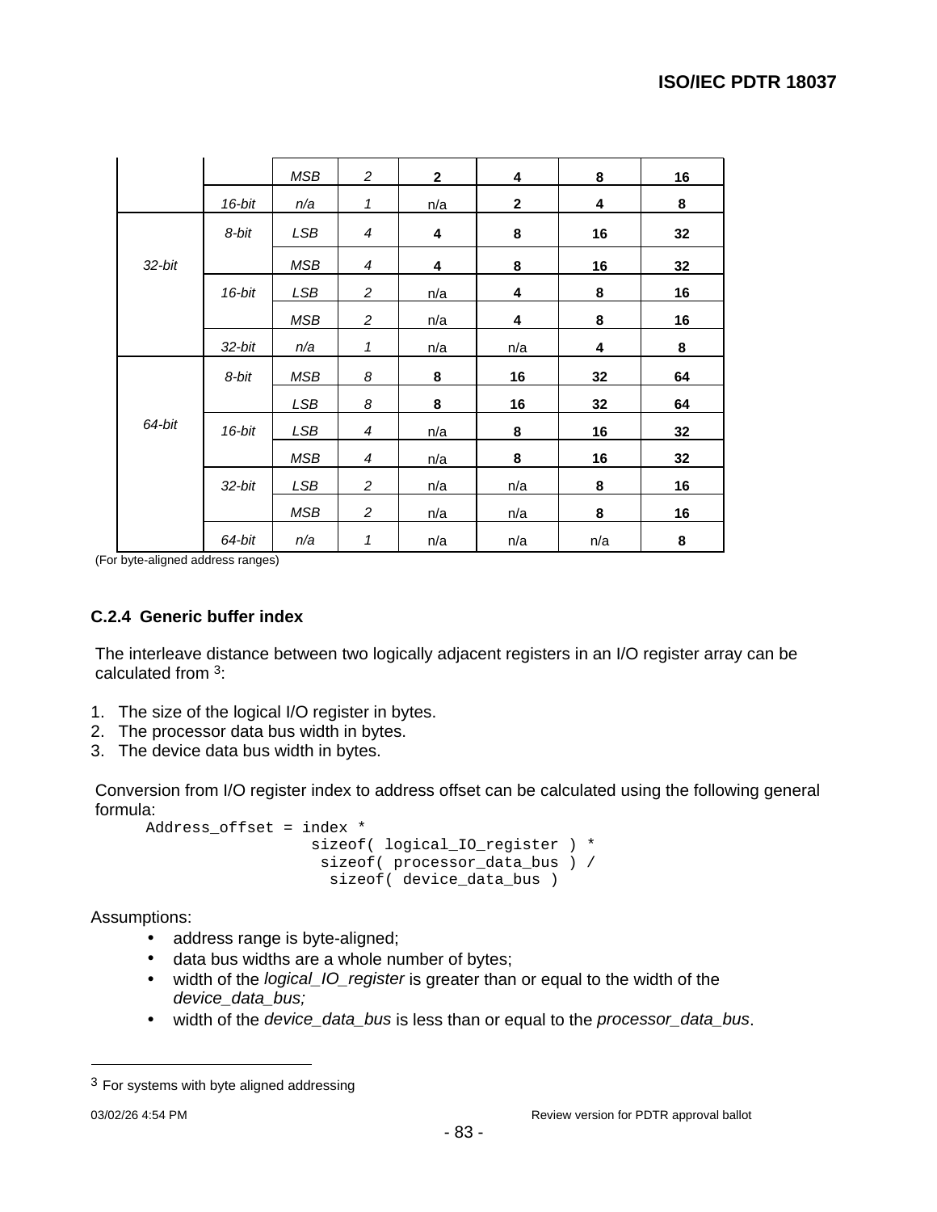| | | | | | | | |
|---|---|---|---|---|---|---|---|
| | | *MSB* | *2* | **2** | **4** | **8** | **16** |
| | *16-bit* | *n/a* | *1* | n/a | **2** | **4** | **8** |
| *32-bit* | *8-bit* | *LSB* | *4* | **4** | **8** | **16** | **32** |
| | | *MSB* | *4* | **4** | **8** | **16** | **32** |
| | *16-bit* | *LSB* | *2* | n/a | **4** | **8** | **16** |
| | | *MSB* | *2* | n/a | **4** | **8** | **16** |
| | *32-bit* | *n/a* | *1* | n/a | n/a | **4** | **8** |
| *64-bit* | *8-bit* | *MSB* | *8* | **8** | **16** | **32** | **64** |
| | | *LSB* | *8* | **8** | **16** | **32** | **64** |
| | *16-bit* | *LSB* | *4* | n/a | **8** | **16** | **32** |
| | | *MSB* | *4* | n/a | **8** | **16** | **32** |
| | *32-bit* | *LSB* | *2* | n/a | n/a | **8** | **16** |
| | | *MSB* | *2* | n/a | n/a | **8** | **16** |
| | *64-bit* | *n/a* | *1* | n/a | n/a | n/a | **8** |

(For byte-aligned address ranges)

### C.2.4 Generic buffer index

The interleave distance between two logically adjacent registers in an I/O register array can be calculated from [3]:

1. The size of the logical I/O register in bytes.
2. The processor data bus width in bytes.
3. The device data bus width in bytes.

Conversion from I/O register index to address offset can be calculated using the following general formula:

```
Address_offset = index *
                  sizeof( logical_IO_register ) *
                   sizeof( processor_data_bus ) /
                    sizeof( device_data_bus )
```

Assumptions:

- address range is byte-aligned;
- data bus widths are a whole number of bytes;
- width of the *logical_IO_register* is greater than or equal to the width of the *device_data_bus;*
- width of the *device_data_bus* is less than or equal to the *processor_data_bus*.

[3] For systems with byte aligned addressing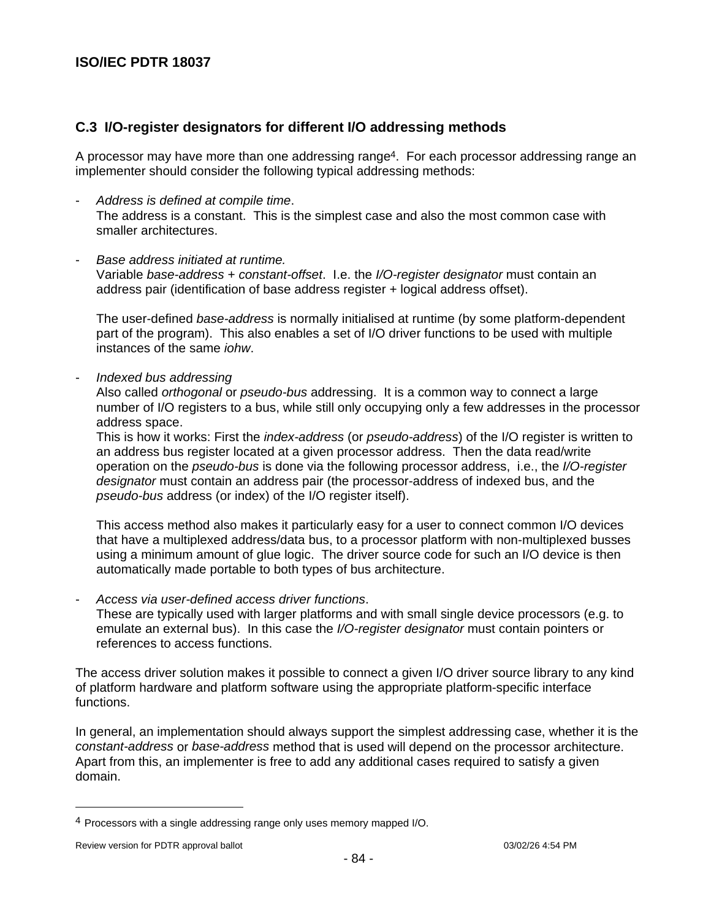## C.3 I/O-register designators for different I/O addressing methods

A processor may have more than one addressing range[4]. For each processor addressing range an implementer should consider the following typical addressing methods:

- *Address is defined at compile time*.
  The address is a constant. This is the simplest case and also the most common case with smaller architectures.

- *Base address initiated at runtime.*
  Variable *base-address* + *constant-offset*. I.e. the *I/O-register designator* must contain an address pair (identification of base address register + logical address offset).

  The user-defined *base-address* is normally initialised at runtime (by some platform-dependent part of the program). This also enables a set of I/O driver functions to be used with multiple instances of the same *iohw*.

- *Indexed bus addressing*
  Also called *orthogonal* or *pseudo-bus* addressing. It is a common way to connect a large number of I/O registers to a bus, while still only occupying only a few addresses in the processor address space.
  This is how it works: First the *index-address* (or *pseudo-address*) of the I/O register is written to an address bus register located at a given processor address. Then the data read/write operation on the *pseudo-bus* is done via the following processor address, i.e., the *I/O-register designator* must contain an address pair (the processor-address of indexed bus, and the *pseudo-bus* address (or index) of the I/O register itself).

  This access method also makes it particularly easy for a user to connect common I/O devices that have a multiplexed address/data bus, to a processor platform with non-multiplexed busses using a minimum amount of glue logic. The driver source code for such an I/O device is then automatically made portable to both types of bus architecture.

- *Access via user-defined access driver functions*.
  These are typically used with larger platforms and with small single device processors (e.g. to emulate an external bus). In this case the *I/O-register designator* must contain pointers or references to access functions.

The access driver solution makes it possible to connect a given I/O driver source library to any kind of platform hardware and platform software using the appropriate platform-specific interface functions.

In general, an implementation should always support the simplest addressing case, whether it is the *constant-address* or *base-address* method that is used will depend on the processor architecture. Apart from this, an implementer is free to add any additional cases required to satisfy a given domain.

---

[4] Processors with a single addressing range only uses memory mapped I/O.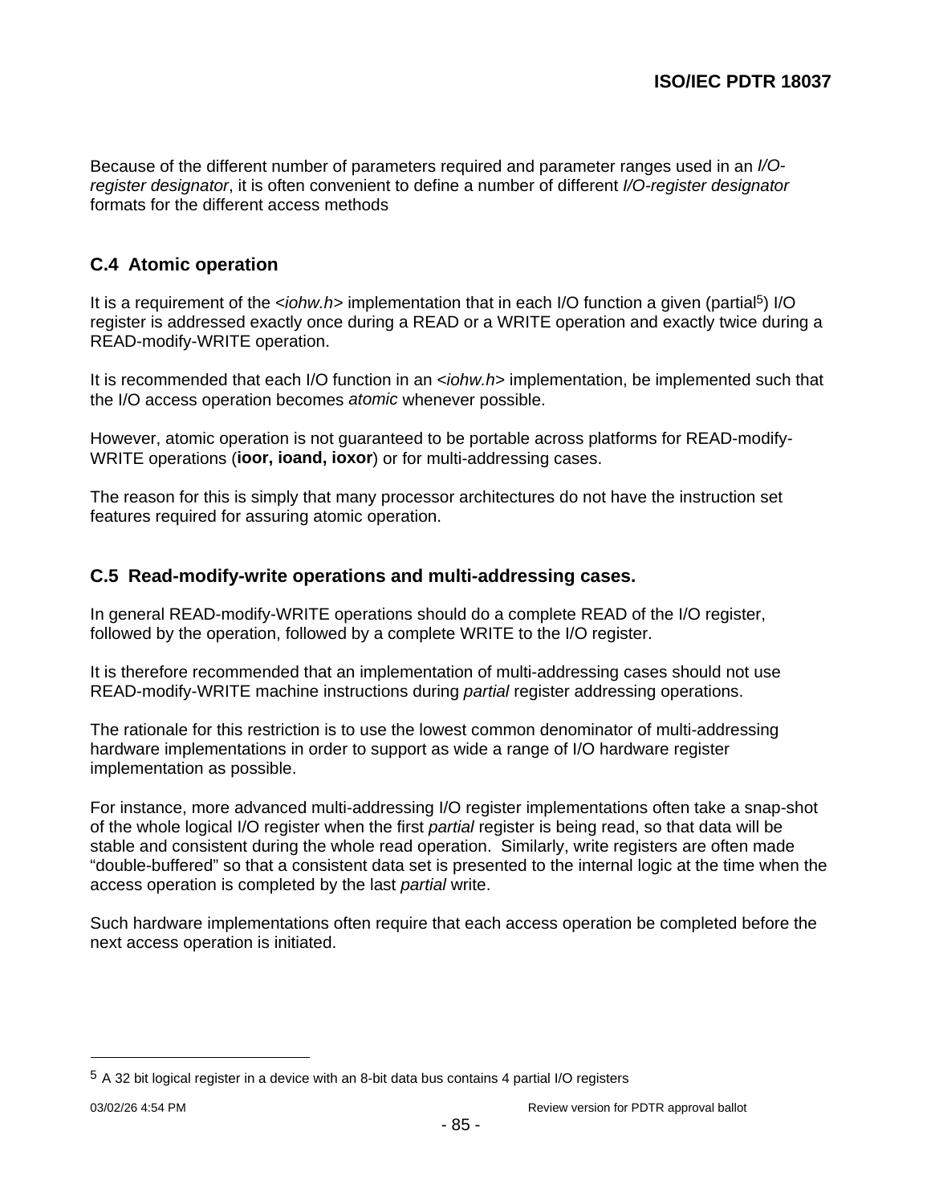Because of the different number of parameters required and parameter ranges used in an *I/O-register designator*, it is often convenient to define a number of different *I/O-register designator* formats for the different access methods

## C.4 Atomic operation

It is a requirement of the <*iohw.h*> implementation that in each I/O function a given (partial[5]) I/O register is addressed exactly once during a READ or a WRITE operation and exactly twice during a READ-modify-WRITE operation.

It is recommended that each I/O function in an <*iohw.h*> implementation, be implemented such that the I/O access operation becomes *atomic* whenever possible.

However, atomic operation is not guaranteed to be portable across platforms for READ-modify-WRITE operations (**ioor, ioand, ioxor**) or for multi-addressing cases.

The reason for this is simply that many processor architectures do not have the instruction set features required for assuring atomic operation.

## C.5 Read-modify-write operations and multi-addressing cases.

In general READ-modify-WRITE operations should do a complete READ of the I/O register, followed by the operation, followed by a complete WRITE to the I/O register.

It is therefore recommended that an implementation of multi-addressing cases should not use READ-modify-WRITE machine instructions during *partial* register addressing operations.

The rationale for this restriction is to use the lowest common denominator of multi-addressing hardware implementations in order to support as wide a range of I/O hardware register implementation as possible.

For instance, more advanced multi-addressing I/O register implementations often take a snap-shot of the whole logical I/O register when the first *partial* register is being read, so that data will be stable and consistent during the whole read operation. Similarly, write registers are often made “double-buffered” so that a consistent data set is presented to the internal logic at the time when the access operation is completed by the last *partial* write.

Such hardware implementations often require that each access operation be completed before the next access operation is initiated.

---

[5] A 32 bit logical register in a device with an 8-bit data bus contains 4 partial I/O registers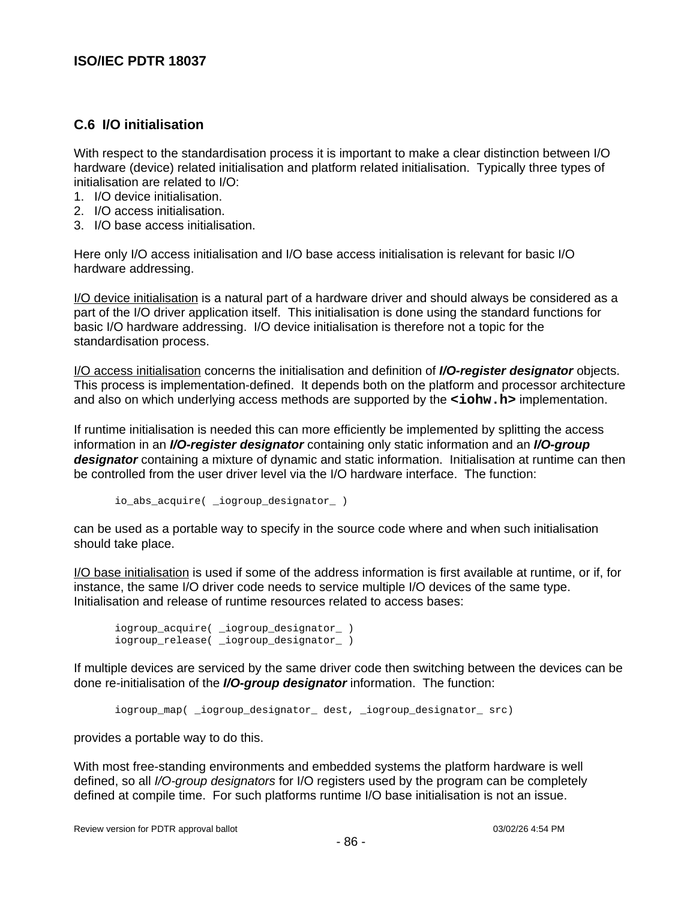## C.6 I/O initialisation

With respect to the standardisation process it is important to make a clear distinction between I/O hardware (device) related initialisation and platform related initialisation. Typically three types of initialisation are related to I/O:

1. I/O device initialisation.
2. I/O access initialisation.
3. I/O base access initialisation.

Here only I/O access initialisation and I/O base access initialisation is relevant for basic I/O hardware addressing.

<u>I/O device initialisation</u> is a natural part of a hardware driver and should always be considered as a part of the I/O driver application itself. This initialisation is done using the standard functions for basic I/O hardware addressing. I/O device initialisation is therefore not a topic for the standardisation process.

<u>I/O access initialisation</u> concerns the initialisation and definition of ***I/O-register designator*** objects. This process is implementation-defined. It depends both on the platform and processor architecture and also on which underlying access methods are supported by the **`<iohw.h>`** implementation.

If runtime initialisation is needed this can more efficiently be implemented by splitting the access information in an ***I/O-register designator*** containing only static information and an ***I/O-group designator*** containing a mixture of dynamic and static information. Initialisation at runtime can then be controlled from the user driver level via the I/O hardware interface. The function:

```
io_abs_acquire( _iogroup_designator_ )
```

can be used as a portable way to specify in the source code where and when such initialisation should take place.

<u>I/O base initialisation</u> is used if some of the address information is first available at runtime, or if, for instance, the same I/O driver code needs to service multiple I/O devices of the same type. Initialisation and release of runtime resources related to access bases:

```
iogroup_acquire( _iogroup_designator_ )
iogroup_release( _iogroup_designator_ )
```

If multiple devices are serviced by the same driver code then switching between the devices can be done re-initialisation of the ***I/O-group designator*** information. The function:

```
iogroup_map( _iogroup_designator_ dest, _iogroup_designator_ src)
```

provides a portable way to do this.

With most free-standing environments and embedded systems the platform hardware is well defined, so all *I/O-group designators* for I/O registers used by the program can be completely defined at compile time. For such platforms runtime I/O base initialisation is not an issue.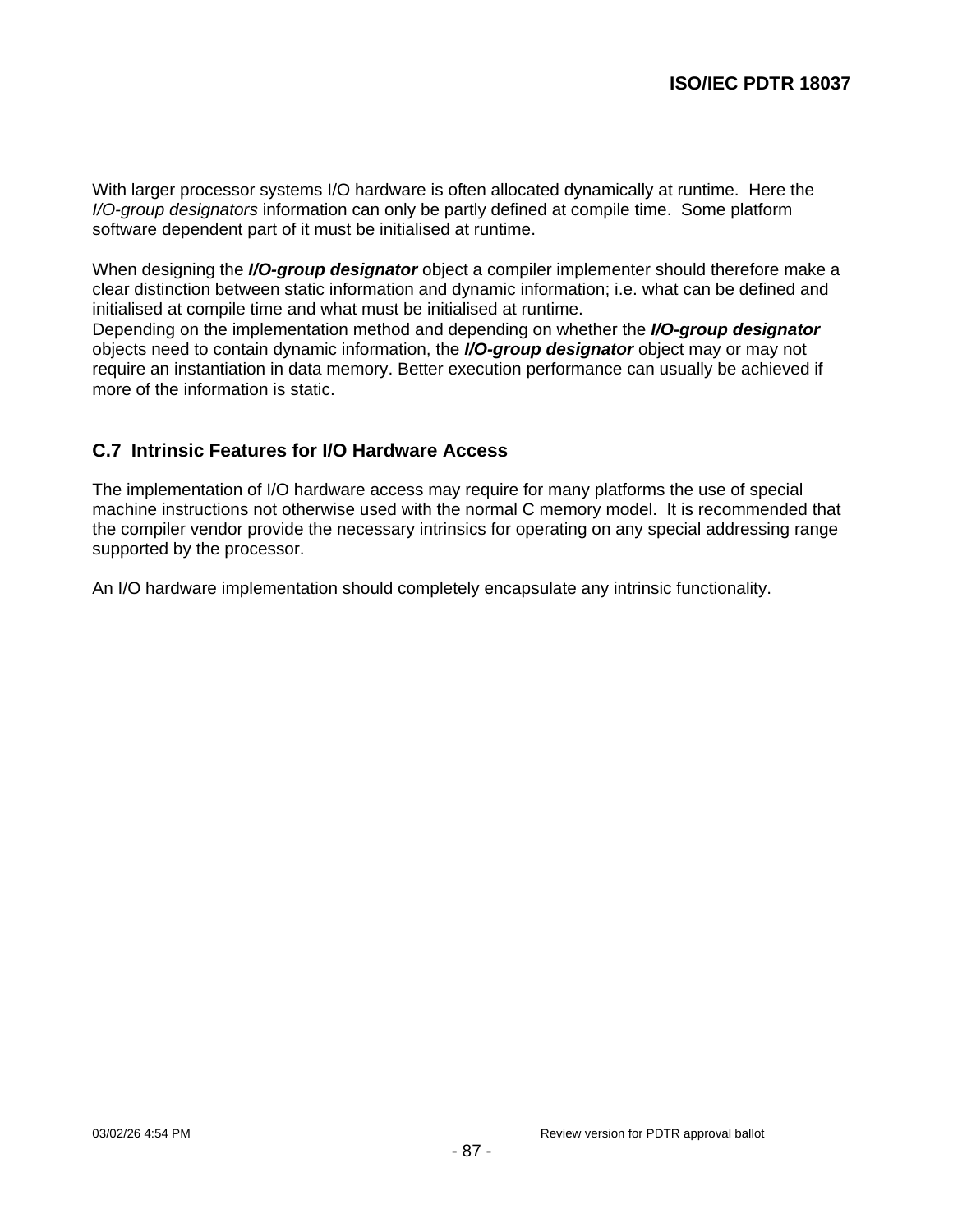With larger processor systems I/O hardware is often allocated dynamically at runtime. Here the *I/O-group designators* information can only be partly defined at compile time. Some platform software dependent part of it must be initialised at runtime.

When designing the ***I/O-group designator*** object a compiler implementer should therefore make a clear distinction between static information and dynamic information; i.e. what can be defined and initialised at compile time and what must be initialised at runtime.
Depending on the implementation method and depending on whether the ***I/O-group designator*** objects need to contain dynamic information, the ***I/O-group designator*** object may or may not require an instantiation in data memory. Better execution performance can usually be achieved if more of the information is static.

## C.7 Intrinsic Features for I/O Hardware Access

The implementation of I/O hardware access may require for many platforms the use of special machine instructions not otherwise used with the normal C memory model. It is recommended that the compiler vendor provide the necessary intrinsics for operating on any special addressing range supported by the processor.

An I/O hardware implementation should completely encapsulate any intrinsic functionality.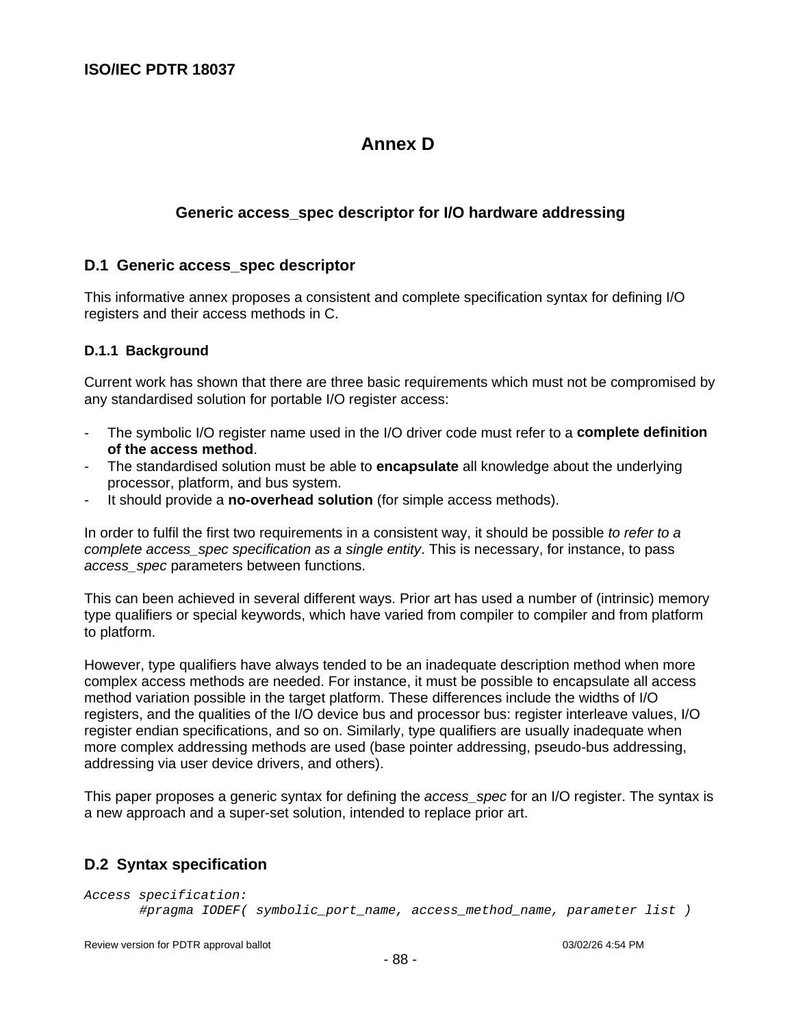# Annex D

## Generic access_spec descriptor for I/O hardware addressing

## D.1 Generic access_spec descriptor

This informative annex proposes a consistent and complete specification syntax for defining I/O registers and their access methods in C.

### D.1.1 Background

Current work has shown that there are three basic requirements which must not be compromised by any standardised solution for portable I/O register access:

- The symbolic I/O register name used in the I/O driver code must refer to a **complete definition of the access method**.
- The standardised solution must be able to **encapsulate** all knowledge about the underlying processor, platform, and bus system.
- It should provide a **no-overhead solution** (for simple access methods).

In order to fulfil the first two requirements in a consistent way, it should be possible *to refer to a complete access_spec specification as a single entity*. This is necessary, for instance, to pass *access_spec* parameters between functions.

This can been achieved in several different ways. Prior art has used a number of (intrinsic) memory type qualifiers or special keywords, which have varied from compiler to compiler and from platform to platform.

However, type qualifiers have always tended to be an inadequate description method when more complex access methods are needed. For instance, it must be possible to encapsulate all access method variation possible in the target platform. These differences include the widths of I/O registers, and the qualities of the I/O device bus and processor bus: register interleave values, I/O register endian specifications, and so on. Similarly, type qualifiers are usually inadequate when more complex addressing methods are used (base pointer addressing, pseudo-bus addressing, addressing via user device drivers, and others).

This paper proposes a generic syntax for defining the *access_spec* for an I/O register. The syntax is a new approach and a super-set solution, intended to replace prior art.

## D.2 Syntax specification

```
Access specification:
        #pragma IODEF( symbolic_port_name, access_method_name, parameter list )
```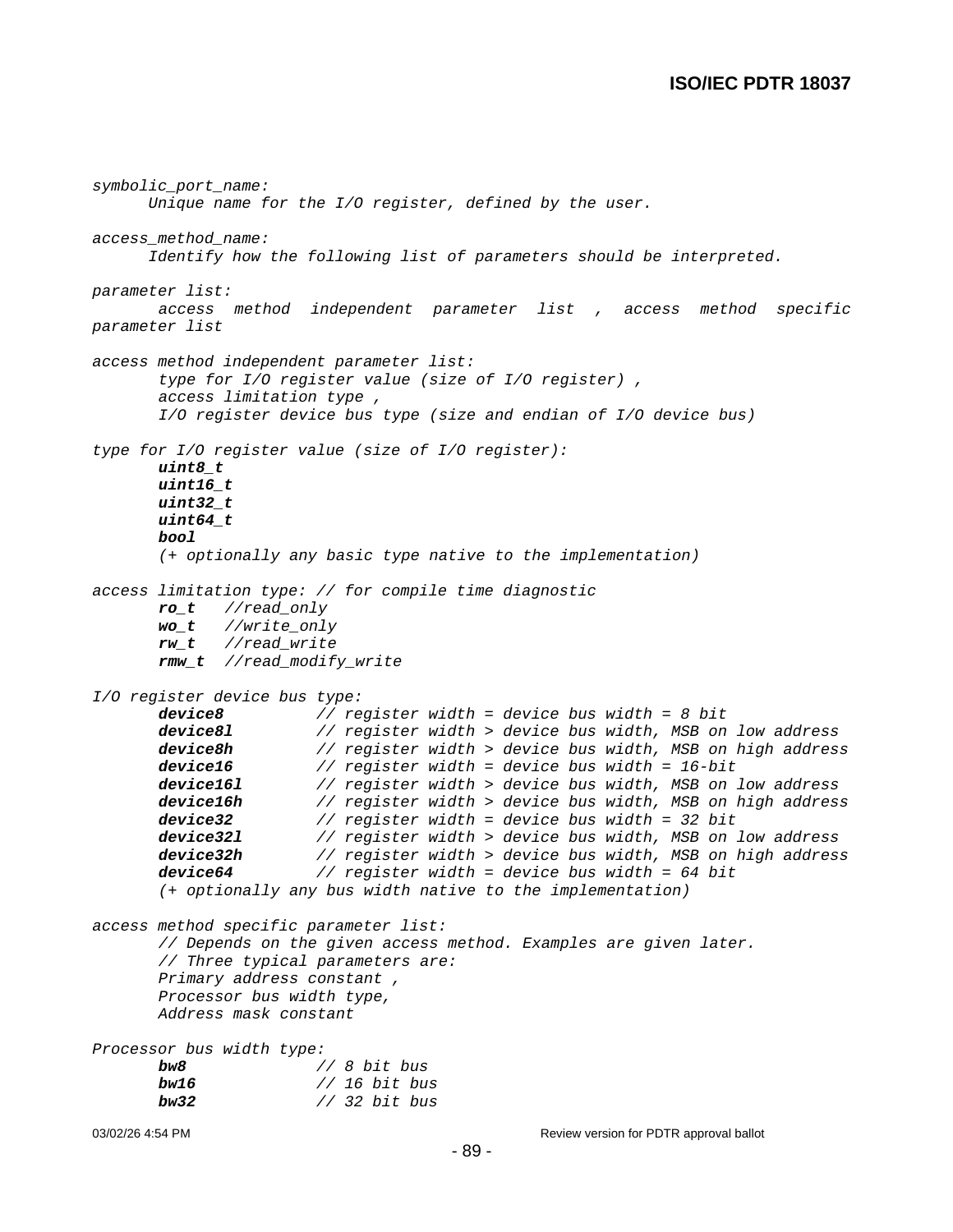```
symbolic_port_name:
      Unique name for the I/O register, defined by the user.

access_method_name:
      Identify how the following list of parameters should be interpreted.

parameter list:
       access method independent parameter list , access method specific
parameter list

access method independent parameter list:
       type for I/O register value (size of I/O register) ,
       access limitation type ,
       I/O register device bus type (size and endian of I/O device bus)

type for I/O register value (size of I/O register):
       uint8_t
       uint16_t
       uint32_t
       uint64_t
       bool
       (+ optionally any basic type native to the implementation)

access limitation type: // for compile time diagnostic
       ro_t   //read_only
       wo_t   //write_only
       rw_t   //read_write
       rmw_t  //read_modify_write

I/O register device bus type:
       device8          // register width = device bus width = 8 bit
       device8l         // register width > device bus width, MSB on low address
       device8h         // register width > device bus width, MSB on high address
       device16         // register width = device bus width = 16-bit
       device16l        // register width > device bus width, MSB on low address
       device16h        // register width > device bus width, MSB on high address
       device32         // register width = device bus width = 32 bit
       device32l        // register width > device bus width, MSB on low address
       device32h        // register width > device bus width, MSB on high address
       device64         // register width = device bus width = 64 bit
       (+ optionally any bus width native to the implementation)

access method specific parameter list:
       // Depends on the given access method. Examples are given later.
       // Three typical parameters are:
       Primary address constant ,
       Processor bus width type,
       Address mask constant

Processor bus width type:
       bw8              // 8 bit bus
       bw16             // 16 bit bus
       bw32             // 32 bit bus
```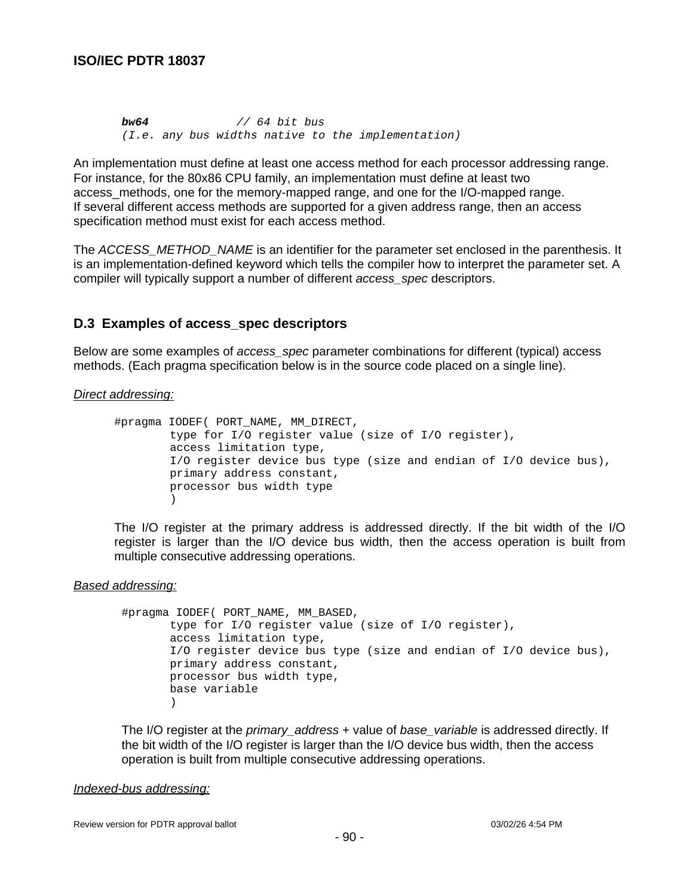```
bw64            // 64 bit bus
(I.e. any bus widths native to the implementation)
```

An implementation must define at least one access method for each processor addressing range. For instance, for the 80x86 CPU family, an implementation must define at least two access_methods, one for the memory-mapped range, and one for the I/O-mapped range. If several different access methods are supported for a given address range, then an access specification method must exist for each access method.

The *ACCESS_METHOD_NAME* is an identifier for the parameter set enclosed in the parenthesis. It is an implementation-defined keyword which tells the compiler how to interpret the parameter set. A compiler will typically support a number of different *access_spec* descriptors.

## D.3 Examples of access_spec descriptors

Below are some examples of *access_spec* parameter combinations for different (typical) access methods. (Each pragma specification below is in the source code placed on a single line).

<u>*Direct addressing:*</u>

```
#pragma IODEF( PORT_NAME, MM_DIRECT,
        type for I/O register value (size of I/O register),
        access limitation type,
        I/O register device bus type (size and endian of I/O device bus),
        primary address constant,
        processor bus width type
        )
```

The I/O register at the primary address is addressed directly. If the bit width of the I/O register is larger than the I/O device bus width, then the access operation is built from multiple consecutive addressing operations.

<u>*Based addressing:*</u>

```
#pragma IODEF( PORT_NAME, MM_BASED,
        type for I/O register value (size of I/O register),
        access limitation type,
        I/O register device bus type (size and endian of I/O device bus),
        primary address constant,
        processor bus width type,
        base variable
        )
```

The I/O register at the *primary_address* + value of *base_variable* is addressed directly. If the bit width of the I/O register is larger than the I/O device bus width, then the access operation is built from multiple consecutive addressing operations.

<u>*Indexed-bus addressing:*</u>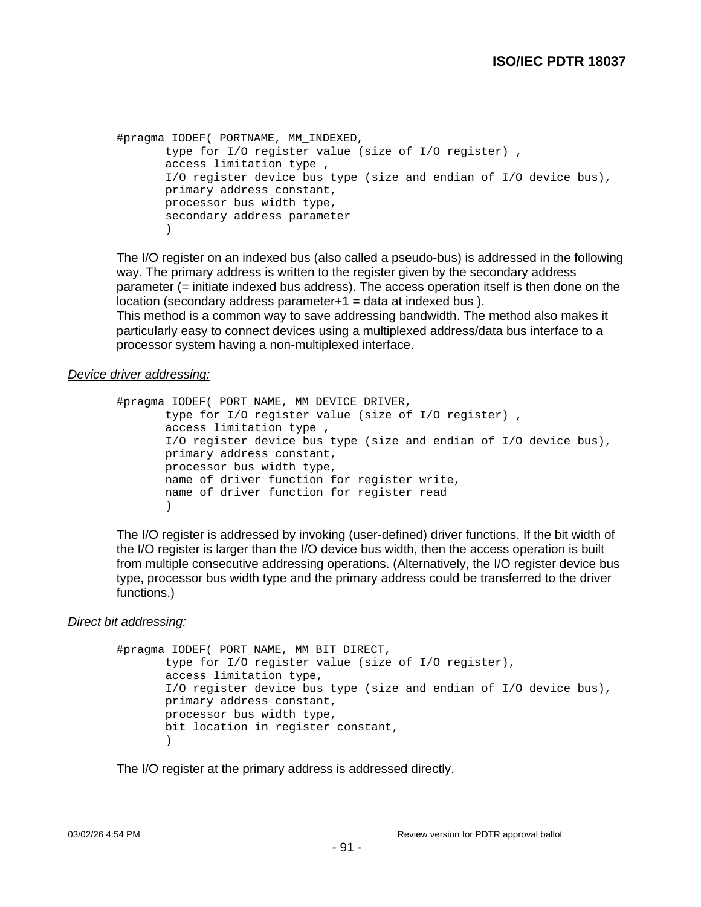```
#pragma IODEF( PORTNAME, MM_INDEXED,
       type for I/O register value (size of I/O register) ,
       access limitation type ,
       I/O register device bus type (size and endian of I/O device bus),
       primary address constant,
       processor bus width type,
       secondary address parameter
       )
```

The I/O register on an indexed bus (also called a pseudo-bus) is addressed in the following way. The primary address is written to the register given by the secondary address parameter (= initiate indexed bus address). The access operation itself is then done on the location (secondary address parameter+1 = data at indexed bus ).
This method is a common way to save addressing bandwidth. The method also makes it particularly easy to connect devices using a multiplexed address/data bus interface to a processor system having a non-multiplexed interface.

*Device driver addressing:*

```
#pragma IODEF( PORT_NAME, MM_DEVICE_DRIVER,
       type for I/O register value (size of I/O register) ,
       access limitation type ,
       I/O register device bus type (size and endian of I/O device bus),
       primary address constant,
       processor bus width type,
       name of driver function for register write,
       name of driver function for register read
       )
```

The I/O register is addressed by invoking (user-defined) driver functions. If the bit width of the I/O register is larger than the I/O device bus width, then the access operation is built from multiple consecutive addressing operations. (Alternatively, the I/O register device bus type, processor bus width type and the primary address could be transferred to the driver functions.)

*Direct bit addressing:*

```
#pragma IODEF( PORT_NAME, MM_BIT_DIRECT,
       type for I/O register value (size of I/O register),
       access limitation type,
       I/O register device bus type (size and endian of I/O device bus),
       primary address constant,
       processor bus width type,
       bit location in register constant,
       )
```

The I/O register at the primary address is addressed directly.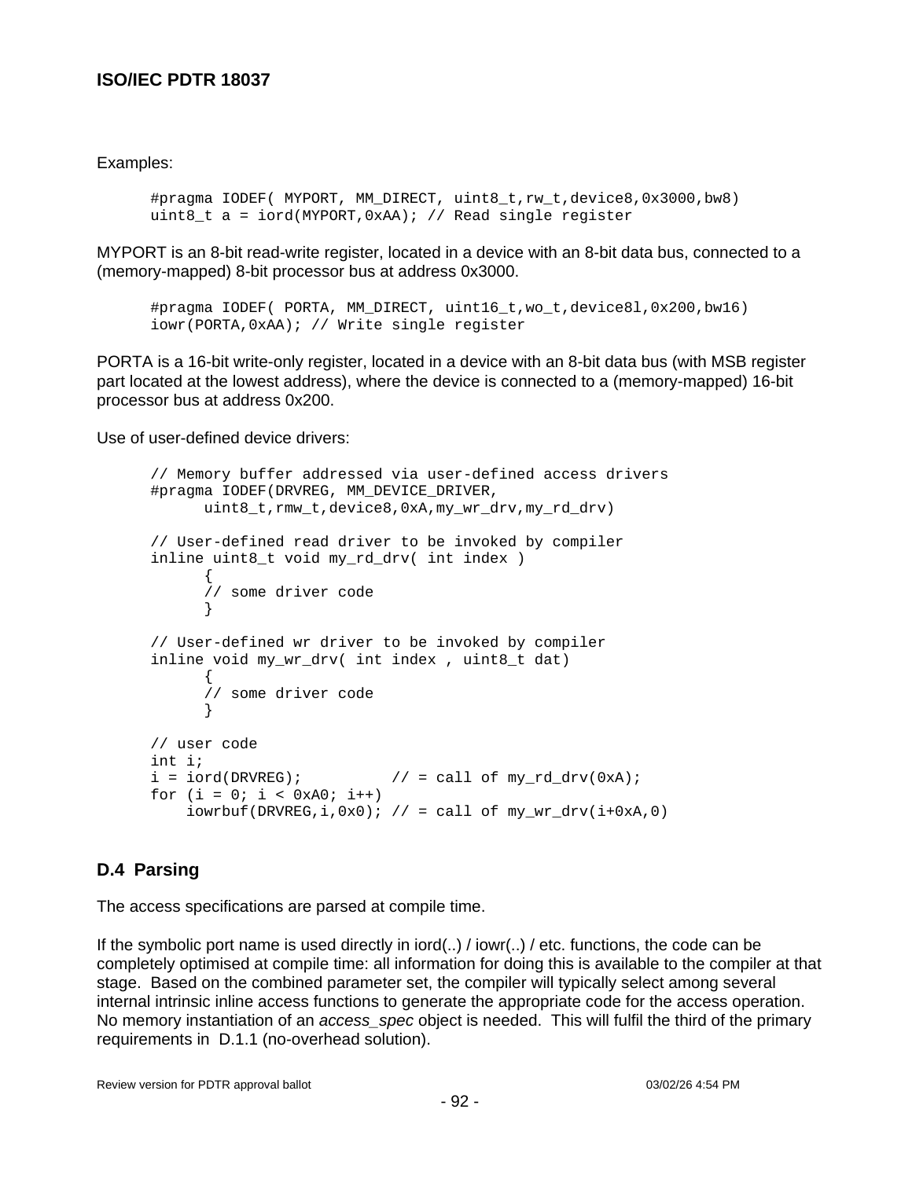Examples:

```
#pragma IODEF( MYPORT, MM_DIRECT, uint8_t,rw_t,device8,0x3000,bw8)
uint8_t a = iord(MYPORT,0xAA); // Read single register
```

MYPORT is an 8-bit read-write register, located in a device with an 8-bit data bus, connected to a (memory-mapped) 8-bit processor bus at address 0x3000.

```
#pragma IODEF( PORTA, MM_DIRECT, uint16_t,wo_t,device8l,0x200,bw16)
iowr(PORTA,0xAA); // Write single register
```

PORTA is a 16-bit write-only register, located in a device with an 8-bit data bus (with MSB register part located at the lowest address), where the device is connected to a (memory-mapped) 16-bit processor bus at address 0x200.

Use of user-defined device drivers:

```
// Memory buffer addressed via user-defined access drivers
#pragma IODEF(DRVREG, MM_DEVICE_DRIVER,
      uint8_t,rmw_t,device8,0xA,my_wr_drv,my_rd_drv)

// User-defined read driver to be invoked by compiler
inline uint8_t void my_rd_drv( int index )
      {
      // some driver code
      }

// User-defined wr driver to be invoked by compiler
inline void my_wr_drv( int index , uint8_t dat)
      {
      // some driver code
      }

// user code
int i;
i = iord(DRVREG);          // = call of my_rd_drv(0xA);
for (i = 0; i < 0xA0; i++)
    iowrbuf(DRVREG,i,0x0); // = call of my_wr_drv(i+0xA,0)
```

## D.4 Parsing

The access specifications are parsed at compile time.

If the symbolic port name is used directly in iord(..) / iowr(..) / etc. functions, the code can be completely optimised at compile time: all information for doing this is available to the compiler at that stage. Based on the combined parameter set, the compiler will typically select among several internal intrinsic inline access functions to generate the appropriate code for the access operation. No memory instantiation of an *access_spec* object is needed. This will fulfil the third of the primary requirements in D.1.1 (no-overhead solution).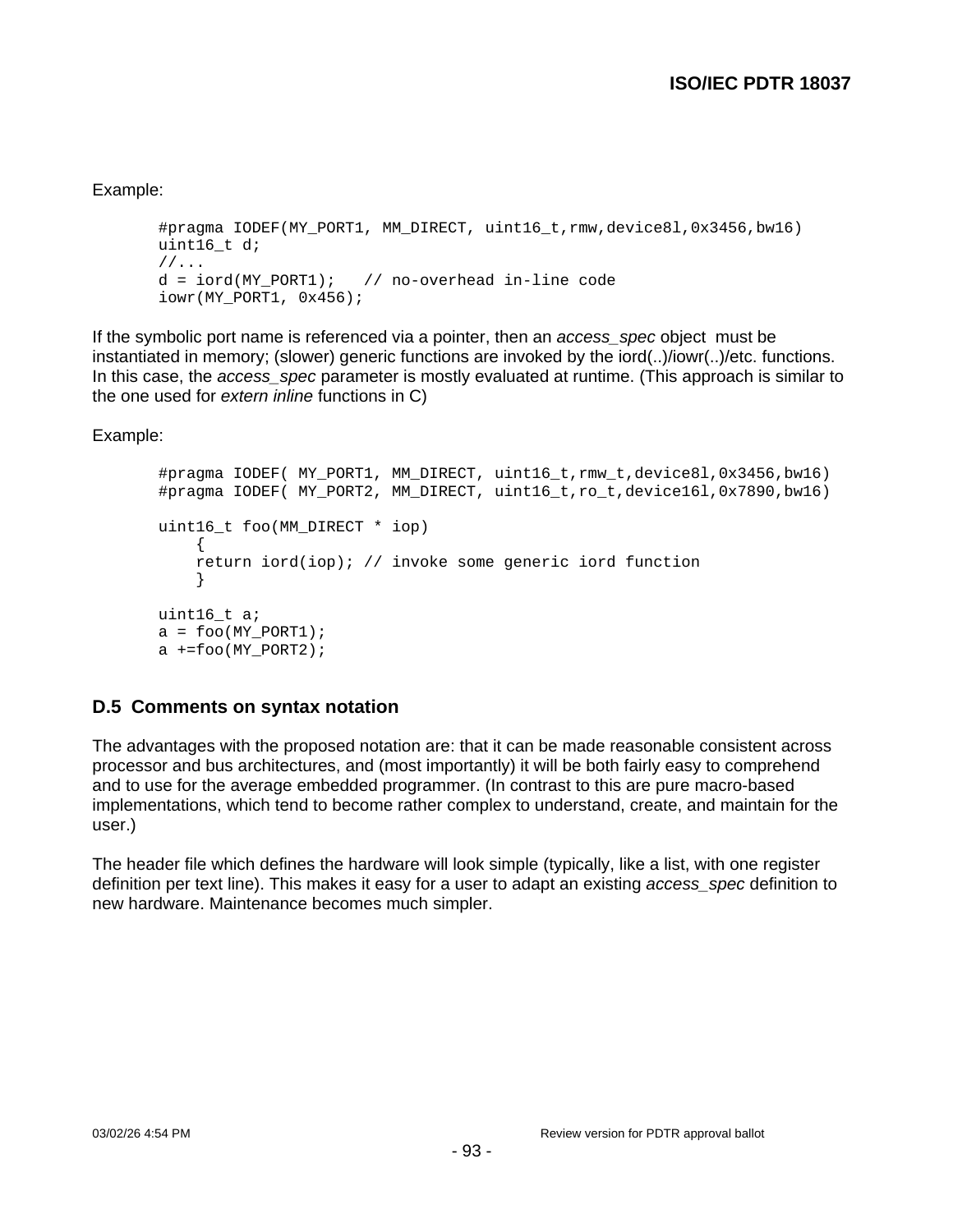Example:

```
#pragma IODEF(MY_PORT1, MM_DIRECT, uint16_t,rmw,device8l,0x3456,bw16)
uint16_t d;
//...
d = iord(MY_PORT1);   // no-overhead in-line code
iowr(MY_PORT1, 0x456);
```

If the symbolic port name is referenced via a pointer, then an *access_spec* object must be instantiated in memory; (slower) generic functions are invoked by the iord(..)/iowr(..)/etc. functions. In this case, the *access_spec* parameter is mostly evaluated at runtime. (This approach is similar to the one used for *extern inline* functions in C)

Example:

```
#pragma IODEF( MY_PORT1, MM_DIRECT, uint16_t,rmw_t,device8l,0x3456,bw16)
#pragma IODEF( MY_PORT2, MM_DIRECT, uint16_t,ro_t,device16l,0x7890,bw16)

uint16_t foo(MM_DIRECT * iop)
    {
    return iord(iop); // invoke some generic iord function
    }

uint16_t a;
a = foo(MY_PORT1);
a +=foo(MY_PORT2);
```

## D.5 Comments on syntax notation

The advantages with the proposed notation are: that it can be made reasonable consistent across processor and bus architectures, and (most importantly) it will be both fairly easy to comprehend and to use for the average embedded programmer. (In contrast to this are pure macro-based implementations, which tend to become rather complex to understand, create, and maintain for the user.)

The header file which defines the hardware will look simple (typically, like a list, with one register definition per text line). This makes it easy for a user to adapt an existing *access_spec* definition to new hardware. Maintenance becomes much simpler.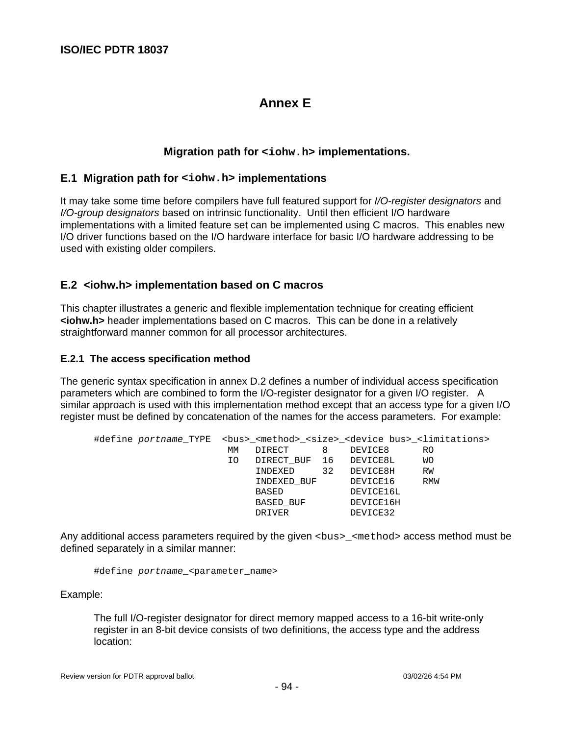# Annex E

## Migration path for `<iohw.h>` implementations.

### E.1 Migration path for `<iohw.h>` implementations

It may take some time before compilers have full featured support for *I/O-register designators* and *I/O-group designators* based on intrinsic functionality. Until then efficient I/O hardware implementations with a limited feature set can be implemented using C macros. This enables new I/O driver functions based on the I/O hardware interface for basic I/O hardware addressing to be used with existing older compilers.

### E.2 <iohw.h> implementation based on C macros

This chapter illustrates a generic and flexible implementation technique for creating efficient **<iohw.h>** header implementations based on C macros. This can be done in a relatively straightforward manner common for all processor architectures.

#### E.2.1 The access specification method

The generic syntax specification in annex D.2 defines a number of individual access specification parameters which are combined to form the I/O-register designator for a given I/O register. A similar approach is used with this implementation method except that an access type for a given I/O register must be defined by concatenation of the names for the access parameters. For example:

```
#define portname_TYPE  <bus>_<method>_<size>_<device bus>_<limitations>
                        MM   DIRECT      8    DEVICE8      RO
                        IO   DIRECT_BUF  16   DEVICE8L     WO
                             INDEXED     32   DEVICE8H     RW
                             INDEXED_BUF      DEVICE16     RMW
                             BASED            DEVICE16L
                             BASED_BUF        DEVICE16H
                             DRIVER           DEVICE32
```

Any additional access parameters required by the given `<bus>_<method>` access method must be defined separately in a similar manner:

```
#define portname_<parameter_name>
```

Example:

> The full I/O-register designator for direct memory mapped access to a 16-bit write-only register in an 8-bit device consists of two definitions, the access type and the address location: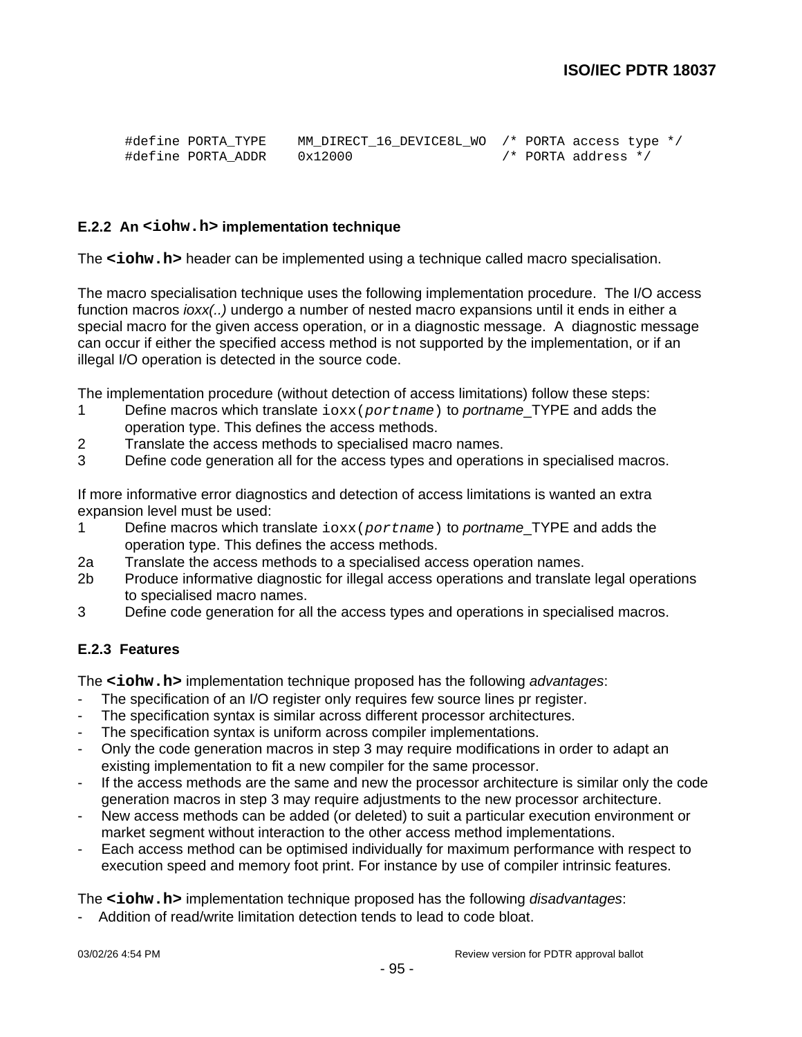```
#define PORTA_TYPE    MM_DIRECT_16_DEVICE8L_WO  /* PORTA access type */
#define PORTA_ADDR    0x12000                   /* PORTA address */
```

### E.2.2 An `<iohw.h>` implementation technique

The **`<iohw.h>`** header can be implemented using a technique called macro specialisation.

The macro specialisation technique uses the following implementation procedure. The I/O access function macros *ioxx(..)* undergo a number of nested macro expansions until it ends in either a special macro for the given access operation, or in a diagnostic message. A diagnostic message can occur if either the specified access method is not supported by the implementation, or if an illegal I/O operation is detected in the source code.

The implementation procedure (without detection of access limitations) follow these steps:

1. Define macros which translate `ioxx(`*`portname`*`)` to *portname*_TYPE and adds the operation type. This defines the access methods.
2. Translate the access methods to specialised macro names.
3. Define code generation all for the access types and operations in specialised macros.

If more informative error diagnostics and detection of access limitations is wanted an extra expansion level must be used:

1. Define macros which translate `ioxx(`*`portname`*`)` to *portname*_TYPE and adds the operation type. This defines the access methods.

2a. Translate the access methods to a specialised access operation names.

2b. Produce informative diagnostic for illegal access operations and translate legal operations to specialised macro names.

3. Define code generation for all the access types and operations in specialised macros.

### E.2.3 Features

The **`<iohw.h>`** implementation technique proposed has the following *advantages*:

- The specification of an I/O register only requires few source lines pr register.
- The specification syntax is similar across different processor architectures.
- The specification syntax is uniform across compiler implementations.
- Only the code generation macros in step 3 may require modifications in order to adapt an existing implementation to fit a new compiler for the same processor.
- If the access methods are the same and new the processor architecture is similar only the code generation macros in step 3 may require adjustments to the new processor architecture.
- New access methods can be added (or deleted) to suit a particular execution environment or market segment without interaction to the other access method implementations.
- Each access method can be optimised individually for maximum performance with respect to execution speed and memory foot print. For instance by use of compiler intrinsic features.

The **`<iohw.h>`** implementation technique proposed has the following *disadvantages*:

- Addition of read/write limitation detection tends to lead to code bloat.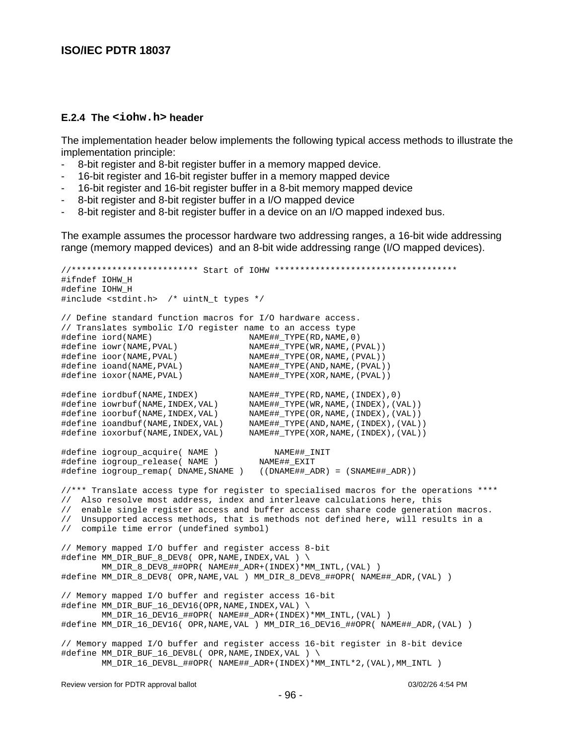### E.2.4 The `<iohw.h>` header

The implementation header below implements the following typical access methods to illustrate the implementation principle:

- 8-bit register and 8-bit register buffer in a memory mapped device.
- 16-bit register and 16-bit register buffer in a memory mapped device
- 16-bit register and 16-bit register buffer in a 8-bit memory mapped device
- 8-bit register and 8-bit register buffer in a I/O mapped device
- 8-bit register and 8-bit register buffer in a device on an I/O mapped indexed bus.

The example assumes the processor hardware two addressing ranges, a 16-bit wide addressing range (memory mapped devices) and an 8-bit wide addressing range (I/O mapped devices).

```
//************************* Start of IOHW ************************************
#ifndef IOHW_H
#define IOHW_H
#include <stdint.h>  /* uintN_t types */

// Define standard function macros for I/O hardware access.
// Translates symbolic I/O register name to an access type
#define iord(NAME)                   NAME##_TYPE(RD,NAME,0)
#define iowr(NAME,PVAL)              NAME##_TYPE(WR,NAME,(PVAL))
#define ioor(NAME,PVAL)              NAME##_TYPE(OR,NAME,(PVAL))
#define ioand(NAME,PVAL)             NAME##_TYPE(AND,NAME,(PVAL))
#define ioxor(NAME,PVAL)             NAME##_TYPE(XOR,NAME,(PVAL))

#define iordbuf(NAME,INDEX)          NAME##_TYPE(RD,NAME,(INDEX),0)
#define iowrbuf(NAME,INDEX,VAL)      NAME##_TYPE(WR,NAME,(INDEX),(VAL))
#define ioorbuf(NAME,INDEX,VAL)      NAME##_TYPE(OR,NAME,(INDEX),(VAL))
#define ioandbuf(NAME,INDEX,VAL)     NAME##_TYPE(AND,NAME,(INDEX),(VAL))
#define ioxorbuf(NAME,INDEX,VAL)     NAME##_TYPE(XOR,NAME,(INDEX),(VAL))

#define iogroup_acquire( NAME )           NAME##_INIT
#define iogroup_release( NAME )        NAME##_EXIT
#define iogroup_remap( DNAME,SNAME )   ((DNAME##_ADR) = (SNAME##_ADR))

//*** Translate access type for register to specialised macros for the operations ****
//  Also resolve most address, index and interleave calculations here, this
//  enable single register access and buffer access can share code generation macros.
//  Unsupported access methods, that is methods not defined here, will results in a
//  compile time error (undefined symbol)

// Memory mapped I/O buffer and register access 8-bit
#define MM_DIR_BUF_8_DEV8( OPR,NAME,INDEX,VAL ) \
        MM_DIR_8_DEV8_##OPR( NAME##_ADR+(INDEX)*MM_INTL,(VAL) )
#define MM_DIR_8_DEV8( OPR,NAME,VAL ) MM_DIR_8_DEV8_##OPR( NAME##_ADR,(VAL) )

// Memory mapped I/O buffer and register access 16-bit
#define MM_DIR_BUF_16_DEV16(OPR,NAME,INDEX,VAL) \
        MM_DIR_16_DEV16_##OPR( NAME##_ADR+(INDEX)*MM_INTL,(VAL) )
#define MM_DIR_16_DEV16( OPR,NAME,VAL ) MM_DIR_16_DEV16_##OPR( NAME##_ADR,(VAL) )

// Memory mapped I/O buffer and register access 16-bit register in 8-bit device
#define MM_DIR_BUF_16_DEV8L( OPR,NAME,INDEX,VAL ) \
        MM_DIR_16_DEV8L_##OPR( NAME##_ADR+(INDEX)*MM_INTL*2,(VAL),MM_INTL )
```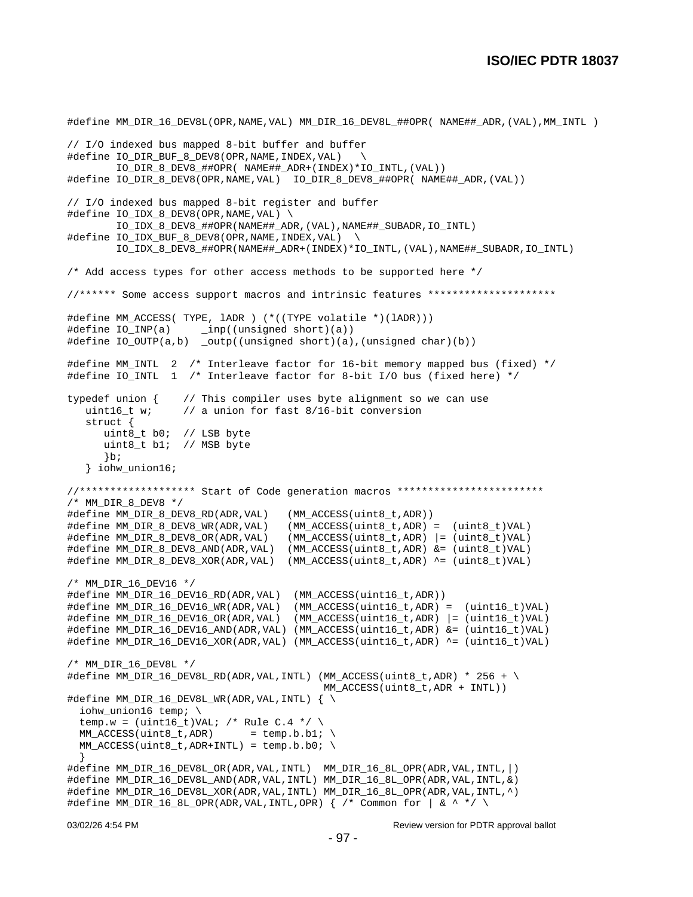```
#define MM_DIR_16_DEV8L(OPR,NAME,VAL) MM_DIR_16_DEV8L_##OPR( NAME##_ADR,(VAL),MM_INTL )

// I/O indexed bus mapped 8-bit buffer and buffer
#define IO_DIR_BUF_8_DEV8(OPR,NAME,INDEX,VAL)   \
        IO_DIR_8_DEV8_##OPR( NAME##_ADR+(INDEX)*IO_INTL,(VAL))
#define IO_DIR_8_DEV8(OPR,NAME,VAL)  IO_DIR_8_DEV8_##OPR( NAME##_ADR,(VAL))

// I/O indexed bus mapped 8-bit register and buffer
#define IO_IDX_8_DEV8(OPR,NAME,VAL) \
        IO_IDX_8_DEV8_##OPR(NAME##_ADR,(VAL),NAME##_SUBADR,IO_INTL)
#define IO_IDX_BUF_8_DEV8(OPR,NAME,INDEX,VAL)  \
        IO_IDX_8_DEV8_##OPR(NAME##_ADR+(INDEX)*IO_INTL,(VAL),NAME##_SUBADR,IO_INTL)

/* Add access types for other access methods to be supported here */

//****** Some access support macros and intrinsic features *********************

#define MM_ACCESS( TYPE, lADR ) (*((TYPE volatile *)(lADR)))
#define IO_INP(a)     _inp((unsigned short)(a))
#define IO_OUTP(a,b)  _outp((unsigned short)(a),(unsigned char)(b))

#define MM_INTL  2  /* Interleave factor for 16-bit memory mapped bus (fixed) */
#define IO_INTL  1  /* Interleave factor for 8-bit I/O bus (fixed here) */

typedef union {    // This compiler uses byte alignment so we can use
   uint16_t w;     // a union for fast 8/16-bit conversion
   struct {
      uint8_t b0;  // LSB byte
      uint8_t b1;  // MSB byte
      }b;
   } iohw_union16;

//******************* Start of Code generation macros ************************
/* MM_DIR_8_DEV8 */
#define MM_DIR_8_DEV8_RD(ADR,VAL)   (MM_ACCESS(uint8_t,ADR))
#define MM_DIR_8_DEV8_WR(ADR,VAL)   (MM_ACCESS(uint8_t,ADR) =  (uint8_t)VAL)
#define MM_DIR_8_DEV8_OR(ADR,VAL)   (MM_ACCESS(uint8_t,ADR) |= (uint8_t)VAL)
#define MM_DIR_8_DEV8_AND(ADR,VAL)  (MM_ACCESS(uint8_t,ADR) &= (uint8_t)VAL)
#define MM_DIR_8_DEV8_XOR(ADR,VAL)  (MM_ACCESS(uint8_t,ADR) ^= (uint8_t)VAL)

/* MM_DIR_16_DEV16 */
#define MM_DIR_16_DEV16_RD(ADR,VAL)  (MM_ACCESS(uint16_t,ADR))
#define MM_DIR_16_DEV16_WR(ADR,VAL)  (MM_ACCESS(uint16_t,ADR) =  (uint16_t)VAL)
#define MM_DIR_16_DEV16_OR(ADR,VAL)  (MM_ACCESS(uint16_t,ADR) |= (uint16_t)VAL)
#define MM_DIR_16_DEV16_AND(ADR,VAL) (MM_ACCESS(uint16_t,ADR) &= (uint16_t)VAL)
#define MM_DIR_16_DEV16_XOR(ADR,VAL) (MM_ACCESS(uint16_t,ADR) ^= (uint16_t)VAL)

/* MM_DIR_16_DEV8L */
#define MM_DIR_16_DEV8L_RD(ADR,VAL,INTL) (MM_ACCESS(uint8_t,ADR) * 256 + \
                                          MM_ACCESS(uint8_t,ADR + INTL))
#define MM_DIR_16_DEV8L_WR(ADR,VAL,INTL) { \
  iohw_union16 temp; \
  temp.w = (uint16_t)VAL; /* Rule C.4 */ \
  MM_ACCESS(uint8_t,ADR)      = temp.b.b1; \
  MM_ACCESS(uint8_t,ADR+INTL) = temp.b.b0; \
  }
#define MM_DIR_16_DEV8L_OR(ADR,VAL,INTL)  MM_DIR_16_8L_OPR(ADR,VAL,INTL,|)
#define MM_DIR_16_DEV8L_AND(ADR,VAL,INTL) MM_DIR_16_8L_OPR(ADR,VAL,INTL,&)
#define MM_DIR_16_DEV8L_XOR(ADR,VAL,INTL) MM_DIR_16_8L_OPR(ADR,VAL,INTL,^)
#define MM_DIR_16_8L_OPR(ADR,VAL,INTL,OPR) { /* Common for | & ^ */ \
```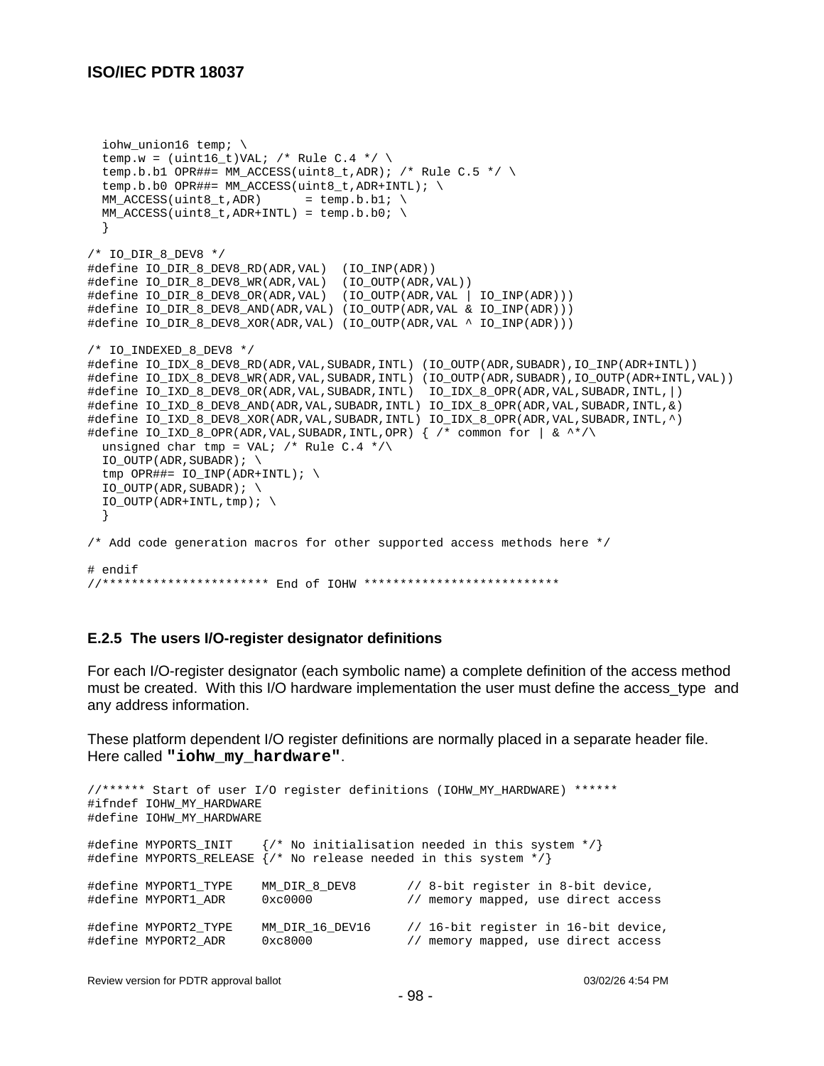```
  iohw_union16 temp; \
  temp.w = (uint16_t)VAL; /* Rule C.4 */ \
  temp.b.b1 OPR##= MM_ACCESS(uint8_t,ADR); /* Rule C.5 */ \
  temp.b.b0 OPR##= MM_ACCESS(uint8_t,ADR+INTL); \
  MM_ACCESS(uint8_t,ADR)      = temp.b.b1; \
  MM_ACCESS(uint8_t,ADR+INTL) = temp.b.b0; \
  }

/* IO_DIR_8_DEV8 */
#define IO_DIR_8_DEV8_RD(ADR,VAL)  (IO_INP(ADR))
#define IO_DIR_8_DEV8_WR(ADR,VAL)  (IO_OUTP(ADR,VAL))
#define IO_DIR_8_DEV8_OR(ADR,VAL)  (IO_OUTP(ADR,VAL | IO_INP(ADR)))
#define IO_DIR_8_DEV8_AND(ADR,VAL) (IO_OUTP(ADR,VAL & IO_INP(ADR)))
#define IO_DIR_8_DEV8_XOR(ADR,VAL) (IO_OUTP(ADR,VAL ^ IO_INP(ADR)))

/* IO_INDEXED_8_DEV8 */
#define IO_IDX_8_DEV8_RD(ADR,VAL,SUBADR,INTL) (IO_OUTP(ADR,SUBADR),IO_INP(ADR+INTL))
#define IO_IDX_8_DEV8_WR(ADR,VAL,SUBADR,INTL) (IO_OUTP(ADR,SUBADR),IO_OUTP(ADR+INTL,VAL))
#define IO_IXD_8_DEV8_OR(ADR,VAL,SUBADR,INTL)  IO_IDX_8_OPR(ADR,VAL,SUBADR,INTL,|)
#define IO_IXD_8_DEV8_AND(ADR,VAL,SUBADR,INTL) IO_IDX_8_OPR(ADR,VAL,SUBADR,INTL,&)
#define IO_IXD_8_DEV8_XOR(ADR,VAL,SUBADR,INTL) IO_IDX_8_OPR(ADR,VAL,SUBADR,INTL,^)
#define IO_IXD_8_OPR(ADR,VAL,SUBADR,INTL,OPR) { /* common for | & ^*/\
  unsigned char tmp = VAL; /* Rule C.4 */\
  IO_OUTP(ADR,SUBADR); \
  tmp OPR##= IO_INP(ADR+INTL); \
  IO_OUTP(ADR,SUBADR); \
  IO_OUTP(ADR+INTL,tmp); \
  }

/* Add code generation macros for other supported access methods here */

# endif
//*********************** End of IOHW ***************************
```

### E.2.5 The users I/O-register designator definitions

For each I/O-register designator (each symbolic name) a complete definition of the access method must be created. With this I/O hardware implementation the user must define the access_type and any address information.

These platform dependent I/O register definitions are normally placed in a separate header file. Here called **"iohw_my_hardware"**.

```
//****** Start of user I/O register definitions (IOHW_MY_HARDWARE) ******
#ifndef IOHW_MY_HARDWARE
#define IOHW_MY_HARDWARE

#define MYPORTS_INIT    {/* No initialisation needed in this system */}
#define MYPORTS_RELEASE {/* No release needed in this system */}

#define MYPORT1_TYPE    MM_DIR_8_DEV8       // 8-bit register in 8-bit device,
#define MYPORT1_ADR     0xc0000             // memory mapped, use direct access

#define MYPORT2_TYPE    MM_DIR_16_DEV16     // 16-bit register in 16-bit device,
#define MYPORT2_ADR     0xc8000             // memory mapped, use direct access
```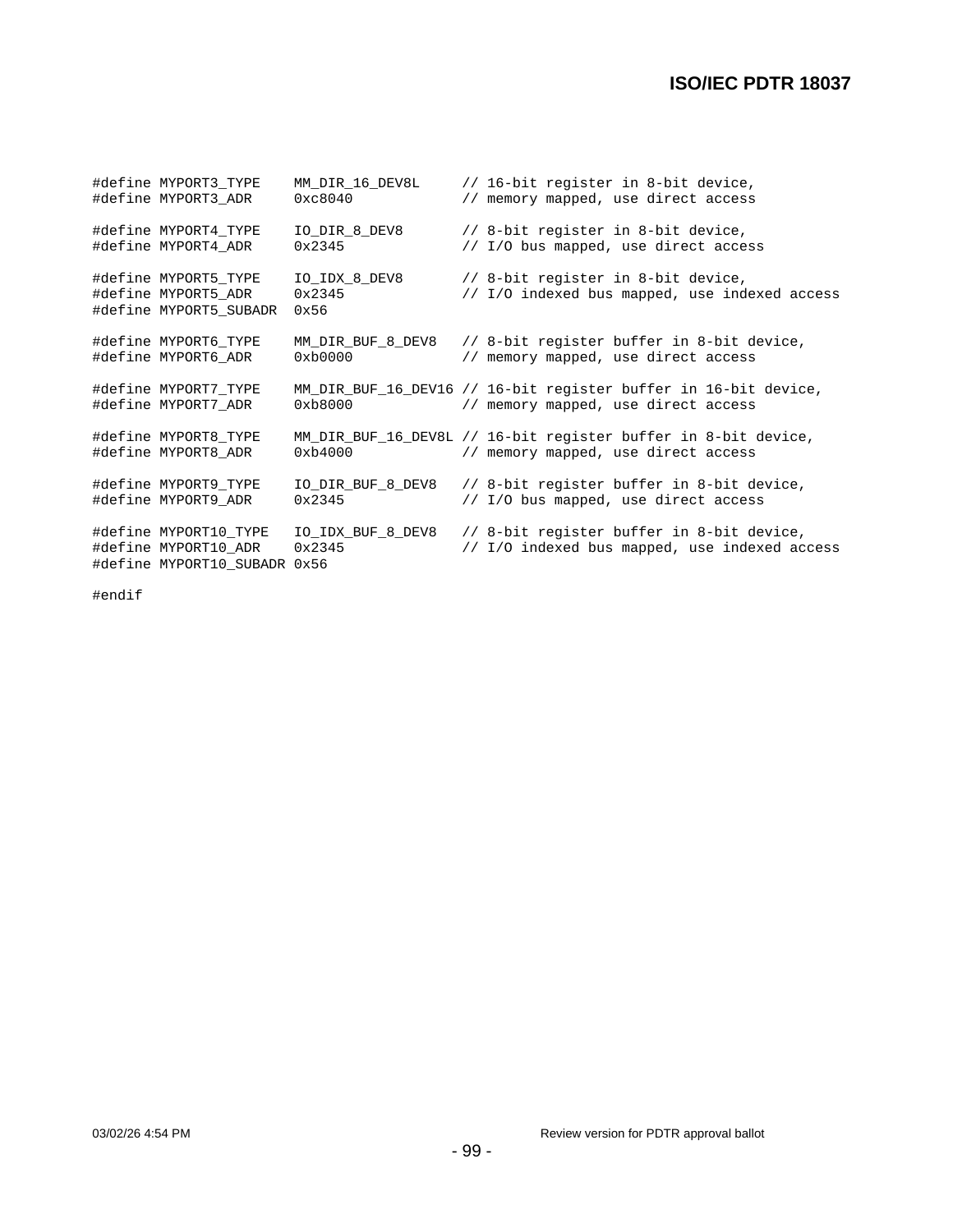```
#define MYPORT3_TYPE    MM_DIR_16_DEV8L     // 16-bit register in 8-bit device,
#define MYPORT3_ADR     0xc8040             // memory mapped, use direct access

#define MYPORT4_TYPE    IO_DIR_8_DEV8       // 8-bit register in 8-bit device,
#define MYPORT4_ADR     0x2345              // I/O bus mapped, use direct access

#define MYPORT5_TYPE    IO_IDX_8_DEV8       // 8-bit register in 8-bit device,
#define MYPORT5_ADR     0x2345              // I/O indexed bus mapped, use indexed access
#define MYPORT5_SUBADR  0x56

#define MYPORT6_TYPE    MM_DIR_BUF_8_DEV8   // 8-bit register buffer in 8-bit device,
#define MYPORT6_ADR     0xb0000             // memory mapped, use direct access

#define MYPORT7_TYPE    MM_DIR_BUF_16_DEV16 // 16-bit register buffer in 16-bit device,
#define MYPORT7_ADR     0xb8000             // memory mapped, use direct access

#define MYPORT8_TYPE    MM_DIR_BUF_16_DEV8L // 16-bit register buffer in 8-bit device,
#define MYPORT8_ADR     0xb4000             // memory mapped, use direct access

#define MYPORT9_TYPE    IO_DIR_BUF_8_DEV8   // 8-bit register buffer in 8-bit device,
#define MYPORT9_ADR     0x2345              // I/O bus mapped, use direct access

#define MYPORT10_TYPE   IO_IDX_BUF_8_DEV8   // 8-bit register buffer in 8-bit device,
#define MYPORT10_ADR    0x2345              // I/O indexed bus mapped, use indexed access
#define MYPORT10_SUBADR 0x56

#endif
```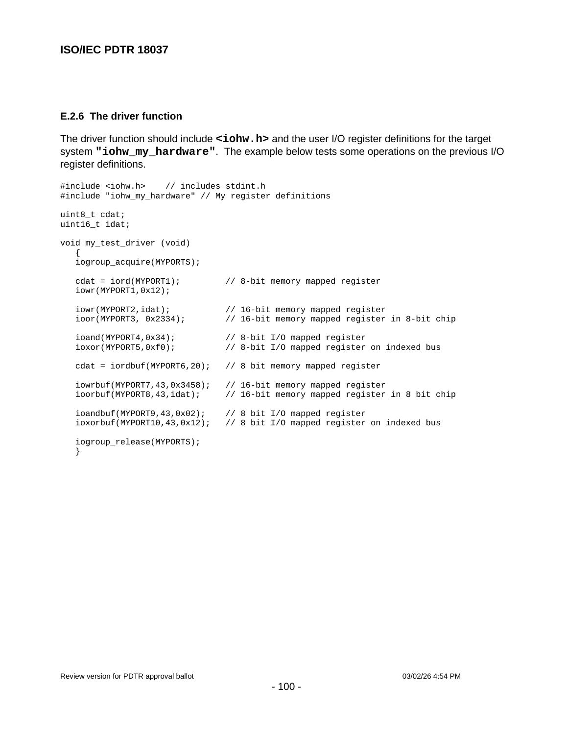### E.2.6 The driver function

The driver function should include **`<iohw.h>`** and the user I/O register definitions for the target system **`"iohw_my_hardware"`**. The example below tests some operations on the previous I/O register definitions.

```
#include <iohw.h>    // includes stdint.h
#include "iohw_my_hardware" // My register definitions

uint8_t cdat;
uint16_t idat;

void my_test_driver (void)
   {
   iogroup_acquire(MYPORTS);

   cdat = iord(MYPORT1);         // 8-bit memory mapped register
   iowr(MYPORT1,0x12);

   iowr(MYPORT2,idat);           // 16-bit memory mapped register
   ioor(MYPORT3, 0x2334);        // 16-bit memory mapped register in 8-bit chip

   ioand(MYPORT4,0x34);          // 8-bit I/O mapped register
   ioxor(MYPORT5,0xf0);          // 8-bit I/O mapped register on indexed bus

   cdat = iordbuf(MYPORT6,20);   // 8 bit memory mapped register

   iowrbuf(MYPORT7,43,0x3458);   // 16-bit memory mapped register
   ioorbuf(MYPORT8,43,idat);     // 16-bit memory mapped register in 8 bit chip

   ioandbuf(MYPORT9,43,0x02);    // 8 bit I/O mapped register
   ioxorbuf(MYPORT10,43,0x12);   // 8 bit I/O mapped register on indexed bus

   iogroup_release(MYPORTS);
   }
```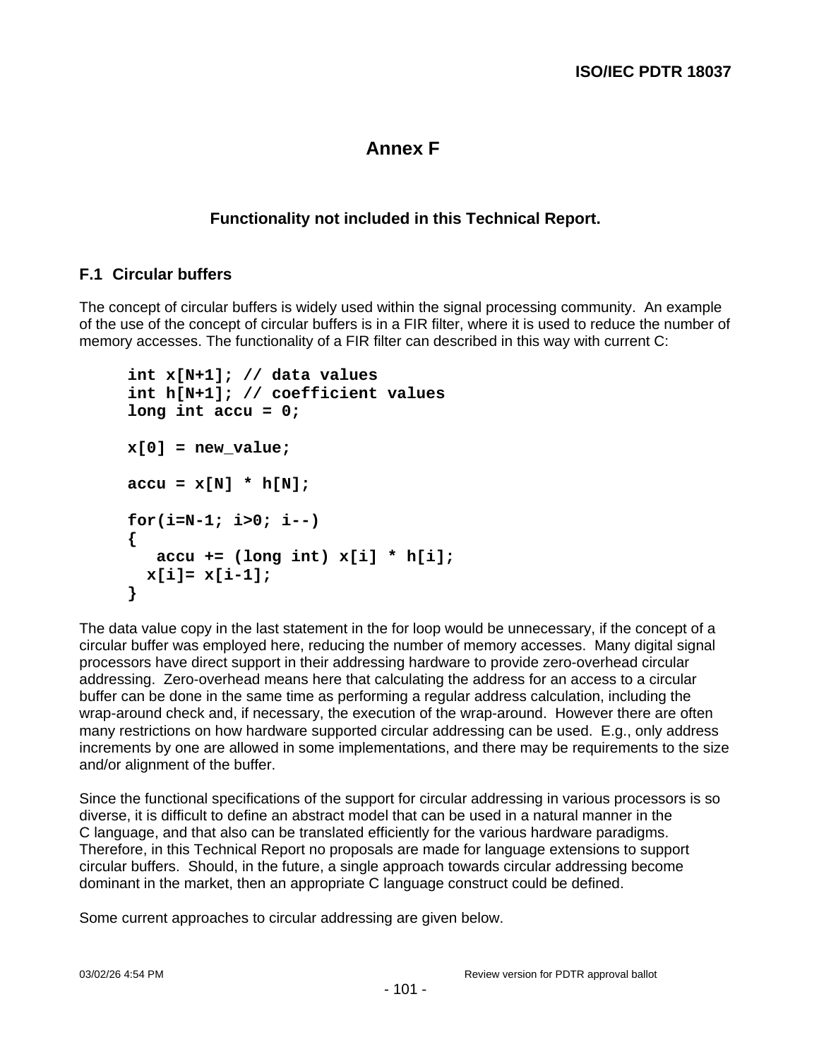# Annex F

## Functionality not included in this Technical Report.

### F.1 Circular buffers

The concept of circular buffers is widely used within the signal processing community. An example of the use of the concept of circular buffers is in a FIR filter, where it is used to reduce the number of memory accesses. The functionality of a FIR filter can described in this way with current C:

```
int x[N+1]; // data values
int h[N+1]; // coefficient values
long int accu = 0;

x[0] = new_value;

accu = x[N] * h[N];

for(i=N-1; i>0; i--)
{
   accu += (long int) x[i] * h[i];
  x[i]= x[i-1];
}
```

The data value copy in the last statement in the for loop would be unnecessary, if the concept of a circular buffer was employed here, reducing the number of memory accesses. Many digital signal processors have direct support in their addressing hardware to provide zero-overhead circular addressing. Zero-overhead means here that calculating the address for an access to a circular buffer can be done in the same time as performing a regular address calculation, including the wrap-around check and, if necessary, the execution of the wrap-around. However there are often many restrictions on how hardware supported circular addressing can be used. E.g., only address increments by one are allowed in some implementations, and there may be requirements to the size and/or alignment of the buffer.

Since the functional specifications of the support for circular addressing in various processors is so diverse, it is difficult to define an abstract model that can be used in a natural manner in the C language, and that also can be translated efficiently for the various hardware paradigms. Therefore, in this Technical Report no proposals are made for language extensions to support circular buffers. Should, in the future, a single approach towards circular addressing become dominant in the market, then an appropriate C language construct could be defined.

Some current approaches to circular addressing are given below.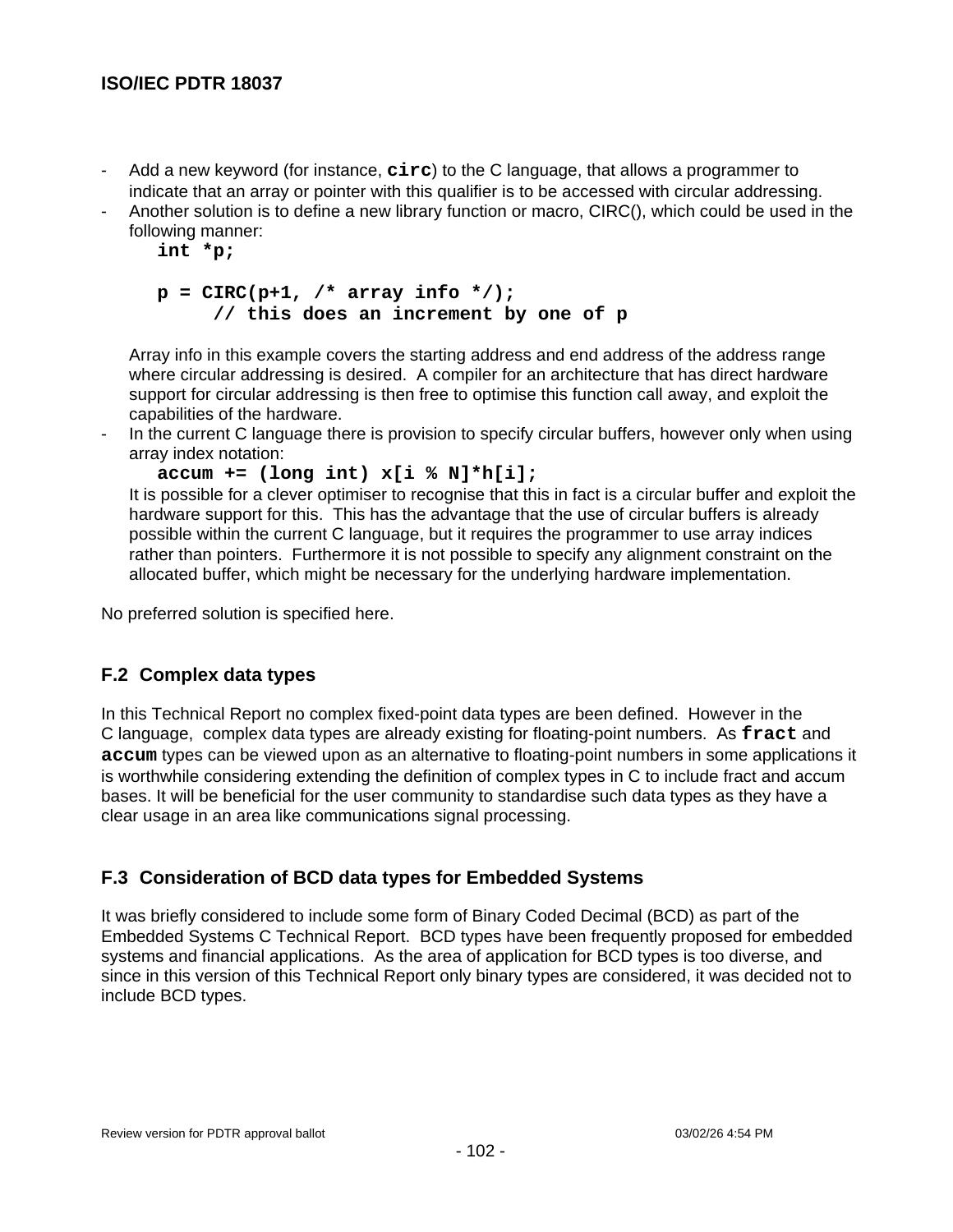- Add a new keyword (for instance, **`circ`**) to the C language, that allows a programmer to indicate that an array or pointer with this qualifier is to be accessed with circular addressing.
- Another solution is to define a new library function or macro, CIRC(), which could be used in the following manner:

  ```
  int *p;

  p = CIRC(p+1, /* array info */);
        // this does an increment by one of p
  ```

  Array info in this example covers the starting address and end address of the address range where circular addressing is desired. A compiler for an architecture that has direct hardware support for circular addressing is then free to optimise this function call away, and exploit the capabilities of the hardware.
- In the current C language there is provision to specify circular buffers, however only when using array index notation:

  ```
  accum += (long int) x[i % N]*h[i];
  ```

  It is possible for a clever optimiser to recognise that this in fact is a circular buffer and exploit the hardware support for this. This has the advantage that the use of circular buffers is already possible within the current C language, but it requires the programmer to use array indices rather than pointers. Furthermore it is not possible to specify any alignment constraint on the allocated buffer, which might be necessary for the underlying hardware implementation.

No preferred solution is specified here.

## F.2 Complex data types

In this Technical Report no complex fixed-point data types are been defined. However in the C language, complex data types are already existing for floating-point numbers. As **`fract`** and **`accum`** types can be viewed upon as an alternative to floating-point numbers in some applications it is worthwhile considering extending the definition of complex types in C to include fract and accum bases. It will be beneficial for the user community to standardise such data types as they have a clear usage in an area like communications signal processing.

## F.3 Consideration of BCD data types for Embedded Systems

It was briefly considered to include some form of Binary Coded Decimal (BCD) as part of the Embedded Systems C Technical Report. BCD types have been frequently proposed for embedded systems and financial applications. As the area of application for BCD types is too diverse, and since in this version of this Technical Report only binary types are considered, it was decided not to include BCD types.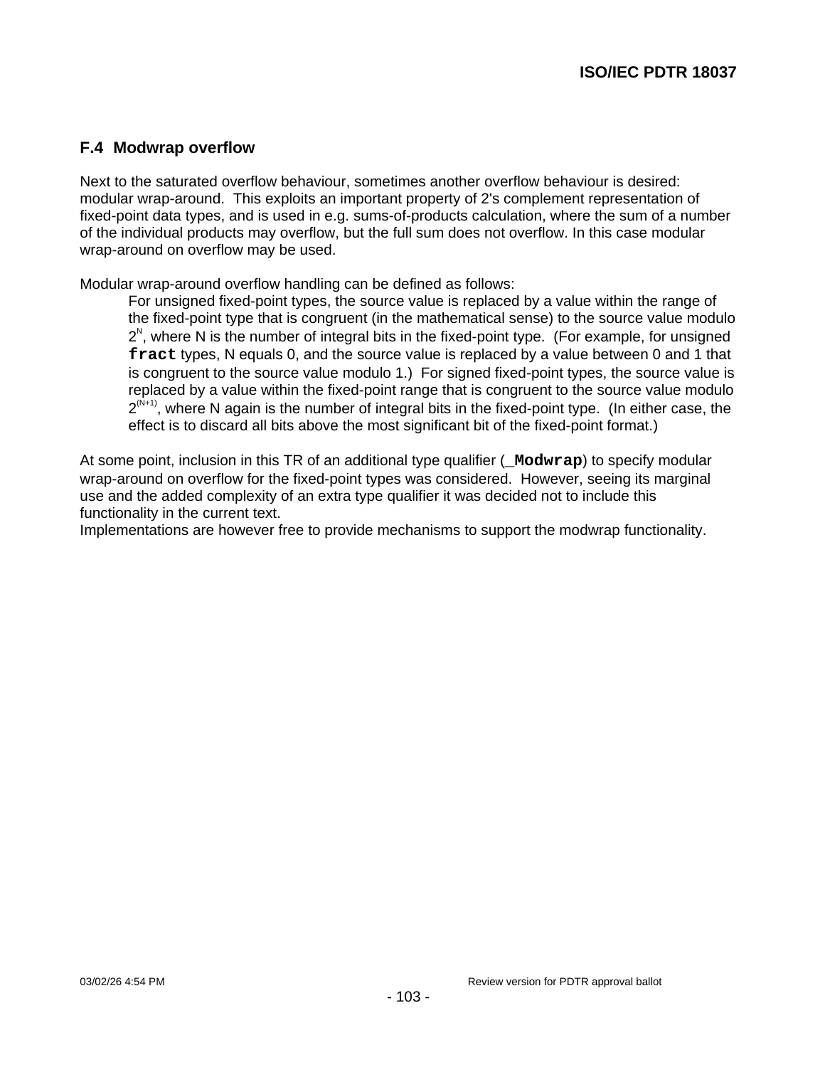## F.4 Modwrap overflow

Next to the saturated overflow behaviour, sometimes another overflow behaviour is desired: modular wrap-around. This exploits an important property of 2's complement representation of fixed-point data types, and is used in e.g. sums-of-products calculation, where the sum of a number of the individual products may overflow, but the full sum does not overflow. In this case modular wrap-around on overflow may be used.

Modular wrap-around overflow handling can be defined as follows:

> For unsigned fixed-point types, the source value is replaced by a value within the range of the fixed-point type that is congruent (in the mathematical sense) to the source value modulo $2^N$, where N is the number of integral bits in the fixed-point type. (For example, for unsigned **`fract`** types, N equals 0, and the source value is replaced by a value between 0 and 1 that is congruent to the source value modulo 1.) For signed fixed-point types, the source value is replaced by a value within the fixed-point range that is congruent to the source value modulo $2^{(N+1)}$, where N again is the number of integral bits in the fixed-point type. (In either case, the effect is to discard all bits above the most significant bit of the fixed-point format.)

At some point, inclusion in this TR of an additional type qualifier (**`_Modwrap`**) to specify modular wrap-around on overflow for the fixed-point types was considered. However, seeing its marginal use and the added complexity of an extra type qualifier it was decided not to include this functionality in the current text.
Implementations are however free to provide mechanisms to support the modwrap functionality.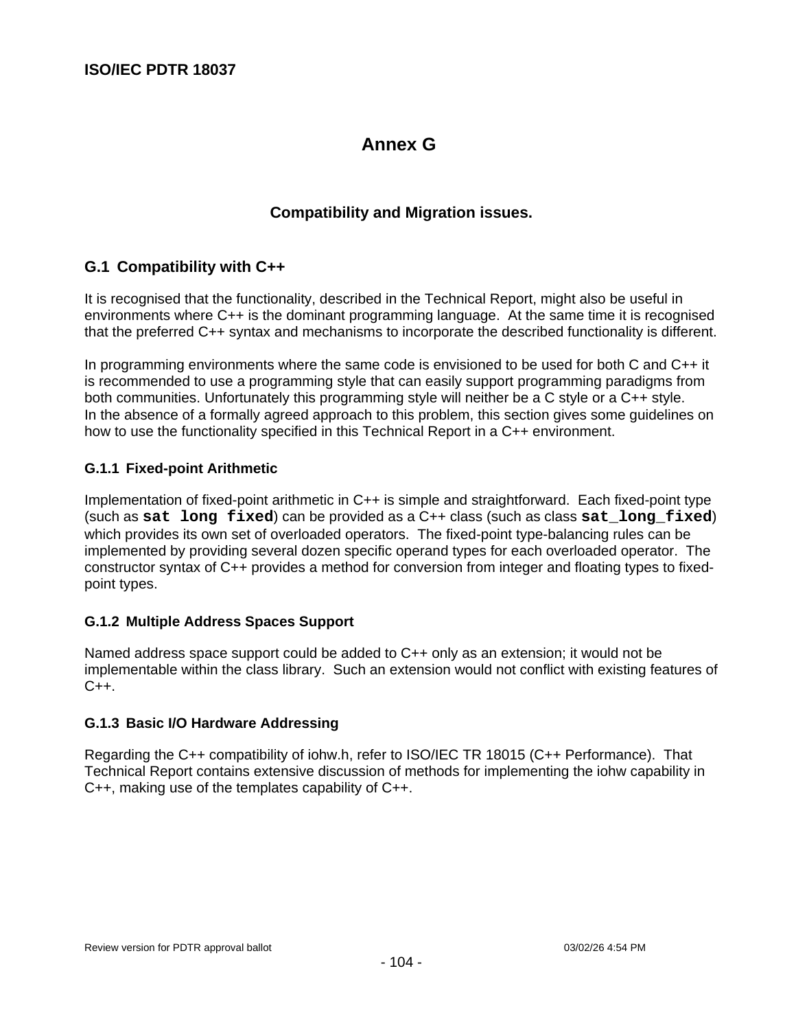# Annex G

## Compatibility and Migration issues.

### G.1 Compatibility with C++

It is recognised that the functionality, described in the Technical Report, might also be useful in environments where C++ is the dominant programming language. At the same time it is recognised that the preferred C++ syntax and mechanisms to incorporate the described functionality is different.

In programming environments where the same code is envisioned to be used for both C and C++ it is recommended to use a programming style that can easily support programming paradigms from both communities. Unfortunately this programming style will neither be a C style or a C++ style. In the absence of a formally agreed approach to this problem, this section gives some guidelines on how to use the functionality specified in this Technical Report in a C++ environment.

#### G.1.1 Fixed-point Arithmetic

Implementation of fixed-point arithmetic in C++ is simple and straightforward. Each fixed-point type (such as **`sat long fixed`**) can be provided as a C++ class (such as class **`sat_long_fixed`**) which provides its own set of overloaded operators. The fixed-point type-balancing rules can be implemented by providing several dozen specific operand types for each overloaded operator. The constructor syntax of C++ provides a method for conversion from integer and floating types to fixed-point types.

#### G.1.2 Multiple Address Spaces Support

Named address space support could be added to C++ only as an extension; it would not be implementable within the class library. Such an extension would not conflict with existing features of C++.

#### G.1.3 Basic I/O Hardware Addressing

Regarding the C++ compatibility of iohw.h, refer to ISO/IEC TR 18015 (C++ Performance). That Technical Report contains extensive discussion of methods for implementing the iohw capability in C++, making use of the templates capability of C++.